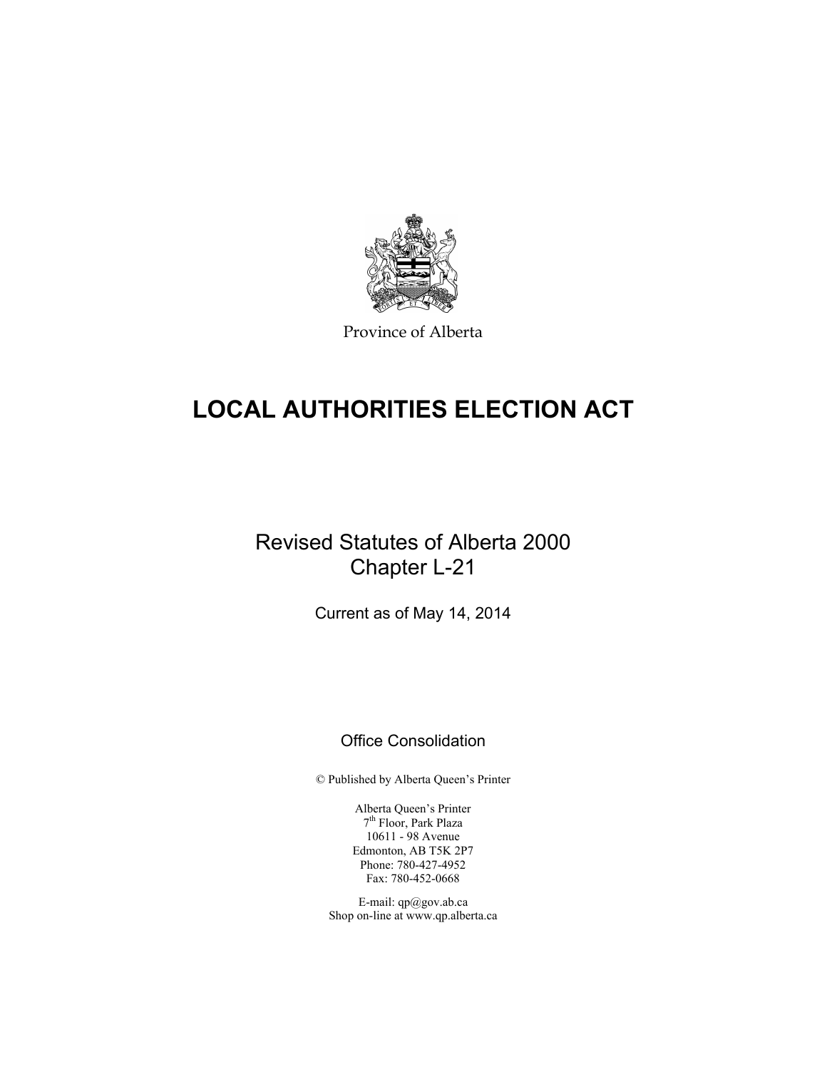Province of Alberta

# LOCAL AUTHORITIES ELECTION ACT

Revised Statutes of Alberta 2000
Chapter L-21

Current as of May 14, 2014

Office Consolidation

© Published by Alberta Queen's Printer

Alberta Queen's Printer
7th Floor, Park Plaza
10611 - 98 Avenue
Edmonton, AB T5K 2P7
Phone: 780-427-4952
Fax: 780-452-0668

E-mail: qp@gov.ab.ca
Shop on-line at www.qp.alberta.ca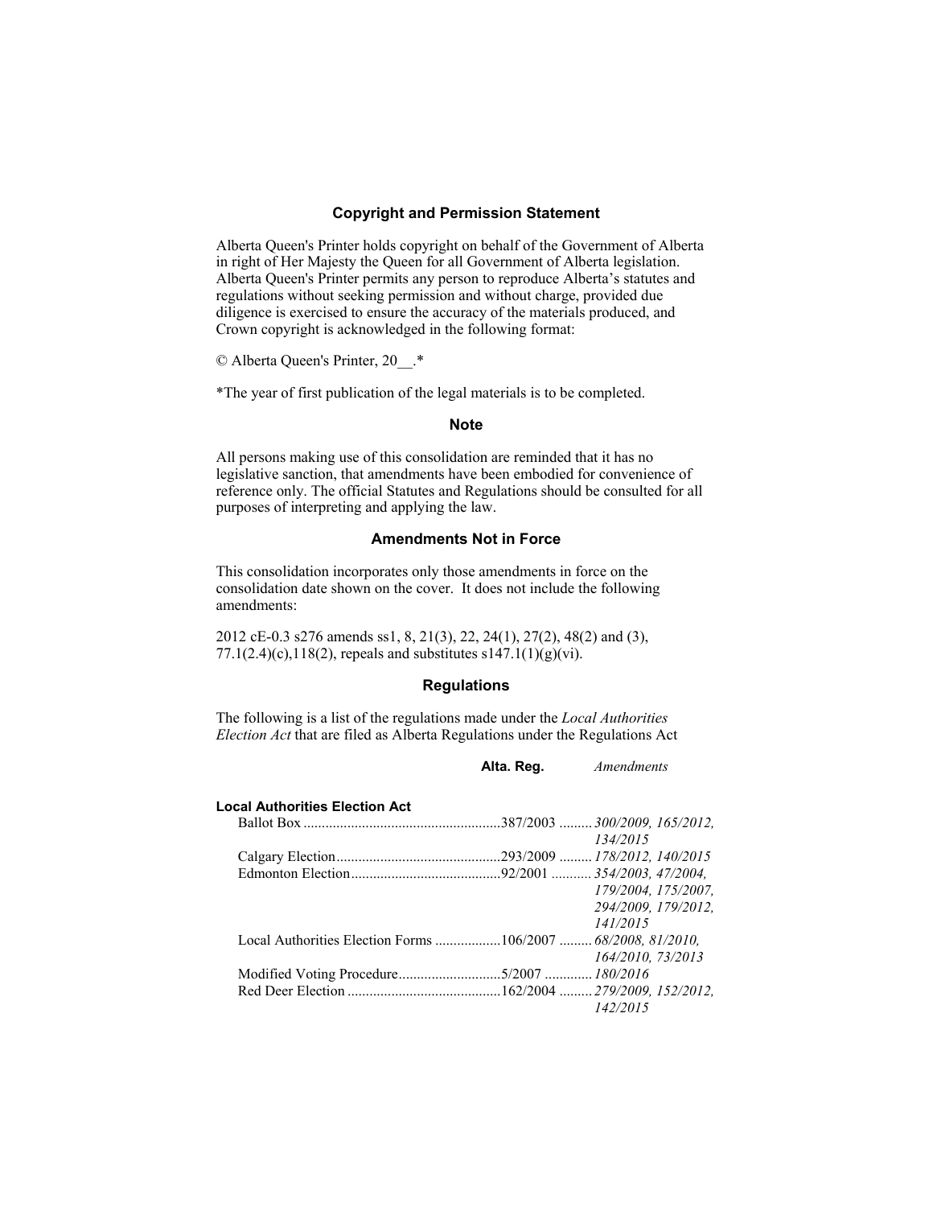## Copyright and Permission Statement

Alberta Queen's Printer holds copyright on behalf of the Government of Alberta in right of Her Majesty the Queen for all Government of Alberta legislation. Alberta Queen's Printer permits any person to reproduce Alberta's statutes and regulations without seeking permission and without charge, provided due diligence is exercised to ensure the accuracy of the materials produced, and Crown copyright is acknowledged in the following format:

© Alberta Queen's Printer, 20__.*

*The year of first publication of the legal materials is to be completed.

## Note

All persons making use of this consolidation are reminded that it has no legislative sanction, that amendments have been embodied for convenience of reference only. The official Statutes and Regulations should be consulted for all purposes of interpreting and applying the law.

## Amendments Not in Force

This consolidation incorporates only those amendments in force on the consolidation date shown on the cover. It does not include the following amendments:

2012 cE-0.3 s276 amends ss1, 8, 21(3), 22, 24(1), 27(2), 48(2) and (3), 77.1(2.4)(c),118(2), repeals and substitutes s147.1(1)(g)(vi).

## Regulations

The following is a list of the regulations made under the *Local Authorities Election Act* that are filed as Alberta Regulations under the Regulations Act

| | **Alta. Reg.** | *Amendments* |
|---|---|---|
| **Local Authorities Election Act** | | |
| Ballot Box | 387/2003 | *300/2009, 165/2012, 134/2015* |
| Calgary Election | 293/2009 | *178/2012, 140/2015* |
| Edmonton Election | 92/2001 | *354/2003, 47/2004, 179/2004, 175/2007, 294/2009, 179/2012, 141/2015* |
| Local Authorities Election Forms | 106/2007 | *68/2008, 81/2010, 164/2010, 73/2013* |
| Modified Voting Procedure | 5/2007 | *180/2016* |
| Red Deer Election | 162/2004 | *279/2009, 152/2012, 142/2015* |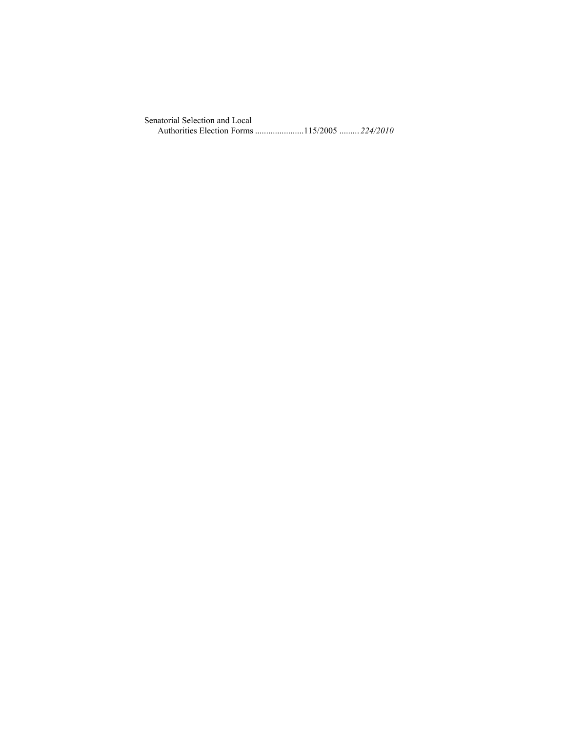Senatorial Selection and Local
    Authorities Election Forms ......................115/2005 ......... *224/2010*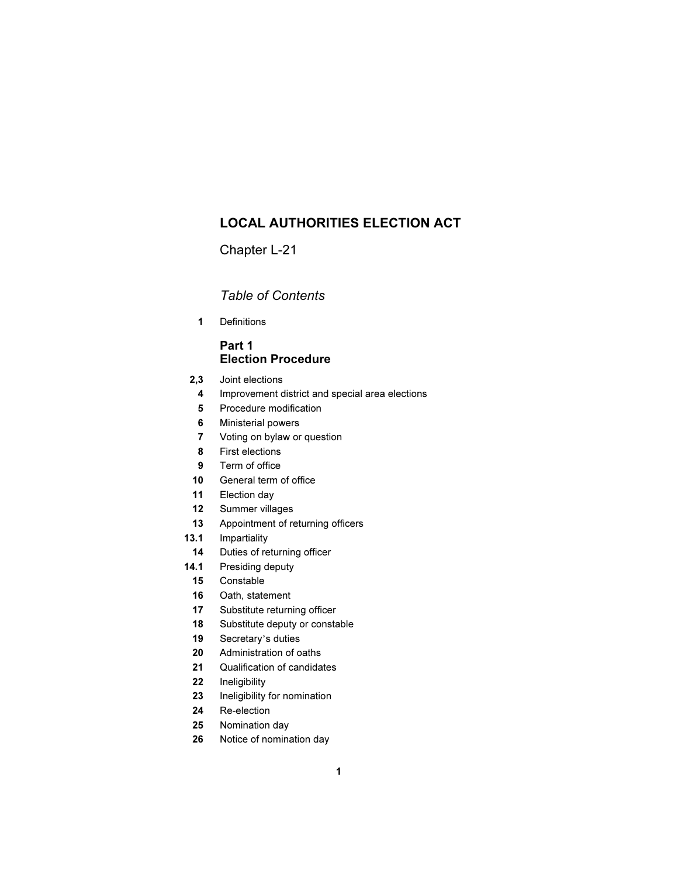# LOCAL AUTHORITIES ELECTION ACT

Chapter L-21

*Table of Contents*

| | |
|---|---|
| **1** | Definitions |

## Part 1
## Election Procedure

| | |
|---|---|
| **2,3** | Joint elections |
| **4** | Improvement district and special area elections |
| **5** | Procedure modification |
| **6** | Ministerial powers |
| **7** | Voting on bylaw or question |
| **8** | First elections |
| **9** | Term of office |
| **10** | General term of office |
| **11** | Election day |
| **12** | Summer villages |
| **13** | Appointment of returning officers |
| **13.1** | Impartiality |
| **14** | Duties of returning officer |
| **14.1** | Presiding deputy |
| **15** | Constable |
| **16** | Oath, statement |
| **17** | Substitute returning officer |
| **18** | Substitute deputy or constable |
| **19** | Secretary's duties |
| **20** | Administration of oaths |
| **21** | Qualification of candidates |
| **22** | Ineligibility |
| **23** | Ineligibility for nomination |
| **24** | Re-election |
| **25** | Nomination day |
| **26** | Notice of nomination day |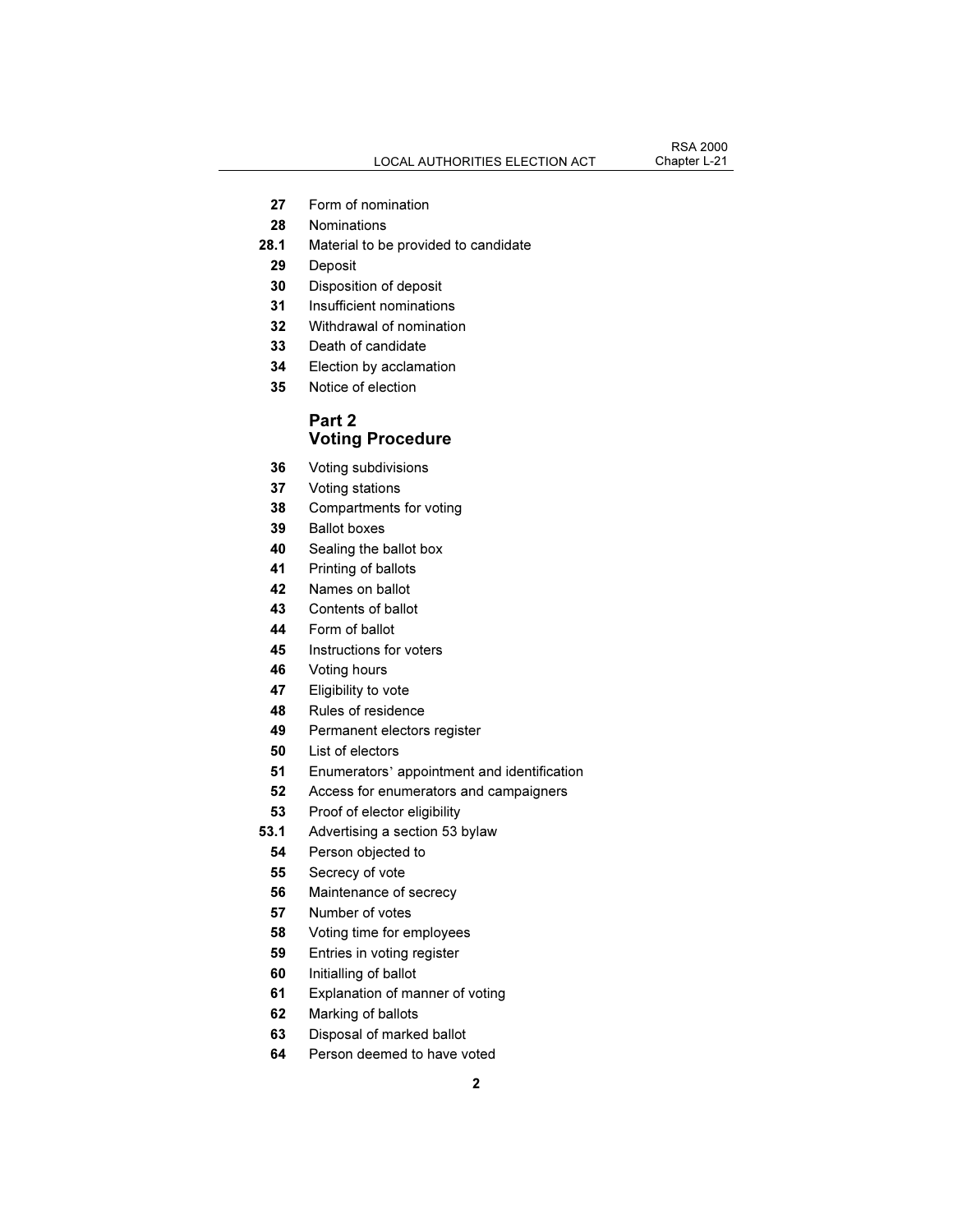27 Form of nomination
28 Nominations
28.1 Material to be provided to candidate
29 Deposit
30 Disposition of deposit
31 Insufficient nominations
32 Withdrawal of nomination
33 Death of candidate
34 Election by acclamation
35 Notice of election

## Part 2
## Voting Procedure

36 Voting subdivisions
37 Voting stations
38 Compartments for voting
39 Ballot boxes
40 Sealing the ballot box
41 Printing of ballots
42 Names on ballot
43 Contents of ballot
44 Form of ballot
45 Instructions for voters
46 Voting hours
47 Eligibility to vote
48 Rules of residence
49 Permanent electors register
50 List of electors
51 Enumerators' appointment and identification
52 Access for enumerators and campaigners
53 Proof of elector eligibility
53.1 Advertising a section 53 bylaw
54 Person objected to
55 Secrecy of vote
56 Maintenance of secrecy
57 Number of votes
58 Voting time for employees
59 Entries in voting register
60 Initialling of ballot
61 Explanation of manner of voting
62 Marking of ballots
63 Disposal of marked ballot
64 Person deemed to have voted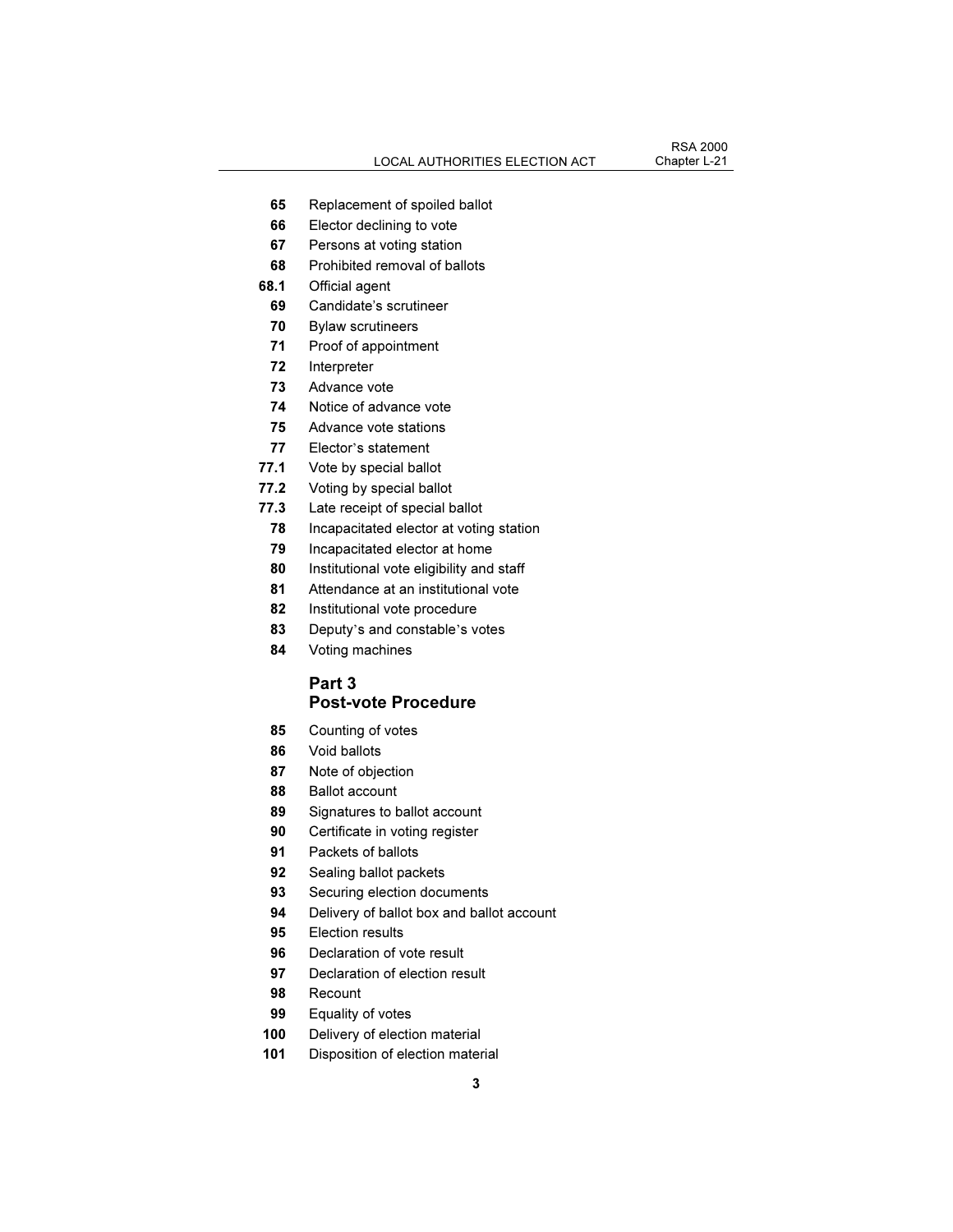65 Replacement of spoiled ballot
66 Elector declining to vote
67 Persons at voting station
68 Prohibited removal of ballots
68.1 Official agent
69 Candidate's scrutineer
70 Bylaw scrutineers
71 Proof of appointment
72 Interpreter
73 Advance vote
74 Notice of advance vote
75 Advance vote stations
77 Elector's statement
77.1 Vote by special ballot
77.2 Voting by special ballot
77.3 Late receipt of special ballot
78 Incapacitated elector at voting station
79 Incapacitated elector at home
80 Institutional vote eligibility and staff
81 Attendance at an institutional vote
82 Institutional vote procedure
83 Deputy's and constable's votes
84 Voting machines

## Part 3
## Post-vote Procedure

85 Counting of votes
86 Void ballots
87 Note of objection
88 Ballot account
89 Signatures to ballot account
90 Certificate in voting register
91 Packets of ballots
92 Sealing ballot packets
93 Securing election documents
94 Delivery of ballot box and ballot account
95 Election results
96 Declaration of vote result
97 Declaration of election result
98 Recount
99 Equality of votes
100 Delivery of election material
101 Disposition of election material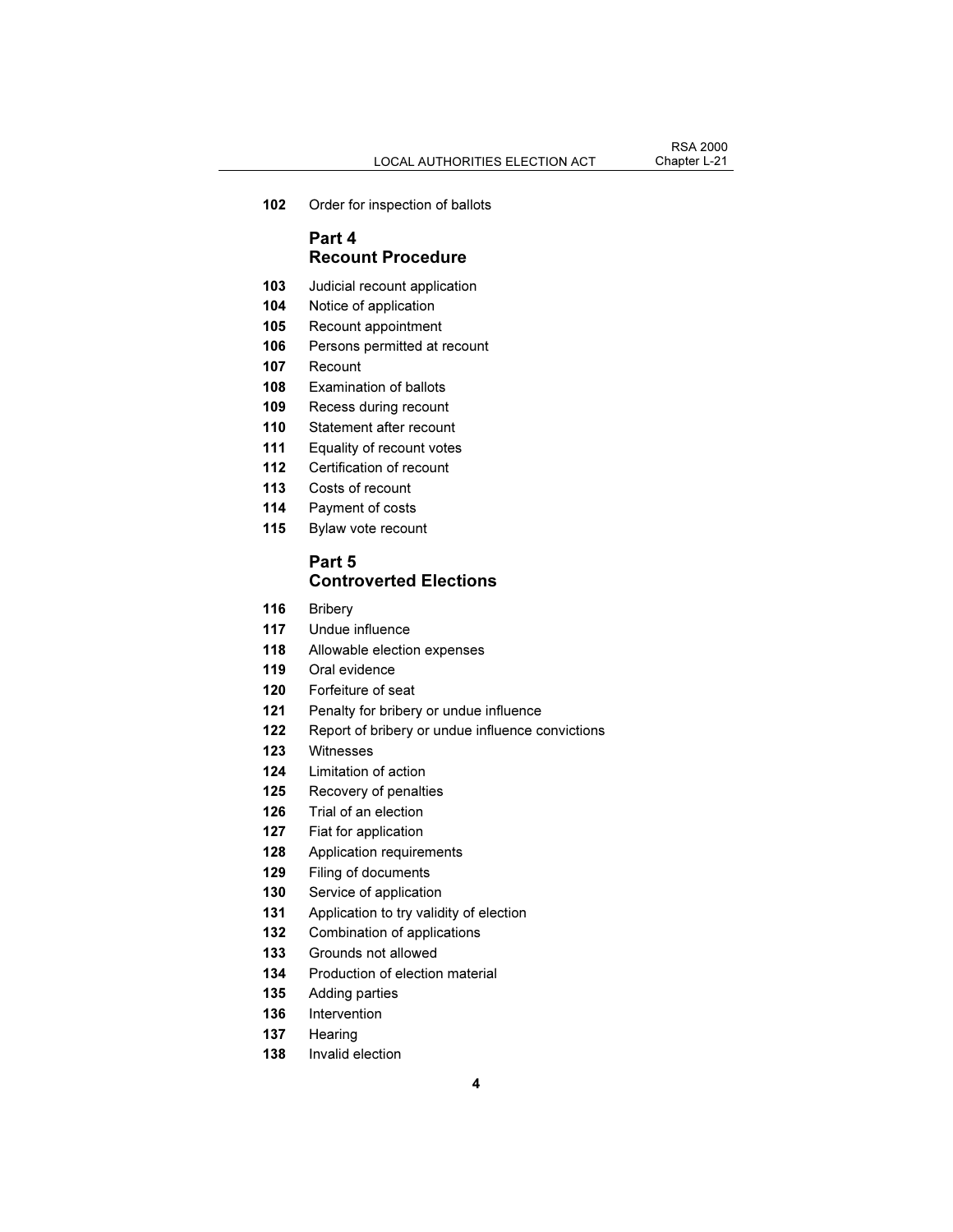**102** Order for inspection of ballots

## Part 4
## Recount Procedure

**103** Judicial recount application
**104** Notice of application
**105** Recount appointment
**106** Persons permitted at recount
**107** Recount
**108** Examination of ballots
**109** Recess during recount
**110** Statement after recount
**111** Equality of recount votes
**112** Certification of recount
**113** Costs of recount
**114** Payment of costs
**115** Bylaw vote recount

## Part 5
## Controverted Elections

**116** Bribery
**117** Undue influence
**118** Allowable election expenses
**119** Oral evidence
**120** Forfeiture of seat
**121** Penalty for bribery or undue influence
**122** Report of bribery or undue influence convictions
**123** Witnesses
**124** Limitation of action
**125** Recovery of penalties
**126** Trial of an election
**127** Fiat for application
**128** Application requirements
**129** Filing of documents
**130** Service of application
**131** Application to try validity of election
**132** Combination of applications
**133** Grounds not allowed
**134** Production of election material
**135** Adding parties
**136** Intervention
**137** Hearing
**138** Invalid election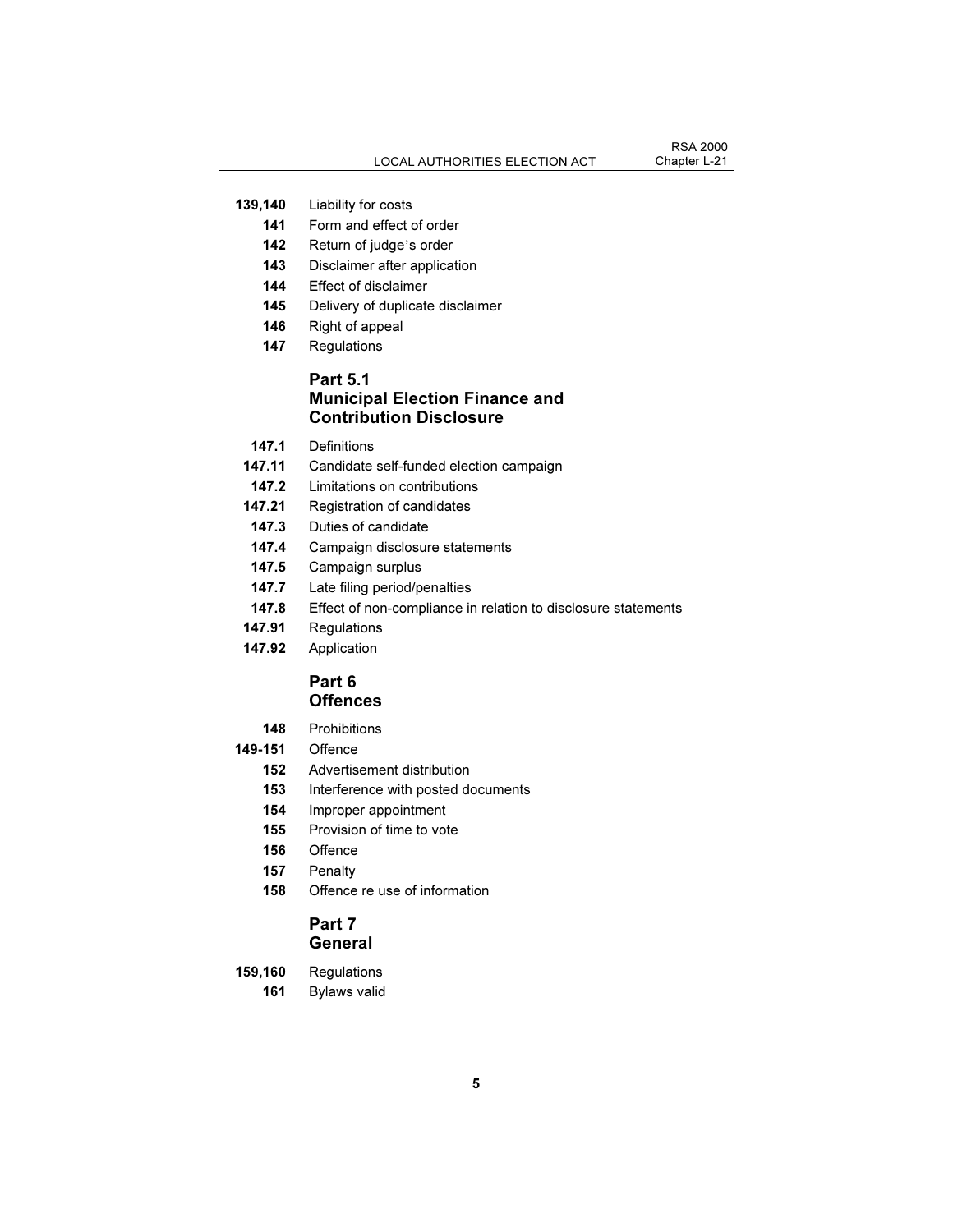**139,140** Liability for costs
**141** Form and effect of order
**142** Return of judge's order
**143** Disclaimer after application
**144** Effect of disclaimer
**145** Delivery of duplicate disclaimer
**146** Right of appeal
**147** Regulations

## Part 5.1 Municipal Election Finance and Contribution Disclosure

**147.1** Definitions
**147.11** Candidate self-funded election campaign
**147.2** Limitations on contributions
**147.21** Registration of candidates
**147.3** Duties of candidate
**147.4** Campaign disclosure statements
**147.5** Campaign surplus
**147.7** Late filing period/penalties
**147.8** Effect of non-compliance in relation to disclosure statements
**147.91** Regulations
**147.92** Application

## Part 6 Offences

**148** Prohibitions
**149-151** Offence
**152** Advertisement distribution
**153** Interference with posted documents
**154** Improper appointment
**155** Provision of time to vote
**156** Offence
**157** Penalty
**158** Offence re use of information

## Part 7 General

**159,160** Regulations
**161** Bylaws valid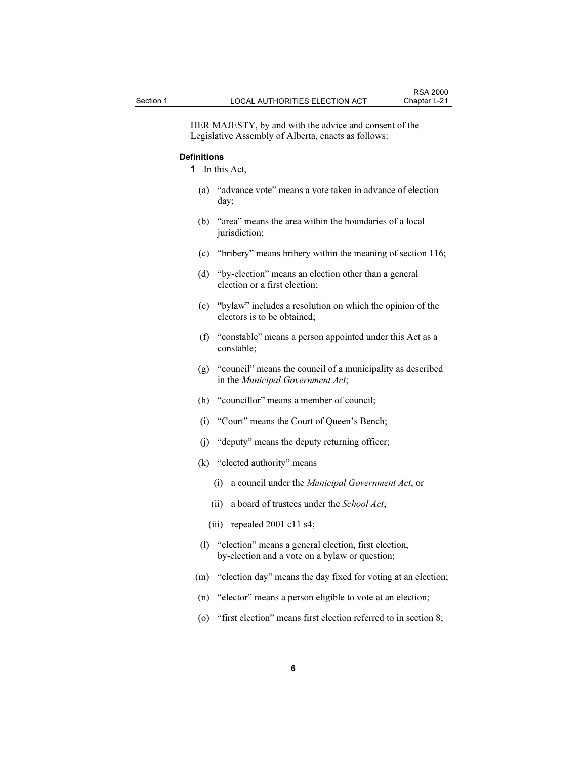HER MAJESTY, by and with the advice and consent of the Legislative Assembly of Alberta, enacts as follows:

**Definitions**

**1** In this Act,

(a) "advance vote" means a vote taken in advance of election day;

(b) "area" means the area within the boundaries of a local jurisdiction;

(c) "bribery" means bribery within the meaning of section 116;

(d) "by-election" means an election other than a general election or a first election;

(e) "bylaw" includes a resolution on which the opinion of the electors is to be obtained;

(f) "constable" means a person appointed under this Act as a constable;

(g) "council" means the council of a municipality as described in the *Municipal Government Act*;

(h) "councillor" means a member of council;

(i) "Court" means the Court of Queen's Bench;

(j) "deputy" means the deputy returning officer;

(k) "elected authority" means

(i) a council under the *Municipal Government Act*, or

(ii) a board of trustees under the *School Act*;

(iii) repealed 2001 c11 s4;

(l) "election" means a general election, first election, by-election and a vote on a bylaw or question;

(m) "election day" means the day fixed for voting at an election;

(n) "elector" means a person eligible to vote at an election;

(o) "first election" means first election referred to in section 8;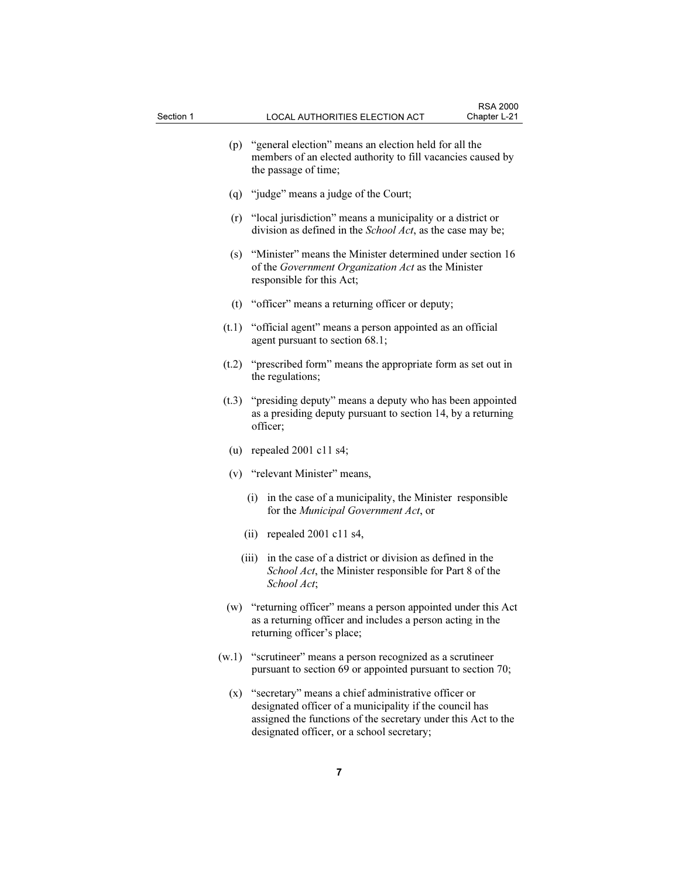(p) "general election" means an election held for all the members of an elected authority to fill vacancies caused by the passage of time;

(q) "judge" means a judge of the Court;

(r) "local jurisdiction" means a municipality or a district or division as defined in the *School Act*, as the case may be;

(s) "Minister" means the Minister determined under section 16 of the *Government Organization Act* as the Minister responsible for this Act;

(t) "officer" means a returning officer or deputy;

(t.1) "official agent" means a person appointed as an official agent pursuant to section 68.1;

(t.2) "prescribed form" means the appropriate form as set out in the regulations;

(t.3) "presiding deputy" means a deputy who has been appointed as a presiding deputy pursuant to section 14, by a returning officer;

(u) repealed 2001 c11 s4;

(v) "relevant Minister" means,

  (i) in the case of a municipality, the Minister responsible for the *Municipal Government Act*, or

  (ii) repealed 2001 c11 s4,

  (iii) in the case of a district or division as defined in the *School Act*, the Minister responsible for Part 8 of the *School Act*;

(w) "returning officer" means a person appointed under this Act as a returning officer and includes a person acting in the returning officer's place;

(w.1) "scrutineer" means a person recognized as a scrutineer pursuant to section 69 or appointed pursuant to section 70;

(x) "secretary" means a chief administrative officer or designated officer of a municipality if the council has assigned the functions of the secretary under this Act to the designated officer, or a school secretary;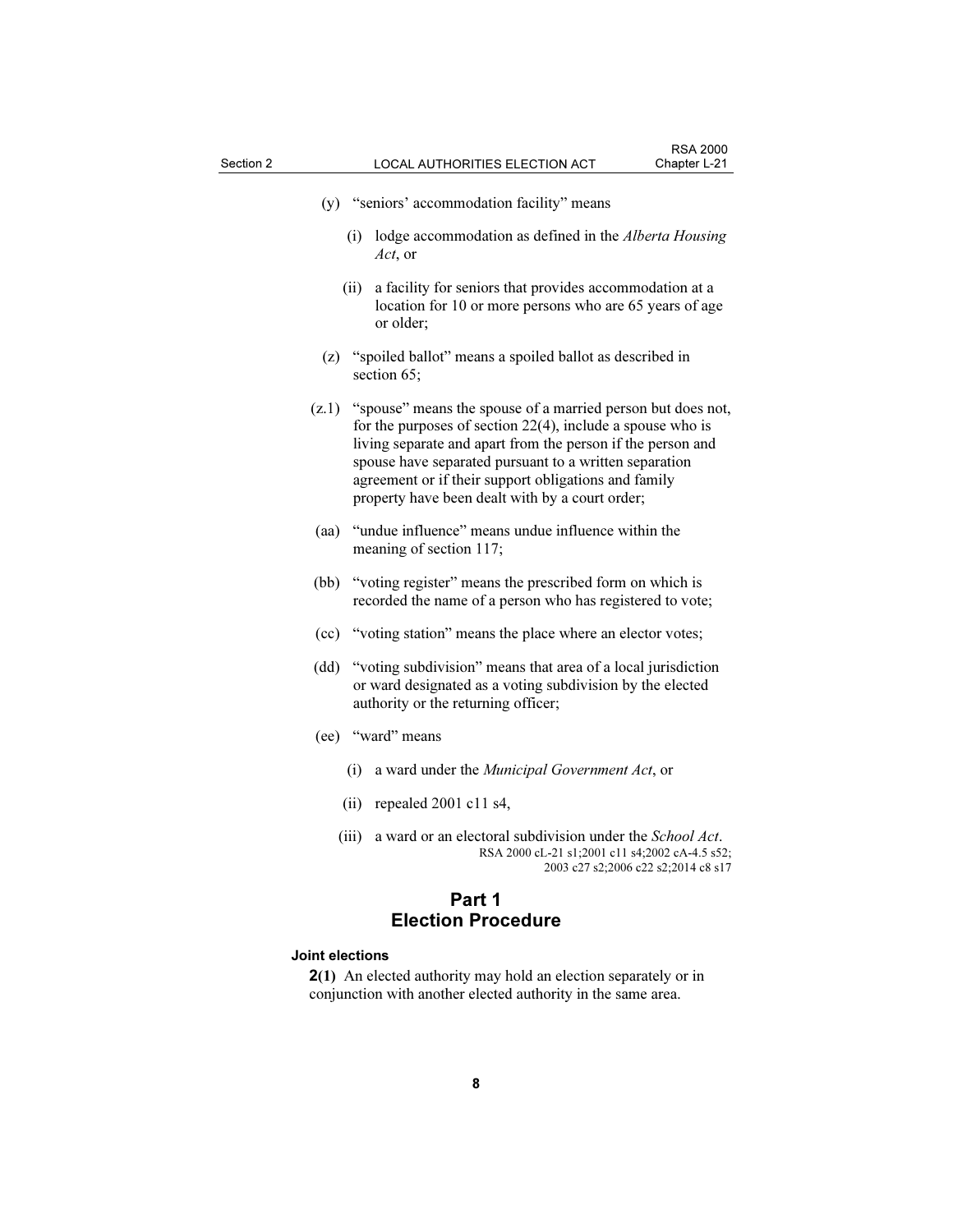(y) "seniors' accommodation facility" means

(i) lodge accommodation as defined in the *Alberta Housing Act*, or

(ii) a facility for seniors that provides accommodation at a location for 10 or more persons who are 65 years of age or older;

(z) "spoiled ballot" means a spoiled ballot as described in section 65;

(z.1) "spouse" means the spouse of a married person but does not, for the purposes of section 22(4), include a spouse who is living separate and apart from the person if the person and spouse have separated pursuant to a written separation agreement or if their support obligations and family property have been dealt with by a court order;

(aa) "undue influence" means undue influence within the meaning of section 117;

(bb) "voting register" means the prescribed form on which is recorded the name of a person who has registered to vote;

(cc) "voting station" means the place where an elector votes;

(dd) "voting subdivision" means that area of a local jurisdiction or ward designated as a voting subdivision by the elected authority or the returning officer;

(ee) "ward" means

(i) a ward under the *Municipal Government Act*, or

(ii) repealed 2001 c11 s4,

(iii) a ward or an electoral subdivision under the *School Act*.

RSA 2000 cL-21 s1;2001 c11 s4;2002 cA-4.5 s52; 2003 c27 s2;2006 c22 s2;2014 c8 s17

## Part 1
## Election Procedure

**Joint elections**

**2(1)** An elected authority may hold an election separately or in conjunction with another elected authority in the same area.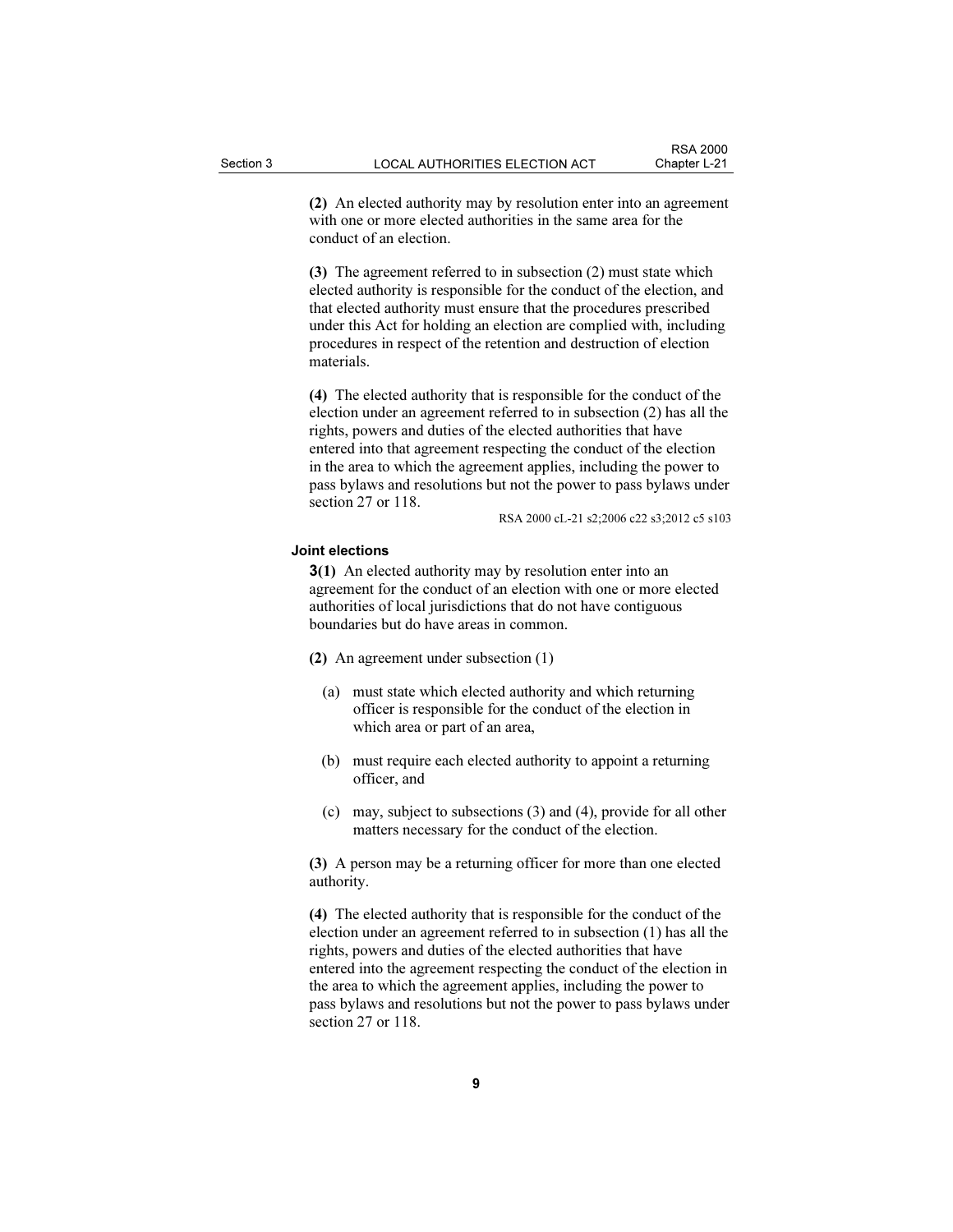**(2)** An elected authority may by resolution enter into an agreement with one or more elected authorities in the same area for the conduct of an election.

**(3)** The agreement referred to in subsection (2) must state which elected authority is responsible for the conduct of the election, and that elected authority must ensure that the procedures prescribed under this Act for holding an election are complied with, including procedures in respect of the retention and destruction of election materials.

**(4)** The elected authority that is responsible for the conduct of the election under an agreement referred to in subsection (2) has all the rights, powers and duties of the elected authorities that have entered into that agreement respecting the conduct of the election in the area to which the agreement applies, including the power to pass bylaws and resolutions but not the power to pass bylaws under section 27 or 118.

RSA 2000 cL-21 s2;2006 c22 s3;2012 c5 s103

**Joint elections**

**3(1)** An elected authority may by resolution enter into an agreement for the conduct of an election with one or more elected authorities of local jurisdictions that do not have contiguous boundaries but do have areas in common.

**(2)** An agreement under subsection (1)

(a) must state which elected authority and which returning officer is responsible for the conduct of the election in which area or part of an area,

(b) must require each elected authority to appoint a returning officer, and

(c) may, subject to subsections (3) and (4), provide for all other matters necessary for the conduct of the election.

**(3)** A person may be a returning officer for more than one elected authority.

**(4)** The elected authority that is responsible for the conduct of the election under an agreement referred to in subsection (1) has all the rights, powers and duties of the elected authorities that have entered into the agreement respecting the conduct of the election in the area to which the agreement applies, including the power to pass bylaws and resolutions but not the power to pass bylaws under section 27 or 118.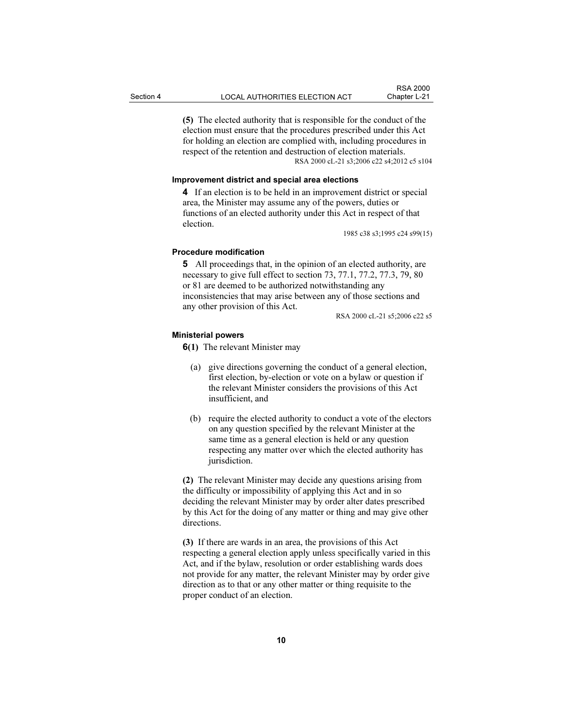**(5)** The elected authority that is responsible for the conduct of the election must ensure that the procedures prescribed under this Act for holding an election are complied with, including procedures in respect of the retention and destruction of election materials.

RSA 2000 cL-21 s3;2006 c22 s4;2012 c5 s104

#### Improvement district and special area elections

**4** If an election is to be held in an improvement district or special area, the Minister may assume any of the powers, duties or functions of an elected authority under this Act in respect of that election.

1985 c38 s3;1995 c24 s99(15)

#### Procedure modification

**5** All proceedings that, in the opinion of an elected authority, are necessary to give full effect to section 73, 77.1, 77.2, 77.3, 79, 80 or 81 are deemed to be authorized notwithstanding any inconsistencies that may arise between any of those sections and any other provision of this Act.

RSA 2000 cL-21 s5;2006 c22 s5

#### Ministerial powers

**6(1)** The relevant Minister may

(a) give directions governing the conduct of a general election, first election, by-election or vote on a bylaw or question if the relevant Minister considers the provisions of this Act insufficient, and

(b) require the elected authority to conduct a vote of the electors on any question specified by the relevant Minister at the same time as a general election is held or any question respecting any matter over which the elected authority has jurisdiction.

**(2)** The relevant Minister may decide any questions arising from the difficulty or impossibility of applying this Act and in so deciding the relevant Minister may by order alter dates prescribed by this Act for the doing of any matter or thing and may give other directions.

**(3)** If there are wards in an area, the provisions of this Act respecting a general election apply unless specifically varied in this Act, and if the bylaw, resolution or order establishing wards does not provide for any matter, the relevant Minister may by order give direction as to that or any other matter or thing requisite to the proper conduct of an election.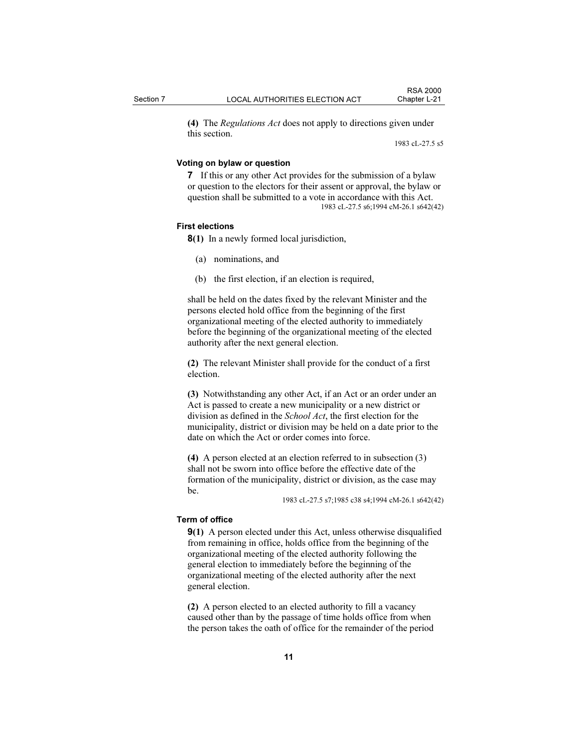**(4)** The *Regulations Act* does not apply to directions given under this section.

1983 cL-27.5 s5

### Voting on bylaw or question

**7** If this or any other Act provides for the submission of a bylaw or question to the electors for their assent or approval, the bylaw or question shall be submitted to a vote in accordance with this Act.

1983 cL-27.5 s6;1994 cM-26.1 s642(42)

### First elections

**8(1)** In a newly formed local jurisdiction,

(a) nominations, and

(b) the first election, if an election is required,

shall be held on the dates fixed by the relevant Minister and the persons elected hold office from the beginning of the first organizational meeting of the elected authority to immediately before the beginning of the organizational meeting of the elected authority after the next general election.

**(2)** The relevant Minister shall provide for the conduct of a first election.

**(3)** Notwithstanding any other Act, if an Act or an order under an Act is passed to create a new municipality or a new district or division as defined in the *School Act*, the first election for the municipality, district or division may be held on a date prior to the date on which the Act or order comes into force.

**(4)** A person elected at an election referred to in subsection (3) shall not be sworn into office before the effective date of the formation of the municipality, district or division, as the case may be.

1983 cL-27.5 s7;1985 c38 s4;1994 cM-26.1 s642(42)

### Term of office

**9(1)** A person elected under this Act, unless otherwise disqualified from remaining in office, holds office from the beginning of the organizational meeting of the elected authority following the general election to immediately before the beginning of the organizational meeting of the elected authority after the next general election.

**(2)** A person elected to an elected authority to fill a vacancy caused other than by the passage of time holds office from when the person takes the oath of office for the remainder of the period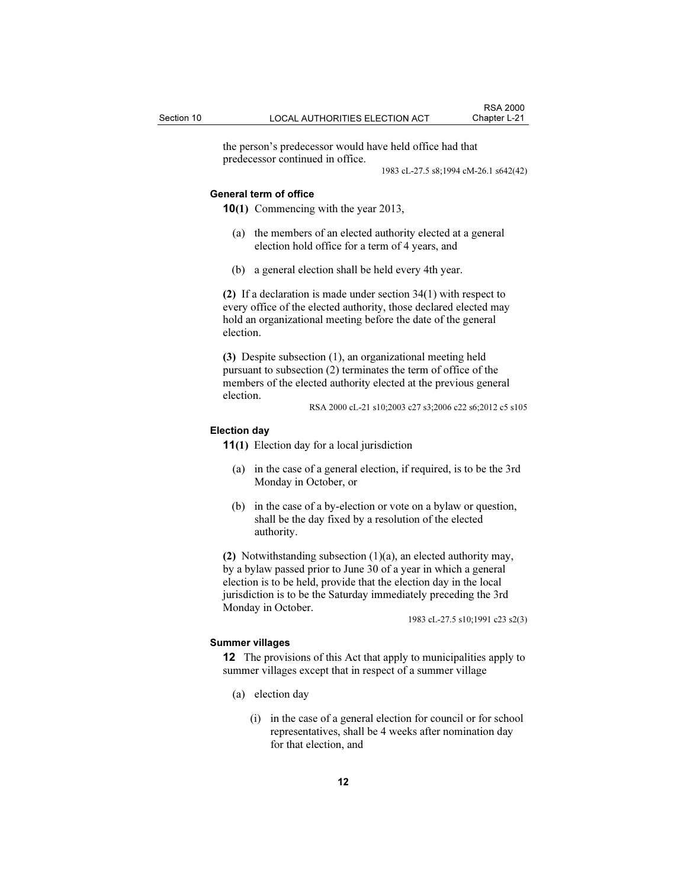the person's predecessor would have held office had that predecessor continued in office.

1983 cL-27.5 s8;1994 cM-26.1 s642(42)

**General term of office**

**10(1)** Commencing with the year 2013,

(a) the members of an elected authority elected at a general election hold office for a term of 4 years, and

(b) a general election shall be held every 4th year.

**(2)** If a declaration is made under section 34(1) with respect to every office of the elected authority, those declared elected may hold an organizational meeting before the date of the general election.

**(3)** Despite subsection (1), an organizational meeting held pursuant to subsection (2) terminates the term of office of the members of the elected authority elected at the previous general election.

RSA 2000 cL-21 s10;2003 c27 s3;2006 c22 s6;2012 c5 s105

**Election day**

**11(1)** Election day for a local jurisdiction

(a) in the case of a general election, if required, is to be the 3rd Monday in October, or

(b) in the case of a by-election or vote on a bylaw or question, shall be the day fixed by a resolution of the elected authority.

**(2)** Notwithstanding subsection (1)(a), an elected authority may, by a bylaw passed prior to June 30 of a year in which a general election is to be held, provide that the election day in the local jurisdiction is to be the Saturday immediately preceding the 3rd Monday in October.

1983 cL-27.5 s10;1991 c23 s2(3)

**Summer villages**

**12** The provisions of this Act that apply to municipalities apply to summer villages except that in respect of a summer village

(a) election day

(i) in the case of a general election for council or for school representatives, shall be 4 weeks after nomination day for that election, and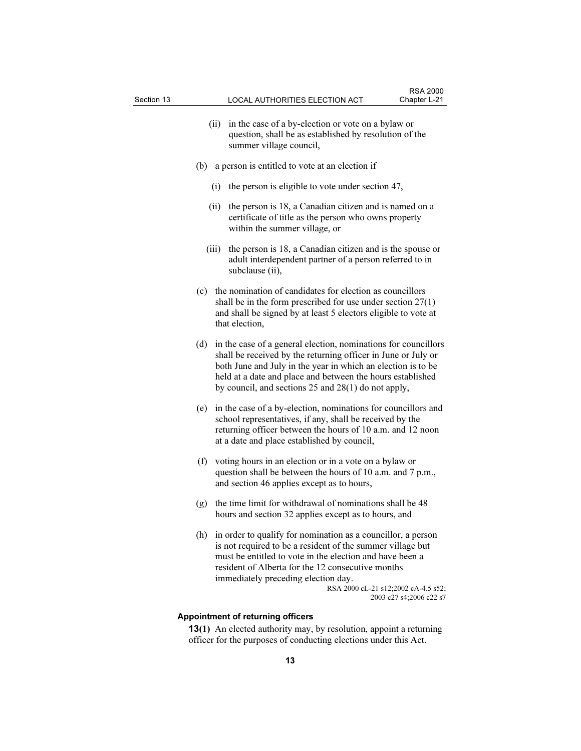(ii) in the case of a by-election or vote on a bylaw or question, shall be as established by resolution of the summer village council,

(b) a person is entitled to vote at an election if

(i) the person is eligible to vote under section 47,

(ii) the person is 18, a Canadian citizen and is named on a certificate of title as the person who owns property within the summer village, or

(iii) the person is 18, a Canadian citizen and is the spouse or adult interdependent partner of a person referred to in subclause (ii),

(c) the nomination of candidates for election as councillors shall be in the form prescribed for use under section 27(1) and shall be signed by at least 5 electors eligible to vote at that election,

(d) in the case of a general election, nominations for councillors shall be received by the returning officer in June or July or both June and July in the year in which an election is to be held at a date and place and between the hours established by council, and sections 25 and 28(1) do not apply,

(e) in the case of a by-election, nominations for councillors and school representatives, if any, shall be received by the returning officer between the hours of 10 a.m. and 12 noon at a date and place established by council,

(f) voting hours in an election or in a vote on a bylaw or question shall be between the hours of 10 a.m. and 7 p.m., and section 46 applies except as to hours,

(g) the time limit for withdrawal of nominations shall be 48 hours and section 32 applies except as to hours, and

(h) in order to qualify for nomination as a councillor, a person is not required to be a resident of the summer village but must be entitled to vote in the election and have been a resident of Alberta for the 12 consecutive months immediately preceding election day.

RSA 2000 cL-21 s12;2002 cA-4.5 s52; 2003 c27 s4;2006 c22 s7

**Appointment of returning officers**

**13(1)** An elected authority may, by resolution, appoint a returning officer for the purposes of conducting elections under this Act.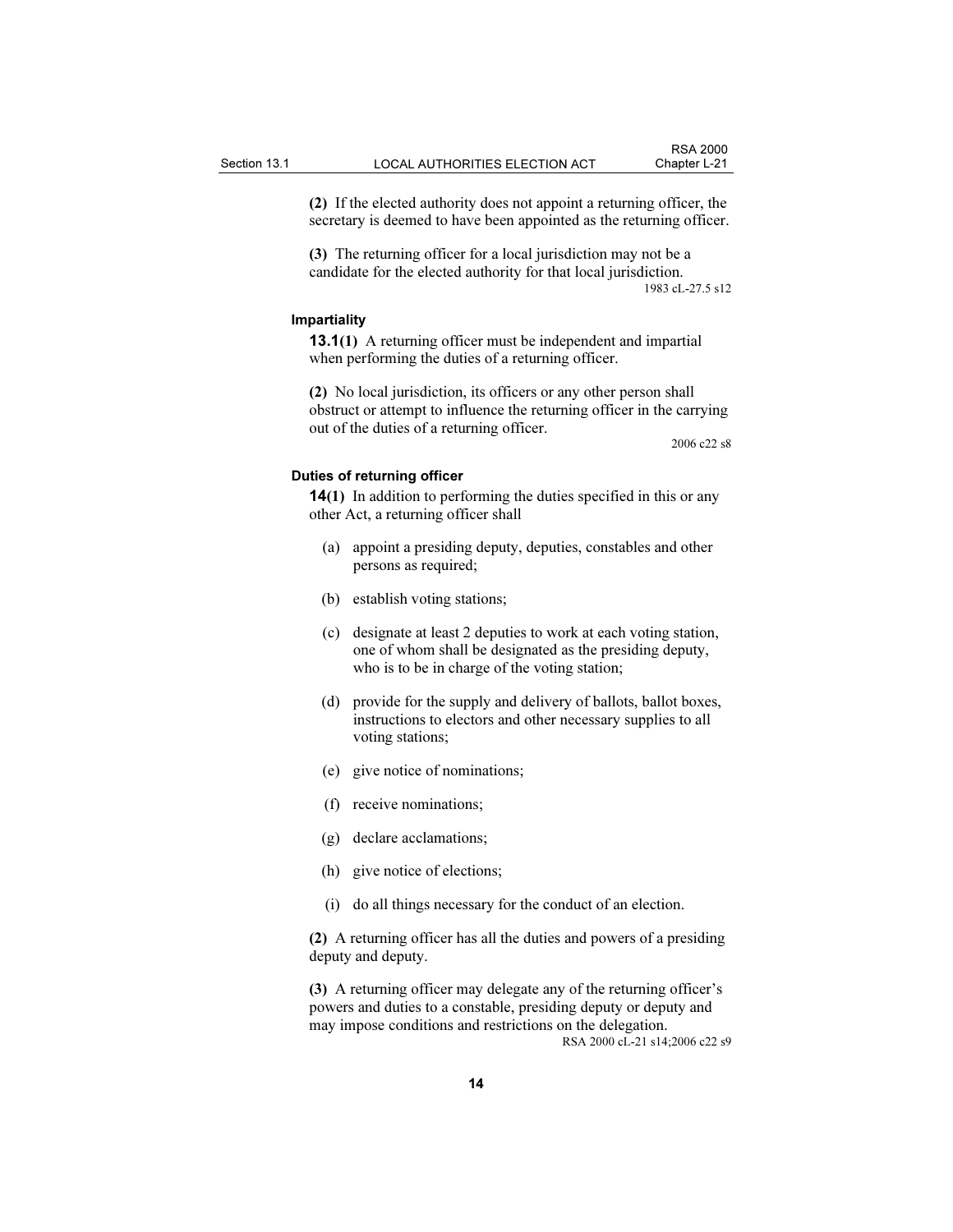**(2)** If the elected authority does not appoint a returning officer, the secretary is deemed to have been appointed as the returning officer.

**(3)** The returning officer for a local jurisdiction may not be a candidate for the elected authority for that local jurisdiction.

1983 cL-27.5 s12

#### Impartiality

**13.1(1)** A returning officer must be independent and impartial when performing the duties of a returning officer.

**(2)** No local jurisdiction, its officers or any other person shall obstruct or attempt to influence the returning officer in the carrying out of the duties of a returning officer.

2006 c22 s8

#### Duties of returning officer

**14(1)** In addition to performing the duties specified in this or any other Act, a returning officer shall

(a) appoint a presiding deputy, deputies, constables and other persons as required;

(b) establish voting stations;

(c) designate at least 2 deputies to work at each voting station, one of whom shall be designated as the presiding deputy, who is to be in charge of the voting station;

(d) provide for the supply and delivery of ballots, ballot boxes, instructions to electors and other necessary supplies to all voting stations;

(e) give notice of nominations;

(f) receive nominations;

(g) declare acclamations;

(h) give notice of elections;

(i) do all things necessary for the conduct of an election.

**(2)** A returning officer has all the duties and powers of a presiding deputy and deputy.

**(3)** A returning officer may delegate any of the returning officer's powers and duties to a constable, presiding deputy or deputy and may impose conditions and restrictions on the delegation.

RSA 2000 cL-21 s14;2006 c22 s9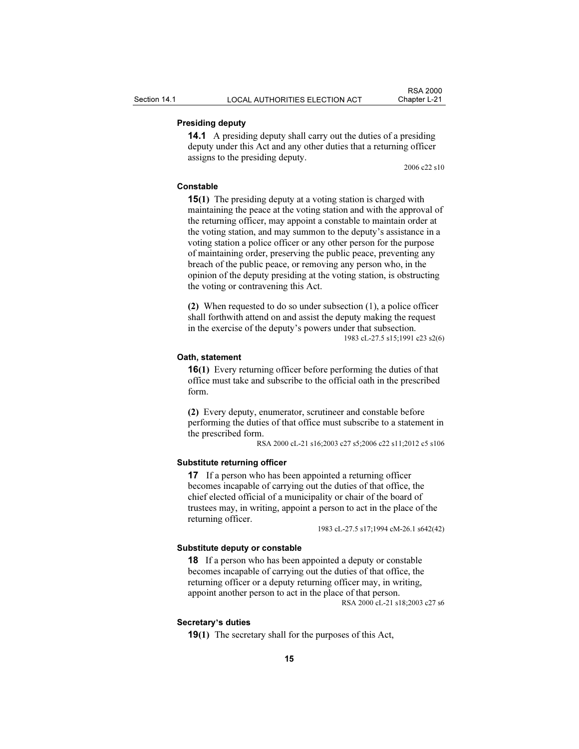### Presiding deputy

**14.1** A presiding deputy shall carry out the duties of a presiding deputy under this Act and any other duties that a returning officer assigns to the presiding deputy.

2006 c22 s10

### Constable

**15(1)** The presiding deputy at a voting station is charged with maintaining the peace at the voting station and with the approval of the returning officer, may appoint a constable to maintain order at the voting station, and may summon to the deputy's assistance in a voting station a police officer or any other person for the purpose of maintaining order, preserving the public peace, preventing any breach of the public peace, or removing any person who, in the opinion of the deputy presiding at the voting station, is obstructing the voting or contravening this Act.

**(2)** When requested to do so under subsection (1), a police officer shall forthwith attend on and assist the deputy making the request in the exercise of the deputy's powers under that subsection.

1983 cL-27.5 s15;1991 c23 s2(6)

### Oath, statement

**16(1)** Every returning officer before performing the duties of that office must take and subscribe to the official oath in the prescribed form.

**(2)** Every deputy, enumerator, scrutineer and constable before performing the duties of that office must subscribe to a statement in the prescribed form.

RSA 2000 cL-21 s16;2003 c27 s5;2006 c22 s11;2012 c5 s106

### Substitute returning officer

**17** If a person who has been appointed a returning officer becomes incapable of carrying out the duties of that office, the chief elected official of a municipality or chair of the board of trustees may, in writing, appoint a person to act in the place of the returning officer.

1983 cL-27.5 s17;1994 cM-26.1 s642(42)

### Substitute deputy or constable

**18** If a person who has been appointed a deputy or constable becomes incapable of carrying out the duties of that office, the returning officer or a deputy returning officer may, in writing, appoint another person to act in the place of that person.

RSA 2000 cL-21 s18;2003 c27 s6

### Secretary's duties

**19(1)** The secretary shall for the purposes of this Act,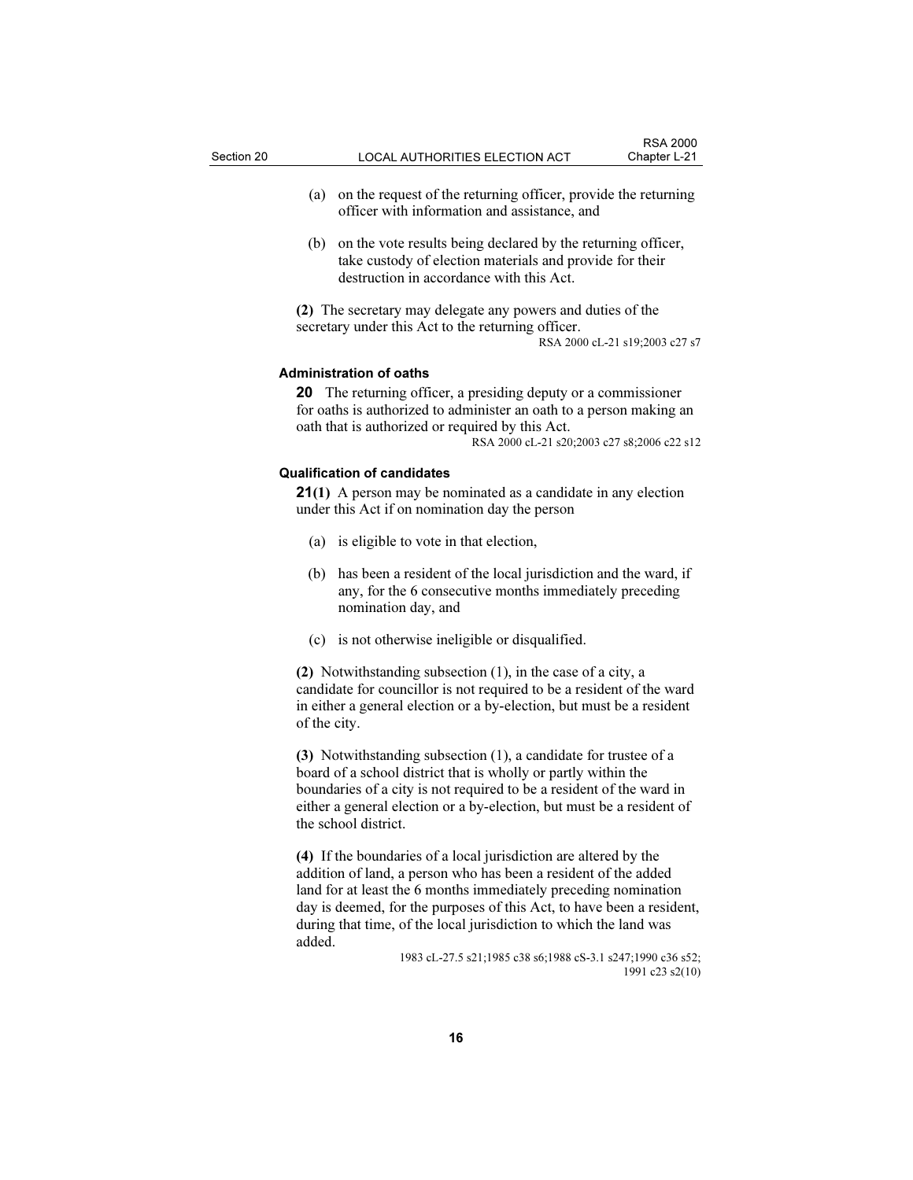(a) on the request of the returning officer, provide the returning officer with information and assistance, and

(b) on the vote results being declared by the returning officer, take custody of election materials and provide for their destruction in accordance with this Act.

**(2)** The secretary may delegate any powers and duties of the secretary under this Act to the returning officer.

RSA 2000 cL-21 s19;2003 c27 s7

#### Administration of oaths

**20** The returning officer, a presiding deputy or a commissioner for oaths is authorized to administer an oath to a person making an oath that is authorized or required by this Act.

RSA 2000 cL-21 s20;2003 c27 s8;2006 c22 s12

#### Qualification of candidates

**21(1)** A person may be nominated as a candidate in any election under this Act if on nomination day the person

(a) is eligible to vote in that election,

(b) has been a resident of the local jurisdiction and the ward, if any, for the 6 consecutive months immediately preceding nomination day, and

(c) is not otherwise ineligible or disqualified.

**(2)** Notwithstanding subsection (1), in the case of a city, a candidate for councillor is not required to be a resident of the ward in either a general election or a by-election, but must be a resident of the city.

**(3)** Notwithstanding subsection (1), a candidate for trustee of a board of a school district that is wholly or partly within the boundaries of a city is not required to be a resident of the ward in either a general election or a by-election, but must be a resident of the school district.

**(4)** If the boundaries of a local jurisdiction are altered by the addition of land, a person who has been a resident of the added land for at least the 6 months immediately preceding nomination day is deemed, for the purposes of this Act, to have been a resident, during that time, of the local jurisdiction to which the land was added.

1983 cL-27.5 s21;1985 c38 s6;1988 cS-3.1 s247;1990 c36 s52; 1991 c23 s2(10)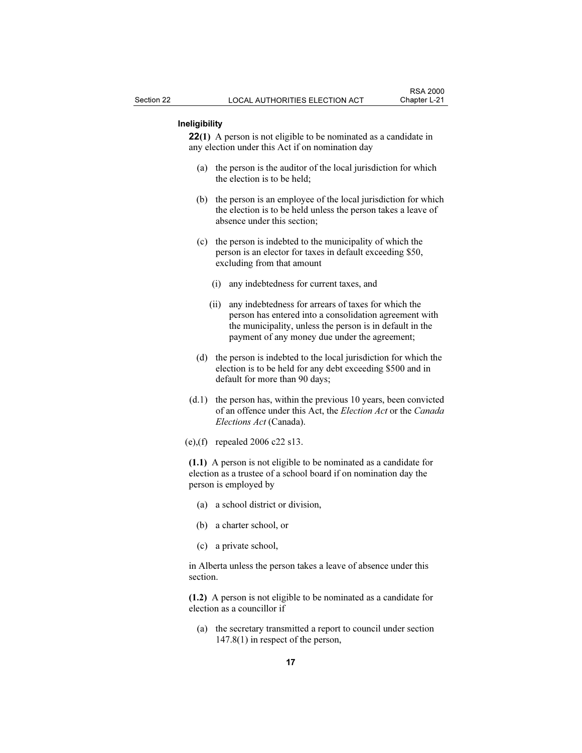**Ineligibility**

**22(1)** A person is not eligible to be nominated as a candidate in any election under this Act if on nomination day

(a) the person is the auditor of the local jurisdiction for which the election is to be held;

(b) the person is an employee of the local jurisdiction for which the election is to be held unless the person takes a leave of absence under this section;

(c) the person is indebted to the municipality of which the person is an elector for taxes in default exceeding $50, excluding from that amount

(i) any indebtedness for current taxes, and

(ii) any indebtedness for arrears of taxes for which the person has entered into a consolidation agreement with the municipality, unless the person is in default in the payment of any money due under the agreement;

(d) the person is indebted to the local jurisdiction for which the election is to be held for any debt exceeding $500 and in default for more than 90 days;

(d.1) the person has, within the previous 10 years, been convicted of an offence under this Act, the *Election Act* or the *Canada Elections Act* (Canada).

(e),(f) repealed 2006 c22 s13.

**(1.1)** A person is not eligible to be nominated as a candidate for election as a trustee of a school board if on nomination day the person is employed by

(a) a school district or division,

(b) a charter school, or

(c) a private school,

in Alberta unless the person takes a leave of absence under this section.

**(1.2)** A person is not eligible to be nominated as a candidate for election as a councillor if

(a) the secretary transmitted a report to council under section 147.8(1) in respect of the person,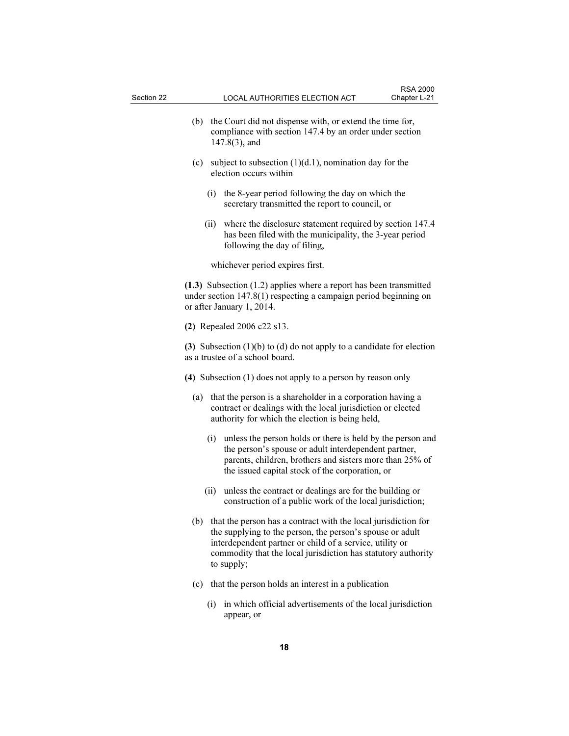(b) the Court did not dispense with, or extend the time for, compliance with section 147.4 by an order under section 147.8(3), and

(c) subject to subsection (1)(d.1), nomination day for the election occurs within

(i) the 8-year period following the day on which the secretary transmitted the report to council, or

(ii) where the disclosure statement required by section 147.4 has been filed with the municipality, the 3-year period following the day of filing,

whichever period expires first.

**(1.3)** Subsection (1.2) applies where a report has been transmitted under section 147.8(1) respecting a campaign period beginning on or after January 1, 2014.

**(2)** Repealed 2006 c22 s13.

**(3)** Subsection (1)(b) to (d) do not apply to a candidate for election as a trustee of a school board.

**(4)** Subsection (1) does not apply to a person by reason only

(a) that the person is a shareholder in a corporation having a contract or dealings with the local jurisdiction or elected authority for which the election is being held,

(i) unless the person holds or there is held by the person and the person's spouse or adult interdependent partner, parents, children, brothers and sisters more than 25% of the issued capital stock of the corporation, or

(ii) unless the contract or dealings are for the building or construction of a public work of the local jurisdiction;

(b) that the person has a contract with the local jurisdiction for the supplying to the person, the person's spouse or adult interdependent partner or child of a service, utility or commodity that the local jurisdiction has statutory authority to supply;

(c) that the person holds an interest in a publication

(i) in which official advertisements of the local jurisdiction appear, or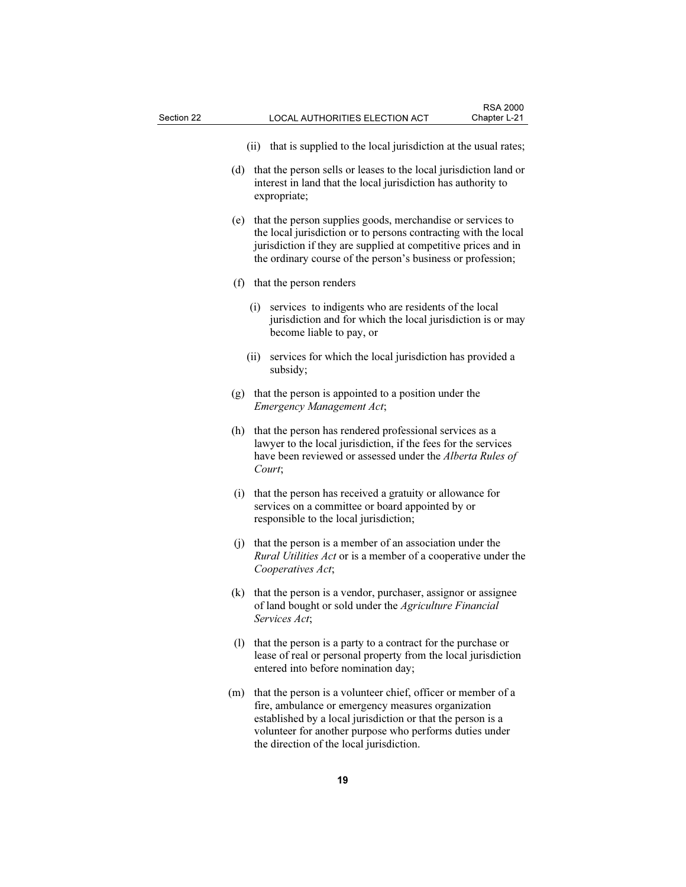(ii) that is supplied to the local jurisdiction at the usual rates;

(d) that the person sells or leases to the local jurisdiction land or interest in land that the local jurisdiction has authority to expropriate;

(e) that the person supplies goods, merchandise or services to the local jurisdiction or to persons contracting with the local jurisdiction if they are supplied at competitive prices and in the ordinary course of the person's business or profession;

(f) that the person renders

(i) services to indigents who are residents of the local jurisdiction and for which the local jurisdiction is or may become liable to pay, or

(ii) services for which the local jurisdiction has provided a subsidy;

(g) that the person is appointed to a position under the *Emergency Management Act*;

(h) that the person has rendered professional services as a lawyer to the local jurisdiction, if the fees for the services have been reviewed or assessed under the *Alberta Rules of Court*;

(i) that the person has received a gratuity or allowance for services on a committee or board appointed by or responsible to the local jurisdiction;

(j) that the person is a member of an association under the *Rural Utilities Act* or is a member of a cooperative under the *Cooperatives Act*;

(k) that the person is a vendor, purchaser, assignor or assignee of land bought or sold under the *Agriculture Financial Services Act*;

(l) that the person is a party to a contract for the purchase or lease of real or personal property from the local jurisdiction entered into before nomination day;

(m) that the person is a volunteer chief, officer or member of a fire, ambulance or emergency measures organization established by a local jurisdiction or that the person is a volunteer for another purpose who performs duties under the direction of the local jurisdiction.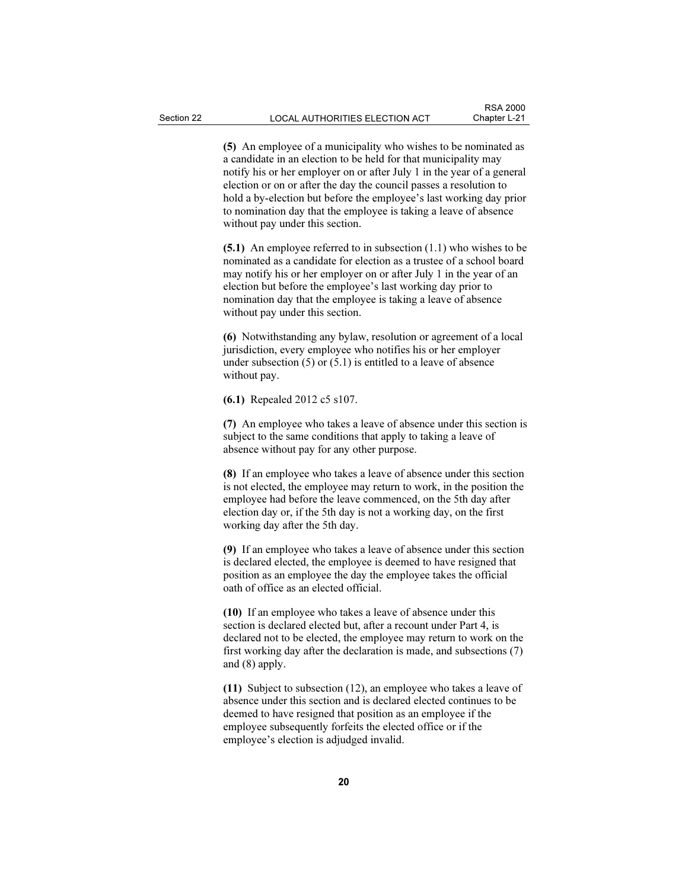**(5)** An employee of a municipality who wishes to be nominated as a candidate in an election to be held for that municipality may notify his or her employer on or after July 1 in the year of a general election or on or after the day the council passes a resolution to hold a by-election but before the employee's last working day prior to nomination day that the employee is taking a leave of absence without pay under this section.

**(5.1)** An employee referred to in subsection (1.1) who wishes to be nominated as a candidate for election as a trustee of a school board may notify his or her employer on or after July 1 in the year of an election but before the employee's last working day prior to nomination day that the employee is taking a leave of absence without pay under this section.

**(6)** Notwithstanding any bylaw, resolution or agreement of a local jurisdiction, every employee who notifies his or her employer under subsection (5) or (5.1) is entitled to a leave of absence without pay.

**(6.1)** Repealed 2012 c5 s107.

**(7)** An employee who takes a leave of absence under this section is subject to the same conditions that apply to taking a leave of absence without pay for any other purpose.

**(8)** If an employee who takes a leave of absence under this section is not elected, the employee may return to work, in the position the employee had before the leave commenced, on the 5th day after election day or, if the 5th day is not a working day, on the first working day after the 5th day.

**(9)** If an employee who takes a leave of absence under this section is declared elected, the employee is deemed to have resigned that position as an employee the day the employee takes the official oath of office as an elected official.

**(10)** If an employee who takes a leave of absence under this section is declared elected but, after a recount under Part 4, is declared not to be elected, the employee may return to work on the first working day after the declaration is made, and subsections (7) and (8) apply.

**(11)** Subject to subsection (12), an employee who takes a leave of absence under this section and is declared elected continues to be deemed to have resigned that position as an employee if the employee subsequently forfeits the elected office or if the employee's election is adjudged invalid.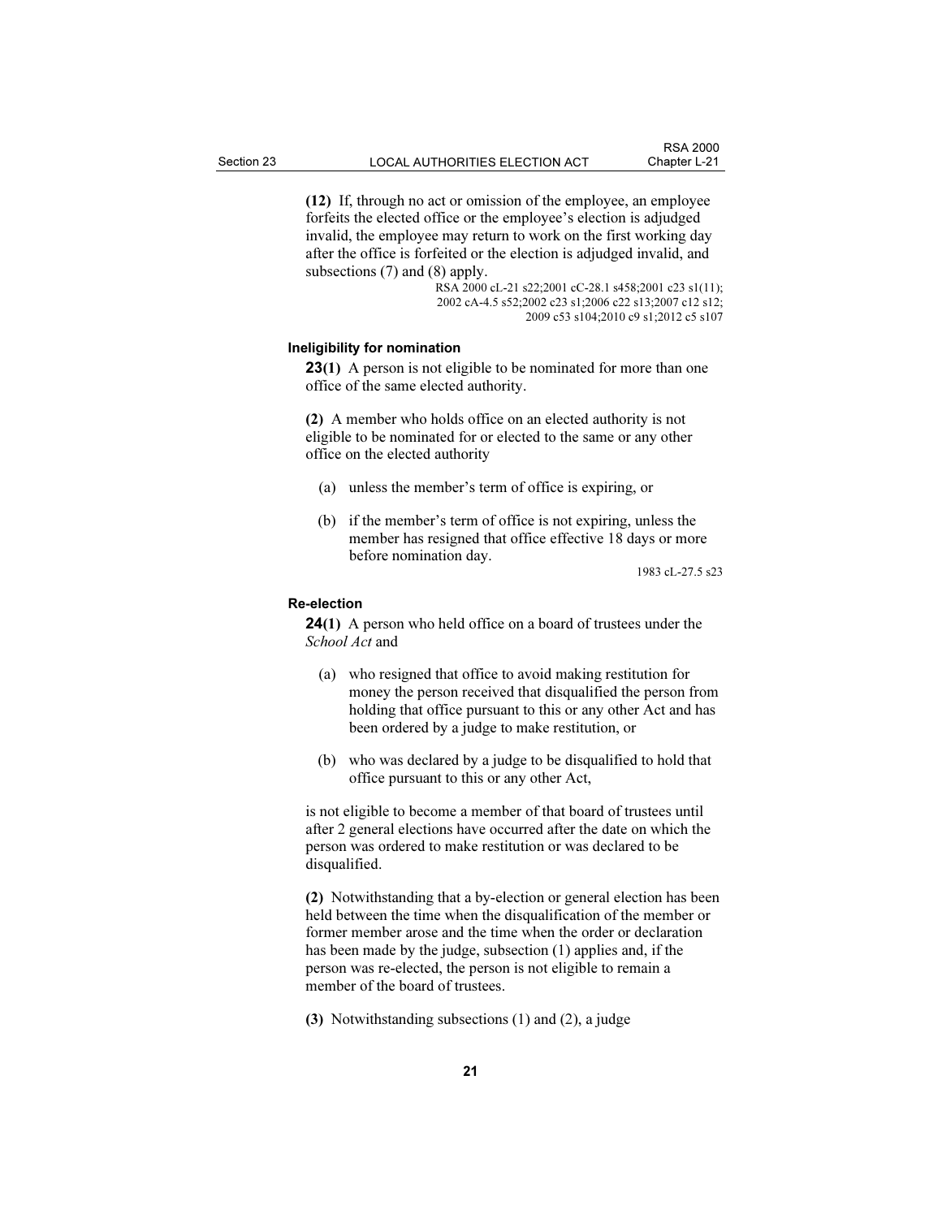**(12)** If, through no act or omission of the employee, an employee forfeits the elected office or the employee's election is adjudged invalid, the employee may return to work on the first working day after the office is forfeited or the election is adjudged invalid, and subsections (7) and (8) apply.

RSA 2000 cL-21 s22;2001 cC-28.1 s458;2001 c23 s1(11); 2002 cA-4.5 s52;2002 c23 s1;2006 c22 s13;2007 c12 s12; 2009 c53 s104;2010 c9 s1;2012 c5 s107

#### Ineligibility for nomination

**23(1)** A person is not eligible to be nominated for more than one office of the same elected authority.

**(2)** A member who holds office on an elected authority is not eligible to be nominated for or elected to the same or any other office on the elected authority

(a) unless the member's term of office is expiring, or

(b) if the member's term of office is not expiring, unless the member has resigned that office effective 18 days or more before nomination day.

1983 cL-27.5 s23

#### Re-election

**24(1)** A person who held office on a board of trustees under the *School Act* and

(a) who resigned that office to avoid making restitution for money the person received that disqualified the person from holding that office pursuant to this or any other Act and has been ordered by a judge to make restitution, or

(b) who was declared by a judge to be disqualified to hold that office pursuant to this or any other Act,

is not eligible to become a member of that board of trustees until after 2 general elections have occurred after the date on which the person was ordered to make restitution or was declared to be disqualified.

**(2)** Notwithstanding that a by-election or general election has been held between the time when the disqualification of the member or former member arose and the time when the order or declaration has been made by the judge, subsection (1) applies and, if the person was re-elected, the person is not eligible to remain a member of the board of trustees.

**(3)** Notwithstanding subsections (1) and (2), a judge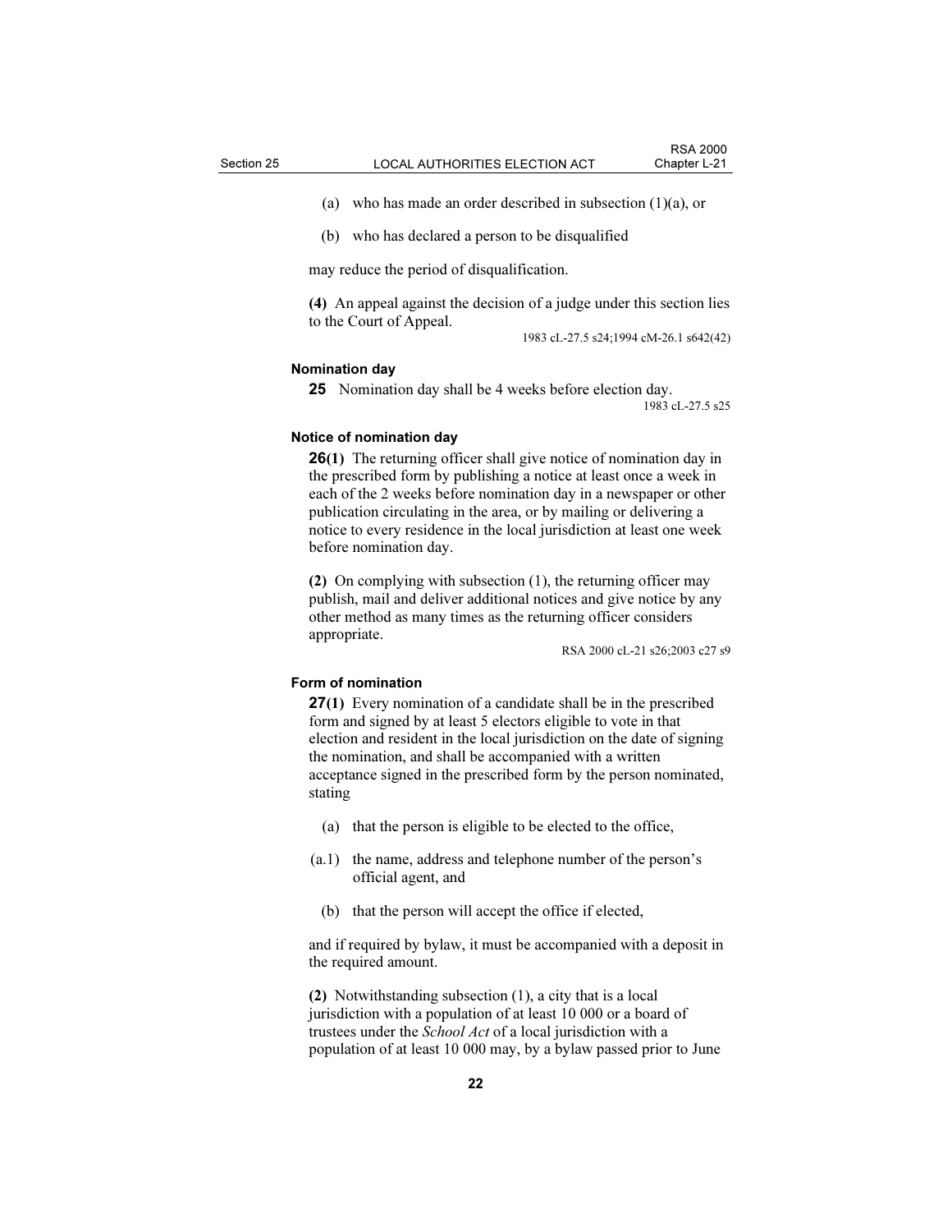(a) who has made an order described in subsection (1)(a), or

(b) who has declared a person to be disqualified

may reduce the period of disqualification.

**(4)** An appeal against the decision of a judge under this section lies to the Court of Appeal.

1983 cL-27.5 s24;1994 cM-26.1 s642(42)

**Nomination day**

**25** Nomination day shall be 4 weeks before election day.

1983 cL-27.5 s25

**Notice of nomination day**

**26(1)** The returning officer shall give notice of nomination day in the prescribed form by publishing a notice at least once a week in each of the 2 weeks before nomination day in a newspaper or other publication circulating in the area, or by mailing or delivering a notice to every residence in the local jurisdiction at least one week before nomination day.

**(2)** On complying with subsection (1), the returning officer may publish, mail and deliver additional notices and give notice by any other method as many times as the returning officer considers appropriate.

RSA 2000 cL-21 s26;2003 c27 s9

**Form of nomination**

**27(1)** Every nomination of a candidate shall be in the prescribed form and signed by at least 5 electors eligible to vote in that election and resident in the local jurisdiction on the date of signing the nomination, and shall be accompanied with a written acceptance signed in the prescribed form by the person nominated, stating

(a) that the person is eligible to be elected to the office,

(a.1) the name, address and telephone number of the person's official agent, and

(b) that the person will accept the office if elected,

and if required by bylaw, it must be accompanied with a deposit in the required amount.

**(2)** Notwithstanding subsection (1), a city that is a local jurisdiction with a population of at least 10 000 or a board of trustees under the *School Act* of a local jurisdiction with a population of at least 10 000 may, by a bylaw passed prior to June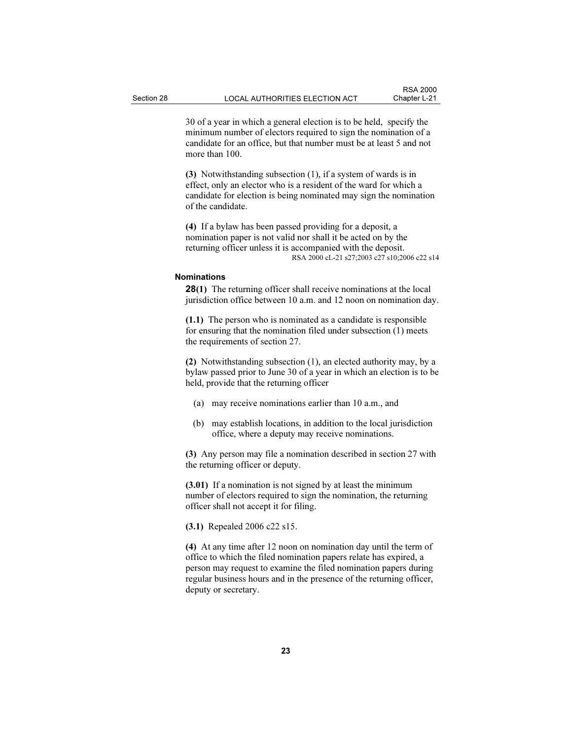30 of a year in which a general election is to be held, specify the minimum number of electors required to sign the nomination of a candidate for an office, but that number must be at least 5 and not more than 100.

**(3)** Notwithstanding subsection (1), if a system of wards is in effect, only an elector who is a resident of the ward for which a candidate for election is being nominated may sign the nomination of the candidate.

**(4)** If a bylaw has been passed providing for a deposit, a nomination paper is not valid nor shall it be acted on by the returning officer unless it is accompanied with the deposit.

RSA 2000 cL-21 s27;2003 c27 s10;2006 c22 s14

### Nominations

**28(1)** The returning officer shall receive nominations at the local jurisdiction office between 10 a.m. and 12 noon on nomination day.

**(1.1)** The person who is nominated as a candidate is responsible for ensuring that the nomination filed under subsection (1) meets the requirements of section 27.

**(2)** Notwithstanding subsection (1), an elected authority may, by a bylaw passed prior to June 30 of a year in which an election is to be held, provide that the returning officer

(a) may receive nominations earlier than 10 a.m., and

(b) may establish locations, in addition to the local jurisdiction office, where a deputy may receive nominations.

**(3)** Any person may file a nomination described in section 27 with the returning officer or deputy.

**(3.01)** If a nomination is not signed by at least the minimum number of electors required to sign the nomination, the returning officer shall not accept it for filing.

**(3.1)** Repealed 2006 c22 s15.

**(4)** At any time after 12 noon on nomination day until the term of office to which the filed nomination papers relate has expired, a person may request to examine the filed nomination papers during regular business hours and in the presence of the returning officer, deputy or secretary.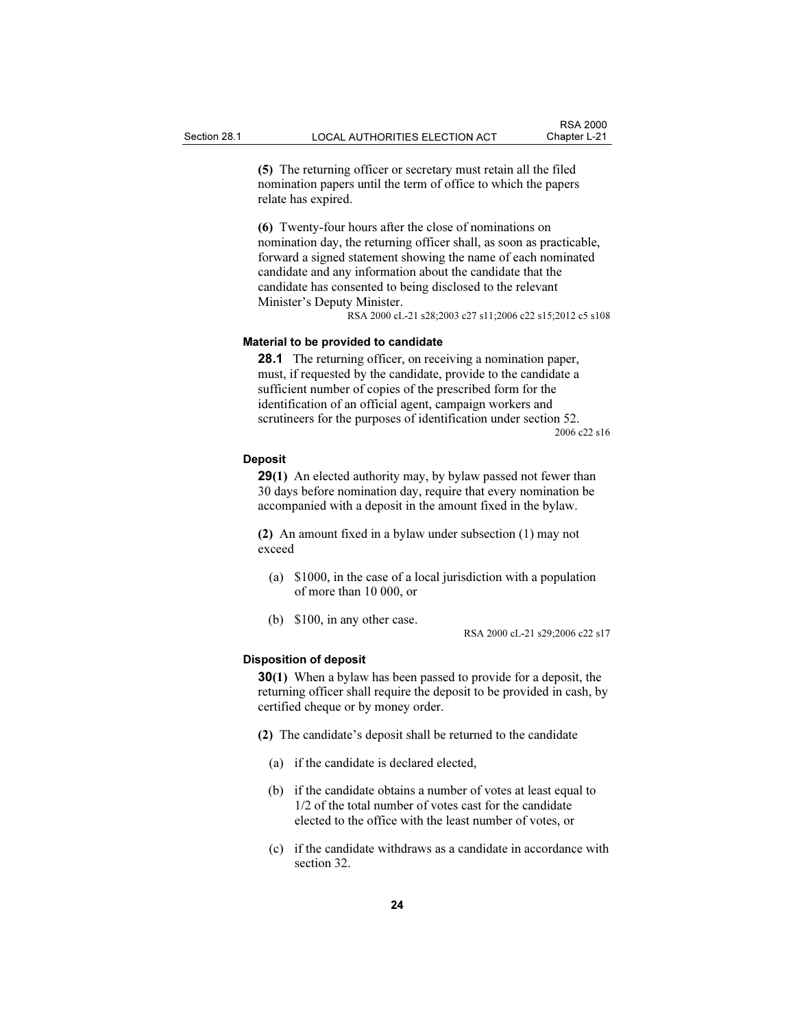**(5)** The returning officer or secretary must retain all the filed nomination papers until the term of office to which the papers relate has expired.

**(6)** Twenty-four hours after the close of nominations on nomination day, the returning officer shall, as soon as practicable, forward a signed statement showing the name of each nominated candidate and any information about the candidate that the candidate has consented to being disclosed to the relevant Minister's Deputy Minister.

RSA 2000 cL-21 s28;2003 c27 s11;2006 c22 s15;2012 c5 s108

#### Material to be provided to candidate

**28.1** The returning officer, on receiving a nomination paper, must, if requested by the candidate, provide to the candidate a sufficient number of copies of the prescribed form for the identification of an official agent, campaign workers and scrutineers for the purposes of identification under section 52.

2006 c22 s16

#### Deposit

**29(1)** An elected authority may, by bylaw passed not fewer than 30 days before nomination day, require that every nomination be accompanied with a deposit in the amount fixed in the bylaw.

**(2)** An amount fixed in a bylaw under subsection (1) may not exceed

(a) $1000, in the case of a local jurisdiction with a population of more than 10 000, or

(b) $100, in any other case.

RSA 2000 cL-21 s29;2006 c22 s17

#### Disposition of deposit

**30(1)** When a bylaw has been passed to provide for a deposit, the returning officer shall require the deposit to be provided in cash, by certified cheque or by money order.

**(2)** The candidate's deposit shall be returned to the candidate

(a) if the candidate is declared elected,

(b) if the candidate obtains a number of votes at least equal to 1/2 of the total number of votes cast for the candidate elected to the office with the least number of votes, or

(c) if the candidate withdraws as a candidate in accordance with section 32.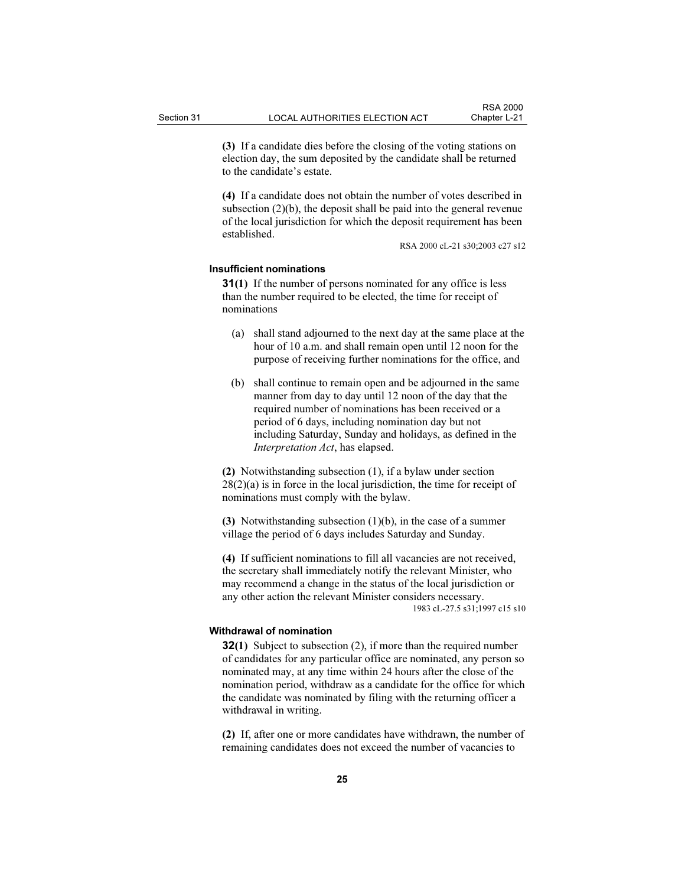**(3)** If a candidate dies before the closing of the voting stations on election day, the sum deposited by the candidate shall be returned to the candidate's estate.

**(4)** If a candidate does not obtain the number of votes described in subsection (2)(b), the deposit shall be paid into the general revenue of the local jurisdiction for which the deposit requirement has been established.

RSA 2000 cL-21 s30;2003 c27 s12

**Insufficient nominations**

**31(1)** If the number of persons nominated for any office is less than the number required to be elected, the time for receipt of nominations

(a) shall stand adjourned to the next day at the same place at the hour of 10 a.m. and shall remain open until 12 noon for the purpose of receiving further nominations for the office, and

(b) shall continue to remain open and be adjourned in the same manner from day to day until 12 noon of the day that the required number of nominations has been received or a period of 6 days, including nomination day but not including Saturday, Sunday and holidays, as defined in the *Interpretation Act*, has elapsed.

**(2)** Notwithstanding subsection (1), if a bylaw under section 28(2)(a) is in force in the local jurisdiction, the time for receipt of nominations must comply with the bylaw.

**(3)** Notwithstanding subsection (1)(b), in the case of a summer village the period of 6 days includes Saturday and Sunday.

**(4)** If sufficient nominations to fill all vacancies are not received, the secretary shall immediately notify the relevant Minister, who may recommend a change in the status of the local jurisdiction or any other action the relevant Minister considers necessary.

1983 cL-27.5 s31;1997 c15 s10

**Withdrawal of nomination**

**32(1)** Subject to subsection (2), if more than the required number of candidates for any particular office are nominated, any person so nominated may, at any time within 24 hours after the close of the nomination period, withdraw as a candidate for the office for which the candidate was nominated by filing with the returning officer a withdrawal in writing.

**(2)** If, after one or more candidates have withdrawn, the number of remaining candidates does not exceed the number of vacancies to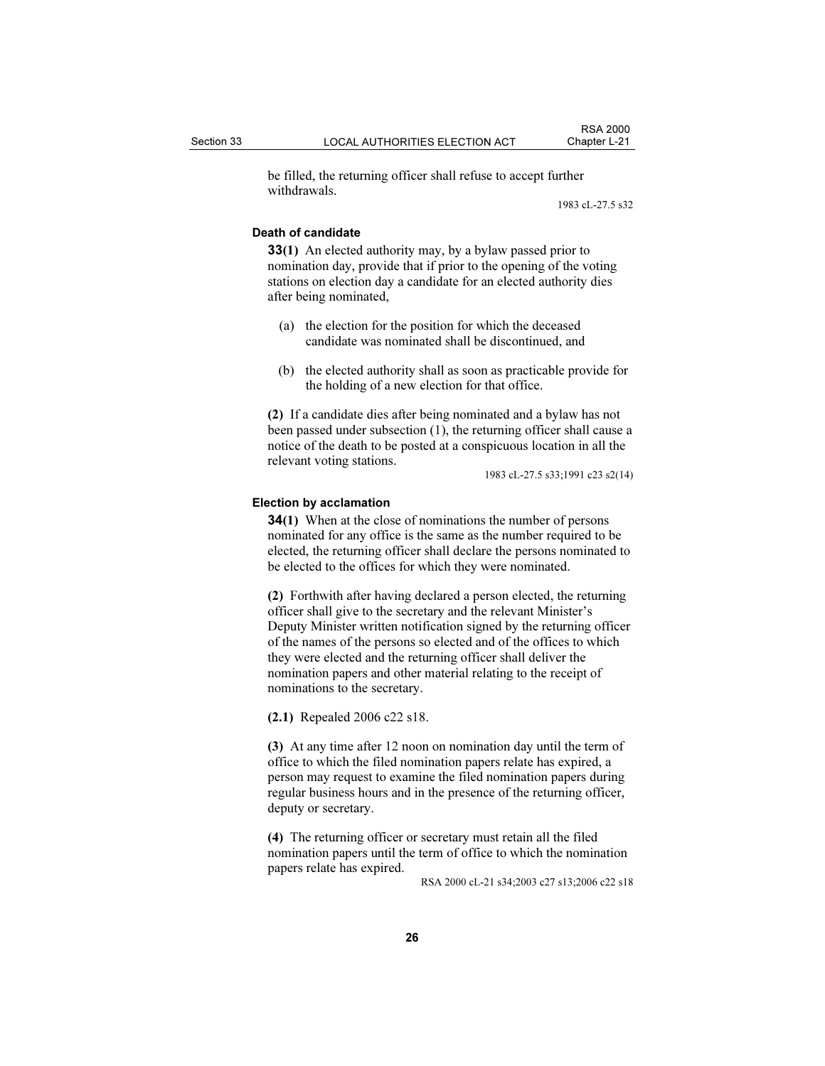be filled, the returning officer shall refuse to accept further withdrawals.

1983 cL-27.5 s32

### Death of candidate

**33(1)** An elected authority may, by a bylaw passed prior to nomination day, provide that if prior to the opening of the voting stations on election day a candidate for an elected authority dies after being nominated,

(a) the election for the position for which the deceased candidate was nominated shall be discontinued, and

(b) the elected authority shall as soon as practicable provide for the holding of a new election for that office.

**(2)** If a candidate dies after being nominated and a bylaw has not been passed under subsection (1), the returning officer shall cause a notice of the death to be posted at a conspicuous location in all the relevant voting stations.

1983 cL-27.5 s33;1991 c23 s2(14)

### Election by acclamation

**34(1)** When at the close of nominations the number of persons nominated for any office is the same as the number required to be elected, the returning officer shall declare the persons nominated to be elected to the offices for which they were nominated.

**(2)** Forthwith after having declared a person elected, the returning officer shall give to the secretary and the relevant Minister's Deputy Minister written notification signed by the returning officer of the names of the persons so elected and of the offices to which they were elected and the returning officer shall deliver the nomination papers and other material relating to the receipt of nominations to the secretary.

**(2.1)** Repealed 2006 c22 s18.

**(3)** At any time after 12 noon on nomination day until the term of office to which the filed nomination papers relate has expired, a person may request to examine the filed nomination papers during regular business hours and in the presence of the returning officer, deputy or secretary.

**(4)** The returning officer or secretary must retain all the filed nomination papers until the term of office to which the nomination papers relate has expired.

RSA 2000 cL-21 s34;2003 c27 s13;2006 c22 s18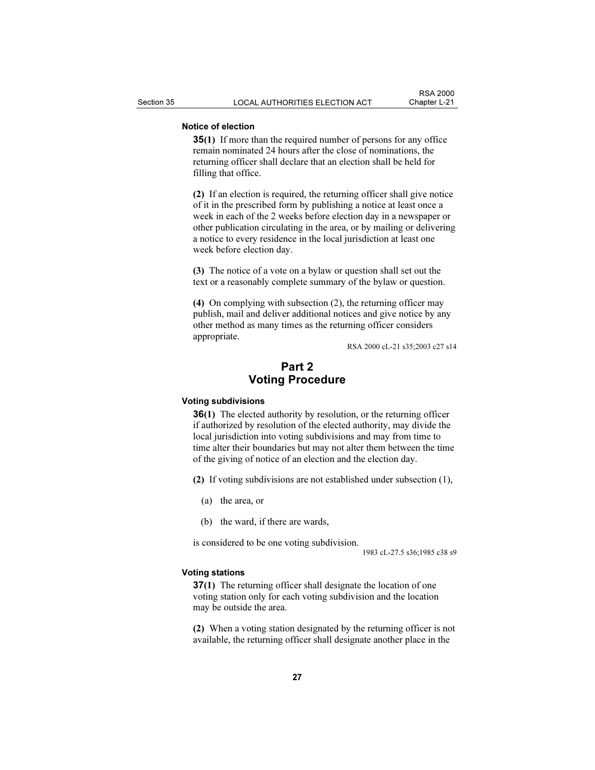**Notice of election**

**35(1)** If more than the required number of persons for any office remain nominated 24 hours after the close of nominations, the returning officer shall declare that an election shall be held for filling that office.

**(2)** If an election is required, the returning officer shall give notice of it in the prescribed form by publishing a notice at least once a week in each of the 2 weeks before election day in a newspaper or other publication circulating in the area, or by mailing or delivering a notice to every residence in the local jurisdiction at least one week before election day.

**(3)** The notice of a vote on a bylaw or question shall set out the text or a reasonably complete summary of the bylaw or question.

**(4)** On complying with subsection (2), the returning officer may publish, mail and deliver additional notices and give notice by any other method as many times as the returning officer considers appropriate.

RSA 2000 cL-21 s35;2003 c27 s14

## Part 2
## Voting Procedure

**Voting subdivisions**

**36(1)** The elected authority by resolution, or the returning officer if authorized by resolution of the elected authority, may divide the local jurisdiction into voting subdivisions and may from time to time alter their boundaries but may not alter them between the time of the giving of notice of an election and the election day.

**(2)** If voting subdivisions are not established under subsection (1),

(a) the area, or

(b) the ward, if there are wards,

is considered to be one voting subdivision.

1983 cL-27.5 s36;1985 c38 s9

**Voting stations**

**37(1)** The returning officer shall designate the location of one voting station only for each voting subdivision and the location may be outside the area.

**(2)** When a voting station designated by the returning officer is not available, the returning officer shall designate another place in the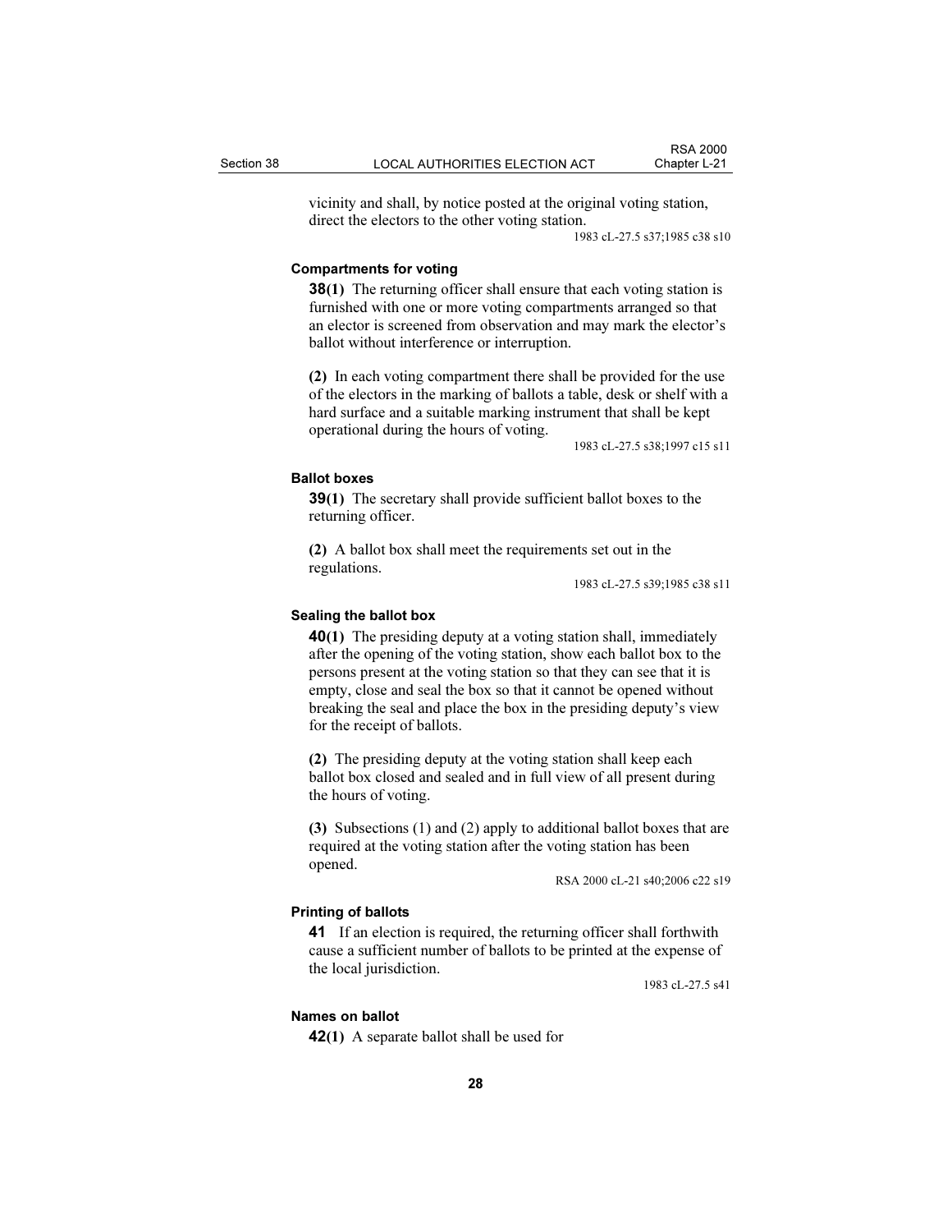vicinity and shall, by notice posted at the original voting station, direct the electors to the other voting station.

1983 cL-27.5 s37;1985 c38 s10

**Compartments for voting**

**38(1)** The returning officer shall ensure that each voting station is furnished with one or more voting compartments arranged so that an elector is screened from observation and may mark the elector's ballot without interference or interruption.

**(2)** In each voting compartment there shall be provided for the use of the electors in the marking of ballots a table, desk or shelf with a hard surface and a suitable marking instrument that shall be kept operational during the hours of voting.

1983 cL-27.5 s38;1997 c15 s11

**Ballot boxes**

**39(1)** The secretary shall provide sufficient ballot boxes to the returning officer.

**(2)** A ballot box shall meet the requirements set out in the regulations.

1983 cL-27.5 s39;1985 c38 s11

**Sealing the ballot box**

**40(1)** The presiding deputy at a voting station shall, immediately after the opening of the voting station, show each ballot box to the persons present at the voting station so that they can see that it is empty, close and seal the box so that it cannot be opened without breaking the seal and place the box in the presiding deputy's view for the receipt of ballots.

**(2)** The presiding deputy at the voting station shall keep each ballot box closed and sealed and in full view of all present during the hours of voting.

**(3)** Subsections (1) and (2) apply to additional ballot boxes that are required at the voting station after the voting station has been opened.

RSA 2000 cL-21 s40;2006 c22 s19

**Printing of ballots**

**41** If an election is required, the returning officer shall forthwith cause a sufficient number of ballots to be printed at the expense of the local jurisdiction.

1983 cL-27.5 s41

**Names on ballot**

**42(1)** A separate ballot shall be used for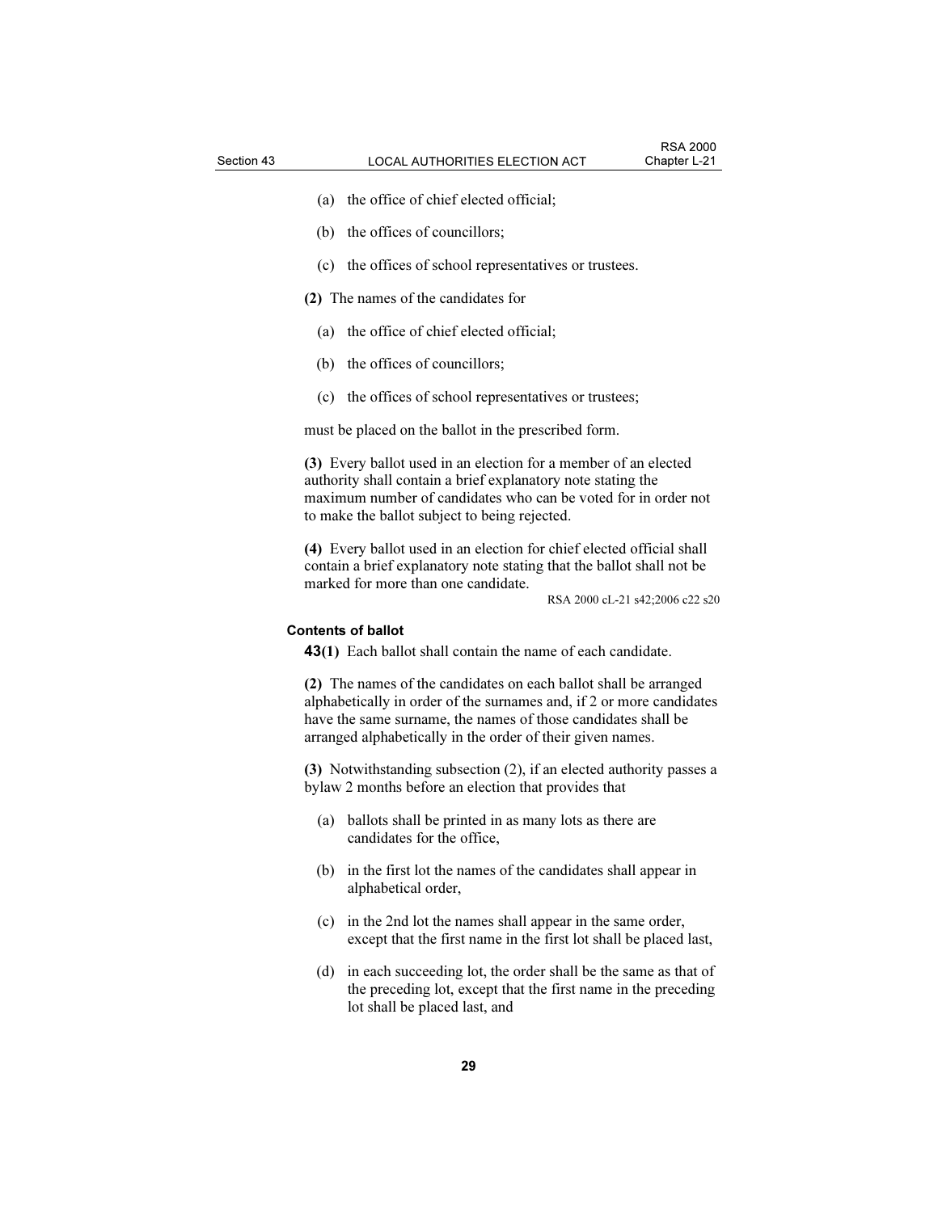(a) the office of chief elected official;

(b) the offices of councillors;

(c) the offices of school representatives or trustees.

**(2)** The names of the candidates for

(a) the office of chief elected official;

(b) the offices of councillors;

(c) the offices of school representatives or trustees;

must be placed on the ballot in the prescribed form.

**(3)** Every ballot used in an election for a member of an elected authority shall contain a brief explanatory note stating the maximum number of candidates who can be voted for in order not to make the ballot subject to being rejected.

**(4)** Every ballot used in an election for chief elected official shall contain a brief explanatory note stating that the ballot shall not be marked for more than one candidate.

RSA 2000 cL-21 s42;2006 c22 s20

**Contents of ballot**

**43(1)** Each ballot shall contain the name of each candidate.

**(2)** The names of the candidates on each ballot shall be arranged alphabetically in order of the surnames and, if 2 or more candidates have the same surname, the names of those candidates shall be arranged alphabetically in the order of their given names.

**(3)** Notwithstanding subsection (2), if an elected authority passes a bylaw 2 months before an election that provides that

(a) ballots shall be printed in as many lots as there are candidates for the office,

(b) in the first lot the names of the candidates shall appear in alphabetical order,

(c) in the 2nd lot the names shall appear in the same order, except that the first name in the first lot shall be placed last,

(d) in each succeeding lot, the order shall be the same as that of the preceding lot, except that the first name in the preceding lot shall be placed last, and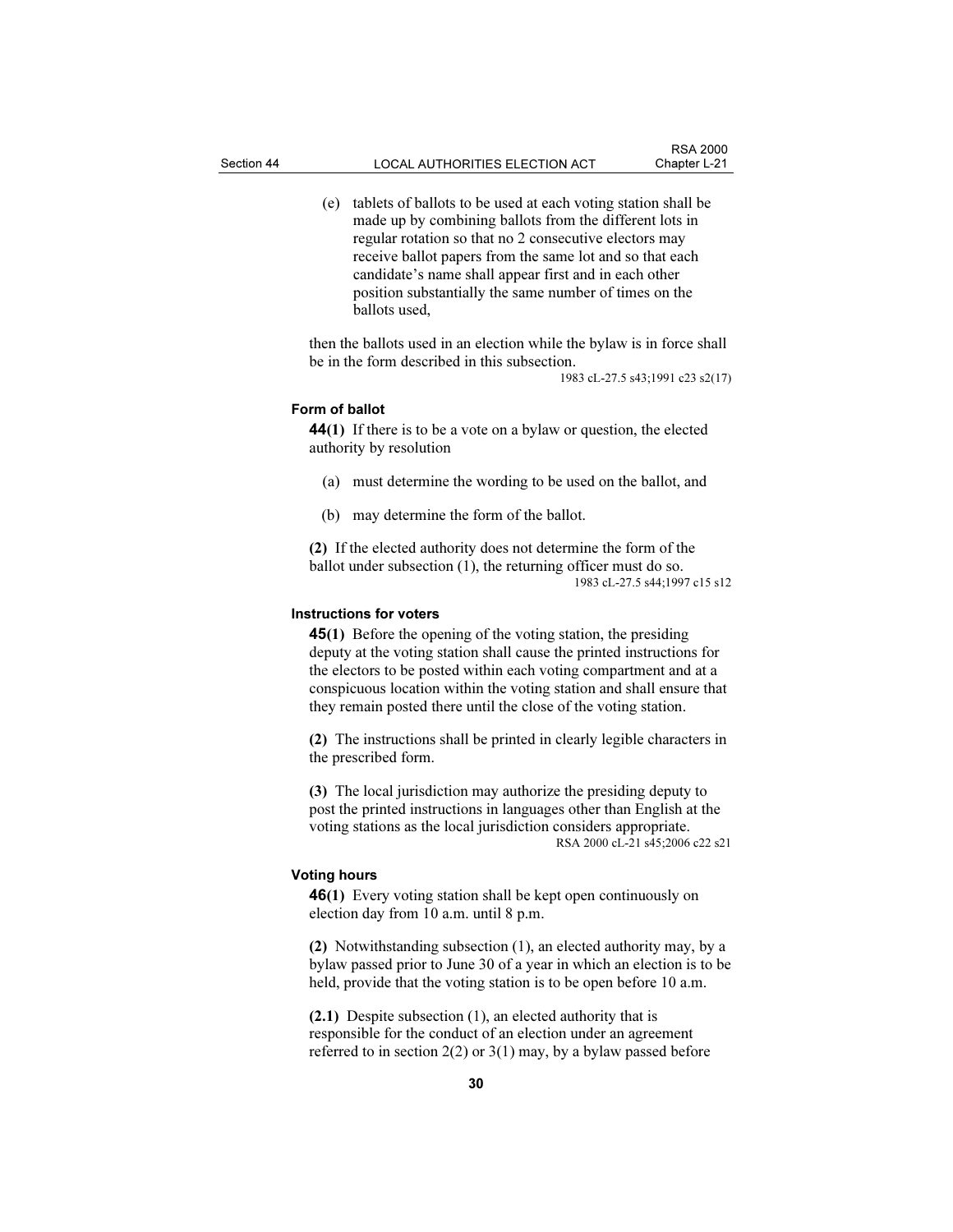(e) tablets of ballots to be used at each voting station shall be made up by combining ballots from the different lots in regular rotation so that no 2 consecutive electors may receive ballot papers from the same lot and so that each candidate's name shall appear first and in each other position substantially the same number of times on the ballots used,

then the ballots used in an election while the bylaw is in force shall be in the form described in this subsection.

1983 cL-27.5 s43;1991 c23 s2(17)

#### Form of ballot

**44(1)** If there is to be a vote on a bylaw or question, the elected authority by resolution

(a) must determine the wording to be used on the ballot, and

(b) may determine the form of the ballot.

**(2)** If the elected authority does not determine the form of the ballot under subsection (1), the returning officer must do so.

1983 cL-27.5 s44;1997 c15 s12

#### Instructions for voters

**45(1)** Before the opening of the voting station, the presiding deputy at the voting station shall cause the printed instructions for the electors to be posted within each voting compartment and at a conspicuous location within the voting station and shall ensure that they remain posted there until the close of the voting station.

**(2)** The instructions shall be printed in clearly legible characters in the prescribed form.

**(3)** The local jurisdiction may authorize the presiding deputy to post the printed instructions in languages other than English at the voting stations as the local jurisdiction considers appropriate.

RSA 2000 cL-21 s45;2006 c22 s21

#### Voting hours

**46(1)** Every voting station shall be kept open continuously on election day from 10 a.m. until 8 p.m.

**(2)** Notwithstanding subsection (1), an elected authority may, by a bylaw passed prior to June 30 of a year in which an election is to be held, provide that the voting station is to be open before 10 a.m.

**(2.1)** Despite subsection (1), an elected authority that is responsible for the conduct of an election under an agreement referred to in section 2(2) or 3(1) may, by a bylaw passed before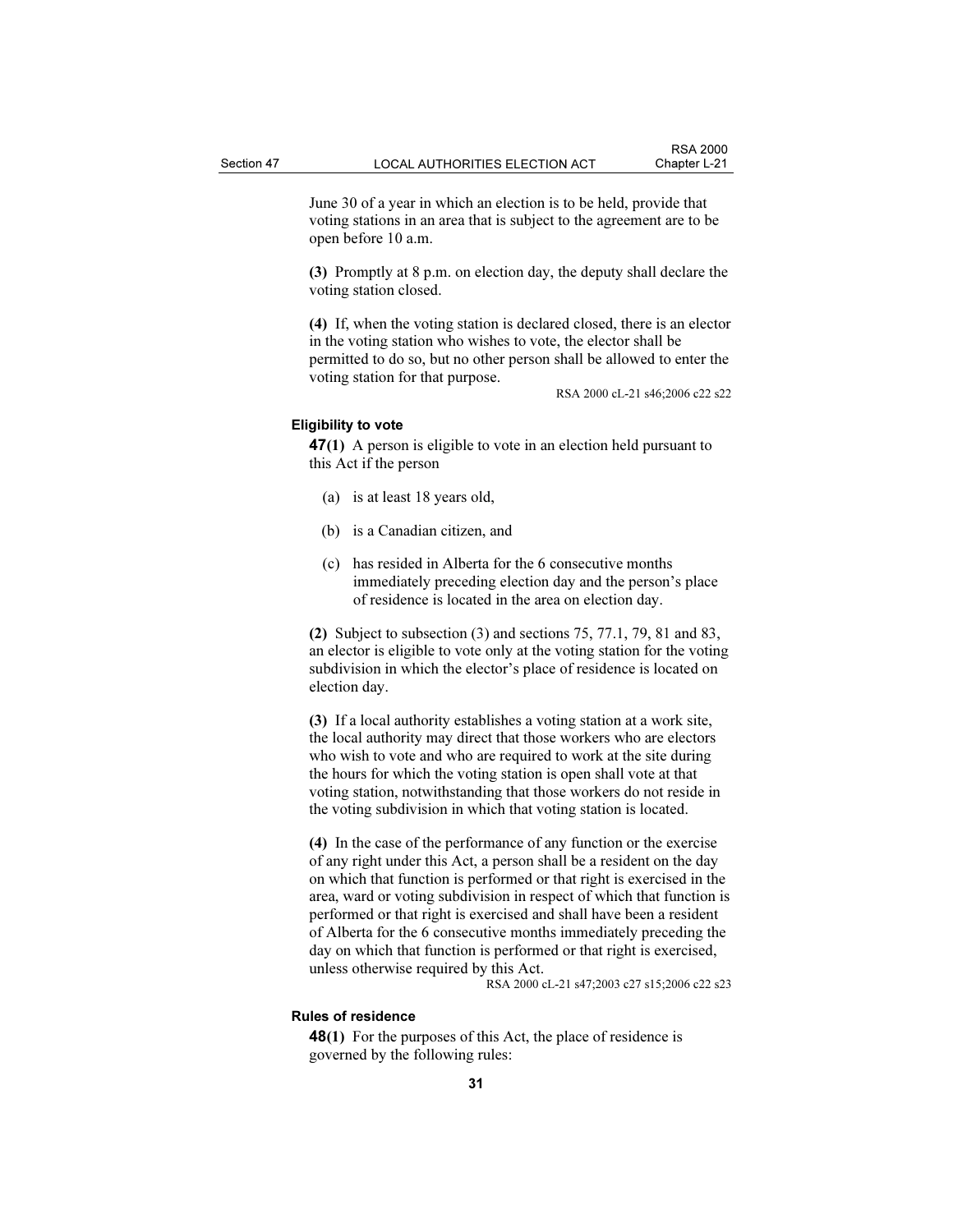June 30 of a year in which an election is to be held, provide that voting stations in an area that is subject to the agreement are to be open before 10 a.m.

**(3)** Promptly at 8 p.m. on election day, the deputy shall declare the voting station closed.

**(4)** If, when the voting station is declared closed, there is an elector in the voting station who wishes to vote, the elector shall be permitted to do so, but no other person shall be allowed to enter the voting station for that purpose.

RSA 2000 cL-21 s46;2006 c22 s22

### Eligibility to vote

**47(1)** A person is eligible to vote in an election held pursuant to this Act if the person

(a) is at least 18 years old,

(b) is a Canadian citizen, and

(c) has resided in Alberta for the 6 consecutive months immediately preceding election day and the person's place of residence is located in the area on election day.

**(2)** Subject to subsection (3) and sections 75, 77.1, 79, 81 and 83, an elector is eligible to vote only at the voting station for the voting subdivision in which the elector's place of residence is located on election day.

**(3)** If a local authority establishes a voting station at a work site, the local authority may direct that those workers who are electors who wish to vote and who are required to work at the site during the hours for which the voting station is open shall vote at that voting station, notwithstanding that those workers do not reside in the voting subdivision in which that voting station is located.

**(4)** In the case of the performance of any function or the exercise of any right under this Act, a person shall be a resident on the day on which that function is performed or that right is exercised in the area, ward or voting subdivision in respect of which that function is performed or that right is exercised and shall have been a resident of Alberta for the 6 consecutive months immediately preceding the day on which that function is performed or that right is exercised, unless otherwise required by this Act.

RSA 2000 cL-21 s47;2003 c27 s15;2006 c22 s23

### Rules of residence

**48(1)** For the purposes of this Act, the place of residence is governed by the following rules: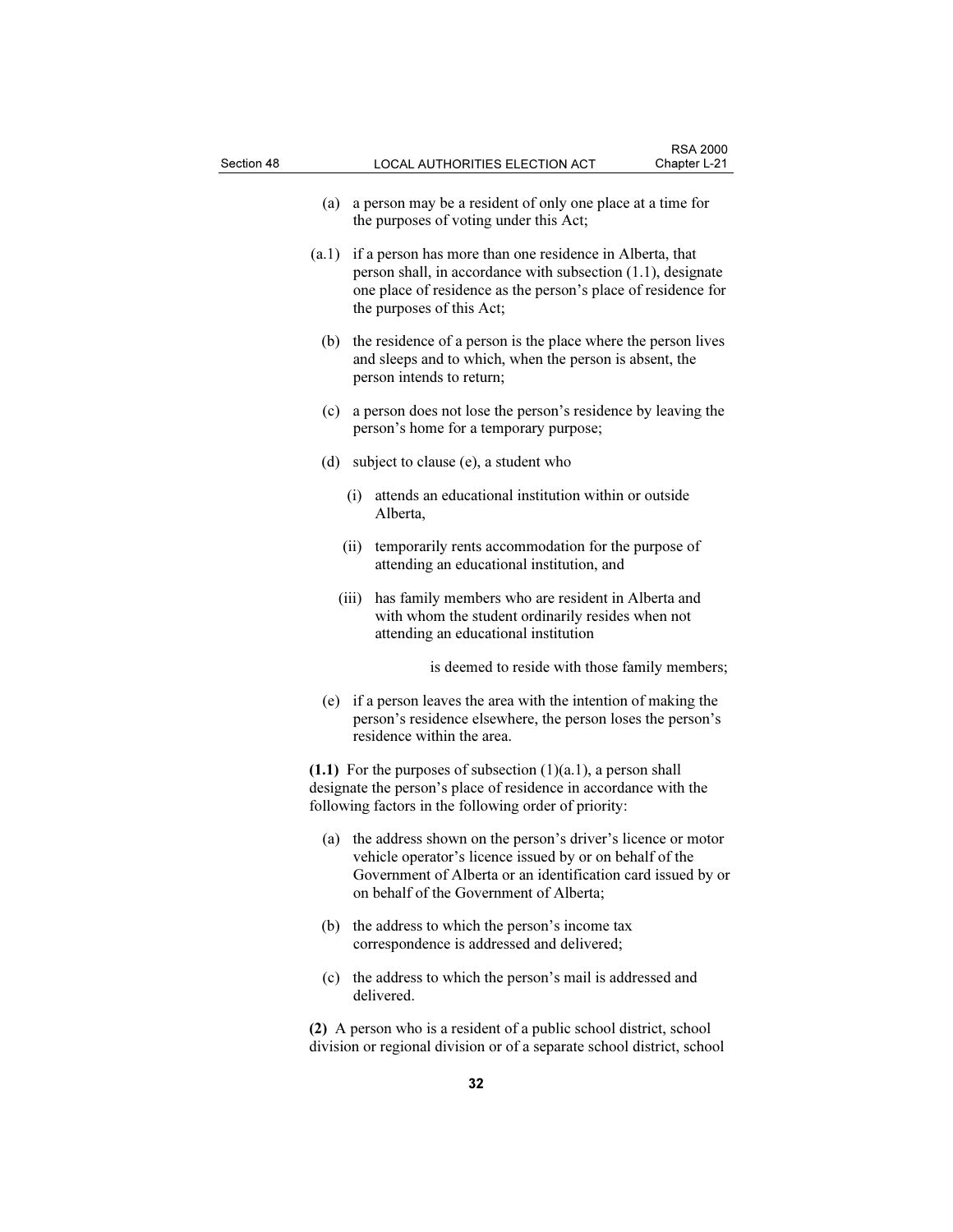(a) a person may be a resident of only one place at a time for the purposes of voting under this Act;

(a.1) if a person has more than one residence in Alberta, that person shall, in accordance with subsection (1.1), designate one place of residence as the person's place of residence for the purposes of this Act;

(b) the residence of a person is the place where the person lives and sleeps and to which, when the person is absent, the person intends to return;

(c) a person does not lose the person's residence by leaving the person's home for a temporary purpose;

(d) subject to clause (e), a student who

  (i) attends an educational institution within or outside Alberta,

  (ii) temporarily rents accommodation for the purpose of attending an educational institution, and

  (iii) has family members who are resident in Alberta and with whom the student ordinarily resides when not attending an educational institution

is deemed to reside with those family members;

(e) if a person leaves the area with the intention of making the person's residence elsewhere, the person loses the person's residence within the area.

**(1.1)** For the purposes of subsection (1)(a.1), a person shall designate the person's place of residence in accordance with the following factors in the following order of priority:

(a) the address shown on the person's driver's licence or motor vehicle operator's licence issued by or on behalf of the Government of Alberta or an identification card issued by or on behalf of the Government of Alberta;

(b) the address to which the person's income tax correspondence is addressed and delivered;

(c) the address to which the person's mail is addressed and delivered.

**(2)** A person who is a resident of a public school district, school division or regional division or of a separate school district, school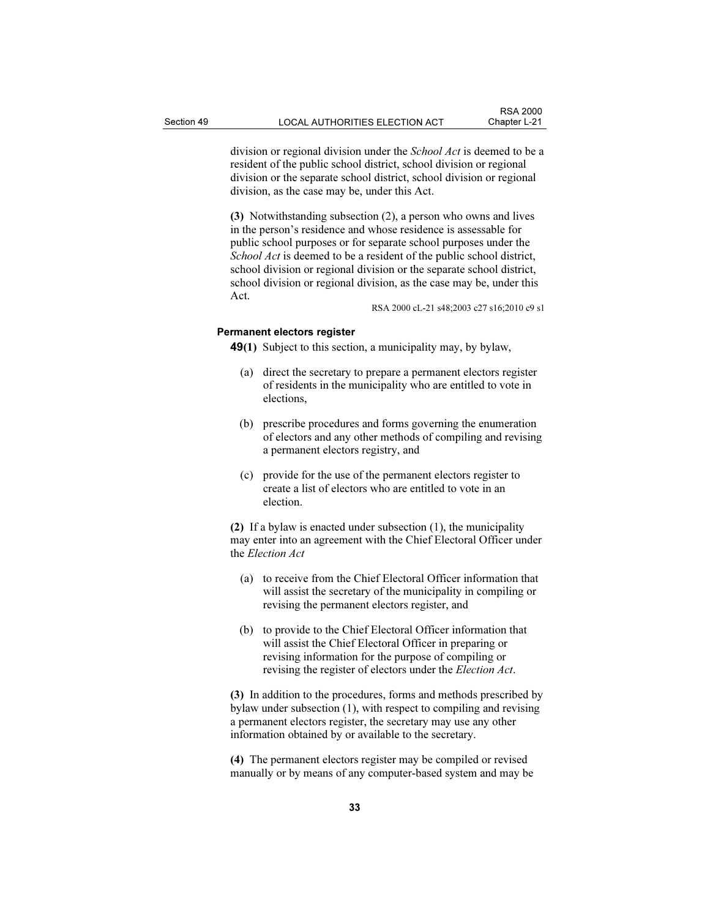division or regional division under the *School Act* is deemed to be a resident of the public school district, school division or regional division or the separate school district, school division or regional division, as the case may be, under this Act.

**(3)** Notwithstanding subsection (2), a person who owns and lives in the person's residence and whose residence is assessable for public school purposes or for separate school purposes under the *School Act* is deemed to be a resident of the public school district, school division or regional division or the separate school district, school division or regional division, as the case may be, under this Act.

RSA 2000 cL-21 s48;2003 c27 s16;2010 c9 s1

#### Permanent electors register

**49(1)** Subject to this section, a municipality may, by bylaw,

(a) direct the secretary to prepare a permanent electors register of residents in the municipality who are entitled to vote in elections,

(b) prescribe procedures and forms governing the enumeration of electors and any other methods of compiling and revising a permanent electors registry, and

(c) provide for the use of the permanent electors register to create a list of electors who are entitled to vote in an election.

**(2)** If a bylaw is enacted under subsection (1), the municipality may enter into an agreement with the Chief Electoral Officer under the *Election Act*

(a) to receive from the Chief Electoral Officer information that will assist the secretary of the municipality in compiling or revising the permanent electors register, and

(b) to provide to the Chief Electoral Officer information that will assist the Chief Electoral Officer in preparing or revising information for the purpose of compiling or revising the register of electors under the *Election Act*.

**(3)** In addition to the procedures, forms and methods prescribed by bylaw under subsection (1), with respect to compiling and revising a permanent electors register, the secretary may use any other information obtained by or available to the secretary.

**(4)** The permanent electors register may be compiled or revised manually or by means of any computer-based system and may be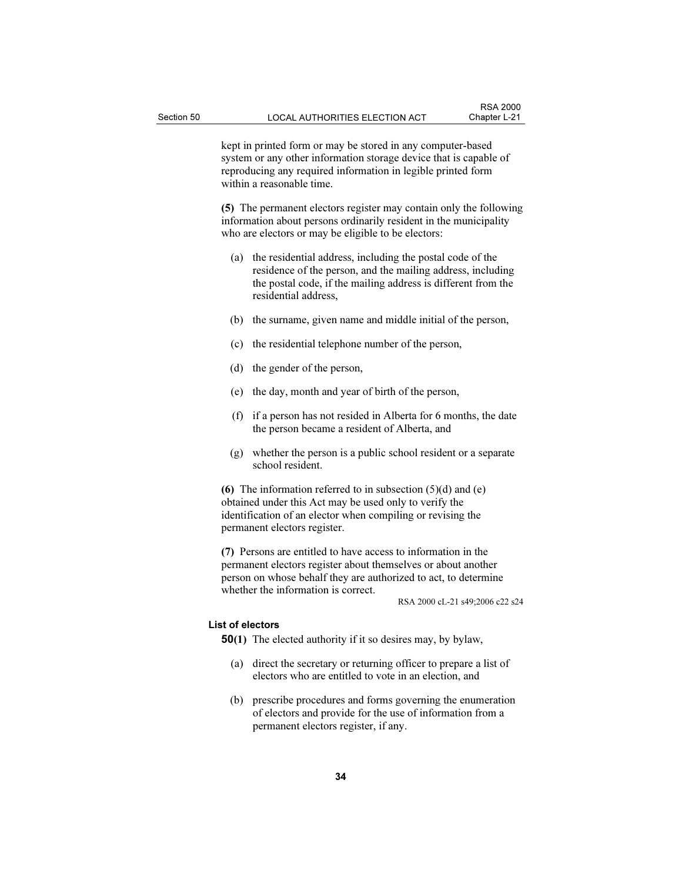kept in printed form or may be stored in any computer-based system or any other information storage device that is capable of reproducing any required information in legible printed form within a reasonable time.

**(5)** The permanent electors register may contain only the following information about persons ordinarily resident in the municipality who are electors or may be eligible to be electors:

(a) the residential address, including the postal code of the residence of the person, and the mailing address, including the postal code, if the mailing address is different from the residential address,

(b) the surname, given name and middle initial of the person,

(c) the residential telephone number of the person,

(d) the gender of the person,

(e) the day, month and year of birth of the person,

(f) if a person has not resided in Alberta for 6 months, the date the person became a resident of Alberta, and

(g) whether the person is a public school resident or a separate school resident.

**(6)** The information referred to in subsection (5)(d) and (e) obtained under this Act may be used only to verify the identification of an elector when compiling or revising the permanent electors register.

**(7)** Persons are entitled to have access to information in the permanent electors register about themselves or about another person on whose behalf they are authorized to act, to determine whether the information is correct.

RSA 2000 cL-21 s49;2006 c22 s24

**List of electors**

**50(1)** The elected authority if it so desires may, by bylaw,

(a) direct the secretary or returning officer to prepare a list of electors who are entitled to vote in an election, and

(b) prescribe procedures and forms governing the enumeration of electors and provide for the use of information from a permanent electors register, if any.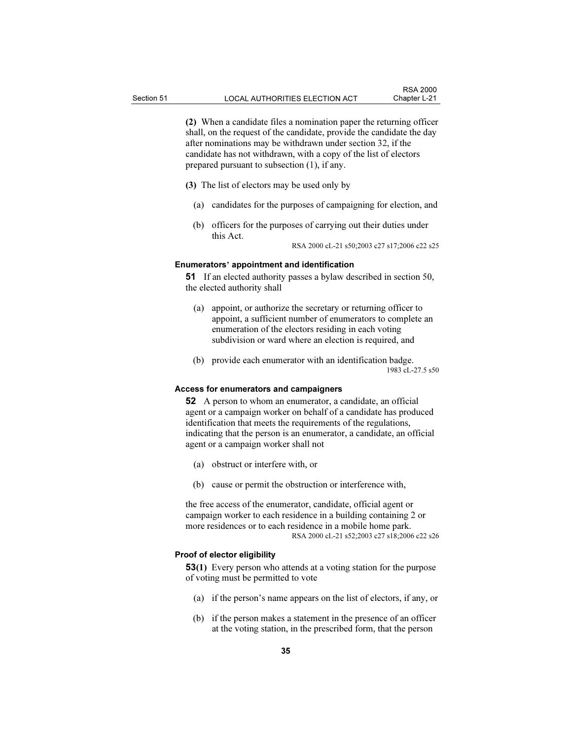**(2)** When a candidate files a nomination paper the returning officer shall, on the request of the candidate, provide the candidate the day after nominations may be withdrawn under section 32, if the candidate has not withdrawn, with a copy of the list of electors prepared pursuant to subsection (1), if any.

**(3)** The list of electors may be used only by

- (a) candidates for the purposes of campaigning for election, and
- (b) officers for the purposes of carrying out their duties under this Act.

RSA 2000 cL-21 s50;2003 c27 s17;2006 c22 s25

#### Enumerators' appointment and identification

**51** If an elected authority passes a bylaw described in section 50, the elected authority shall

- (a) appoint, or authorize the secretary or returning officer to appoint, a sufficient number of enumerators to complete an enumeration of the electors residing in each voting subdivision or ward where an election is required, and
- (b) provide each enumerator with an identification badge.

1983 cL-27.5 s50

#### Access for enumerators and campaigners

**52** A person to whom an enumerator, a candidate, an official agent or a campaign worker on behalf of a candidate has produced identification that meets the requirements of the regulations, indicating that the person is an enumerator, a candidate, an official agent or a campaign worker shall not

- (a) obstruct or interfere with, or
- (b) cause or permit the obstruction or interference with,

the free access of the enumerator, candidate, official agent or campaign worker to each residence in a building containing 2 or more residences or to each residence in a mobile home park.

RSA 2000 cL-21 s52;2003 c27 s18;2006 c22 s26

#### Proof of elector eligibility

**53(1)** Every person who attends at a voting station for the purpose of voting must be permitted to vote

- (a) if the person's name appears on the list of electors, if any, or
- (b) if the person makes a statement in the presence of an officer at the voting station, in the prescribed form, that the person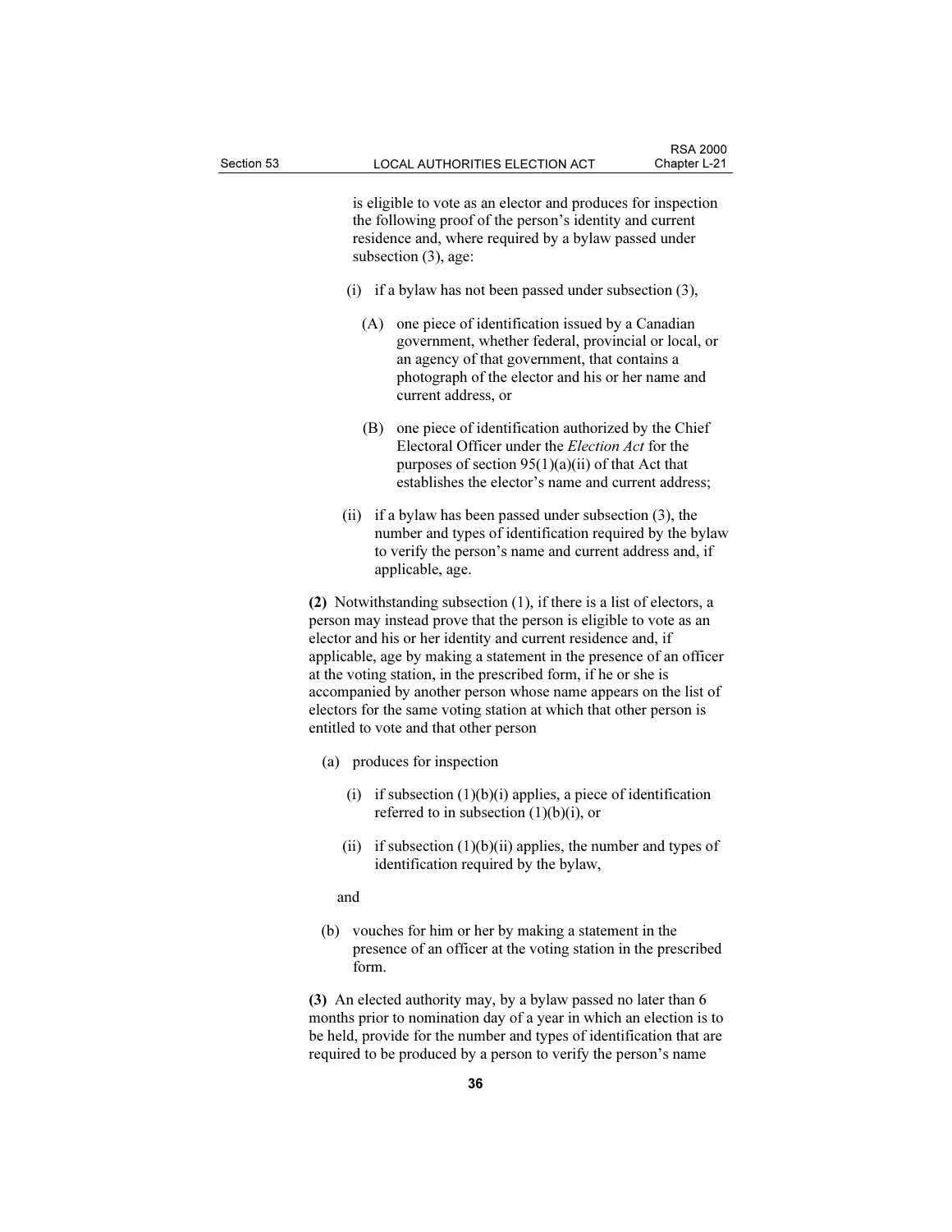is eligible to vote as an elector and produces for inspection the following proof of the person's identity and current residence and, where required by a bylaw passed under subsection (3), age:

(i) if a bylaw has not been passed under subsection (3),

(A) one piece of identification issued by a Canadian government, whether federal, provincial or local, or an agency of that government, that contains a photograph of the elector and his or her name and current address, or

(B) one piece of identification authorized by the Chief Electoral Officer under the *Election Act* for the purposes of section 95(1)(a)(ii) of that Act that establishes the elector's name and current address;

(ii) if a bylaw has been passed under subsection (3), the number and types of identification required by the bylaw to verify the person's name and current address and, if applicable, age.

**(2)** Notwithstanding subsection (1), if there is a list of electors, a person may instead prove that the person is eligible to vote as an elector and his or her identity and current residence and, if applicable, age by making a statement in the presence of an officer at the voting station, in the prescribed form, if he or she is accompanied by another person whose name appears on the list of electors for the same voting station at which that other person is entitled to vote and that other person

(a) produces for inspection

(i) if subsection (1)(b)(i) applies, a piece of identification referred to in subsection (1)(b)(i), or

(ii) if subsection (1)(b)(ii) applies, the number and types of identification required by the bylaw,

and

(b) vouches for him or her by making a statement in the presence of an officer at the voting station in the prescribed form.

**(3)** An elected authority may, by a bylaw passed no later than 6 months prior to nomination day of a year in which an election is to be held, provide for the number and types of identification that are required to be produced by a person to verify the person's name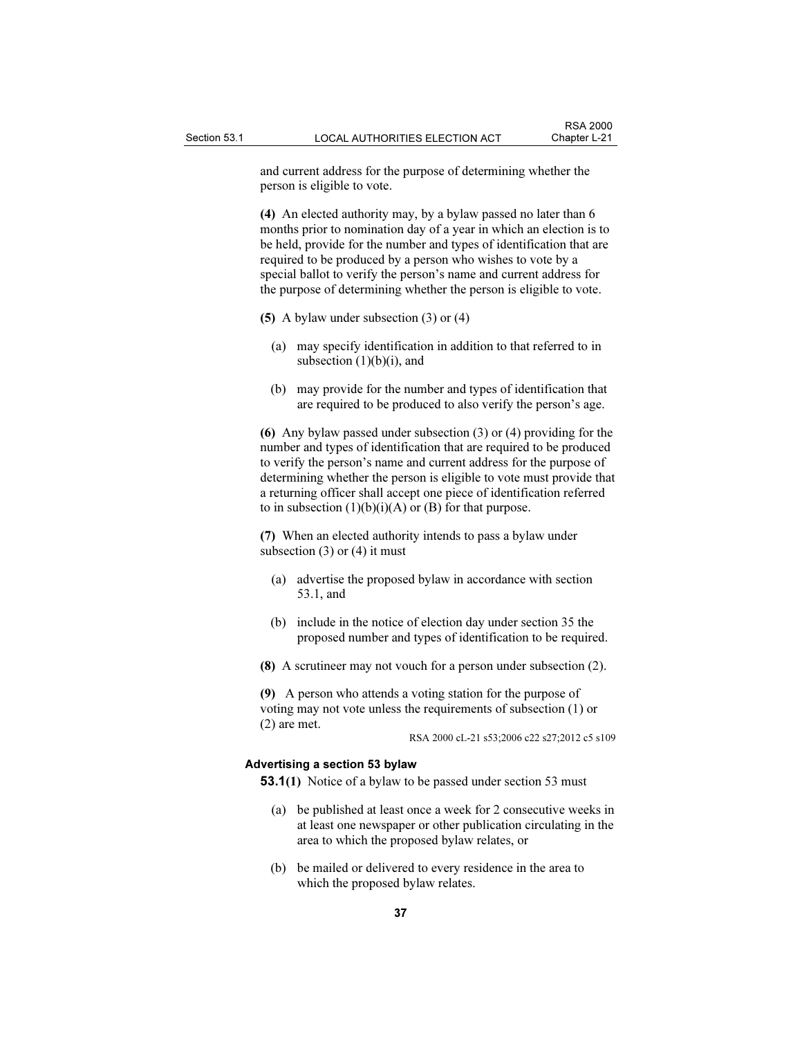and current address for the purpose of determining whether the person is eligible to vote.

**(4)** An elected authority may, by a bylaw passed no later than 6 months prior to nomination day of a year in which an election is to be held, provide for the number and types of identification that are required to be produced by a person who wishes to vote by a special ballot to verify the person's name and current address for the purpose of determining whether the person is eligible to vote.

**(5)** A bylaw under subsection (3) or (4)

(a) may specify identification in addition to that referred to in subsection (1)(b)(i), and

(b) may provide for the number and types of identification that are required to be produced to also verify the person's age.

**(6)** Any bylaw passed under subsection (3) or (4) providing for the number and types of identification that are required to be produced to verify the person's name and current address for the purpose of determining whether the person is eligible to vote must provide that a returning officer shall accept one piece of identification referred to in subsection (1)(b)(i)(A) or (B) for that purpose.

**(7)** When an elected authority intends to pass a bylaw under subsection (3) or (4) it must

(a) advertise the proposed bylaw in accordance with section 53.1, and

(b) include in the notice of election day under section 35 the proposed number and types of identification to be required.

**(8)** A scrutineer may not vouch for a person under subsection (2).

**(9)** A person who attends a voting station for the purpose of voting may not vote unless the requirements of subsection (1) or (2) are met.

RSA 2000 cL-21 s53;2006 c22 s27;2012 c5 s109

#### Advertising a section 53 bylaw

**53.1(1)** Notice of a bylaw to be passed under section 53 must

(a) be published at least once a week for 2 consecutive weeks in at least one newspaper or other publication circulating in the area to which the proposed bylaw relates, or

(b) be mailed or delivered to every residence in the area to which the proposed bylaw relates.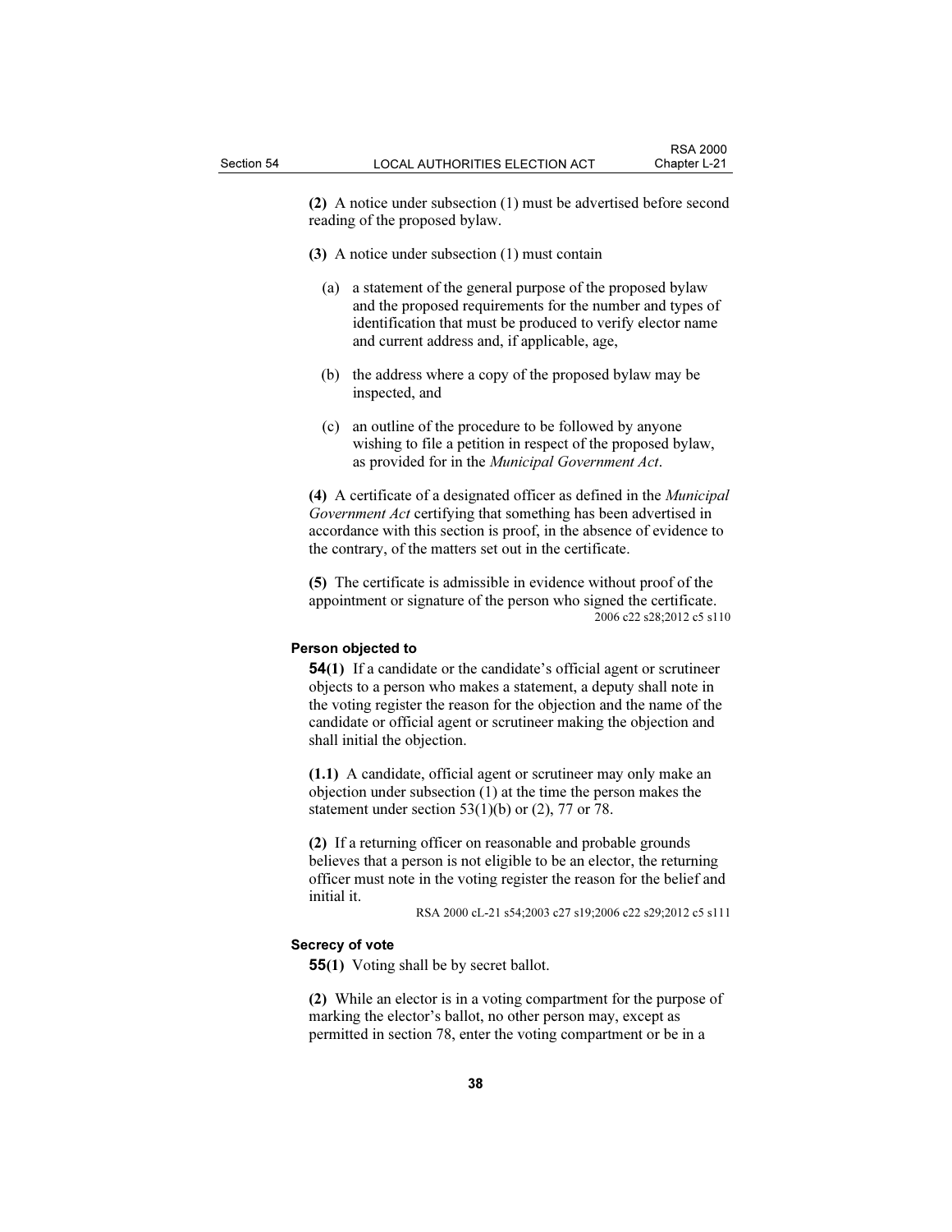**(2)** A notice under subsection (1) must be advertised before second reading of the proposed bylaw.

**(3)** A notice under subsection (1) must contain

(a) a statement of the general purpose of the proposed bylaw and the proposed requirements for the number and types of identification that must be produced to verify elector name and current address and, if applicable, age,

(b) the address where a copy of the proposed bylaw may be inspected, and

(c) an outline of the procedure to be followed by anyone wishing to file a petition in respect of the proposed bylaw, as provided for in the *Municipal Government Act*.

**(4)** A certificate of a designated officer as defined in the *Municipal Government Act* certifying that something has been advertised in accordance with this section is proof, in the absence of evidence to the contrary, of the matters set out in the certificate.

**(5)** The certificate is admissible in evidence without proof of the appointment or signature of the person who signed the certificate.

2006 c22 s28;2012 c5 s110

**Person objected to**

**54(1)** If a candidate or the candidate's official agent or scrutineer objects to a person who makes a statement, a deputy shall note in the voting register the reason for the objection and the name of the candidate or official agent or scrutineer making the objection and shall initial the objection.

**(1.1)** A candidate, official agent or scrutineer may only make an objection under subsection (1) at the time the person makes the statement under section 53(1)(b) or (2), 77 or 78.

**(2)** If a returning officer on reasonable and probable grounds believes that a person is not eligible to be an elector, the returning officer must note in the voting register the reason for the belief and initial it.

RSA 2000 cL-21 s54;2003 c27 s19;2006 c22 s29;2012 c5 s111

**Secrecy of vote**

**55(1)** Voting shall be by secret ballot.

**(2)** While an elector is in a voting compartment for the purpose of marking the elector's ballot, no other person may, except as permitted in section 78, enter the voting compartment or be in a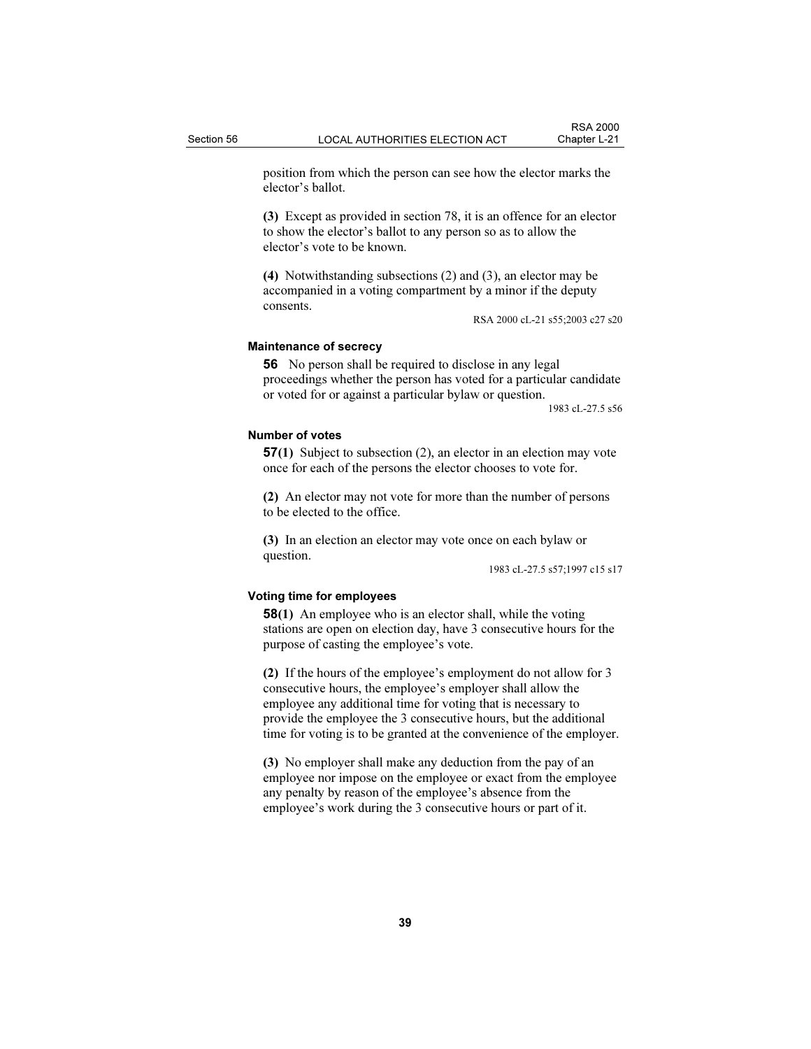position from which the person can see how the elector marks the elector's ballot.

**(3)** Except as provided in section 78, it is an offence for an elector to show the elector's ballot to any person so as to allow the elector's vote to be known.

**(4)** Notwithstanding subsections (2) and (3), an elector may be accompanied in a voting compartment by a minor if the deputy consents.

RSA 2000 cL-21 s55;2003 c27 s20

#### Maintenance of secrecy

**56** No person shall be required to disclose in any legal proceedings whether the person has voted for a particular candidate or voted for or against a particular bylaw or question.

1983 cL-27.5 s56

#### Number of votes

**57(1)** Subject to subsection (2), an elector in an election may vote once for each of the persons the elector chooses to vote for.

**(2)** An elector may not vote for more than the number of persons to be elected to the office.

**(3)** In an election an elector may vote once on each bylaw or question.

1983 cL-27.5 s57;1997 c15 s17

#### Voting time for employees

**58(1)** An employee who is an elector shall, while the voting stations are open on election day, have 3 consecutive hours for the purpose of casting the employee's vote.

**(2)** If the hours of the employee's employment do not allow for 3 consecutive hours, the employee's employer shall allow the employee any additional time for voting that is necessary to provide the employee the 3 consecutive hours, but the additional time for voting is to be granted at the convenience of the employer.

**(3)** No employer shall make any deduction from the pay of an employee nor impose on the employee or exact from the employee any penalty by reason of the employee's absence from the employee's work during the 3 consecutive hours or part of it.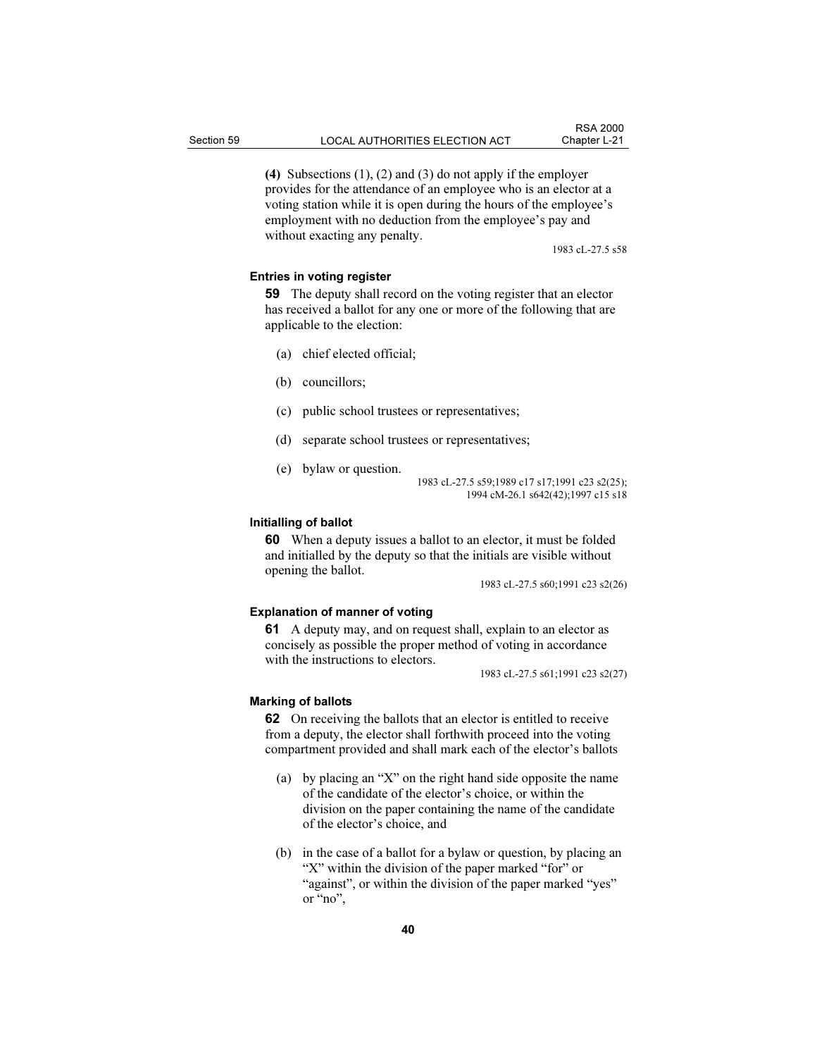**(4)** Subsections (1), (2) and (3) do not apply if the employer provides for the attendance of an employee who is an elector at a voting station while it is open during the hours of the employee's employment with no deduction from the employee's pay and without exacting any penalty.

1983 cL-27.5 s58

### Entries in voting register

**59** The deputy shall record on the voting register that an elector has received a ballot for any one or more of the following that are applicable to the election:

(a) chief elected official;

(b) councillors;

(c) public school trustees or representatives;

(d) separate school trustees or representatives;

(e) bylaw or question.

1983 cL-27.5 s59;1989 c17 s17;1991 c23 s2(25); 1994 cM-26.1 s642(42);1997 c15 s18

### Initialling of ballot

**60** When a deputy issues a ballot to an elector, it must be folded and initialled by the deputy so that the initials are visible without opening the ballot.

1983 cL-27.5 s60;1991 c23 s2(26)

### Explanation of manner of voting

**61** A deputy may, and on request shall, explain to an elector as concisely as possible the proper method of voting in accordance with the instructions to electors.

1983 cL-27.5 s61;1991 c23 s2(27)

### Marking of ballots

**62** On receiving the ballots that an elector is entitled to receive from a deputy, the elector shall forthwith proceed into the voting compartment provided and shall mark each of the elector's ballots

(a) by placing an "X" on the right hand side opposite the name of the candidate of the elector's choice, or within the division on the paper containing the name of the candidate of the elector's choice, and

(b) in the case of a ballot for a bylaw or question, by placing an "X" within the division of the paper marked "for" or "against", or within the division of the paper marked "yes" or "no",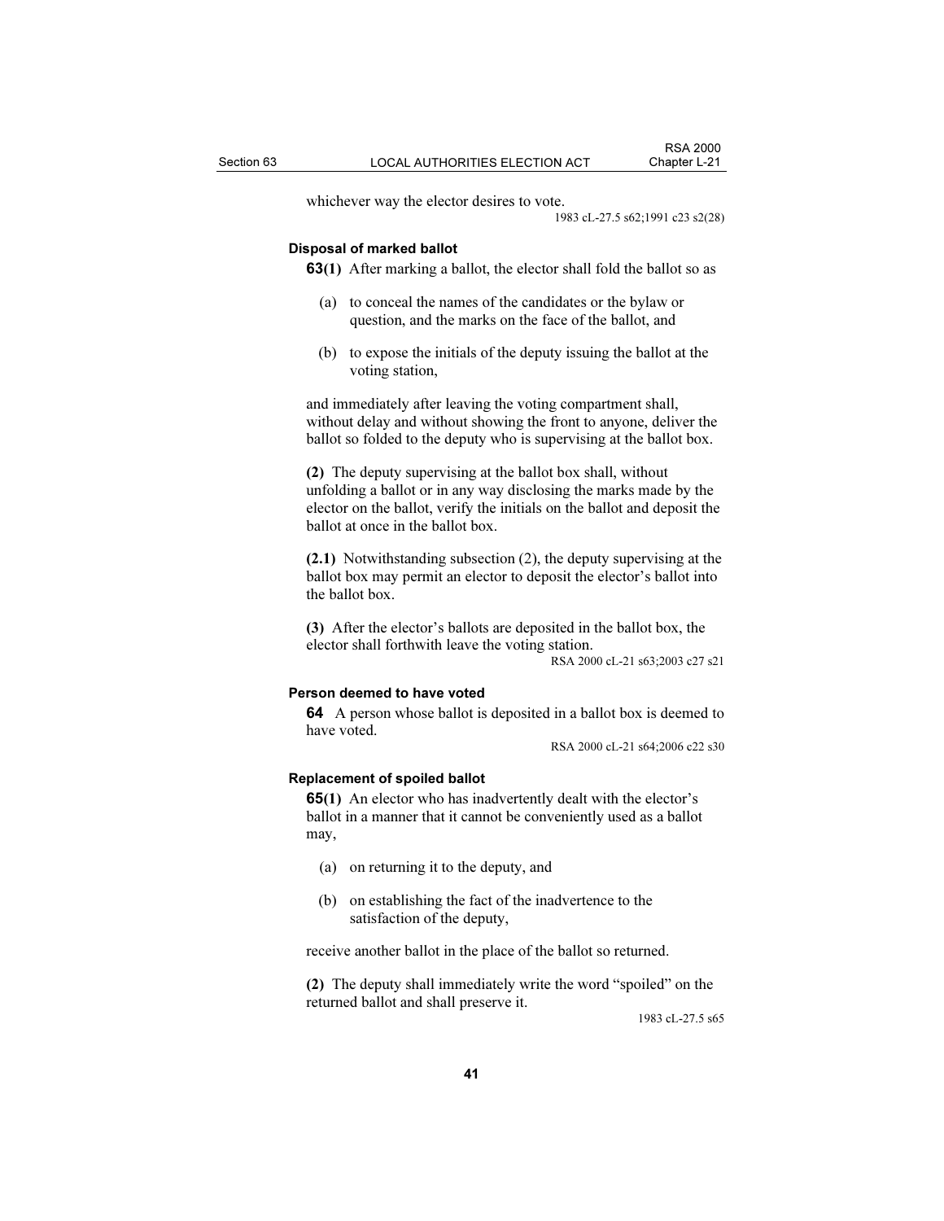whichever way the elector desires to vote.

1983 cL-27.5 s62;1991 c23 s2(28)

**Disposal of marked ballot**

**63(1)** After marking a ballot, the elector shall fold the ballot so as

(a) to conceal the names of the candidates or the bylaw or question, and the marks on the face of the ballot, and

(b) to expose the initials of the deputy issuing the ballot at the voting station,

and immediately after leaving the voting compartment shall, without delay and without showing the front to anyone, deliver the ballot so folded to the deputy who is supervising at the ballot box.

**(2)** The deputy supervising at the ballot box shall, without unfolding a ballot or in any way disclosing the marks made by the elector on the ballot, verify the initials on the ballot and deposit the ballot at once in the ballot box.

**(2.1)** Notwithstanding subsection (2), the deputy supervising at the ballot box may permit an elector to deposit the elector's ballot into the ballot box.

**(3)** After the elector's ballots are deposited in the ballot box, the elector shall forthwith leave the voting station.

RSA 2000 cL-21 s63;2003 c27 s21

**Person deemed to have voted**

**64** A person whose ballot is deposited in a ballot box is deemed to have voted.

RSA 2000 cL-21 s64;2006 c22 s30

**Replacement of spoiled ballot**

**65(1)** An elector who has inadvertently dealt with the elector's ballot in a manner that it cannot be conveniently used as a ballot may,

(a) on returning it to the deputy, and

(b) on establishing the fact of the inadvertence to the satisfaction of the deputy,

receive another ballot in the place of the ballot so returned.

**(2)** The deputy shall immediately write the word "spoiled" on the returned ballot and shall preserve it.

1983 cL-27.5 s65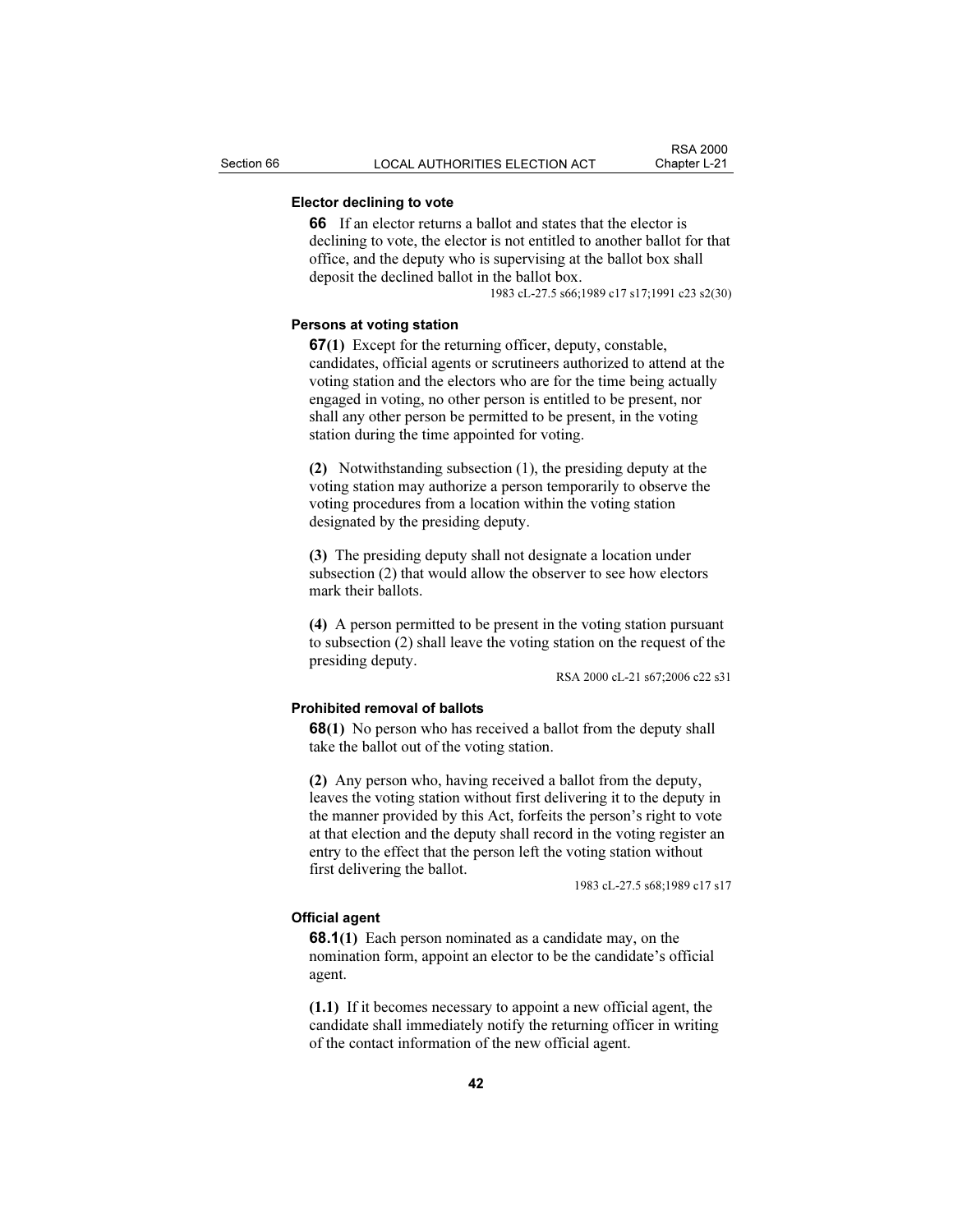**Elector declining to vote**

**66** If an elector returns a ballot and states that the elector is declining to vote, the elector is not entitled to another ballot for that office, and the deputy who is supervising at the ballot box shall deposit the declined ballot in the ballot box.

1983 cL-27.5 s66;1989 c17 s17;1991 c23 s2(30)

**Persons at voting station**

**67(1)** Except for the returning officer, deputy, constable, candidates, official agents or scrutineers authorized to attend at the voting station and the electors who are for the time being actually engaged in voting, no other person is entitled to be present, nor shall any other person be permitted to be present, in the voting station during the time appointed for voting.

**(2)** Notwithstanding subsection (1), the presiding deputy at the voting station may authorize a person temporarily to observe the voting procedures from a location within the voting station designated by the presiding deputy.

**(3)** The presiding deputy shall not designate a location under subsection (2) that would allow the observer to see how electors mark their ballots.

**(4)** A person permitted to be present in the voting station pursuant to subsection (2) shall leave the voting station on the request of the presiding deputy.

RSA 2000 cL-21 s67;2006 c22 s31

**Prohibited removal of ballots**

**68(1)** No person who has received a ballot from the deputy shall take the ballot out of the voting station.

**(2)** Any person who, having received a ballot from the deputy, leaves the voting station without first delivering it to the deputy in the manner provided by this Act, forfeits the person's right to vote at that election and the deputy shall record in the voting register an entry to the effect that the person left the voting station without first delivering the ballot.

1983 cL-27.5 s68;1989 c17 s17

**Official agent**

**68.1(1)** Each person nominated as a candidate may, on the nomination form, appoint an elector to be the candidate's official agent.

**(1.1)** If it becomes necessary to appoint a new official agent, the candidate shall immediately notify the returning officer in writing of the contact information of the new official agent.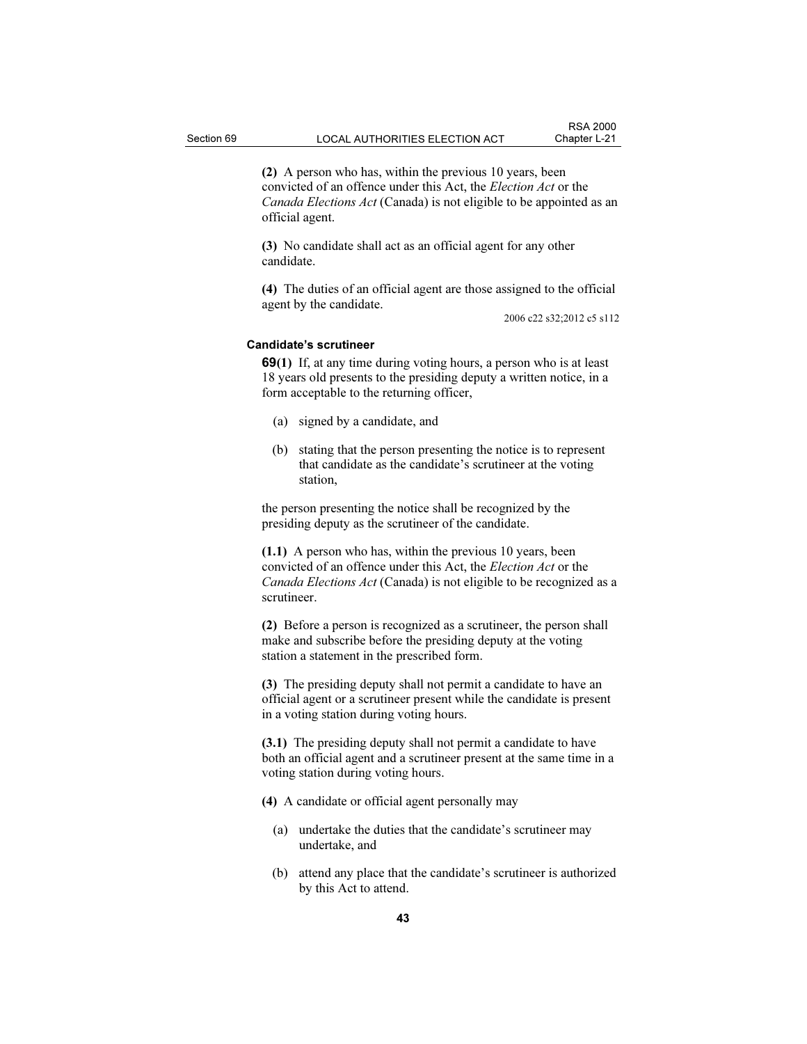**(2)** A person who has, within the previous 10 years, been convicted of an offence under this Act, the *Election Act* or the *Canada Elections Act* (Canada) is not eligible to be appointed as an official agent.

**(3)** No candidate shall act as an official agent for any other candidate.

**(4)** The duties of an official agent are those assigned to the official agent by the candidate.

2006 c22 s32;2012 c5 s112

### Candidate's scrutineer

**69(1)** If, at any time during voting hours, a person who is at least 18 years old presents to the presiding deputy a written notice, in a form acceptable to the returning officer,

- (a) signed by a candidate, and
- (b) stating that the person presenting the notice is to represent that candidate as the candidate's scrutineer at the voting station,

the person presenting the notice shall be recognized by the presiding deputy as the scrutineer of the candidate.

**(1.1)** A person who has, within the previous 10 years, been convicted of an offence under this Act, the *Election Act* or the *Canada Elections Act* (Canada) is not eligible to be recognized as a scrutineer.

**(2)** Before a person is recognized as a scrutineer, the person shall make and subscribe before the presiding deputy at the voting station a statement in the prescribed form.

**(3)** The presiding deputy shall not permit a candidate to have an official agent or a scrutineer present while the candidate is present in a voting station during voting hours.

**(3.1)** The presiding deputy shall not permit a candidate to have both an official agent and a scrutineer present at the same time in a voting station during voting hours.

**(4)** A candidate or official agent personally may

- (a) undertake the duties that the candidate's scrutineer may undertake, and
- (b) attend any place that the candidate's scrutineer is authorized by this Act to attend.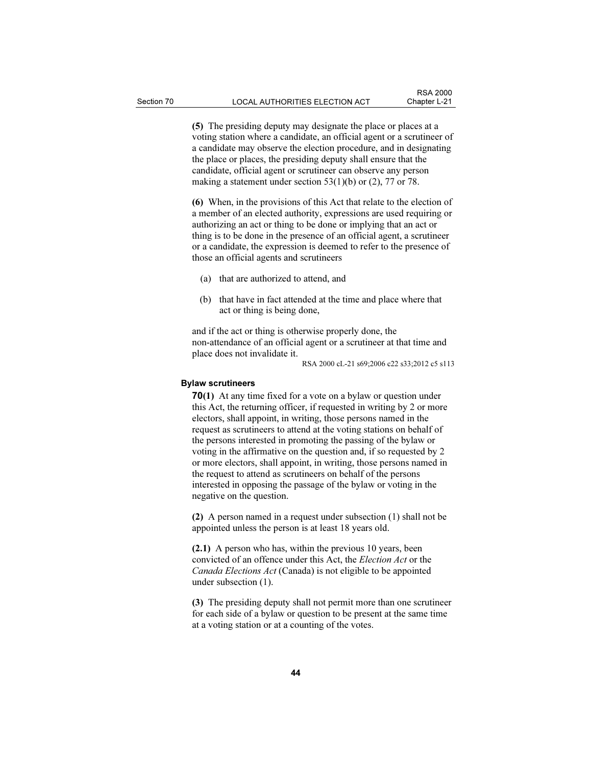**(5)** The presiding deputy may designate the place or places at a voting station where a candidate, an official agent or a scrutineer of a candidate may observe the election procedure, and in designating the place or places, the presiding deputy shall ensure that the candidate, official agent or scrutineer can observe any person making a statement under section 53(1)(b) or (2), 77 or 78.

**(6)** When, in the provisions of this Act that relate to the election of a member of an elected authority, expressions are used requiring or authorizing an act or thing to be done or implying that an act or thing is to be done in the presence of an official agent, a scrutineer or a candidate, the expression is deemed to refer to the presence of those an official agents and scrutineers

(a) that are authorized to attend, and

(b) that have in fact attended at the time and place where that act or thing is being done,

and if the act or thing is otherwise properly done, the non-attendance of an official agent or a scrutineer at that time and place does not invalidate it.

RSA 2000 cL-21 s69;2006 c22 s33;2012 c5 s113

#### Bylaw scrutineers

**70(1)** At any time fixed for a vote on a bylaw or question under this Act, the returning officer, if requested in writing by 2 or more electors, shall appoint, in writing, those persons named in the request as scrutineers to attend at the voting stations on behalf of the persons interested in promoting the passing of the bylaw or voting in the affirmative on the question and, if so requested by 2 or more electors, shall appoint, in writing, those persons named in the request to attend as scrutineers on behalf of the persons interested in opposing the passage of the bylaw or voting in the negative on the question.

**(2)** A person named in a request under subsection (1) shall not be appointed unless the person is at least 18 years old.

**(2.1)** A person who has, within the previous 10 years, been convicted of an offence under this Act, the *Election Act* or the *Canada Elections Act* (Canada) is not eligible to be appointed under subsection (1).

**(3)** The presiding deputy shall not permit more than one scrutineer for each side of a bylaw or question to be present at the same time at a voting station or at a counting of the votes.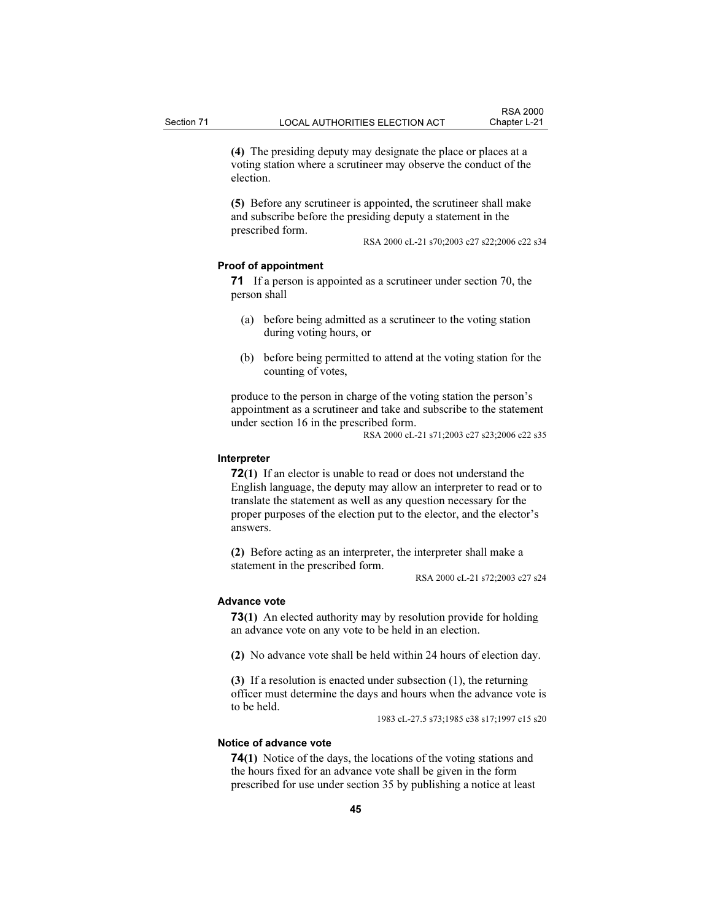**(4)** The presiding deputy may designate the place or places at a voting station where a scrutineer may observe the conduct of the election.

**(5)** Before any scrutineer is appointed, the scrutineer shall make and subscribe before the presiding deputy a statement in the prescribed form.

RSA 2000 cL-21 s70;2003 c27 s22;2006 c22 s34

**Proof of appointment**

**71** If a person is appointed as a scrutineer under section 70, the person shall

(a) before being admitted as a scrutineer to the voting station during voting hours, or

(b) before being permitted to attend at the voting station for the counting of votes,

produce to the person in charge of the voting station the person's appointment as a scrutineer and take and subscribe to the statement under section 16 in the prescribed form.

RSA 2000 cL-21 s71;2003 c27 s23;2006 c22 s35

**Interpreter**

**72(1)** If an elector is unable to read or does not understand the English language, the deputy may allow an interpreter to read or to translate the statement as well as any question necessary for the proper purposes of the election put to the elector, and the elector's answers.

**(2)** Before acting as an interpreter, the interpreter shall make a statement in the prescribed form.

RSA 2000 cL-21 s72;2003 c27 s24

**Advance vote**

**73(1)** An elected authority may by resolution provide for holding an advance vote on any vote to be held in an election.

**(2)** No advance vote shall be held within 24 hours of election day.

**(3)** If a resolution is enacted under subsection (1), the returning officer must determine the days and hours when the advance vote is to be held.

1983 cL-27.5 s73;1985 c38 s17;1997 c15 s20

**Notice of advance vote**

**74(1)** Notice of the days, the locations of the voting stations and the hours fixed for an advance vote shall be given in the form prescribed for use under section 35 by publishing a notice at least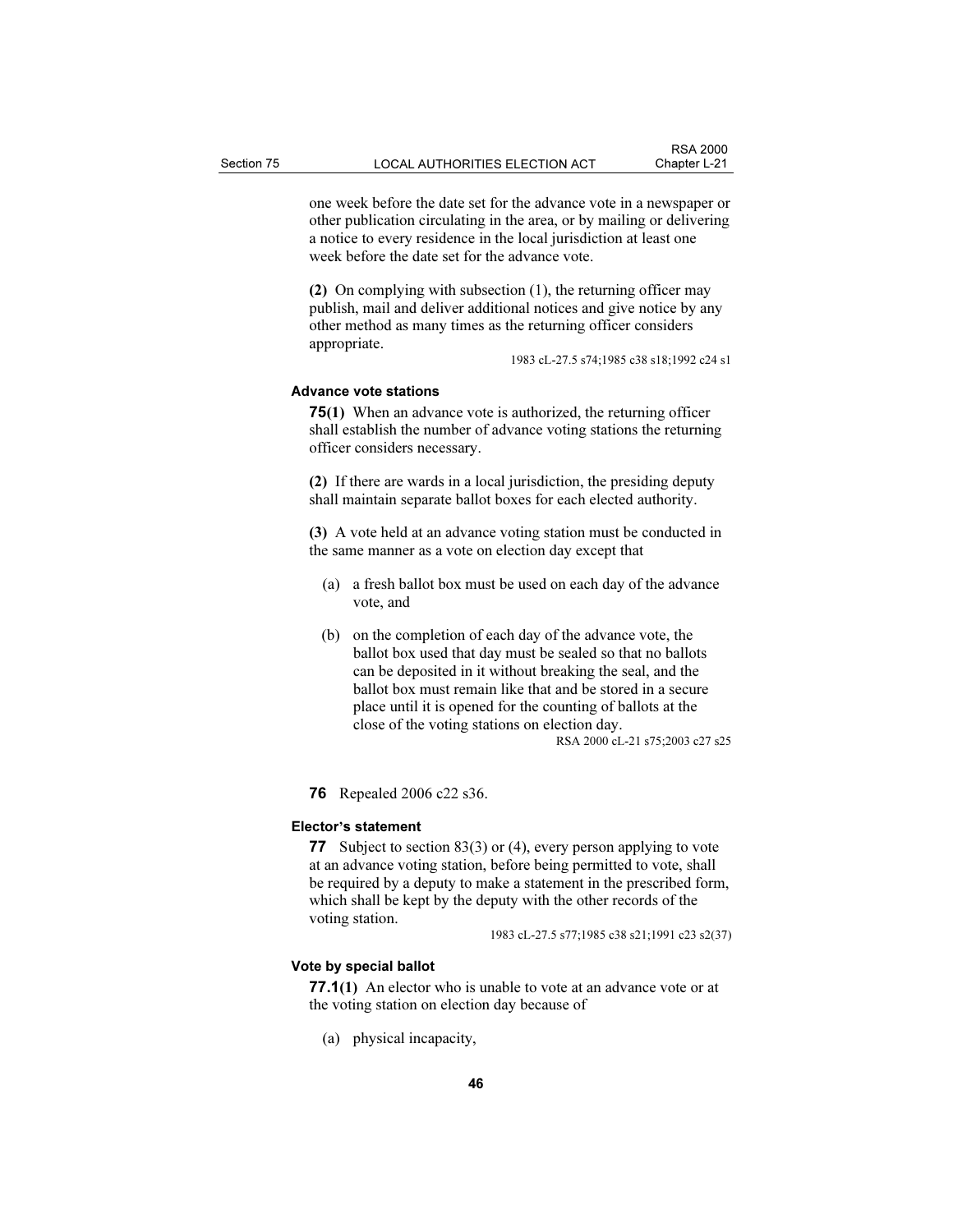one week before the date set for the advance vote in a newspaper or other publication circulating in the area, or by mailing or delivering a notice to every residence in the local jurisdiction at least one week before the date set for the advance vote.

**(2)** On complying with subsection (1), the returning officer may publish, mail and deliver additional notices and give notice by any other method as many times as the returning officer considers appropriate.

1983 cL-27.5 s74;1985 c38 s18;1992 c24 s1

#### Advance vote stations

**75(1)** When an advance vote is authorized, the returning officer shall establish the number of advance voting stations the returning officer considers necessary.

**(2)** If there are wards in a local jurisdiction, the presiding deputy shall maintain separate ballot boxes for each elected authority.

**(3)** A vote held at an advance voting station must be conducted in the same manner as a vote on election day except that

(a) a fresh ballot box must be used on each day of the advance vote, and

(b) on the completion of each day of the advance vote, the ballot box used that day must be sealed so that no ballots can be deposited in it without breaking the seal, and the ballot box must remain like that and be stored in a secure place until it is opened for the counting of ballots at the close of the voting stations on election day.

RSA 2000 cL-21 s75;2003 c27 s25

**76** Repealed 2006 c22 s36.

#### Elector's statement

**77** Subject to section 83(3) or (4), every person applying to vote at an advance voting station, before being permitted to vote, shall be required by a deputy to make a statement in the prescribed form, which shall be kept by the deputy with the other records of the voting station.

1983 cL-27.5 s77;1985 c38 s21;1991 c23 s2(37)

#### Vote by special ballot

**77.1(1)** An elector who is unable to vote at an advance vote or at the voting station on election day because of

(a) physical incapacity,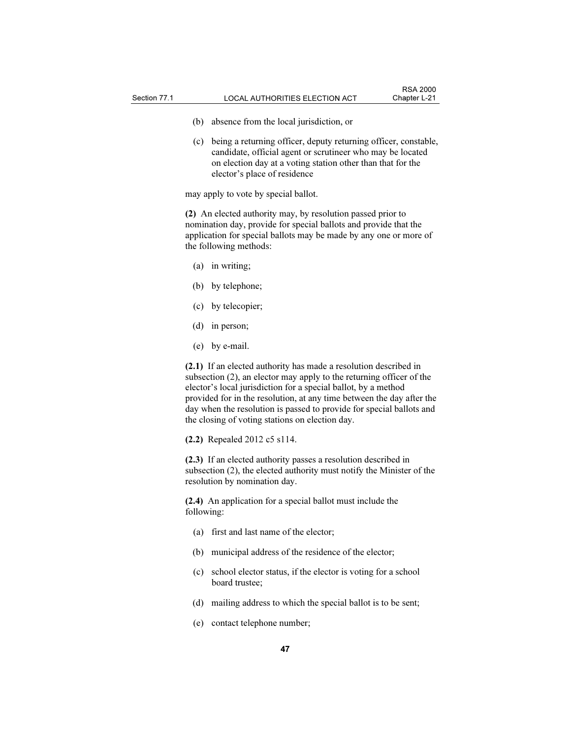(b) absence from the local jurisdiction, or

(c) being a returning officer, deputy returning officer, constable, candidate, official agent or scrutineer who may be located on election day at a voting station other than that for the elector's place of residence

may apply to vote by special ballot.

**(2)** An elected authority may, by resolution passed prior to nomination day, provide for special ballots and provide that the application for special ballots may be made by any one or more of the following methods:

(a) in writing;

(b) by telephone;

(c) by telecopier;

(d) in person;

(e) by e-mail.

**(2.1)** If an elected authority has made a resolution described in subsection (2), an elector may apply to the returning officer of the elector's local jurisdiction for a special ballot, by a method provided for in the resolution, at any time between the day after the day when the resolution is passed to provide for special ballots and the closing of voting stations on election day.

**(2.2)** Repealed 2012 c5 s114.

**(2.3)** If an elected authority passes a resolution described in subsection (2), the elected authority must notify the Minister of the resolution by nomination day.

**(2.4)** An application for a special ballot must include the following:

(a) first and last name of the elector;

(b) municipal address of the residence of the elector;

(c) school elector status, if the elector is voting for a school board trustee;

(d) mailing address to which the special ballot is to be sent;

(e) contact telephone number;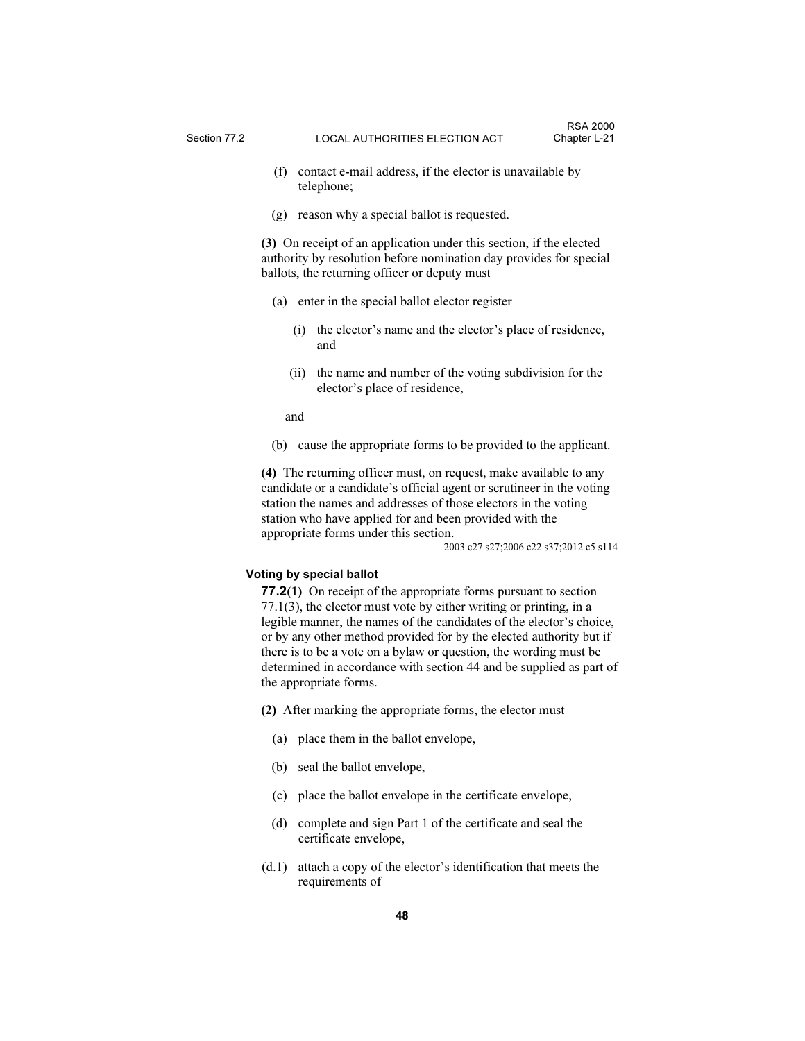(f) contact e-mail address, if the elector is unavailable by telephone;

(g) reason why a special ballot is requested.

**(3)** On receipt of an application under this section, if the elected authority by resolution before nomination day provides for special ballots, the returning officer or deputy must

(a) enter in the special ballot elector register

(i) the elector's name and the elector's place of residence, and

(ii) the name and number of the voting subdivision for the elector's place of residence,

and

(b) cause the appropriate forms to be provided to the applicant.

**(4)** The returning officer must, on request, make available to any candidate or a candidate's official agent or scrutineer in the voting station the names and addresses of those electors in the voting station who have applied for and been provided with the appropriate forms under this section.

2003 c27 s27;2006 c22 s37;2012 c5 s114

**Voting by special ballot**

**77.2(1)** On receipt of the appropriate forms pursuant to section 77.1(3), the elector must vote by either writing or printing, in a legible manner, the names of the candidates of the elector's choice, or by any other method provided for by the elected authority but if there is to be a vote on a bylaw or question, the wording must be determined in accordance with section 44 and be supplied as part of the appropriate forms.

**(2)** After marking the appropriate forms, the elector must

(a) place them in the ballot envelope,

(b) seal the ballot envelope,

(c) place the ballot envelope in the certificate envelope,

(d) complete and sign Part 1 of the certificate and seal the certificate envelope,

(d.1) attach a copy of the elector's identification that meets the requirements of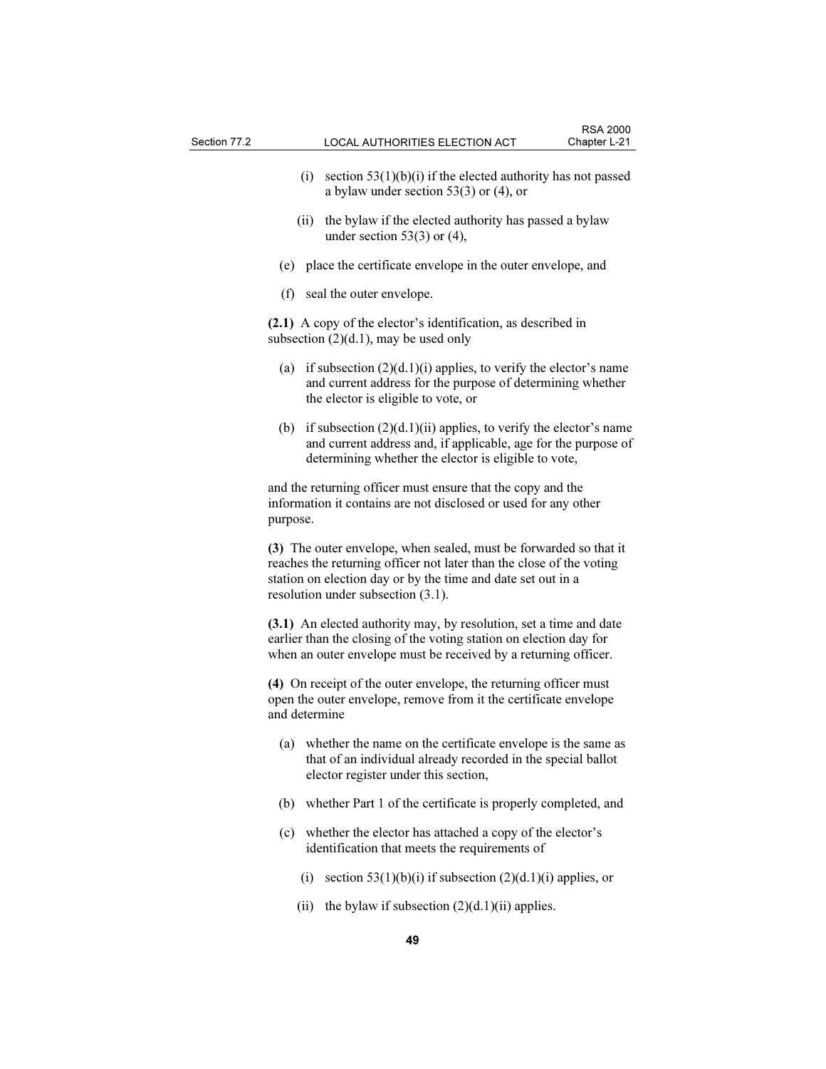(i) section 53(1)(b)(i) if the elected authority has not passed a bylaw under section 53(3) or (4), or

(ii) the bylaw if the elected authority has passed a bylaw under section 53(3) or (4),

(e) place the certificate envelope in the outer envelope, and

(f) seal the outer envelope.

**(2.1)** A copy of the elector's identification, as described in subsection (2)(d.1), may be used only

(a) if subsection (2)(d.1)(i) applies, to verify the elector's name and current address for the purpose of determining whether the elector is eligible to vote, or

(b) if subsection (2)(d.1)(ii) applies, to verify the elector's name and current address and, if applicable, age for the purpose of determining whether the elector is eligible to vote,

and the returning officer must ensure that the copy and the information it contains are not disclosed or used for any other purpose.

**(3)** The outer envelope, when sealed, must be forwarded so that it reaches the returning officer not later than the close of the voting station on election day or by the time and date set out in a resolution under subsection (3.1).

**(3.1)** An elected authority may, by resolution, set a time and date earlier than the closing of the voting station on election day for when an outer envelope must be received by a returning officer.

**(4)** On receipt of the outer envelope, the returning officer must open the outer envelope, remove from it the certificate envelope and determine

(a) whether the name on the certificate envelope is the same as that of an individual already recorded in the special ballot elector register under this section,

(b) whether Part 1 of the certificate is properly completed, and

(c) whether the elector has attached a copy of the elector's identification that meets the requirements of

(i) section 53(1)(b)(i) if subsection (2)(d.1)(i) applies, or

(ii) the bylaw if subsection (2)(d.1)(ii) applies.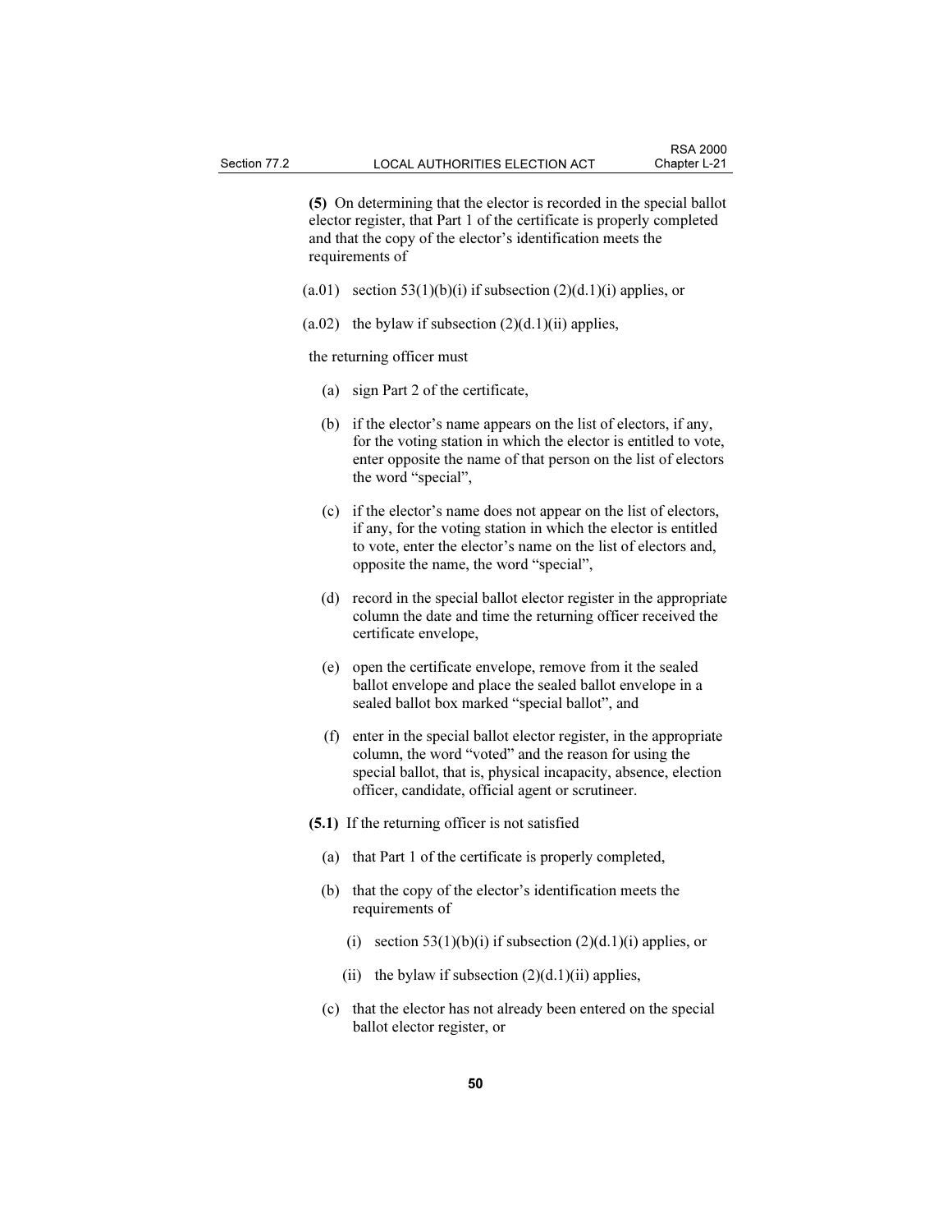**(5)** On determining that the elector is recorded in the special ballot elector register, that Part 1 of the certificate is properly completed and that the copy of the elector's identification meets the requirements of

(a.01) section 53(1)(b)(i) if subsection (2)(d.1)(i) applies, or

(a.02) the bylaw if subsection (2)(d.1)(ii) applies,

the returning officer must

(a) sign Part 2 of the certificate,

(b) if the elector's name appears on the list of electors, if any, for the voting station in which the elector is entitled to vote, enter opposite the name of that person on the list of electors the word "special",

(c) if the elector's name does not appear on the list of electors, if any, for the voting station in which the elector is entitled to vote, enter the elector's name on the list of electors and, opposite the name, the word "special",

(d) record in the special ballot elector register in the appropriate column the date and time the returning officer received the certificate envelope,

(e) open the certificate envelope, remove from it the sealed ballot envelope and place the sealed ballot envelope in a sealed ballot box marked "special ballot", and

(f) enter in the special ballot elector register, in the appropriate column, the word "voted" and the reason for using the special ballot, that is, physical incapacity, absence, election officer, candidate, official agent or scrutineer.

**(5.1)** If the returning officer is not satisfied

(a) that Part 1 of the certificate is properly completed,

(b) that the copy of the elector's identification meets the requirements of

(i) section 53(1)(b)(i) if subsection (2)(d.1)(i) applies, or

(ii) the bylaw if subsection (2)(d.1)(ii) applies,

(c) that the elector has not already been entered on the special ballot elector register, or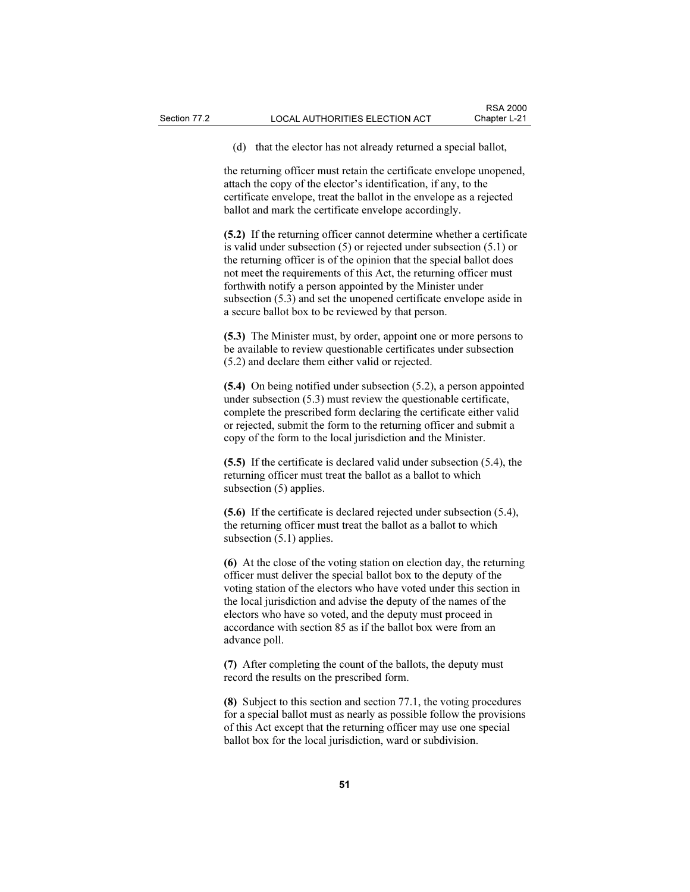(d) that the elector has not already returned a special ballot,

the returning officer must retain the certificate envelope unopened, attach the copy of the elector's identification, if any, to the certificate envelope, treat the ballot in the envelope as a rejected ballot and mark the certificate envelope accordingly.

**(5.2)** If the returning officer cannot determine whether a certificate is valid under subsection (5) or rejected under subsection (5.1) or the returning officer is of the opinion that the special ballot does not meet the requirements of this Act, the returning officer must forthwith notify a person appointed by the Minister under subsection (5.3) and set the unopened certificate envelope aside in a secure ballot box to be reviewed by that person.

**(5.3)** The Minister must, by order, appoint one or more persons to be available to review questionable certificates under subsection (5.2) and declare them either valid or rejected.

**(5.4)** On being notified under subsection (5.2), a person appointed under subsection (5.3) must review the questionable certificate, complete the prescribed form declaring the certificate either valid or rejected, submit the form to the returning officer and submit a copy of the form to the local jurisdiction and the Minister.

**(5.5)** If the certificate is declared valid under subsection (5.4), the returning officer must treat the ballot as a ballot to which subsection (5) applies.

**(5.6)** If the certificate is declared rejected under subsection (5.4), the returning officer must treat the ballot as a ballot to which subsection (5.1) applies.

**(6)** At the close of the voting station on election day, the returning officer must deliver the special ballot box to the deputy of the voting station of the electors who have voted under this section in the local jurisdiction and advise the deputy of the names of the electors who have so voted, and the deputy must proceed in accordance with section 85 as if the ballot box were from an advance poll.

**(7)** After completing the count of the ballots, the deputy must record the results on the prescribed form.

**(8)** Subject to this section and section 77.1, the voting procedures for a special ballot must as nearly as possible follow the provisions of this Act except that the returning officer may use one special ballot box for the local jurisdiction, ward or subdivision.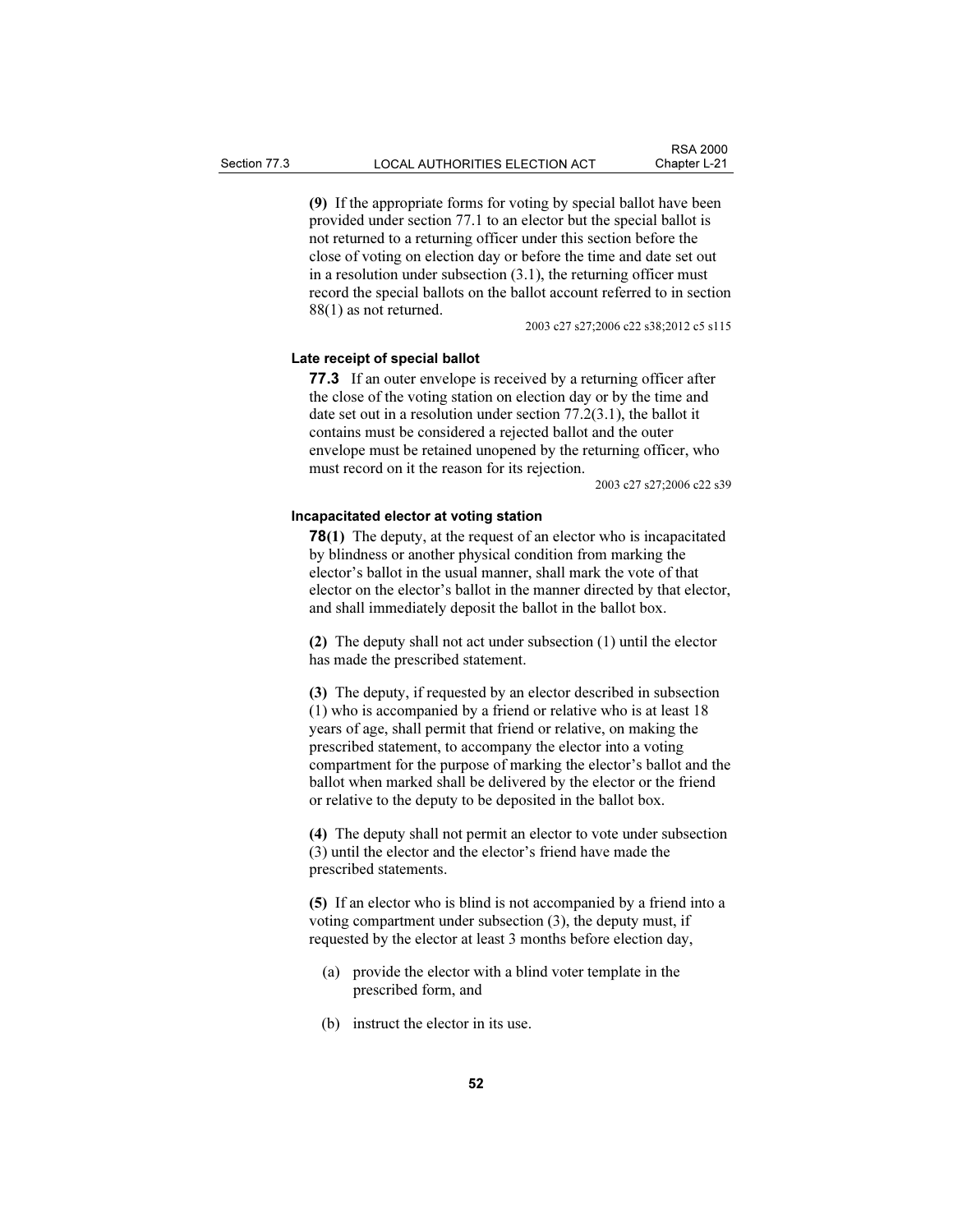**(9)** If the appropriate forms for voting by special ballot have been provided under section 77.1 to an elector but the special ballot is not returned to a returning officer under this section before the close of voting on election day or before the time and date set out in a resolution under subsection (3.1), the returning officer must record the special ballots on the ballot account referred to in section 88(1) as not returned.

2003 c27 s27;2006 c22 s38;2012 c5 s115

#### Late receipt of special ballot

**77.3** If an outer envelope is received by a returning officer after the close of the voting station on election day or by the time and date set out in a resolution under section 77.2(3.1), the ballot it contains must be considered a rejected ballot and the outer envelope must be retained unopened by the returning officer, who must record on it the reason for its rejection.

2003 c27 s27;2006 c22 s39

#### Incapacitated elector at voting station

**78(1)** The deputy, at the request of an elector who is incapacitated by blindness or another physical condition from marking the elector's ballot in the usual manner, shall mark the vote of that elector on the elector's ballot in the manner directed by that elector, and shall immediately deposit the ballot in the ballot box.

**(2)** The deputy shall not act under subsection (1) until the elector has made the prescribed statement.

**(3)** The deputy, if requested by an elector described in subsection (1) who is accompanied by a friend or relative who is at least 18 years of age, shall permit that friend or relative, on making the prescribed statement, to accompany the elector into a voting compartment for the purpose of marking the elector's ballot and the ballot when marked shall be delivered by the elector or the friend or relative to the deputy to be deposited in the ballot box.

**(4)** The deputy shall not permit an elector to vote under subsection (3) until the elector and the elector's friend have made the prescribed statements.

**(5)** If an elector who is blind is not accompanied by a friend into a voting compartment under subsection (3), the deputy must, if requested by the elector at least 3 months before election day,

- (a) provide the elector with a blind voter template in the prescribed form, and
- (b) instruct the elector in its use.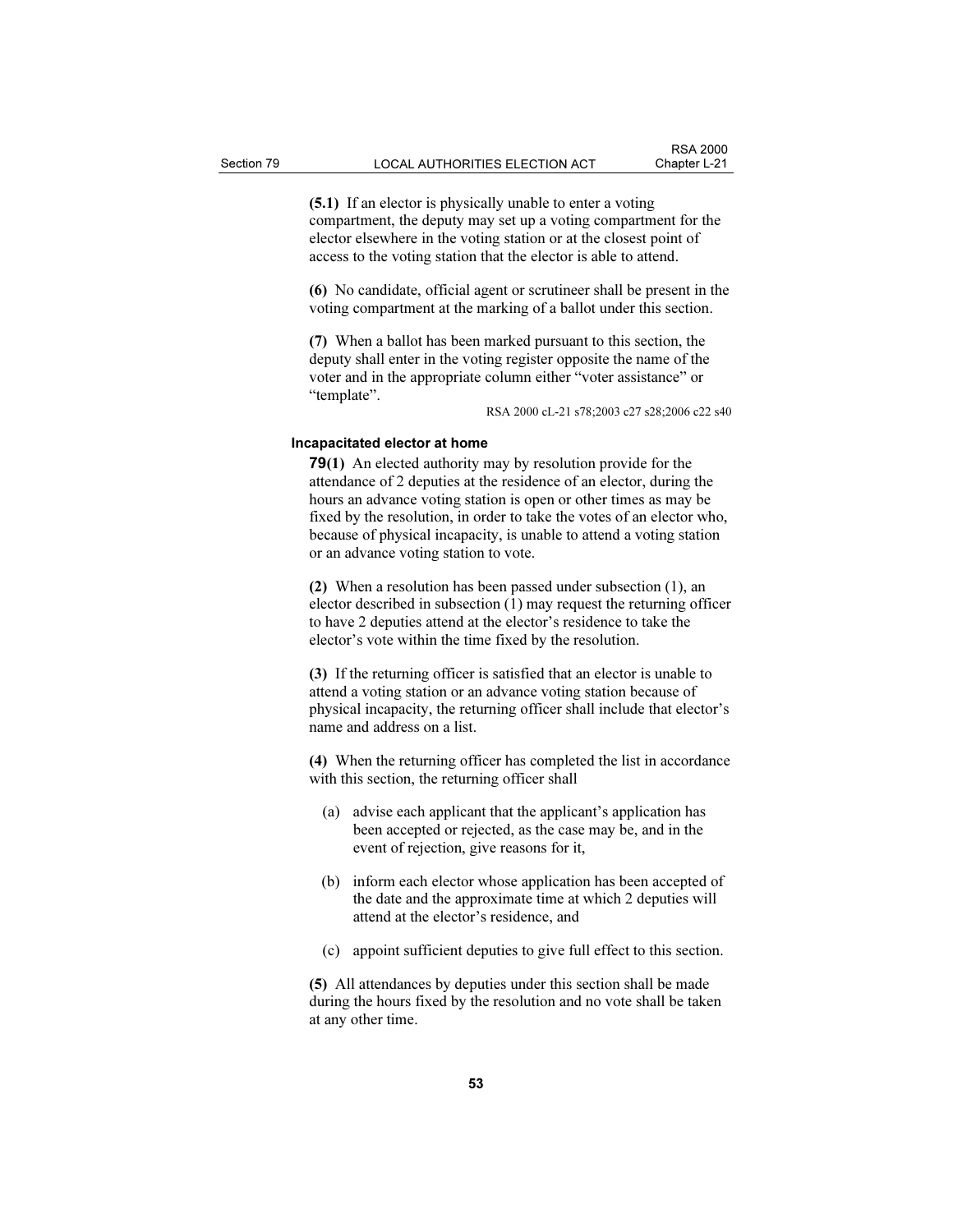**(5.1)** If an elector is physically unable to enter a voting compartment, the deputy may set up a voting compartment for the elector elsewhere in the voting station or at the closest point of access to the voting station that the elector is able to attend.

**(6)** No candidate, official agent or scrutineer shall be present in the voting compartment at the marking of a ballot under this section.

**(7)** When a ballot has been marked pursuant to this section, the deputy shall enter in the voting register opposite the name of the voter and in the appropriate column either "voter assistance" or "template".

RSA 2000 cL-21 s78;2003 c27 s28;2006 c22 s40

#### Incapacitated elector at home

**79(1)** An elected authority may by resolution provide for the attendance of 2 deputies at the residence of an elector, during the hours an advance voting station is open or other times as may be fixed by the resolution, in order to take the votes of an elector who, because of physical incapacity, is unable to attend a voting station or an advance voting station to vote.

**(2)** When a resolution has been passed under subsection (1), an elector described in subsection (1) may request the returning officer to have 2 deputies attend at the elector's residence to take the elector's vote within the time fixed by the resolution.

**(3)** If the returning officer is satisfied that an elector is unable to attend a voting station or an advance voting station because of physical incapacity, the returning officer shall include that elector's name and address on a list.

**(4)** When the returning officer has completed the list in accordance with this section, the returning officer shall

(a) advise each applicant that the applicant's application has been accepted or rejected, as the case may be, and in the event of rejection, give reasons for it,

(b) inform each elector whose application has been accepted of the date and the approximate time at which 2 deputies will attend at the elector's residence, and

(c) appoint sufficient deputies to give full effect to this section.

**(5)** All attendances by deputies under this section shall be made during the hours fixed by the resolution and no vote shall be taken at any other time.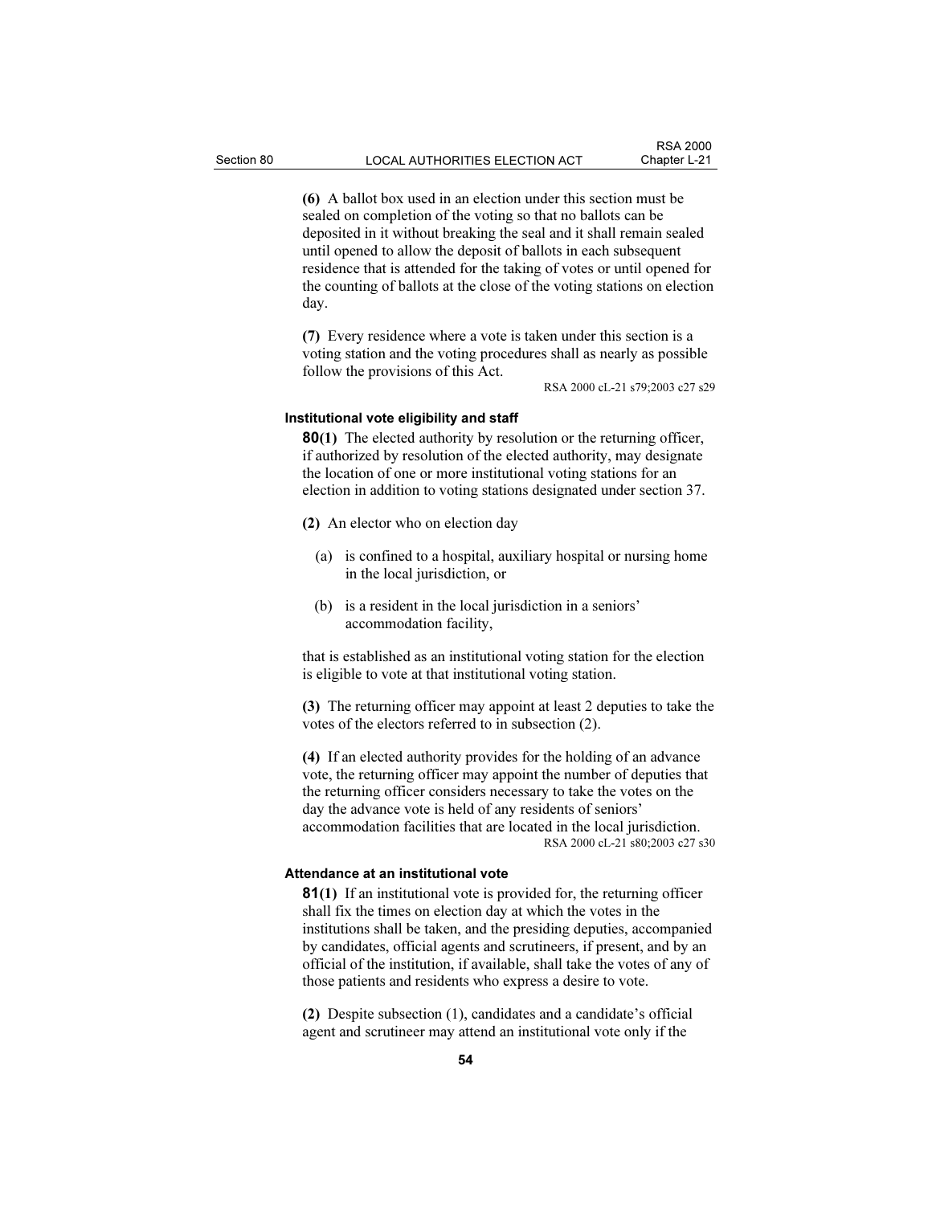**(6)** A ballot box used in an election under this section must be sealed on completion of the voting so that no ballots can be deposited in it without breaking the seal and it shall remain sealed until opened to allow the deposit of ballots in each subsequent residence that is attended for the taking of votes or until opened for the counting of ballots at the close of the voting stations on election day.

**(7)** Every residence where a vote is taken under this section is a voting station and the voting procedures shall as nearly as possible follow the provisions of this Act.

RSA 2000 cL-21 s79;2003 c27 s29

#### Institutional vote eligibility and staff

**80(1)** The elected authority by resolution or the returning officer, if authorized by resolution of the elected authority, may designate the location of one or more institutional voting stations for an election in addition to voting stations designated under section 37.

**(2)** An elector who on election day

(a) is confined to a hospital, auxiliary hospital or nursing home in the local jurisdiction, or

(b) is a resident in the local jurisdiction in a seniors' accommodation facility,

that is established as an institutional voting station for the election is eligible to vote at that institutional voting station.

**(3)** The returning officer may appoint at least 2 deputies to take the votes of the electors referred to in subsection (2).

**(4)** If an elected authority provides for the holding of an advance vote, the returning officer may appoint the number of deputies that the returning officer considers necessary to take the votes on the day the advance vote is held of any residents of seniors' accommodation facilities that are located in the local jurisdiction.

RSA 2000 cL-21 s80;2003 c27 s30

#### Attendance at an institutional vote

**81(1)** If an institutional vote is provided for, the returning officer shall fix the times on election day at which the votes in the institutions shall be taken, and the presiding deputies, accompanied by candidates, official agents and scrutineers, if present, and by an official of the institution, if available, shall take the votes of any of those patients and residents who express a desire to vote.

**(2)** Despite subsection (1), candidates and a candidate's official agent and scrutineer may attend an institutional vote only if the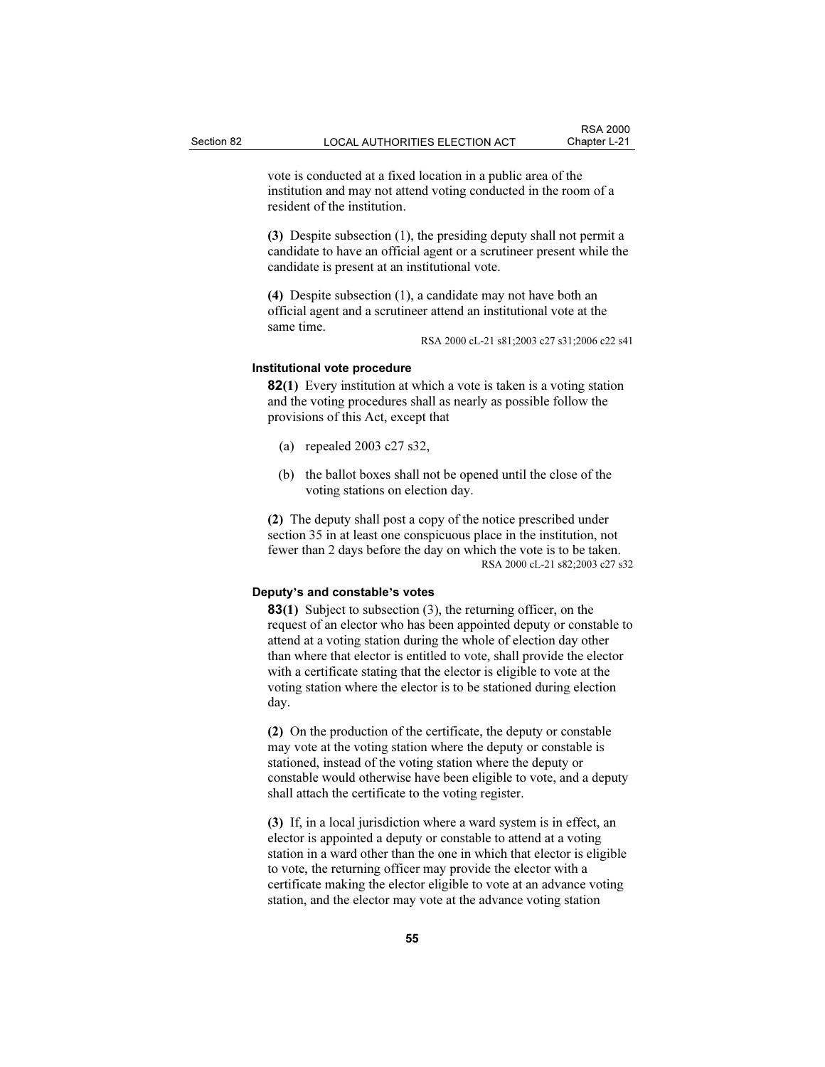vote is conducted at a fixed location in a public area of the institution and may not attend voting conducted in the room of a resident of the institution.

**(3)** Despite subsection (1), the presiding deputy shall not permit a candidate to have an official agent or a scrutineer present while the candidate is present at an institutional vote.

**(4)** Despite subsection (1), a candidate may not have both an official agent and a scrutineer attend an institutional vote at the same time.

RSA 2000 cL-21 s81;2003 c27 s31;2006 c22 s41

#### Institutional vote procedure

**82(1)** Every institution at which a vote is taken is a voting station and the voting procedures shall as nearly as possible follow the provisions of this Act, except that

- (a) repealed 2003 c27 s32,
- (b) the ballot boxes shall not be opened until the close of the voting stations on election day.

**(2)** The deputy shall post a copy of the notice prescribed under section 35 in at least one conspicuous place in the institution, not fewer than 2 days before the day on which the vote is to be taken.

RSA 2000 cL-21 s82;2003 c27 s32

#### Deputy's and constable's votes

**83(1)** Subject to subsection (3), the returning officer, on the request of an elector who has been appointed deputy or constable to attend at a voting station during the whole of election day other than where that elector is entitled to vote, shall provide the elector with a certificate stating that the elector is eligible to vote at the voting station where the elector is to be stationed during election day.

**(2)** On the production of the certificate, the deputy or constable may vote at the voting station where the deputy or constable is stationed, instead of the voting station where the deputy or constable would otherwise have been eligible to vote, and a deputy shall attach the certificate to the voting register.

**(3)** If, in a local jurisdiction where a ward system is in effect, an elector is appointed a deputy or constable to attend at a voting station in a ward other than the one in which that elector is eligible to vote, the returning officer may provide the elector with a certificate making the elector eligible to vote at an advance voting station, and the elector may vote at the advance voting station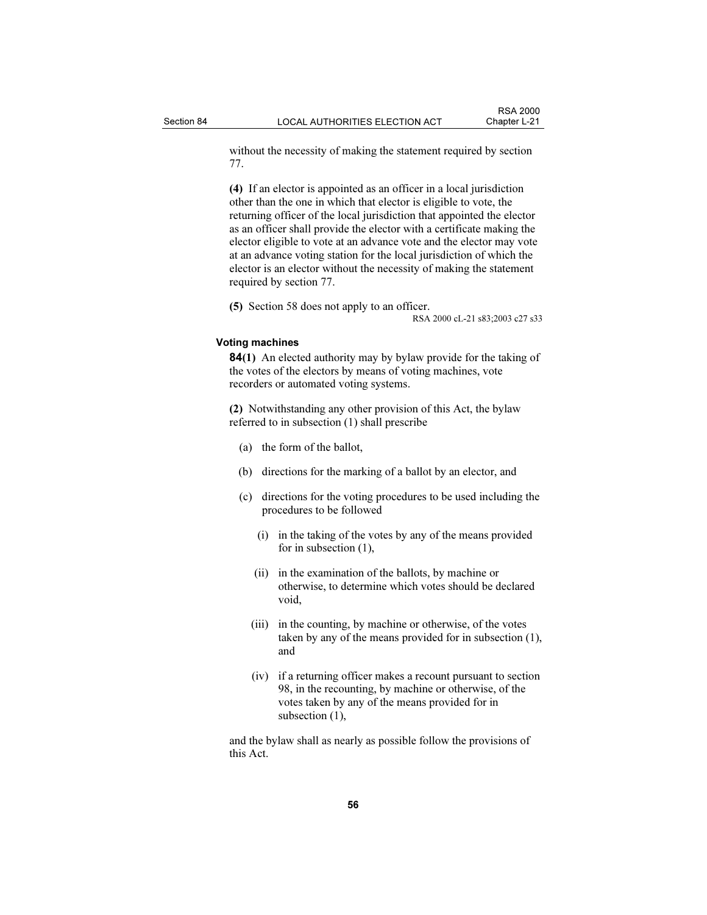without the necessity of making the statement required by section 77.

**(4)** If an elector is appointed as an officer in a local jurisdiction other than the one in which that elector is eligible to vote, the returning officer of the local jurisdiction that appointed the elector as an officer shall provide the elector with a certificate making the elector eligible to vote at an advance vote and the elector may vote at an advance voting station for the local jurisdiction of which the elector is an elector without the necessity of making the statement required by section 77.

**(5)** Section 58 does not apply to an officer.

RSA 2000 cL-21 s83;2003 c27 s33

#### Voting machines

**84(1)** An elected authority may by bylaw provide for the taking of the votes of the electors by means of voting machines, vote recorders or automated voting systems.

**(2)** Notwithstanding any other provision of this Act, the bylaw referred to in subsection (1) shall prescribe

(a) the form of the ballot,

(b) directions for the marking of a ballot by an elector, and

(c) directions for the voting procedures to be used including the procedures to be followed

(i) in the taking of the votes by any of the means provided for in subsection (1),

(ii) in the examination of the ballots, by machine or otherwise, to determine which votes should be declared void,

(iii) in the counting, by machine or otherwise, of the votes taken by any of the means provided for in subsection (1), and

(iv) if a returning officer makes a recount pursuant to section 98, in the recounting, by machine or otherwise, of the votes taken by any of the means provided for in subsection (1),

and the bylaw shall as nearly as possible follow the provisions of this Act.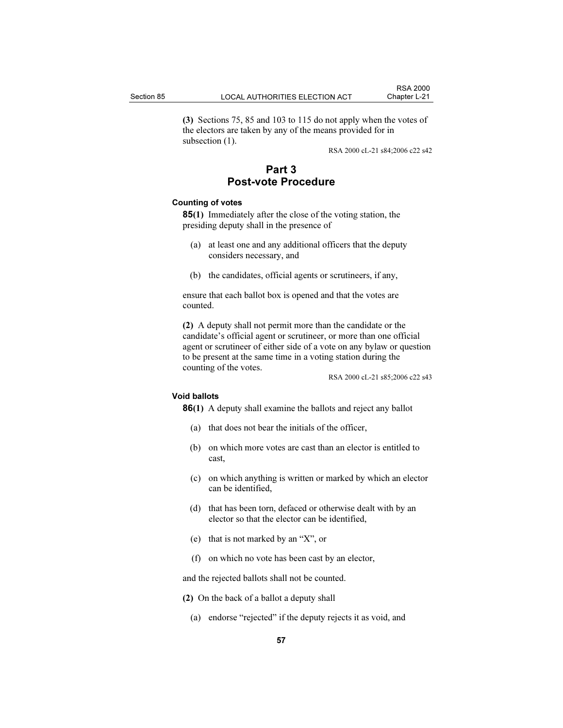**(3)** Sections 75, 85 and 103 to 115 do not apply when the votes of the electors are taken by any of the means provided for in subsection (1).

RSA 2000 cL-21 s84;2006 c22 s42

## Part 3
## Post-vote Procedure

**Counting of votes**

**85(1)** Immediately after the close of the voting station, the presiding deputy shall in the presence of

(a) at least one and any additional officers that the deputy considers necessary, and

(b) the candidates, official agents or scrutineers, if any,

ensure that each ballot box is opened and that the votes are counted.

**(2)** A deputy shall not permit more than the candidate or the candidate's official agent or scrutineer, or more than one official agent or scrutineer of either side of a vote on any bylaw or question to be present at the same time in a voting station during the counting of the votes.

RSA 2000 cL-21 s85;2006 c22 s43

**Void ballots**

**86(1)** A deputy shall examine the ballots and reject any ballot

(a) that does not bear the initials of the officer,

(b) on which more votes are cast than an elector is entitled to cast,

(c) on which anything is written or marked by which an elector can be identified,

(d) that has been torn, defaced or otherwise dealt with by an elector so that the elector can be identified,

(e) that is not marked by an "X", or

(f) on which no vote has been cast by an elector,

and the rejected ballots shall not be counted.

**(2)** On the back of a ballot a deputy shall

(a) endorse "rejected" if the deputy rejects it as void, and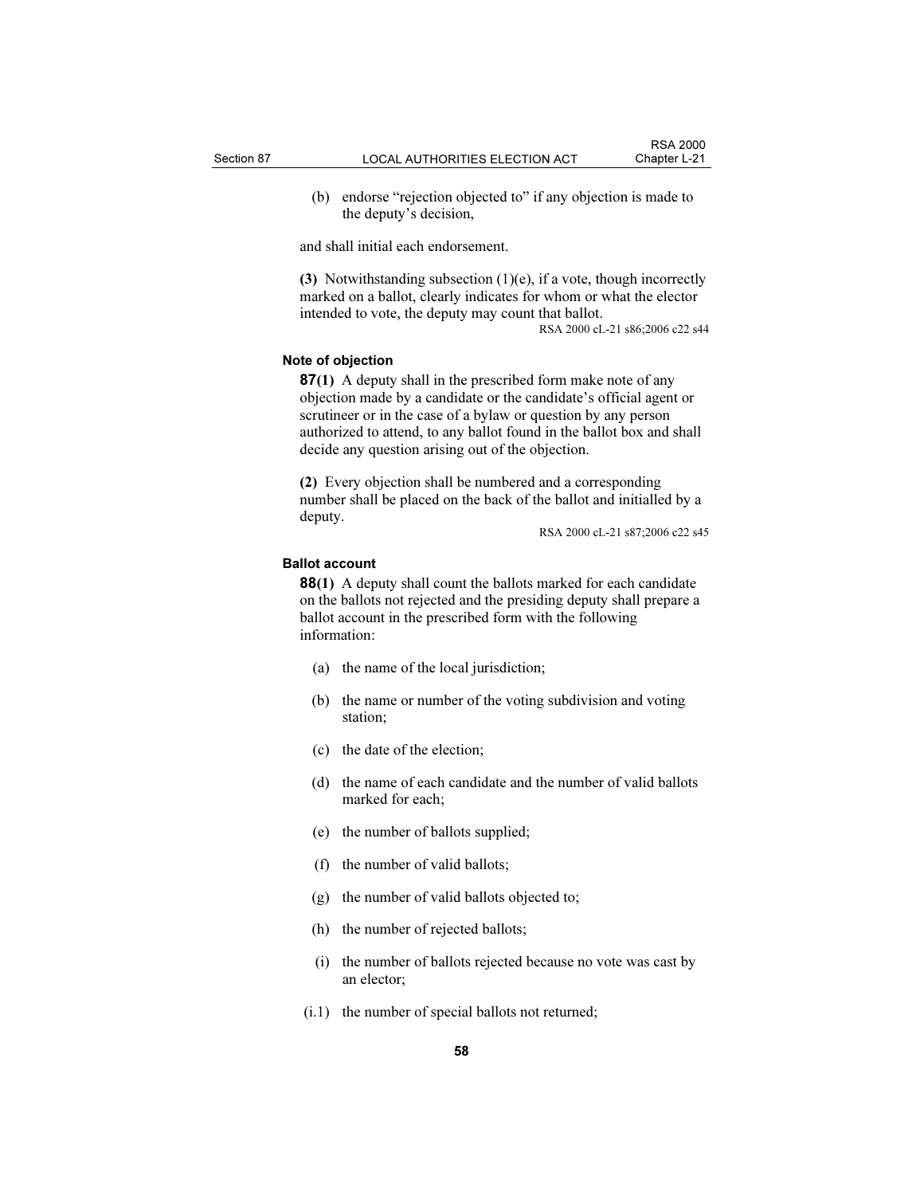(b) endorse "rejection objected to" if any objection is made to the deputy's decision,

and shall initial each endorsement.

**(3)** Notwithstanding subsection (1)(e), if a vote, though incorrectly marked on a ballot, clearly indicates for whom or what the elector intended to vote, the deputy may count that ballot.

RSA 2000 cL-21 s86;2006 c22 s44

**Note of objection**

**87(1)** A deputy shall in the prescribed form make note of any objection made by a candidate or the candidate's official agent or scrutineer or in the case of a bylaw or question by any person authorized to attend, to any ballot found in the ballot box and shall decide any question arising out of the objection.

**(2)** Every objection shall be numbered and a corresponding number shall be placed on the back of the ballot and initialled by a deputy.

RSA 2000 cL-21 s87;2006 c22 s45

**Ballot account**

**88(1)** A deputy shall count the ballots marked for each candidate on the ballots not rejected and the presiding deputy shall prepare a ballot account in the prescribed form with the following information:

(a) the name of the local jurisdiction;

(b) the name or number of the voting subdivision and voting station;

(c) the date of the election;

(d) the name of each candidate and the number of valid ballots marked for each;

(e) the number of ballots supplied;

(f) the number of valid ballots;

(g) the number of valid ballots objected to;

(h) the number of rejected ballots;

(i) the number of ballots rejected because no vote was cast by an elector;

(i.1) the number of special ballots not returned;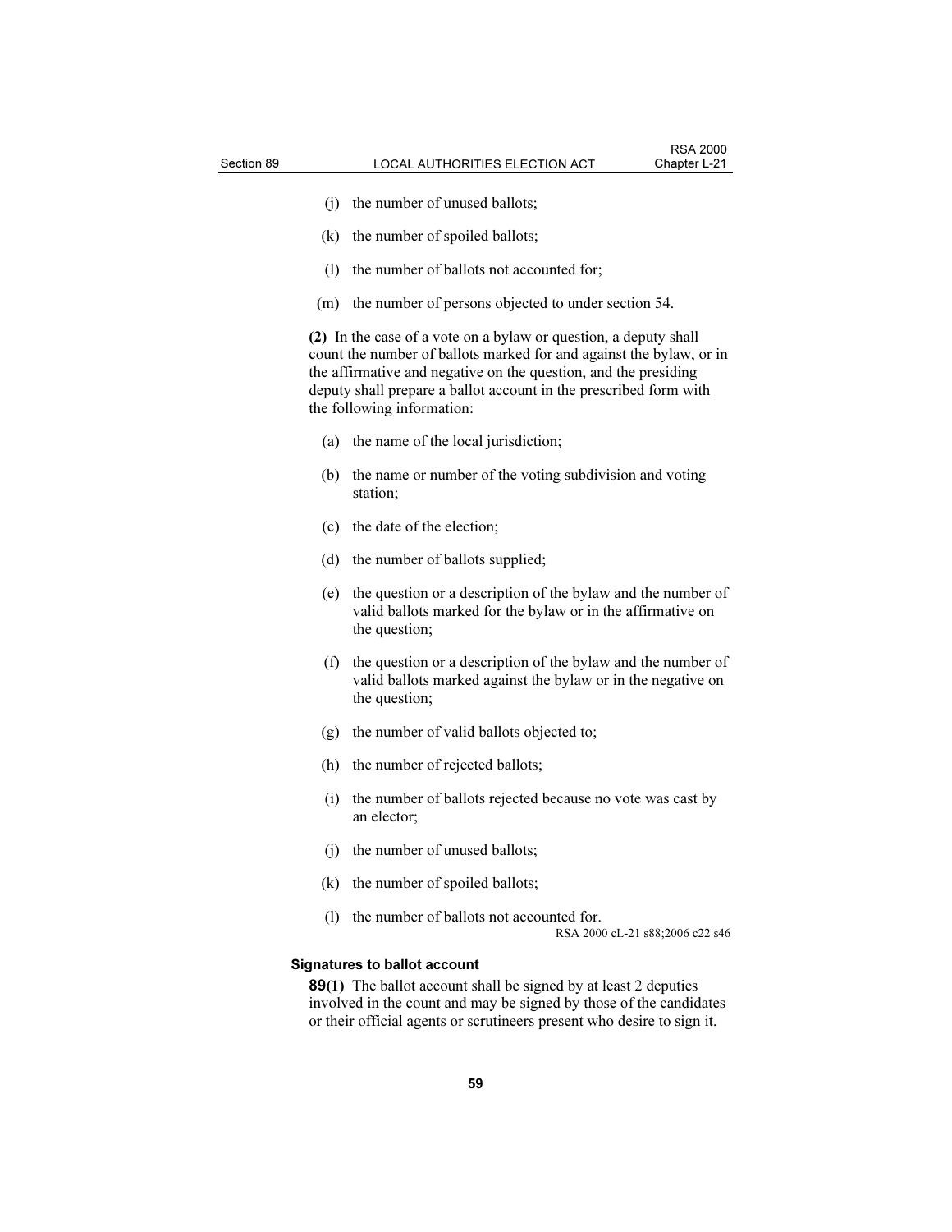(j) the number of unused ballots;

(k) the number of spoiled ballots;

(l) the number of ballots not accounted for;

(m) the number of persons objected to under section 54.

**(2)** In the case of a vote on a bylaw or question, a deputy shall count the number of ballots marked for and against the bylaw, or in the affirmative and negative on the question, and the presiding deputy shall prepare a ballot account in the prescribed form with the following information:

(a) the name of the local jurisdiction;

(b) the name or number of the voting subdivision and voting station;

(c) the date of the election;

(d) the number of ballots supplied;

(e) the question or a description of the bylaw and the number of valid ballots marked for the bylaw or in the affirmative on the question;

(f) the question or a description of the bylaw and the number of valid ballots marked against the bylaw or in the negative on the question;

(g) the number of valid ballots objected to;

(h) the number of rejected ballots;

(i) the number of ballots rejected because no vote was cast by an elector;

(j) the number of unused ballots;

(k) the number of spoiled ballots;

(l) the number of ballots not accounted for.

RSA 2000 cL-21 s88;2006 c22 s46

**Signatures to ballot account**

**89(1)** The ballot account shall be signed by at least 2 deputies involved in the count and may be signed by those of the candidates or their official agents or scrutineers present who desire to sign it.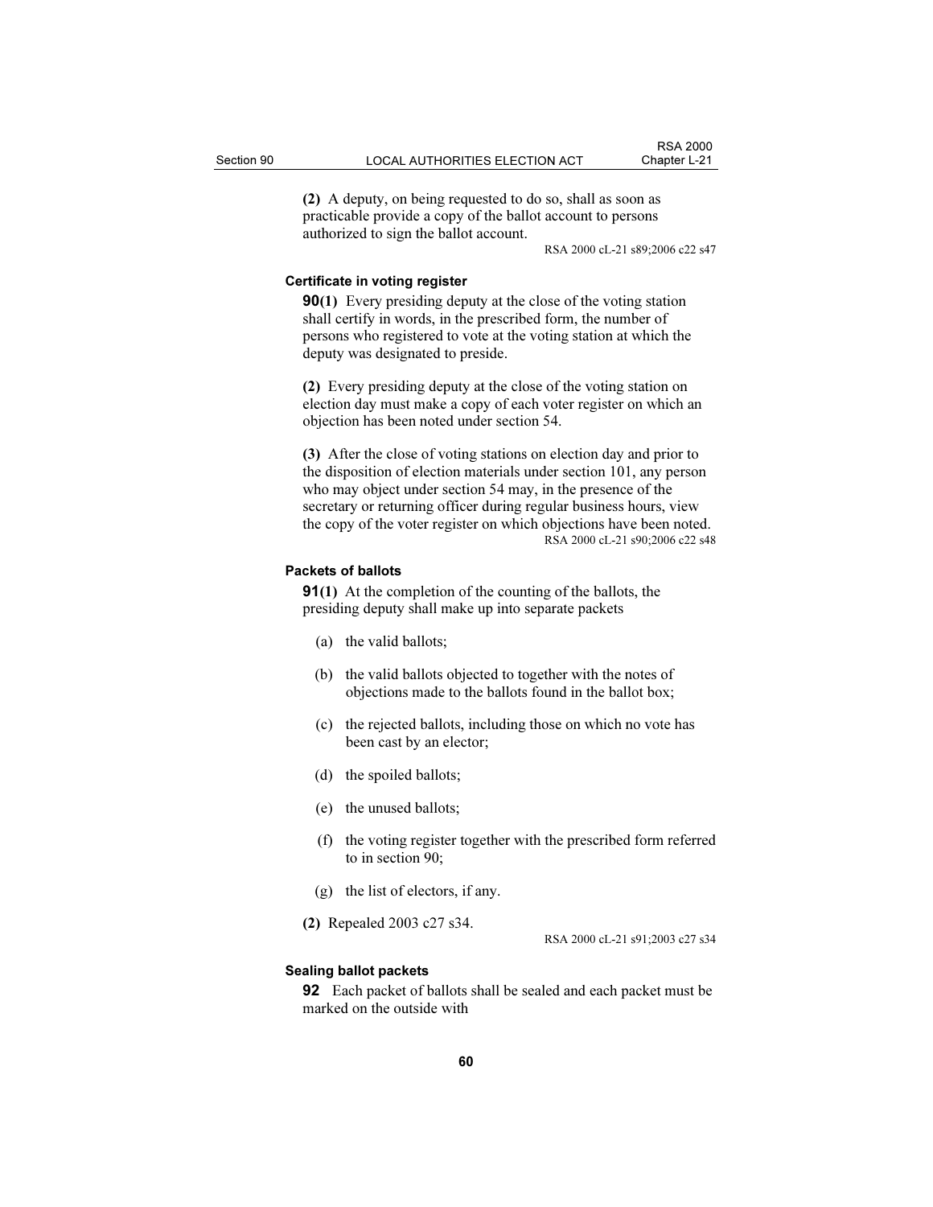**(2)** A deputy, on being requested to do so, shall as soon as practicable provide a copy of the ballot account to persons authorized to sign the ballot account.

RSA 2000 cL-21 s89;2006 c22 s47

**Certificate in voting register**

**90(1)** Every presiding deputy at the close of the voting station shall certify in words, in the prescribed form, the number of persons who registered to vote at the voting station at which the deputy was designated to preside.

**(2)** Every presiding deputy at the close of the voting station on election day must make a copy of each voter register on which an objection has been noted under section 54.

**(3)** After the close of voting stations on election day and prior to the disposition of election materials under section 101, any person who may object under section 54 may, in the presence of the secretary or returning officer during regular business hours, view the copy of the voter register on which objections have been noted.

RSA 2000 cL-21 s90;2006 c22 s48

**Packets of ballots**

**91(1)** At the completion of the counting of the ballots, the presiding deputy shall make up into separate packets

(a) the valid ballots;

(b) the valid ballots objected to together with the notes of objections made to the ballots found in the ballot box;

(c) the rejected ballots, including those on which no vote has been cast by an elector;

(d) the spoiled ballots;

(e) the unused ballots;

(f) the voting register together with the prescribed form referred to in section 90;

(g) the list of electors, if any.

**(2)** Repealed 2003 c27 s34.

RSA 2000 cL-21 s91;2003 c27 s34

**Sealing ballot packets**

**92** Each packet of ballots shall be sealed and each packet must be marked on the outside with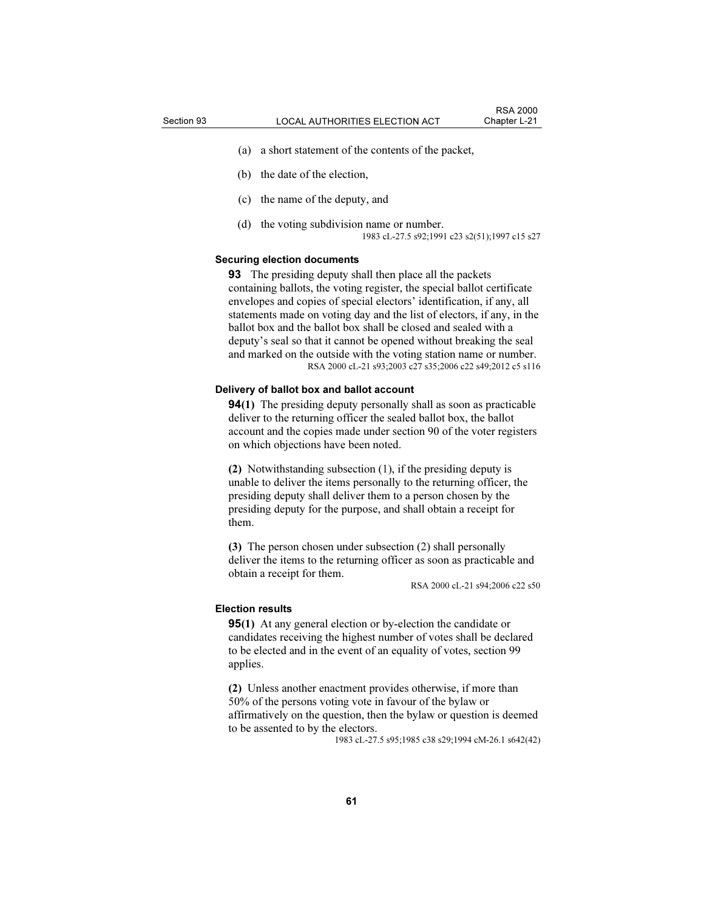(a) a short statement of the contents of the packet,

(b) the date of the election,

(c) the name of the deputy, and

(d) the voting subdivision name or number.

1983 cL-27.5 s92;1991 c23 s2(51);1997 c15 s27

**Securing election documents**

**93** The presiding deputy shall then place all the packets containing ballots, the voting register, the special ballot certificate envelopes and copies of special electors' identification, if any, all statements made on voting day and the list of electors, if any, in the ballot box and the ballot box shall be closed and sealed with a deputy's seal so that it cannot be opened without breaking the seal and marked on the outside with the voting station name or number.

RSA 2000 cL-21 s93;2003 c27 s35;2006 c22 s49;2012 c5 s116

**Delivery of ballot box and ballot account**

**94(1)** The presiding deputy personally shall as soon as practicable deliver to the returning officer the sealed ballot box, the ballot account and the copies made under section 90 of the voter registers on which objections have been noted.

**(2)** Notwithstanding subsection (1), if the presiding deputy is unable to deliver the items personally to the returning officer, the presiding deputy shall deliver them to a person chosen by the presiding deputy for the purpose, and shall obtain a receipt for them.

**(3)** The person chosen under subsection (2) shall personally deliver the items to the returning officer as soon as practicable and obtain a receipt for them.

RSA 2000 cL-21 s94;2006 c22 s50

**Election results**

**95(1)** At any general election or by-election the candidate or candidates receiving the highest number of votes shall be declared to be elected and in the event of an equality of votes, section 99 applies.

**(2)** Unless another enactment provides otherwise, if more than 50% of the persons voting vote in favour of the bylaw or affirmatively on the question, then the bylaw or question is deemed to be assented to by the electors.

1983 cL-27.5 s95;1985 c38 s29;1994 cM-26.1 s642(42)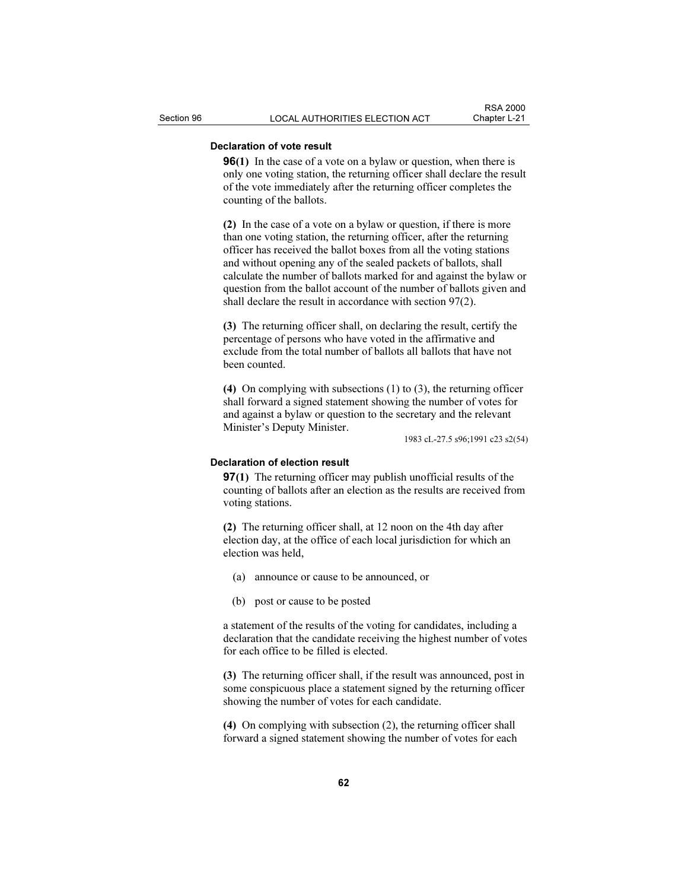### Declaration of vote result

**96(1)** In the case of a vote on a bylaw or question, when there is only one voting station, the returning officer shall declare the result of the vote immediately after the returning officer completes the counting of the ballots.

**(2)** In the case of a vote on a bylaw or question, if there is more than one voting station, the returning officer, after the returning officer has received the ballot boxes from all the voting stations and without opening any of the sealed packets of ballots, shall calculate the number of ballots marked for and against the bylaw or question from the ballot account of the number of ballots given and shall declare the result in accordance with section 97(2).

**(3)** The returning officer shall, on declaring the result, certify the percentage of persons who have voted in the affirmative and exclude from the total number of ballots all ballots that have not been counted.

**(4)** On complying with subsections (1) to (3), the returning officer shall forward a signed statement showing the number of votes for and against a bylaw or question to the secretary and the relevant Minister's Deputy Minister.

1983 cL-27.5 s96;1991 c23 s2(54)

### Declaration of election result

**97(1)** The returning officer may publish unofficial results of the counting of ballots after an election as the results are received from voting stations.

**(2)** The returning officer shall, at 12 noon on the 4th day after election day, at the office of each local jurisdiction for which an election was held,

(a) announce or cause to be announced, or

(b) post or cause to be posted

a statement of the results of the voting for candidates, including a declaration that the candidate receiving the highest number of votes for each office to be filled is elected.

**(3)** The returning officer shall, if the result was announced, post in some conspicuous place a statement signed by the returning officer showing the number of votes for each candidate.

**(4)** On complying with subsection (2), the returning officer shall forward a signed statement showing the number of votes for each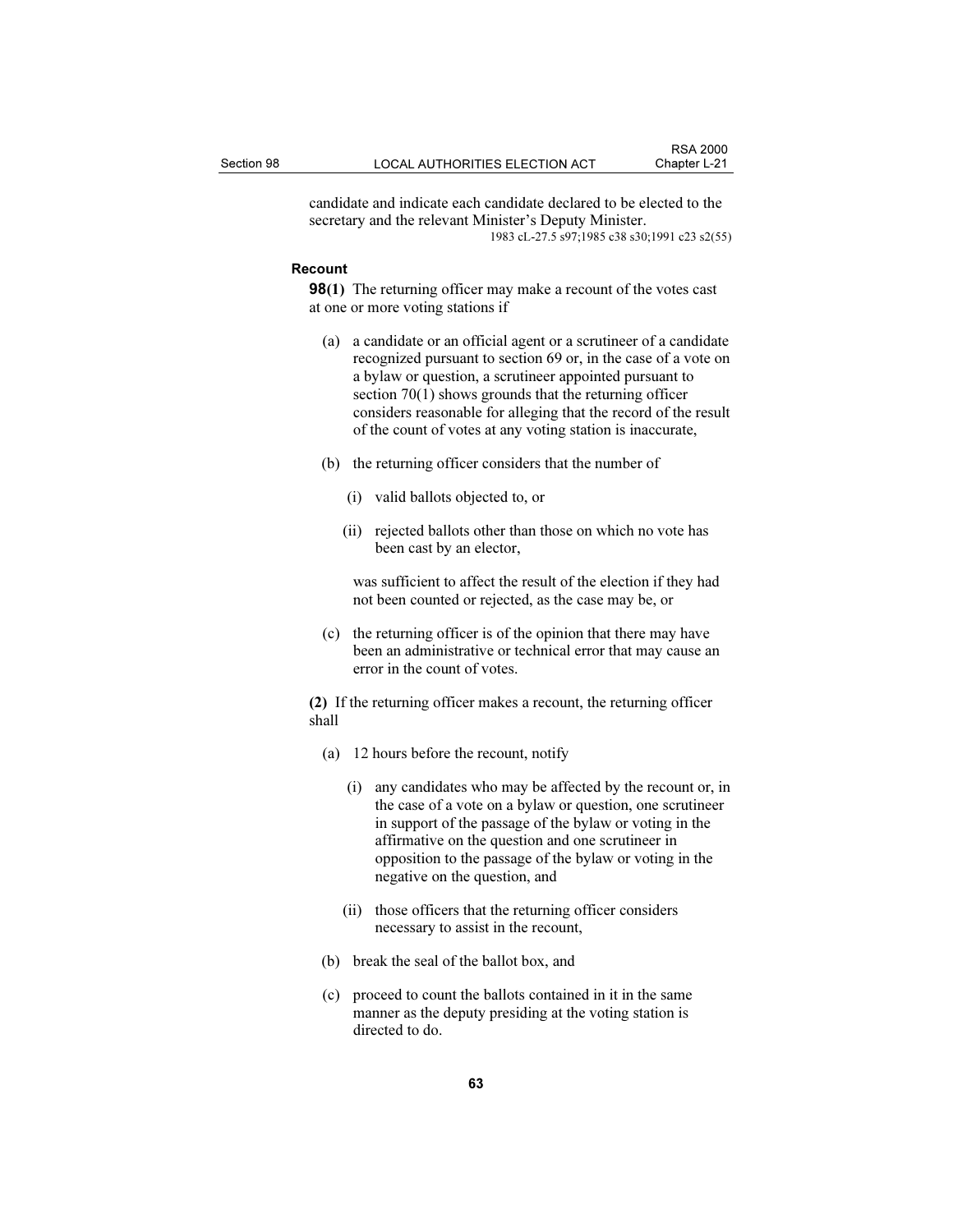candidate and indicate each candidate declared to be elected to the secretary and the relevant Minister's Deputy Minister.

1983 cL-27.5 s97;1985 c38 s30;1991 c23 s2(55)

**Recount**

**98(1)** The returning officer may make a recount of the votes cast at one or more voting stations if

(a) a candidate or an official agent or a scrutineer of a candidate recognized pursuant to section 69 or, in the case of a vote on a bylaw or question, a scrutineer appointed pursuant to section 70(1) shows grounds that the returning officer considers reasonable for alleging that the record of the result of the count of votes at any voting station is inaccurate,

(b) the returning officer considers that the number of

(i) valid ballots objected to, or

(ii) rejected ballots other than those on which no vote has been cast by an elector,

was sufficient to affect the result of the election if they had not been counted or rejected, as the case may be, or

(c) the returning officer is of the opinion that there may have been an administrative or technical error that may cause an error in the count of votes.

**(2)** If the returning officer makes a recount, the returning officer shall

(a) 12 hours before the recount, notify

(i) any candidates who may be affected by the recount or, in the case of a vote on a bylaw or question, one scrutineer in support of the passage of the bylaw or voting in the affirmative on the question and one scrutineer in opposition to the passage of the bylaw or voting in the negative on the question, and

(ii) those officers that the returning officer considers necessary to assist in the recount,

(b) break the seal of the ballot box, and

(c) proceed to count the ballots contained in it in the same manner as the deputy presiding at the voting station is directed to do.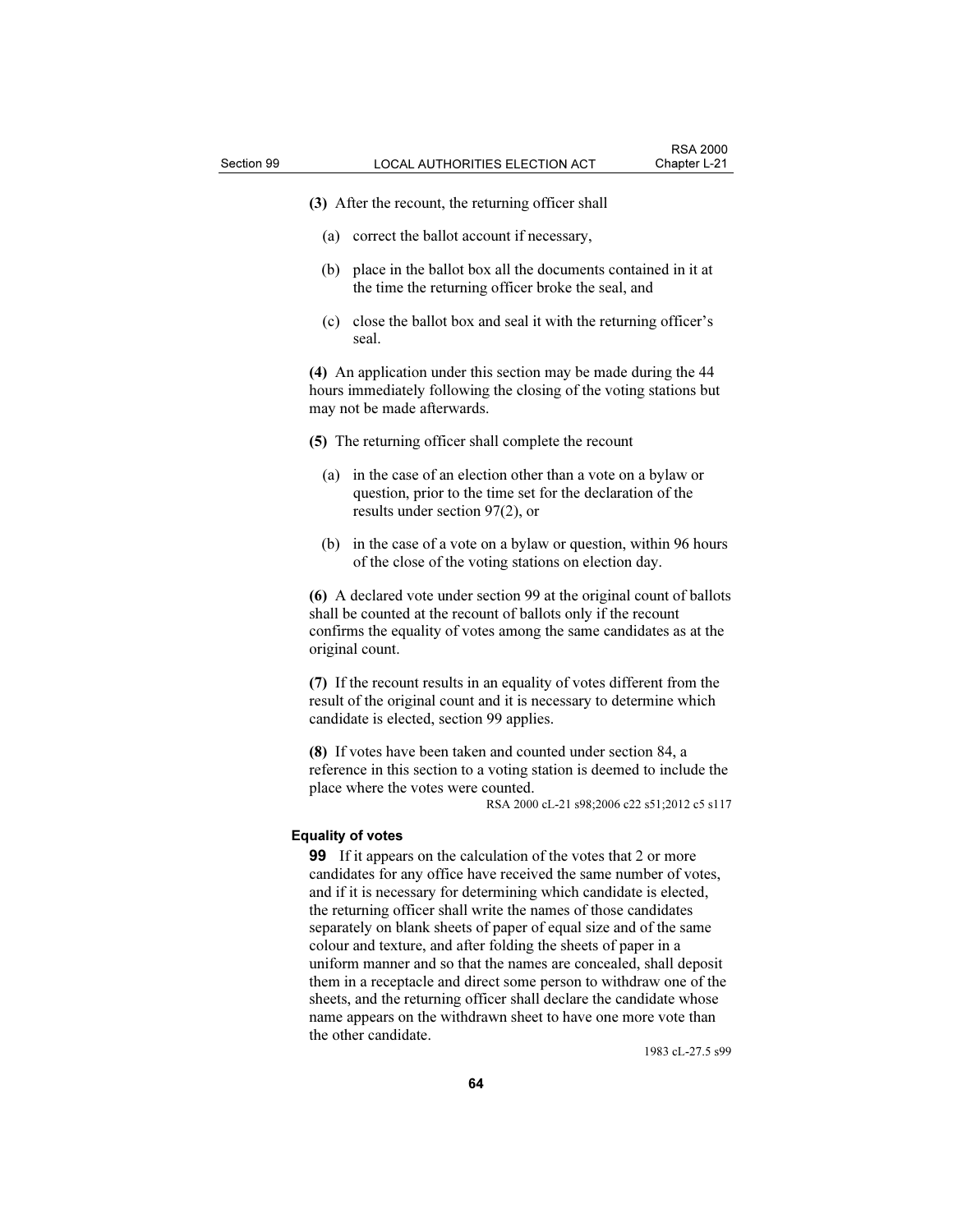**(3)** After the recount, the returning officer shall

(a) correct the ballot account if necessary,

(b) place in the ballot box all the documents contained in it at the time the returning officer broke the seal, and

(c) close the ballot box and seal it with the returning officer's seal.

**(4)** An application under this section may be made during the 44 hours immediately following the closing of the voting stations but may not be made afterwards.

**(5)** The returning officer shall complete the recount

(a) in the case of an election other than a vote on a bylaw or question, prior to the time set for the declaration of the results under section 97(2), or

(b) in the case of a vote on a bylaw or question, within 96 hours of the close of the voting stations on election day.

**(6)** A declared vote under section 99 at the original count of ballots shall be counted at the recount of ballots only if the recount confirms the equality of votes among the same candidates as at the original count.

**(7)** If the recount results in an equality of votes different from the result of the original count and it is necessary to determine which candidate is elected, section 99 applies.

**(8)** If votes have been taken and counted under section 84, a reference in this section to a voting station is deemed to include the place where the votes were counted.

RSA 2000 cL-21 s98;2006 c22 s51;2012 c5 s117

**Equality of votes**

**99** If it appears on the calculation of the votes that 2 or more candidates for any office have received the same number of votes, and if it is necessary for determining which candidate is elected, the returning officer shall write the names of those candidates separately on blank sheets of paper of equal size and of the same colour and texture, and after folding the sheets of paper in a uniform manner and so that the names are concealed, shall deposit them in a receptacle and direct some person to withdraw one of the sheets, and the returning officer shall declare the candidate whose name appears on the withdrawn sheet to have one more vote than the other candidate.

1983 cL-27.5 s99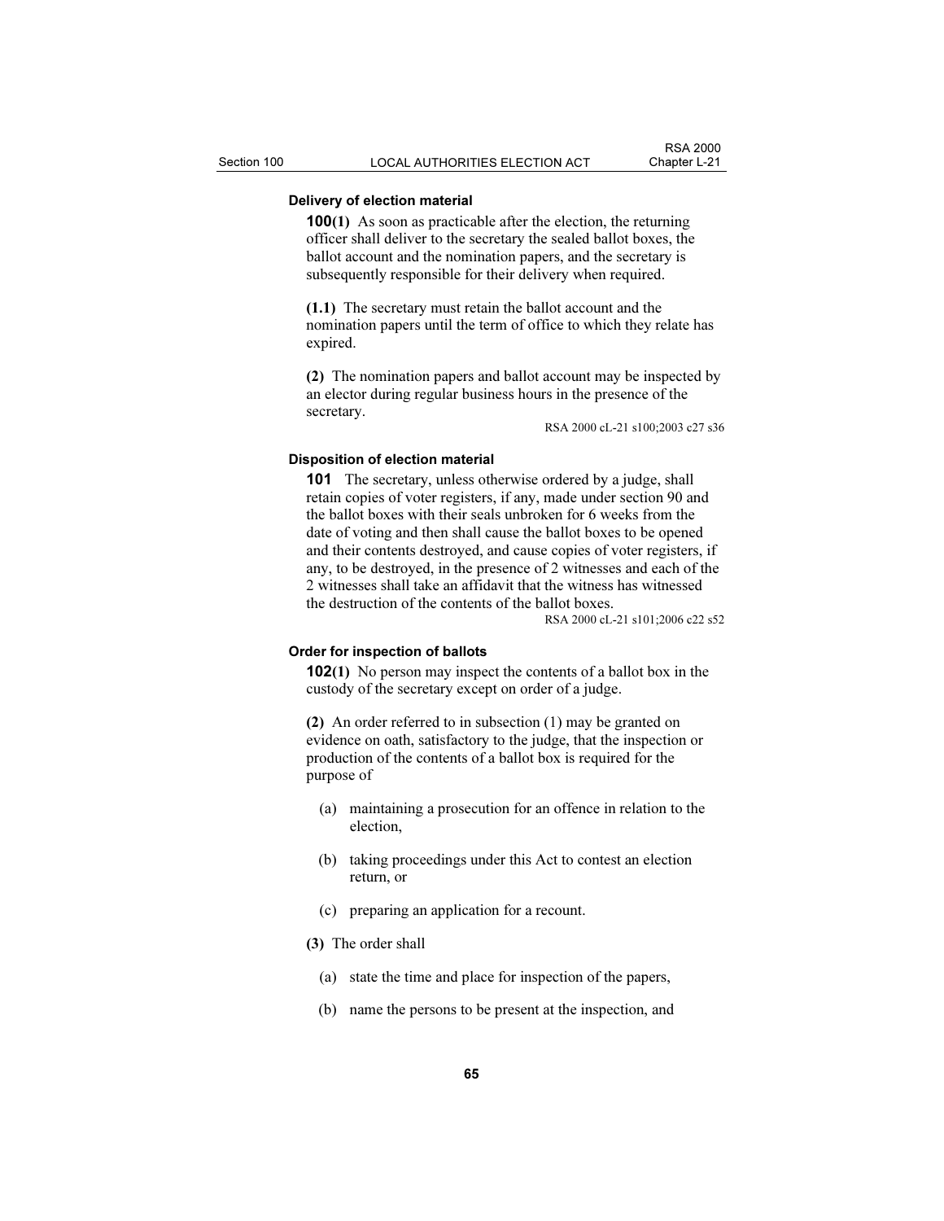**Delivery of election material**

**100(1)** As soon as practicable after the election, the returning officer shall deliver to the secretary the sealed ballot boxes, the ballot account and the nomination papers, and the secretary is subsequently responsible for their delivery when required.

**(1.1)** The secretary must retain the ballot account and the nomination papers until the term of office to which they relate has expired.

**(2)** The nomination papers and ballot account may be inspected by an elector during regular business hours in the presence of the secretary.

RSA 2000 cL-21 s100;2003 c27 s36

**Disposition of election material**

**101** The secretary, unless otherwise ordered by a judge, shall retain copies of voter registers, if any, made under section 90 and the ballot boxes with their seals unbroken for 6 weeks from the date of voting and then shall cause the ballot boxes to be opened and their contents destroyed, and cause copies of voter registers, if any, to be destroyed, in the presence of 2 witnesses and each of the 2 witnesses shall take an affidavit that the witness has witnessed the destruction of the contents of the ballot boxes.

RSA 2000 cL-21 s101;2006 c22 s52

**Order for inspection of ballots**

**102(1)** No person may inspect the contents of a ballot box in the custody of the secretary except on order of a judge.

**(2)** An order referred to in subsection (1) may be granted on evidence on oath, satisfactory to the judge, that the inspection or production of the contents of a ballot box is required for the purpose of

(a) maintaining a prosecution for an offence in relation to the election,

(b) taking proceedings under this Act to contest an election return, or

(c) preparing an application for a recount.

**(3)** The order shall

(a) state the time and place for inspection of the papers,

(b) name the persons to be present at the inspection, and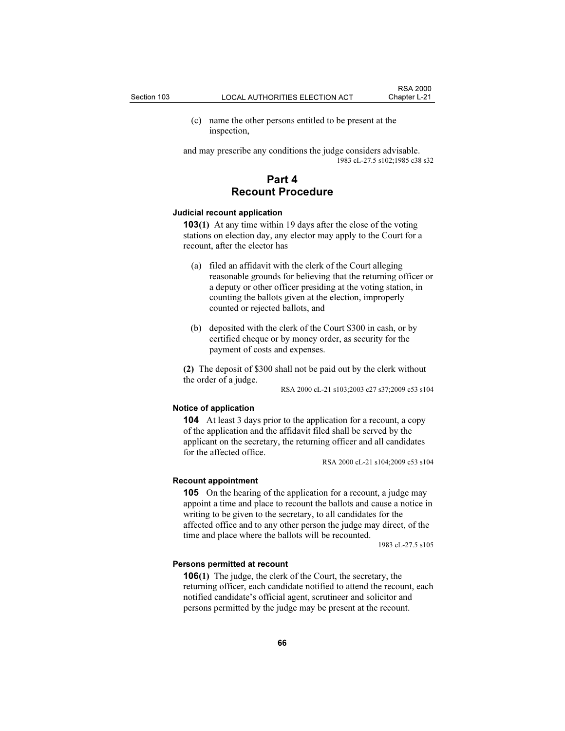(c) name the other persons entitled to be present at the inspection,

and may prescribe any conditions the judge considers advisable.

1983 cL-27.5 s102;1985 c38 s32

## Part 4
## Recount Procedure

**Judicial recount application**

**103(1)** At any time within 19 days after the close of the voting stations on election day, any elector may apply to the Court for a recount, after the elector has

(a) filed an affidavit with the clerk of the Court alleging reasonable grounds for believing that the returning officer or a deputy or other officer presiding at the voting station, in counting the ballots given at the election, improperly counted or rejected ballots, and

(b) deposited with the clerk of the Court $300 in cash, or by certified cheque or by money order, as security for the payment of costs and expenses.

**(2)** The deposit of $300 shall not be paid out by the clerk without the order of a judge.

RSA 2000 cL-21 s103;2003 c27 s37;2009 c53 s104

**Notice of application**

**104** At least 3 days prior to the application for a recount, a copy of the application and the affidavit filed shall be served by the applicant on the secretary, the returning officer and all candidates for the affected office.

RSA 2000 cL-21 s104;2009 c53 s104

**Recount appointment**

**105** On the hearing of the application for a recount, a judge may appoint a time and place to recount the ballots and cause a notice in writing to be given to the secretary, to all candidates for the affected office and to any other person the judge may direct, of the time and place where the ballots will be recounted.

1983 cL-27.5 s105

**Persons permitted at recount**

**106(1)** The judge, the clerk of the Court, the secretary, the returning officer, each candidate notified to attend the recount, each notified candidate's official agent, scrutineer and solicitor and persons permitted by the judge may be present at the recount.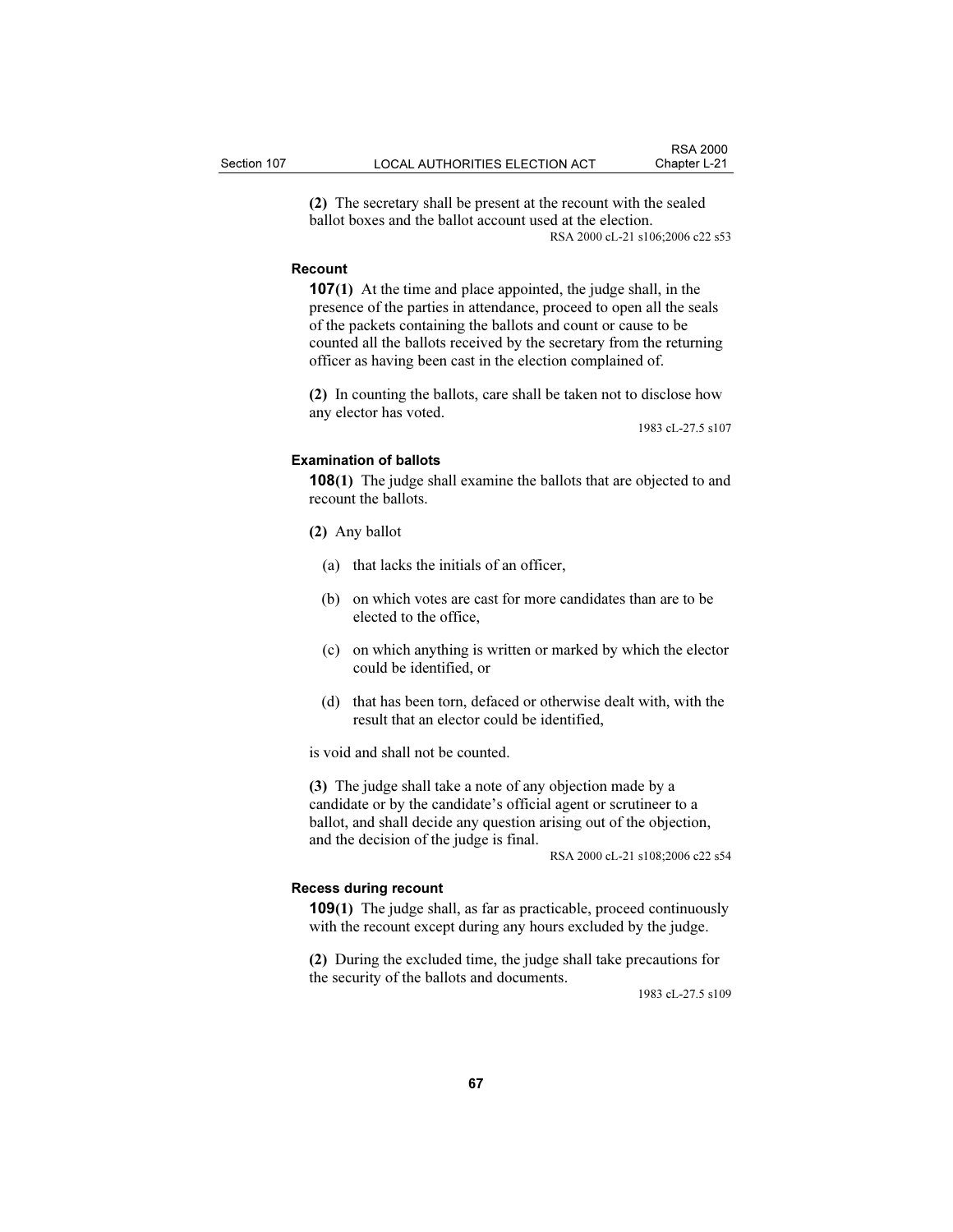**(2)** The secretary shall be present at the recount with the sealed ballot boxes and the ballot account used at the election.

RSA 2000 cL-21 s106;2006 c22 s53

### Recount

**107(1)** At the time and place appointed, the judge shall, in the presence of the parties in attendance, proceed to open all the seals of the packets containing the ballots and count or cause to be counted all the ballots received by the secretary from the returning officer as having been cast in the election complained of.

**(2)** In counting the ballots, care shall be taken not to disclose how any elector has voted.

1983 cL-27.5 s107

### Examination of ballots

**108(1)** The judge shall examine the ballots that are objected to and recount the ballots.

**(2)** Any ballot

(a) that lacks the initials of an officer,

(b) on which votes are cast for more candidates than are to be elected to the office,

(c) on which anything is written or marked by which the elector could be identified, or

(d) that has been torn, defaced or otherwise dealt with, with the result that an elector could be identified,

is void and shall not be counted.

**(3)** The judge shall take a note of any objection made by a candidate or by the candidate's official agent or scrutineer to a ballot, and shall decide any question arising out of the objection, and the decision of the judge is final.

RSA 2000 cL-21 s108;2006 c22 s54

### Recess during recount

**109(1)** The judge shall, as far as practicable, proceed continuously with the recount except during any hours excluded by the judge.

**(2)** During the excluded time, the judge shall take precautions for the security of the ballots and documents.

1983 cL-27.5 s109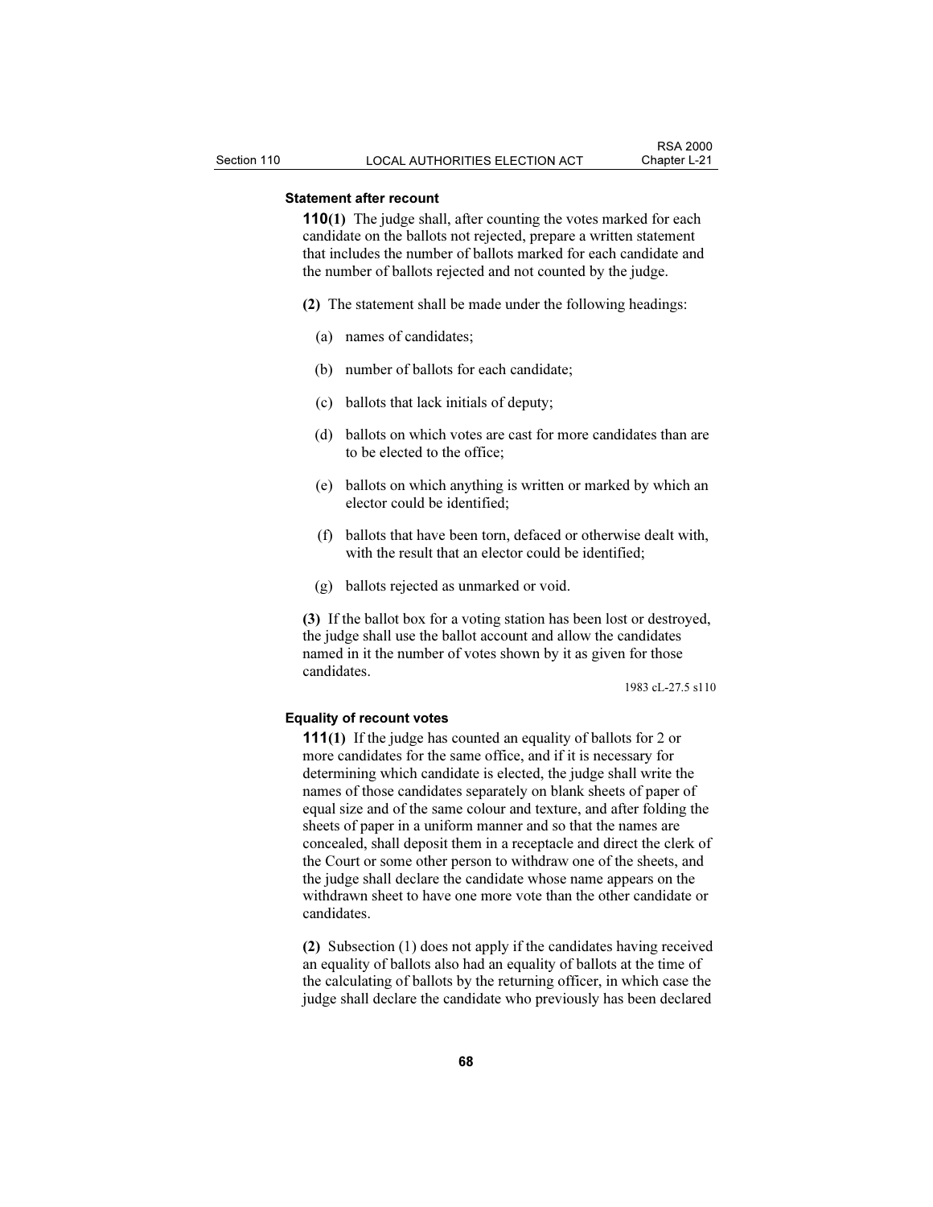**Statement after recount**

**110(1)** The judge shall, after counting the votes marked for each candidate on the ballots not rejected, prepare a written statement that includes the number of ballots marked for each candidate and the number of ballots rejected and not counted by the judge.

**(2)** The statement shall be made under the following headings:

(a) names of candidates;

(b) number of ballots for each candidate;

(c) ballots that lack initials of deputy;

(d) ballots on which votes are cast for more candidates than are to be elected to the office;

(e) ballots on which anything is written or marked by which an elector could be identified;

(f) ballots that have been torn, defaced or otherwise dealt with, with the result that an elector could be identified;

(g) ballots rejected as unmarked or void.

**(3)** If the ballot box for a voting station has been lost or destroyed, the judge shall use the ballot account and allow the candidates named in it the number of votes shown by it as given for those candidates.

1983 cL-27.5 s110

**Equality of recount votes**

**111(1)** If the judge has counted an equality of ballots for 2 or more candidates for the same office, and if it is necessary for determining which candidate is elected, the judge shall write the names of those candidates separately on blank sheets of paper of equal size and of the same colour and texture, and after folding the sheets of paper in a uniform manner and so that the names are concealed, shall deposit them in a receptacle and direct the clerk of the Court or some other person to withdraw one of the sheets, and the judge shall declare the candidate whose name appears on the withdrawn sheet to have one more vote than the other candidate or candidates.

**(2)** Subsection (1) does not apply if the candidates having received an equality of ballots also had an equality of ballots at the time of the calculating of ballots by the returning officer, in which case the judge shall declare the candidate who previously has been declared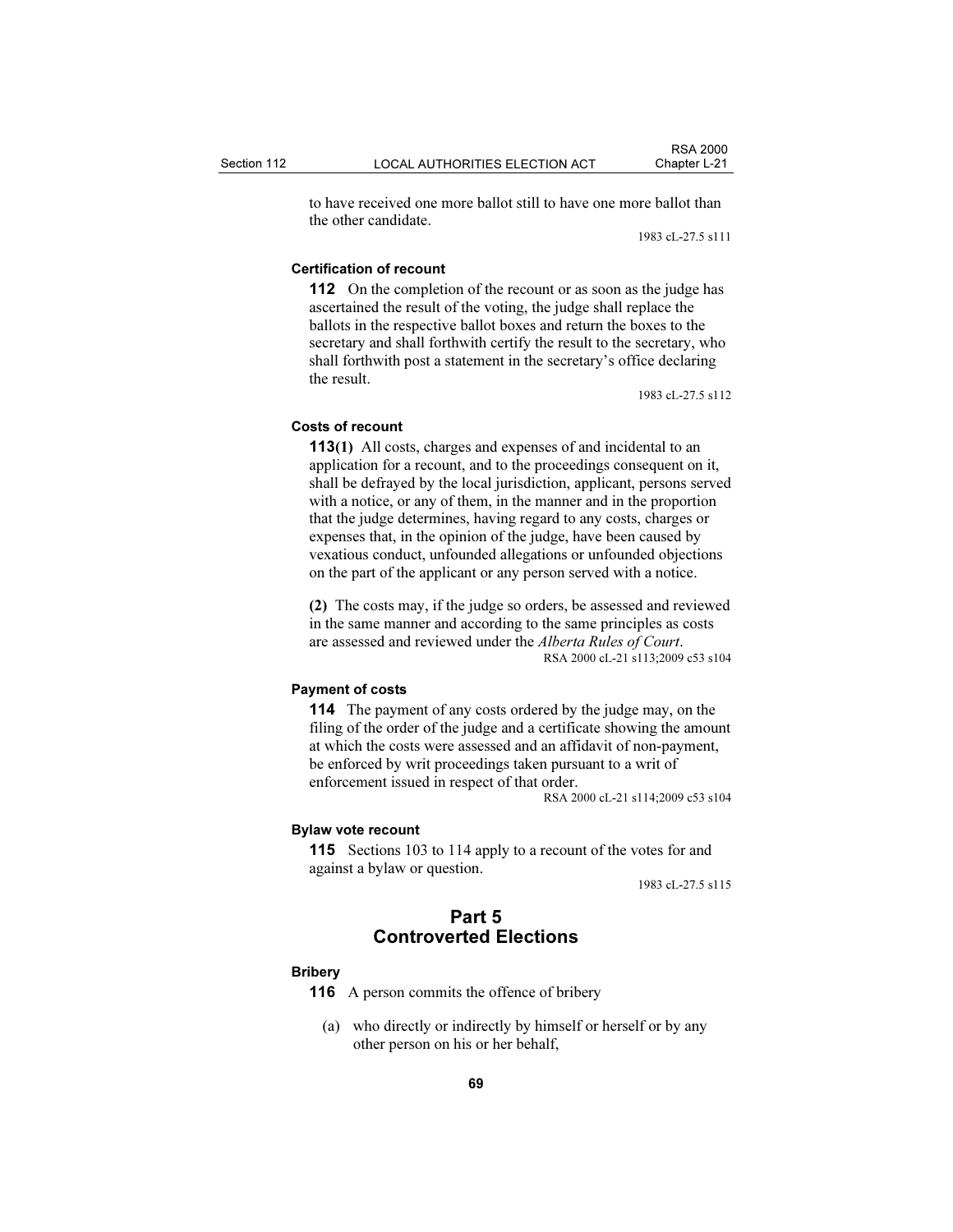to have received one more ballot still to have one more ballot than the other candidate.

1983 cL-27.5 s111

**Certification of recount**

**112** On the completion of the recount or as soon as the judge has ascertained the result of the voting, the judge shall replace the ballots in the respective ballot boxes and return the boxes to the secretary and shall forthwith certify the result to the secretary, who shall forthwith post a statement in the secretary's office declaring the result.

1983 cL-27.5 s112

**Costs of recount**

**113(1)** All costs, charges and expenses of and incidental to an application for a recount, and to the proceedings consequent on it, shall be defrayed by the local jurisdiction, applicant, persons served with a notice, or any of them, in the manner and in the proportion that the judge determines, having regard to any costs, charges or expenses that, in the opinion of the judge, have been caused by vexatious conduct, unfounded allegations or unfounded objections on the part of the applicant or any person served with a notice.

**(2)** The costs may, if the judge so orders, be assessed and reviewed in the same manner and according to the same principles as costs are assessed and reviewed under the *Alberta Rules of Court*.

RSA 2000 cL-21 s113;2009 c53 s104

**Payment of costs**

**114** The payment of any costs ordered by the judge may, on the filing of the order of the judge and a certificate showing the amount at which the costs were assessed and an affidavit of non-payment, be enforced by writ proceedings taken pursuant to a writ of enforcement issued in respect of that order.

RSA 2000 cL-21 s114;2009 c53 s104

**Bylaw vote recount**

**115** Sections 103 to 114 apply to a recount of the votes for and against a bylaw or question.

1983 cL-27.5 s115

# Part 5
# Controverted Elections

**Bribery**

**116** A person commits the offence of bribery

(a) who directly or indirectly by himself or herself or by any other person on his or her behalf,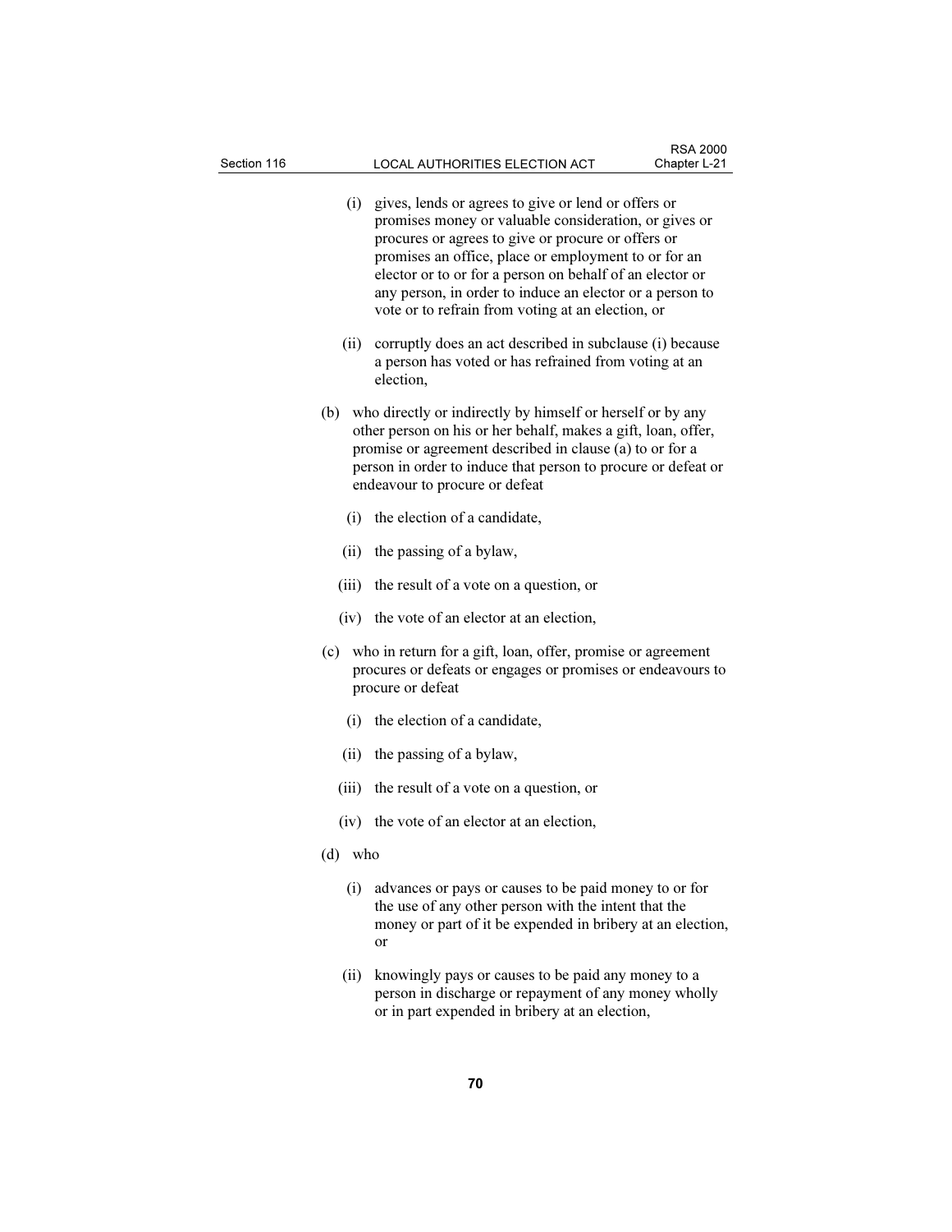(i) gives, lends or agrees to give or lend or offers or promises money or valuable consideration, or gives or procures or agrees to give or procure or offers or promises an office, place or employment to or for an elector or to or for a person on behalf of an elector or any person, in order to induce an elector or a person to vote or to refrain from voting at an election, or

(ii) corruptly does an act described in subclause (i) because a person has voted or has refrained from voting at an election,

(b) who directly or indirectly by himself or herself or by any other person on his or her behalf, makes a gift, loan, offer, promise or agreement described in clause (a) to or for a person in order to induce that person to procure or defeat or endeavour to procure or defeat

(i) the election of a candidate,

(ii) the passing of a bylaw,

(iii) the result of a vote on a question, or

(iv) the vote of an elector at an election,

(c) who in return for a gift, loan, offer, promise or agreement procures or defeats or engages or promises or endeavours to procure or defeat

(i) the election of a candidate,

(ii) the passing of a bylaw,

(iii) the result of a vote on a question, or

(iv) the vote of an elector at an election,

(d) who

(i) advances or pays or causes to be paid money to or for the use of any other person with the intent that the money or part of it be expended in bribery at an election, or

(ii) knowingly pays or causes to be paid any money to a person in discharge or repayment of any money wholly or in part expended in bribery at an election,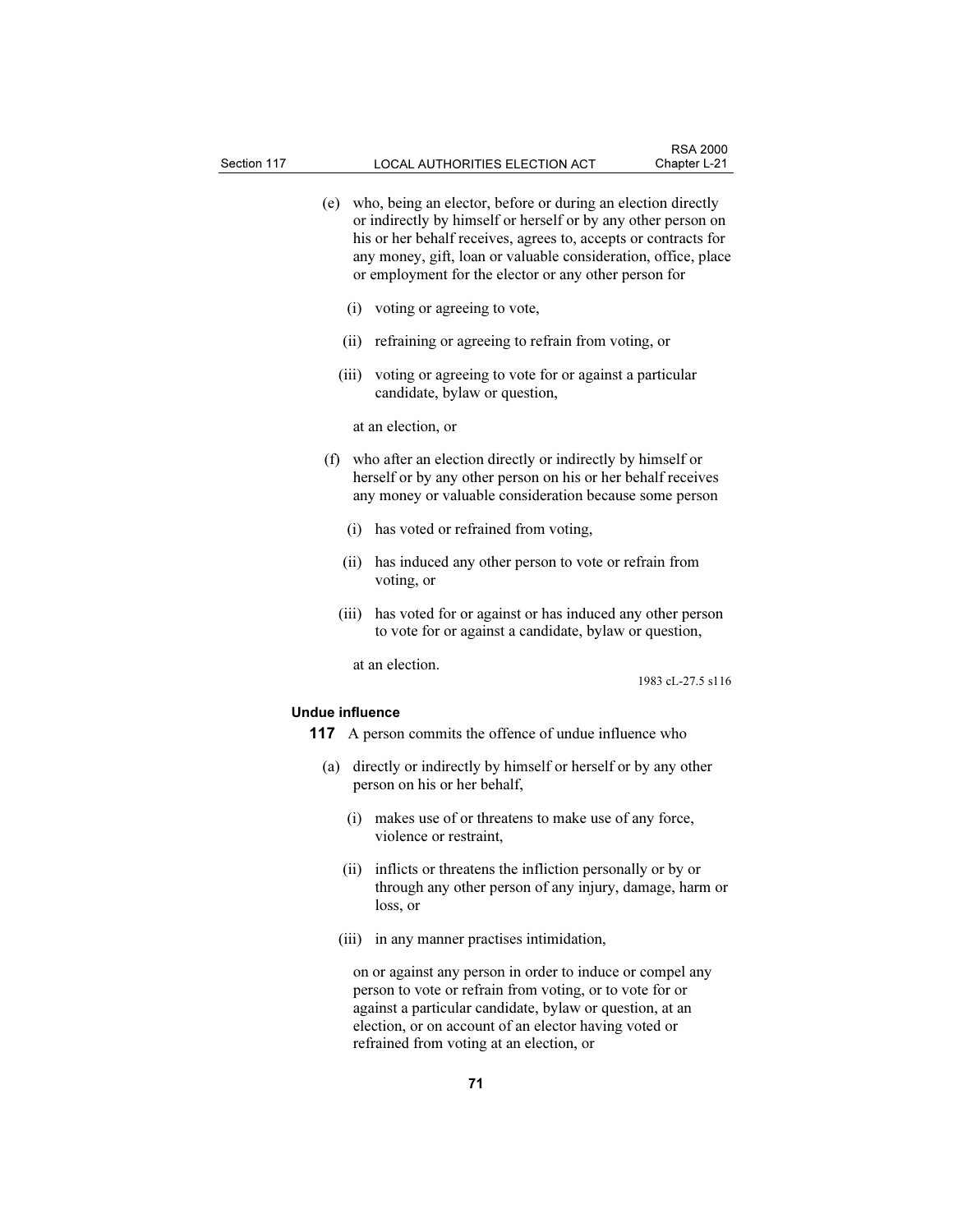(e) who, being an elector, before or during an election directly or indirectly by himself or herself or by any other person on his or her behalf receives, agrees to, accepts or contracts for any money, gift, loan or valuable consideration, office, place or employment for the elector or any other person for

(i) voting or agreeing to vote,

(ii) refraining or agreeing to refrain from voting, or

(iii) voting or agreeing to vote for or against a particular candidate, bylaw or question,

at an election, or

(f) who after an election directly or indirectly by himself or herself or by any other person on his or her behalf receives any money or valuable consideration because some person

(i) has voted or refrained from voting,

(ii) has induced any other person to vote or refrain from voting, or

(iii) has voted for or against or has induced any other person to vote for or against a candidate, bylaw or question,

at an election.

1983 cL-27.5 s116

**Undue influence**

**117** A person commits the offence of undue influence who

(a) directly or indirectly by himself or herself or by any other person on his or her behalf,

(i) makes use of or threatens to make use of any force, violence or restraint,

(ii) inflicts or threatens the infliction personally or by or through any other person of any injury, damage, harm or loss, or

(iii) in any manner practises intimidation,

on or against any person in order to induce or compel any person to vote or refrain from voting, or to vote for or against a particular candidate, bylaw or question, at an election, or on account of an elector having voted or refrained from voting at an election, or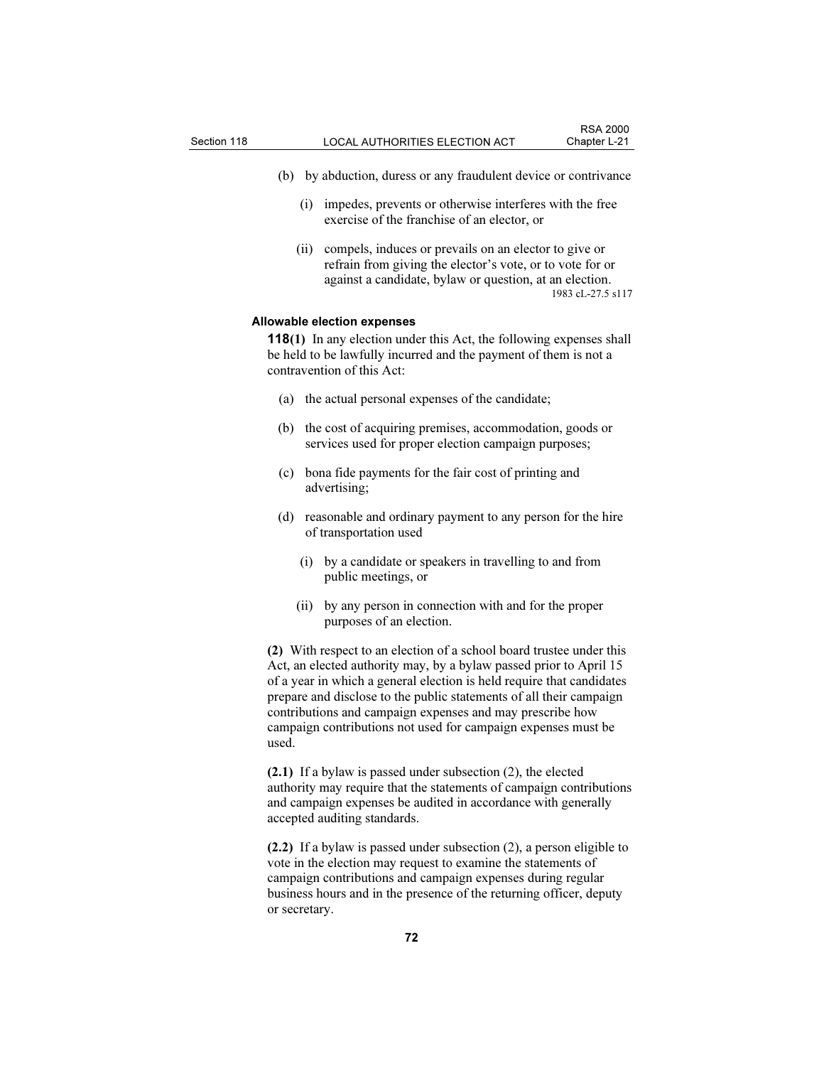(b) by abduction, duress or any fraudulent device or contrivance

(i) impedes, prevents or otherwise interferes with the free exercise of the franchise of an elector, or

(ii) compels, induces or prevails on an elector to give or refrain from giving the elector's vote, or to vote for or against a candidate, bylaw or question, at an election.

1983 cL-27.5 s117

**Allowable election expenses**

**118(1)** In any election under this Act, the following expenses shall be held to be lawfully incurred and the payment of them is not a contravention of this Act:

(a) the actual personal expenses of the candidate;

(b) the cost of acquiring premises, accommodation, goods or services used for proper election campaign purposes;

(c) bona fide payments for the fair cost of printing and advertising;

(d) reasonable and ordinary payment to any person for the hire of transportation used

(i) by a candidate or speakers in travelling to and from public meetings, or

(ii) by any person in connection with and for the proper purposes of an election.

**(2)** With respect to an election of a school board trustee under this Act, an elected authority may, by a bylaw passed prior to April 15 of a year in which a general election is held require that candidates prepare and disclose to the public statements of all their campaign contributions and campaign expenses and may prescribe how campaign contributions not used for campaign expenses must be used.

**(2.1)** If a bylaw is passed under subsection (2), the elected authority may require that the statements of campaign contributions and campaign expenses be audited in accordance with generally accepted auditing standards.

**(2.2)** If a bylaw is passed under subsection (2), a person eligible to vote in the election may request to examine the statements of campaign contributions and campaign expenses during regular business hours and in the presence of the returning officer, deputy or secretary.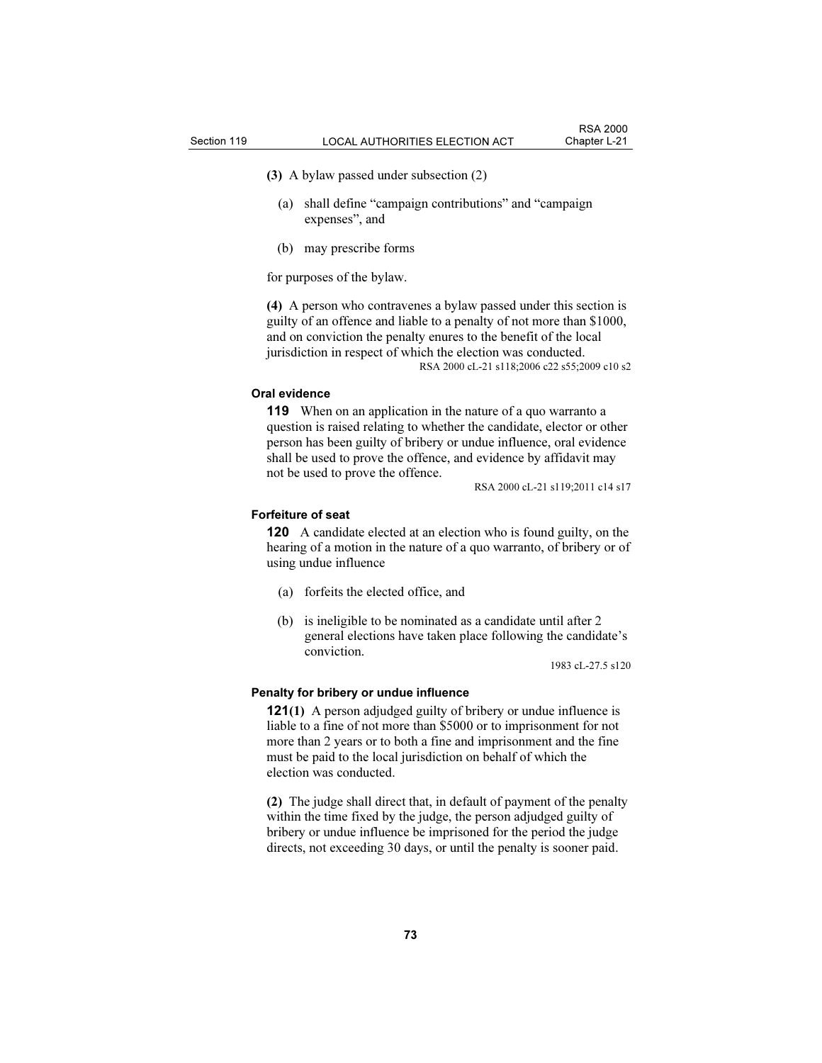**(3)** A bylaw passed under subsection (2)

(a) shall define "campaign contributions" and "campaign expenses", and

(b) may prescribe forms

for purposes of the bylaw.

**(4)** A person who contravenes a bylaw passed under this section is guilty of an offence and liable to a penalty of not more than $1000, and on conviction the penalty enures to the benefit of the local jurisdiction in respect of which the election was conducted.

RSA 2000 cL-21 s118;2006 c22 s55;2009 c10 s2

#### Oral evidence

**119** When on an application in the nature of a quo warranto a question is raised relating to whether the candidate, elector or other person has been guilty of bribery or undue influence, oral evidence shall be used to prove the offence, and evidence by affidavit may not be used to prove the offence.

RSA 2000 cL-21 s119;2011 c14 s17

#### Forfeiture of seat

**120** A candidate elected at an election who is found guilty, on the hearing of a motion in the nature of a quo warranto, of bribery or of using undue influence

(a) forfeits the elected office, and

(b) is ineligible to be nominated as a candidate until after 2 general elections have taken place following the candidate's conviction.

1983 cL-27.5 s120

#### Penalty for bribery or undue influence

**121(1)** A person adjudged guilty of bribery or undue influence is liable to a fine of not more than $5000 or to imprisonment for not more than 2 years or to both a fine and imprisonment and the fine must be paid to the local jurisdiction on behalf of which the election was conducted.

**(2)** The judge shall direct that, in default of payment of the penalty within the time fixed by the judge, the person adjudged guilty of bribery or undue influence be imprisoned for the period the judge directs, not exceeding 30 days, or until the penalty is sooner paid.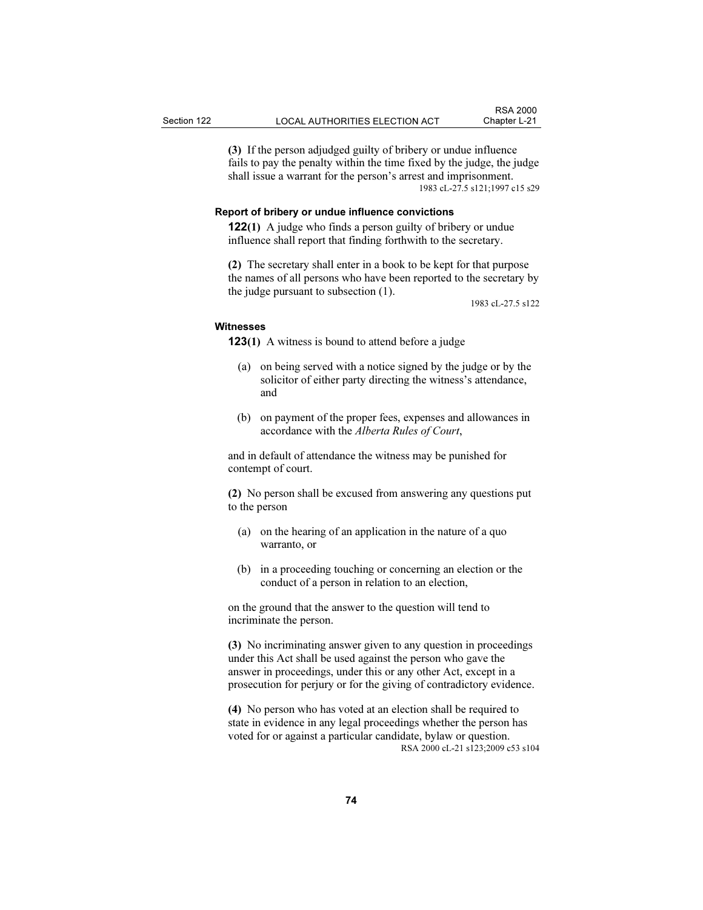**(3)** If the person adjudged guilty of bribery or undue influence fails to pay the penalty within the time fixed by the judge, the judge shall issue a warrant for the person's arrest and imprisonment.

1983 cL-27.5 s121;1997 c15 s29

### Report of bribery or undue influence convictions

**122(1)** A judge who finds a person guilty of bribery or undue influence shall report that finding forthwith to the secretary.

**(2)** The secretary shall enter in a book to be kept for that purpose the names of all persons who have been reported to the secretary by the judge pursuant to subsection (1).

1983 cL-27.5 s122

### Witnesses

**123(1)** A witness is bound to attend before a judge

(a) on being served with a notice signed by the judge or by the solicitor of either party directing the witness's attendance, and

(b) on payment of the proper fees, expenses and allowances in accordance with the *Alberta Rules of Court*,

and in default of attendance the witness may be punished for contempt of court.

**(2)** No person shall be excused from answering any questions put to the person

(a) on the hearing of an application in the nature of a quo warranto, or

(b) in a proceeding touching or concerning an election or the conduct of a person in relation to an election,

on the ground that the answer to the question will tend to incriminate the person.

**(3)** No incriminating answer given to any question in proceedings under this Act shall be used against the person who gave the answer in proceedings, under this or any other Act, except in a prosecution for perjury or for the giving of contradictory evidence.

**(4)** No person who has voted at an election shall be required to state in evidence in any legal proceedings whether the person has voted for or against a particular candidate, bylaw or question.

RSA 2000 cL-21 s123;2009 c53 s104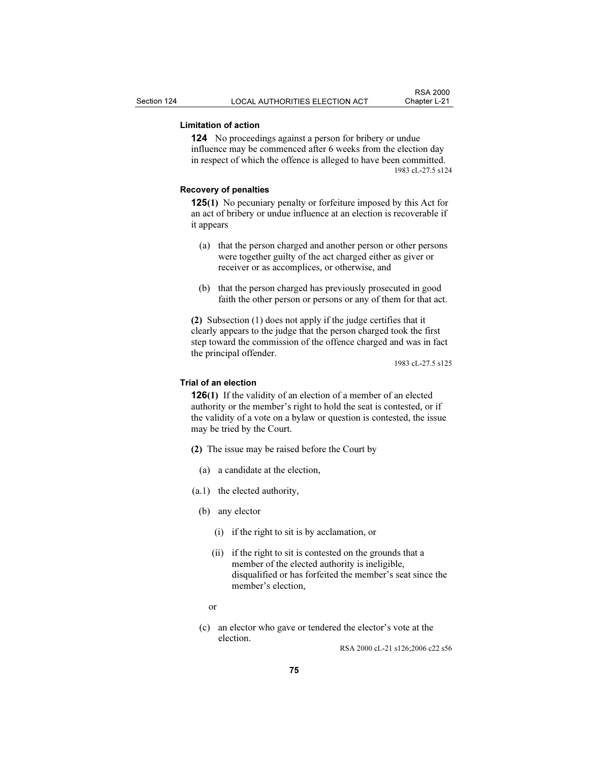**Limitation of action**

**124** No proceedings against a person for bribery or undue influence may be commenced after 6 weeks from the election day in respect of which the offence is alleged to have been committed.

1983 cL-27.5 s124

**Recovery of penalties**

**125(1)** No pecuniary penalty or forfeiture imposed by this Act for an act of bribery or undue influence at an election is recoverable if it appears

(a) that the person charged and another person or other persons were together guilty of the act charged either as giver or receiver or as accomplices, or otherwise, and

(b) that the person charged has previously prosecuted in good faith the other person or persons or any of them for that act.

**(2)** Subsection (1) does not apply if the judge certifies that it clearly appears to the judge that the person charged took the first step toward the commission of the offence charged and was in fact the principal offender.

1983 cL-27.5 s125

**Trial of an election**

**126(1)** If the validity of an election of a member of an elected authority or the member's right to hold the seat is contested, or if the validity of a vote on a bylaw or question is contested, the issue may be tried by the Court.

**(2)** The issue may be raised before the Court by

(a) a candidate at the election,

(a.1) the elected authority,

(b) any elector

(i) if the right to sit is by acclamation, or

(ii) if the right to sit is contested on the grounds that a member of the elected authority is ineligible, disqualified or has forfeited the member's seat since the member's election,

or

(c) an elector who gave or tendered the elector's vote at the election.

RSA 2000 cL-21 s126;2006 c22 s56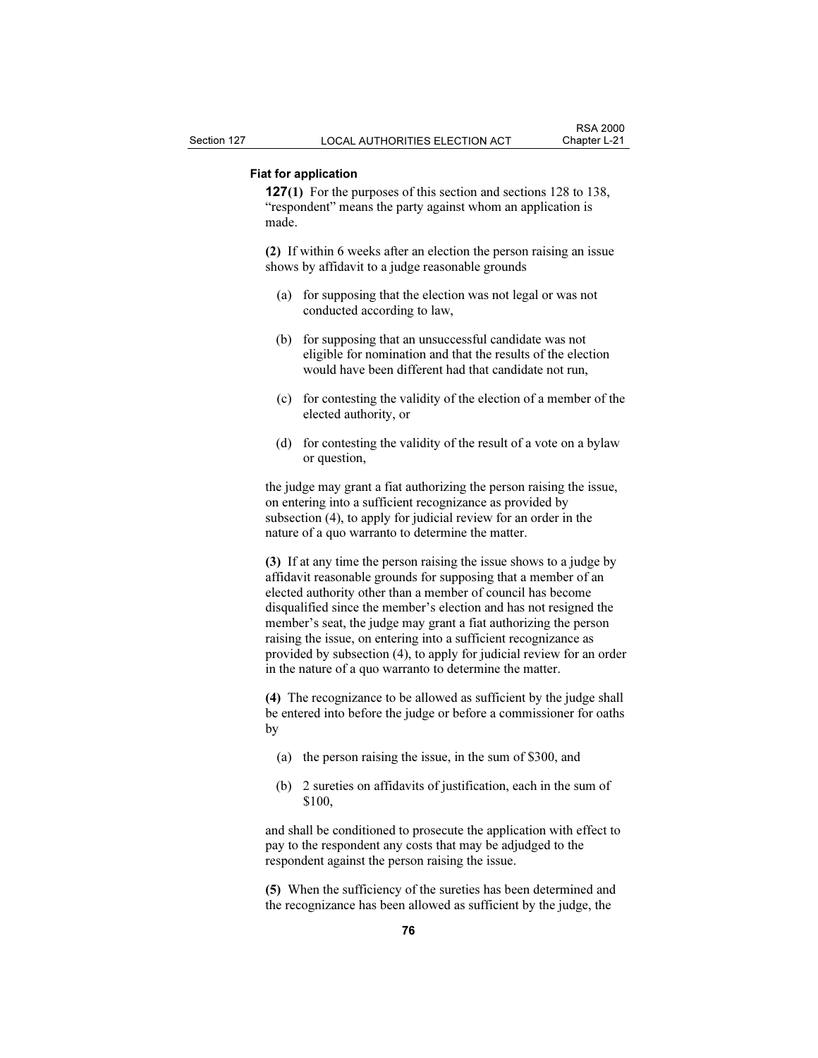**Fiat for application**

**127(1)** For the purposes of this section and sections 128 to 138, "respondent" means the party against whom an application is made.

**(2)** If within 6 weeks after an election the person raising an issue shows by affidavit to a judge reasonable grounds

(a) for supposing that the election was not legal or was not conducted according to law,

(b) for supposing that an unsuccessful candidate was not eligible for nomination and that the results of the election would have been different had that candidate not run,

(c) for contesting the validity of the election of a member of the elected authority, or

(d) for contesting the validity of the result of a vote on a bylaw or question,

the judge may grant a fiat authorizing the person raising the issue, on entering into a sufficient recognizance as provided by subsection (4), to apply for judicial review for an order in the nature of a quo warranto to determine the matter.

**(3)** If at any time the person raising the issue shows to a judge by affidavit reasonable grounds for supposing that a member of an elected authority other than a member of council has become disqualified since the member's election and has not resigned the member's seat, the judge may grant a fiat authorizing the person raising the issue, on entering into a sufficient recognizance as provided by subsection (4), to apply for judicial review for an order in the nature of a quo warranto to determine the matter.

**(4)** The recognizance to be allowed as sufficient by the judge shall be entered into before the judge or before a commissioner for oaths by

(a) the person raising the issue, in the sum of $300, and

(b) 2 sureties on affidavits of justification, each in the sum of $100,

and shall be conditioned to prosecute the application with effect to pay to the respondent any costs that may be adjudged to the respondent against the person raising the issue.

**(5)** When the sufficiency of the sureties has been determined and the recognizance has been allowed as sufficient by the judge, the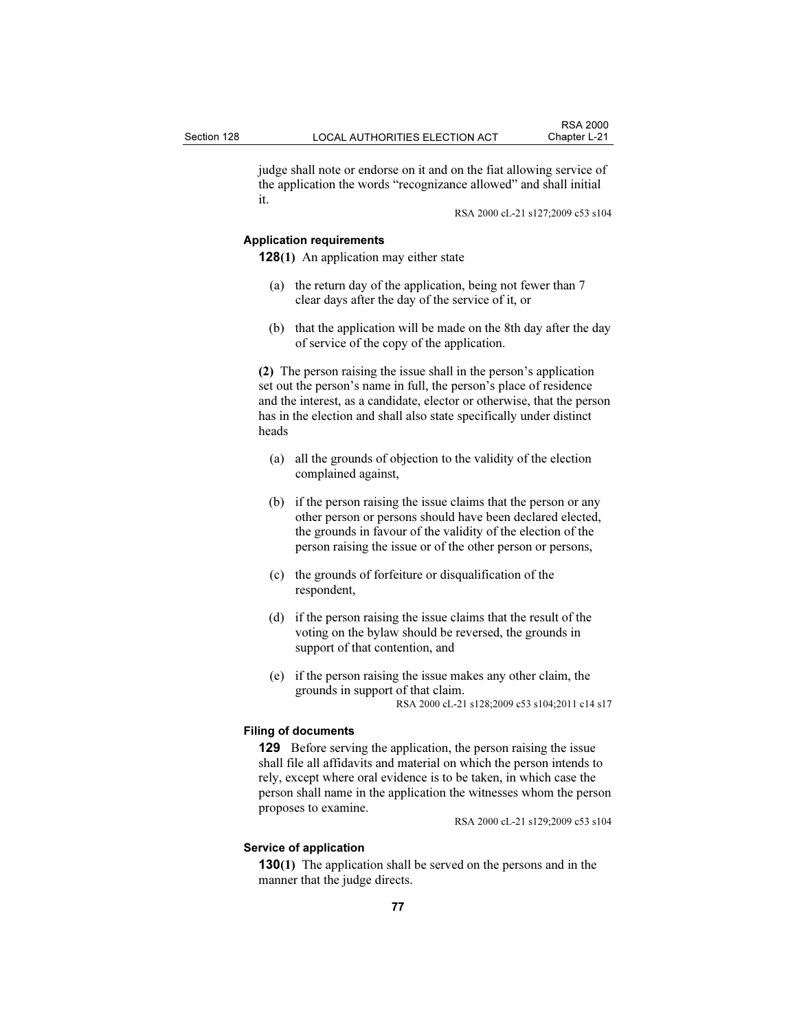judge shall note or endorse on it and on the fiat allowing service of the application the words "recognizance allowed" and shall initial it.

RSA 2000 cL-21 s127;2009 c53 s104

**Application requirements**

**128(1)** An application may either state

(a) the return day of the application, being not fewer than 7 clear days after the day of the service of it, or

(b) that the application will be made on the 8th day after the day of service of the copy of the application.

**(2)** The person raising the issue shall in the person's application set out the person's name in full, the person's place of residence and the interest, as a candidate, elector or otherwise, that the person has in the election and shall also state specifically under distinct heads

(a) all the grounds of objection to the validity of the election complained against,

(b) if the person raising the issue claims that the person or any other person or persons should have been declared elected, the grounds in favour of the validity of the election of the person raising the issue or of the other person or persons,

(c) the grounds of forfeiture or disqualification of the respondent,

(d) if the person raising the issue claims that the result of the voting on the bylaw should be reversed, the grounds in support of that contention, and

(e) if the person raising the issue makes any other claim, the grounds in support of that claim.

RSA 2000 cL-21 s128;2009 c53 s104;2011 c14 s17

**Filing of documents**

**129** Before serving the application, the person raising the issue shall file all affidavits and material on which the person intends to rely, except where oral evidence is to be taken, in which case the person shall name in the application the witnesses whom the person proposes to examine.

RSA 2000 cL-21 s129;2009 c53 s104

**Service of application**

**130(1)** The application shall be served on the persons and in the manner that the judge directs.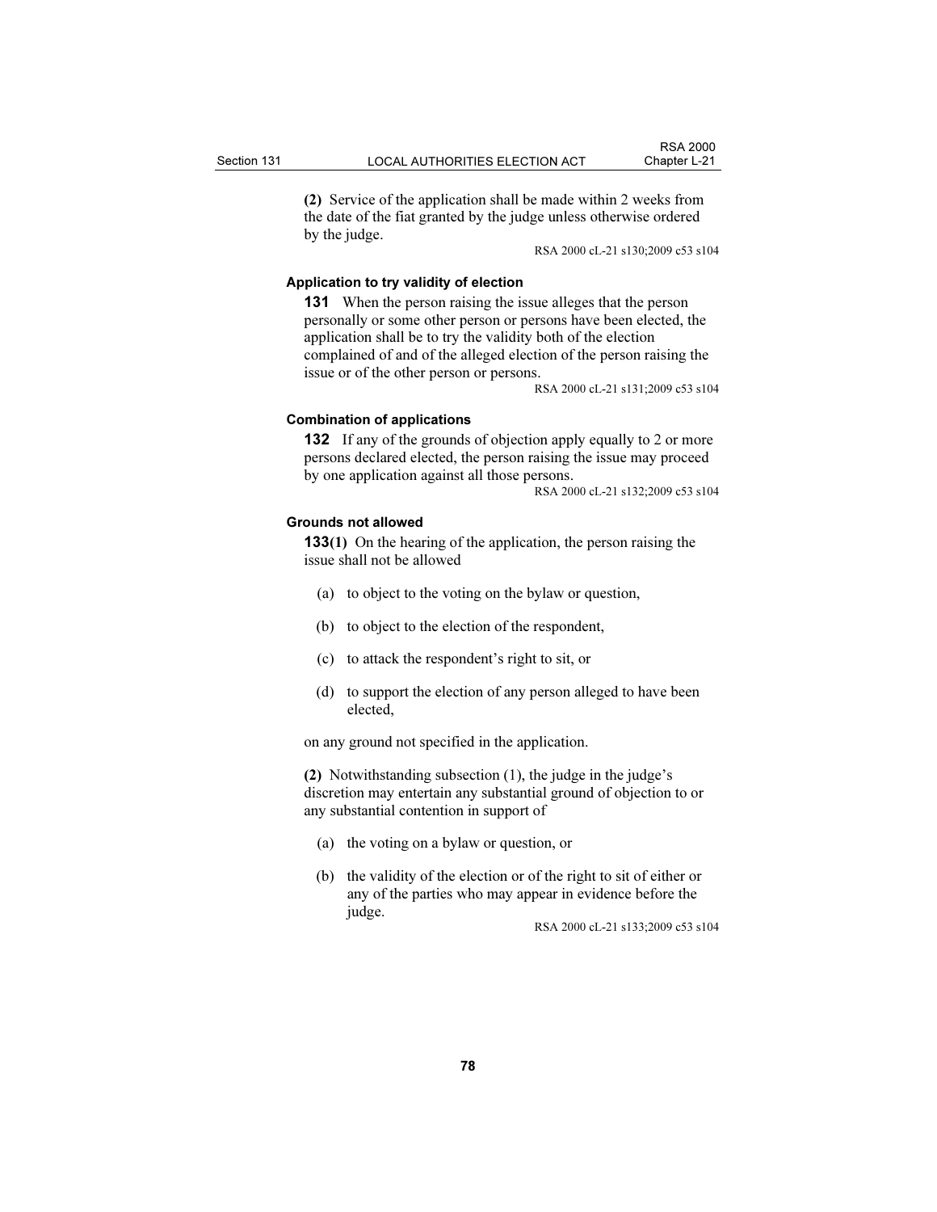**(2)** Service of the application shall be made within 2 weeks from the date of the fiat granted by the judge unless otherwise ordered by the judge.

RSA 2000 cL-21 s130;2009 c53 s104

### Application to try validity of election

**131** When the person raising the issue alleges that the person personally or some other person or persons have been elected, the application shall be to try the validity both of the election complained of and of the alleged election of the person raising the issue or of the other person or persons.

RSA 2000 cL-21 s131;2009 c53 s104

### Combination of applications

**132** If any of the grounds of objection apply equally to 2 or more persons declared elected, the person raising the issue may proceed by one application against all those persons.

RSA 2000 cL-21 s132;2009 c53 s104

### Grounds not allowed

**133(1)** On the hearing of the application, the person raising the issue shall not be allowed

(a) to object to the voting on the bylaw or question,

(b) to object to the election of the respondent,

(c) to attack the respondent's right to sit, or

(d) to support the election of any person alleged to have been elected,

on any ground not specified in the application.

**(2)** Notwithstanding subsection (1), the judge in the judge's discretion may entertain any substantial ground of objection to or any substantial contention in support of

(a) the voting on a bylaw or question, or

(b) the validity of the election or of the right to sit of either or any of the parties who may appear in evidence before the judge.

RSA 2000 cL-21 s133;2009 c53 s104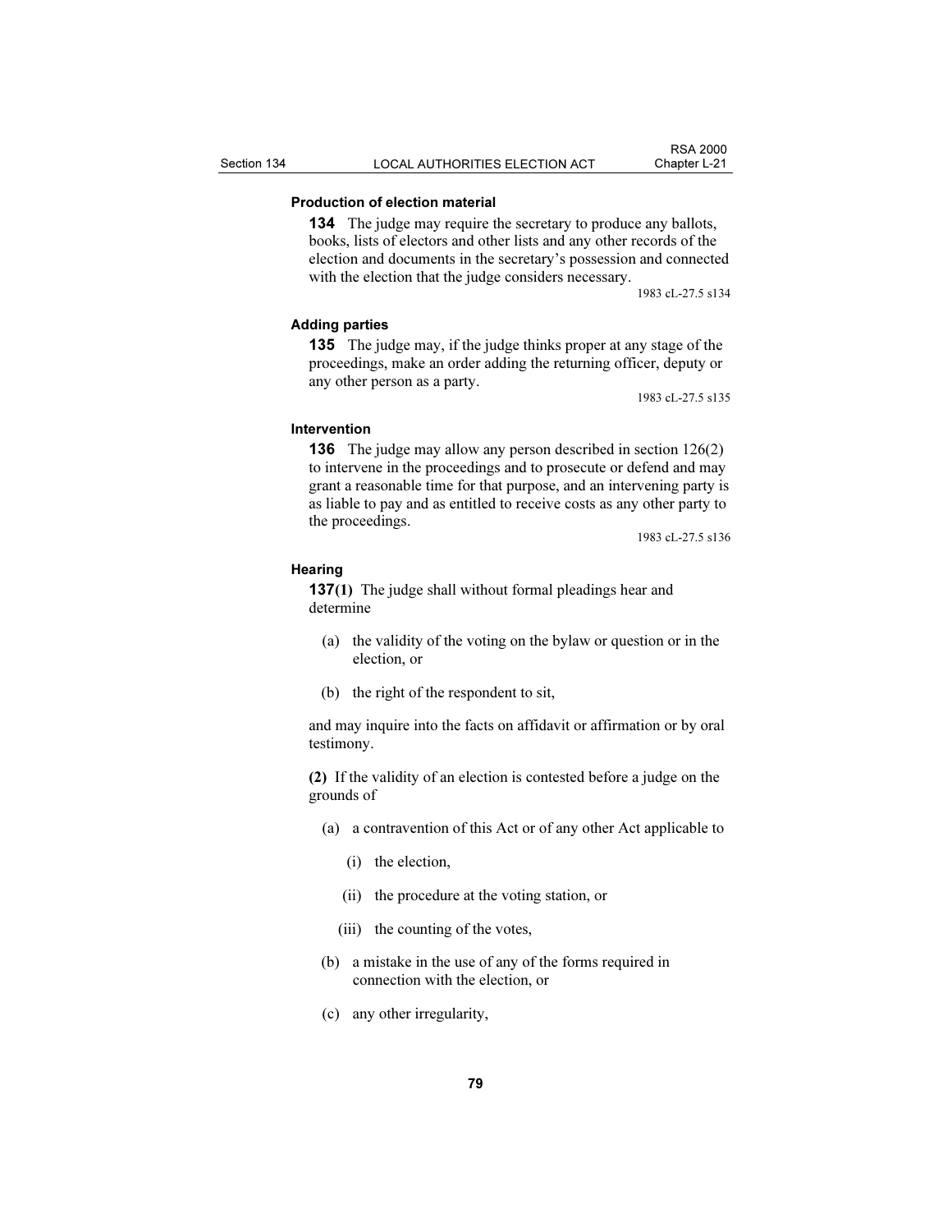**Production of election material**

**134** The judge may require the secretary to produce any ballots, books, lists of electors and other lists and any other records of the election and documents in the secretary's possession and connected with the election that the judge considers necessary.

1983 cL-27.5 s134

**Adding parties**

**135** The judge may, if the judge thinks proper at any stage of the proceedings, make an order adding the returning officer, deputy or any other person as a party.

1983 cL-27.5 s135

**Intervention**

**136** The judge may allow any person described in section 126(2) to intervene in the proceedings and to prosecute or defend and may grant a reasonable time for that purpose, and an intervening party is as liable to pay and as entitled to receive costs as any other party to the proceedings.

1983 cL-27.5 s136

**Hearing**

**137(1)** The judge shall without formal pleadings hear and determine

- (a) the validity of the voting on the bylaw or question or in the election, or
- (b) the right of the respondent to sit,

and may inquire into the facts on affidavit or affirmation or by oral testimony.

**(2)** If the validity of an election is contested before a judge on the grounds of

- (a) a contravention of this Act or of any other Act applicable to
  - (i) the election,
  - (ii) the procedure at the voting station, or
  - (iii) the counting of the votes,
- (b) a mistake in the use of any of the forms required in connection with the election, or
- (c) any other irregularity,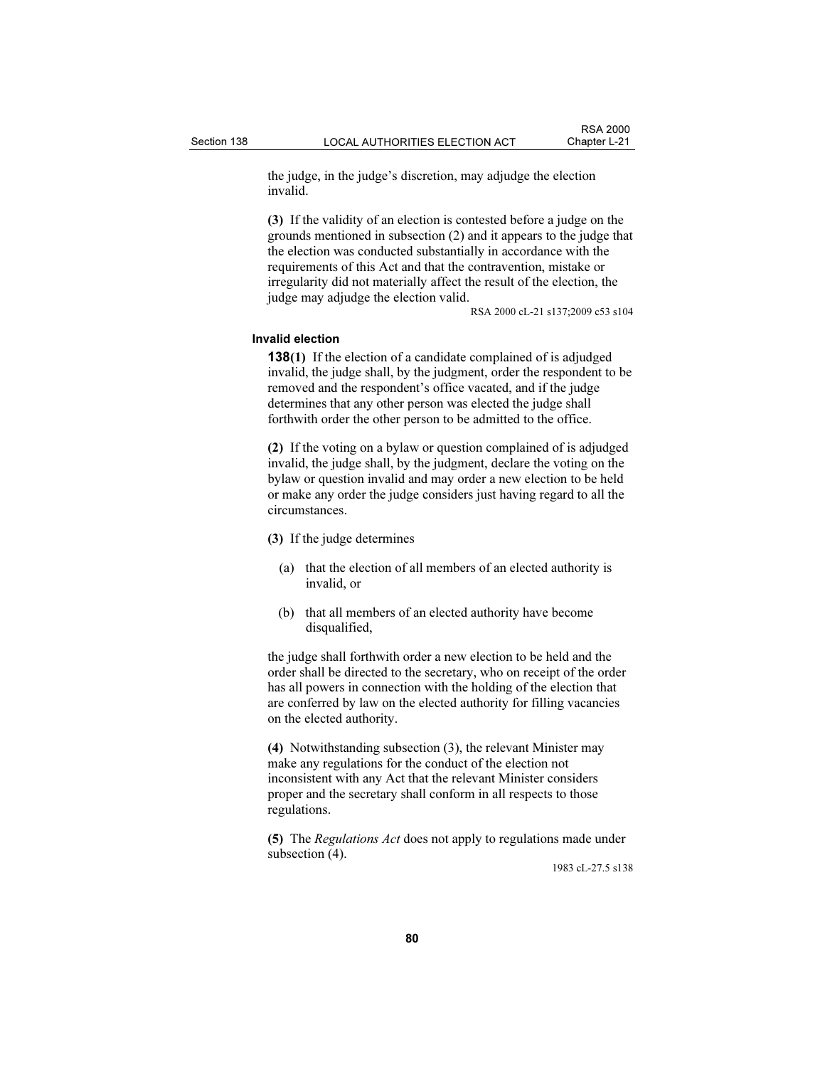the judge, in the judge's discretion, may adjudge the election invalid.

**(3)** If the validity of an election is contested before a judge on the grounds mentioned in subsection (2) and it appears to the judge that the election was conducted substantially in accordance with the requirements of this Act and that the contravention, mistake or irregularity did not materially affect the result of the election, the judge may adjudge the election valid.

RSA 2000 cL-21 s137;2009 c53 s104

#### Invalid election

**138(1)** If the election of a candidate complained of is adjudged invalid, the judge shall, by the judgment, order the respondent to be removed and the respondent's office vacated, and if the judge determines that any other person was elected the judge shall forthwith order the other person to be admitted to the office.

**(2)** If the voting on a bylaw or question complained of is adjudged invalid, the judge shall, by the judgment, declare the voting on the bylaw or question invalid and may order a new election to be held or make any order the judge considers just having regard to all the circumstances.

**(3)** If the judge determines

(a) that the election of all members of an elected authority is invalid, or

(b) that all members of an elected authority have become disqualified,

the judge shall forthwith order a new election to be held and the order shall be directed to the secretary, who on receipt of the order has all powers in connection with the holding of the election that are conferred by law on the elected authority for filling vacancies on the elected authority.

**(4)** Notwithstanding subsection (3), the relevant Minister may make any regulations for the conduct of the election not inconsistent with any Act that the relevant Minister considers proper and the secretary shall conform in all respects to those regulations.

**(5)** The *Regulations Act* does not apply to regulations made under subsection (4).

1983 cL-27.5 s138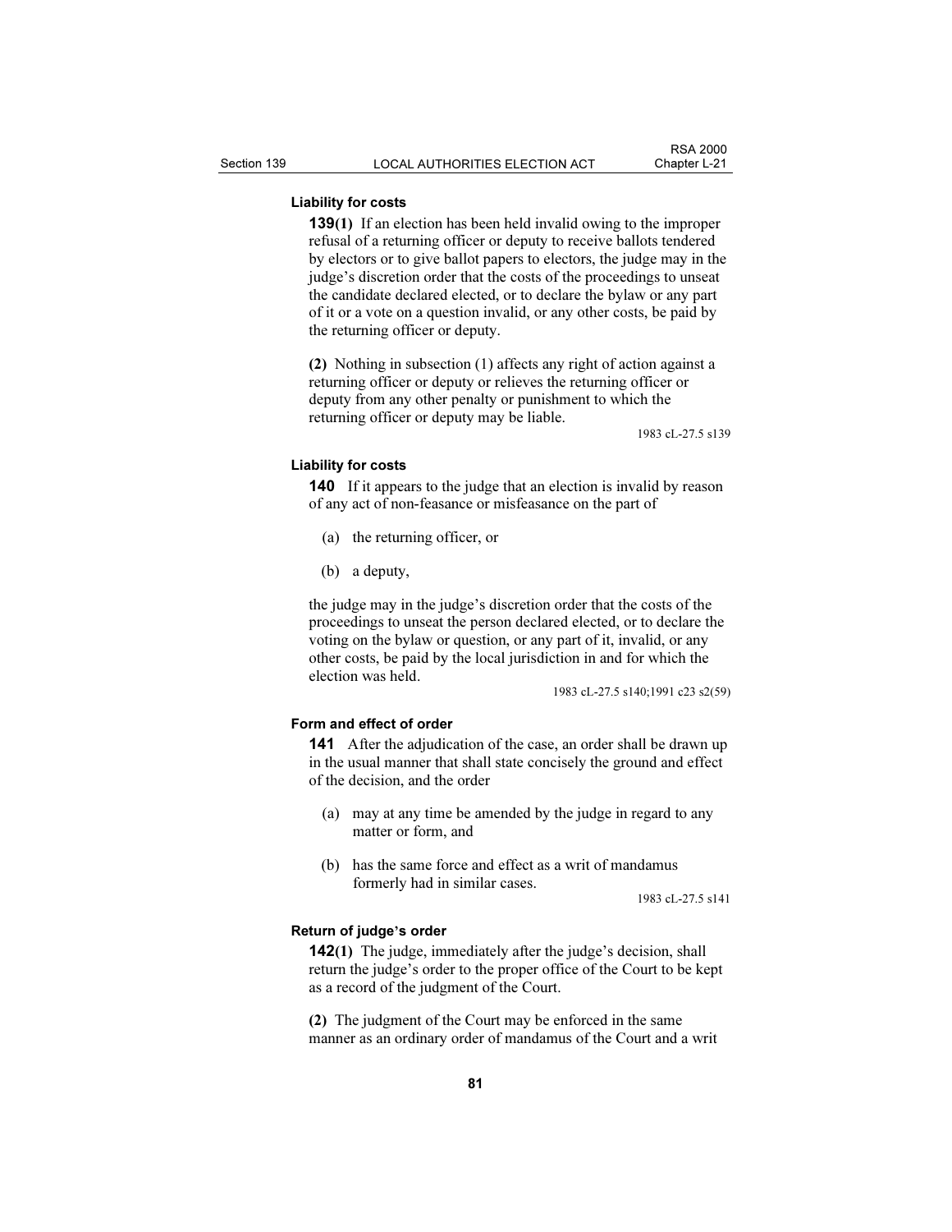**Liability for costs**

**139(1)** If an election has been held invalid owing to the improper refusal of a returning officer or deputy to receive ballots tendered by electors or to give ballot papers to electors, the judge may in the judge's discretion order that the costs of the proceedings to unseat the candidate declared elected, or to declare the bylaw or any part of it or a vote on a question invalid, or any other costs, be paid by the returning officer or deputy.

**(2)** Nothing in subsection (1) affects any right of action against a returning officer or deputy or relieves the returning officer or deputy from any other penalty or punishment to which the returning officer or deputy may be liable.

1983 cL-27.5 s139

**Liability for costs**

**140** If it appears to the judge that an election is invalid by reason of any act of non-feasance or misfeasance on the part of

(a) the returning officer, or

(b) a deputy,

the judge may in the judge's discretion order that the costs of the proceedings to unseat the person declared elected, or to declare the voting on the bylaw or question, or any part of it, invalid, or any other costs, be paid by the local jurisdiction in and for which the election was held.

1983 cL-27.5 s140;1991 c23 s2(59)

**Form and effect of order**

**141** After the adjudication of the case, an order shall be drawn up in the usual manner that shall state concisely the ground and effect of the decision, and the order

(a) may at any time be amended by the judge in regard to any matter or form, and

(b) has the same force and effect as a writ of mandamus formerly had in similar cases.

1983 cL-27.5 s141

**Return of judge's order**

**142(1)** The judge, immediately after the judge's decision, shall return the judge's order to the proper office of the Court to be kept as a record of the judgment of the Court.

**(2)** The judgment of the Court may be enforced in the same manner as an ordinary order of mandamus of the Court and a writ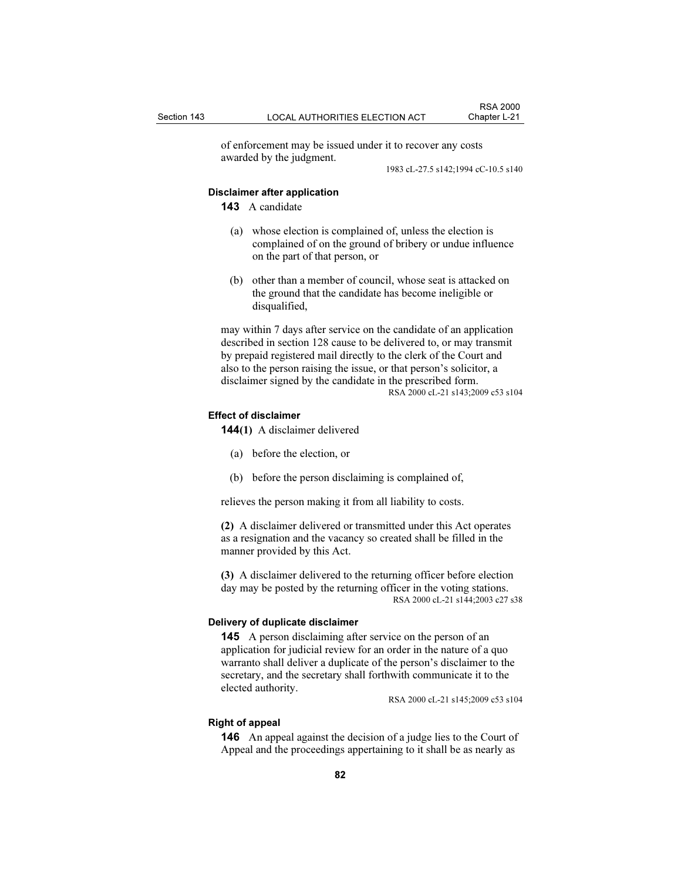of enforcement may be issued under it to recover any costs awarded by the judgment.

1983 cL-27.5 s142;1994 cC-10.5 s140

#### Disclaimer after application

**143** A candidate

(a) whose election is complained of, unless the election is complained of on the ground of bribery or undue influence on the part of that person, or

(b) other than a member of council, whose seat is attacked on the ground that the candidate has become ineligible or disqualified,

may within 7 days after service on the candidate of an application described in section 128 cause to be delivered to, or may transmit by prepaid registered mail directly to the clerk of the Court and also to the person raising the issue, or that person's solicitor, a disclaimer signed by the candidate in the prescribed form.

RSA 2000 cL-21 s143;2009 c53 s104

#### Effect of disclaimer

**144(1)** A disclaimer delivered

(a) before the election, or

(b) before the person disclaiming is complained of,

relieves the person making it from all liability to costs.

**(2)** A disclaimer delivered or transmitted under this Act operates as a resignation and the vacancy so created shall be filled in the manner provided by this Act.

**(3)** A disclaimer delivered to the returning officer before election day may be posted by the returning officer in the voting stations.

RSA 2000 cL-21 s144;2003 c27 s38

#### Delivery of duplicate disclaimer

**145** A person disclaiming after service on the person of an application for judicial review for an order in the nature of a quo warranto shall deliver a duplicate of the person's disclaimer to the secretary, and the secretary shall forthwith communicate it to the elected authority.

RSA 2000 cL-21 s145;2009 c53 s104

#### Right of appeal

**146** An appeal against the decision of a judge lies to the Court of Appeal and the proceedings appertaining to it shall be as nearly as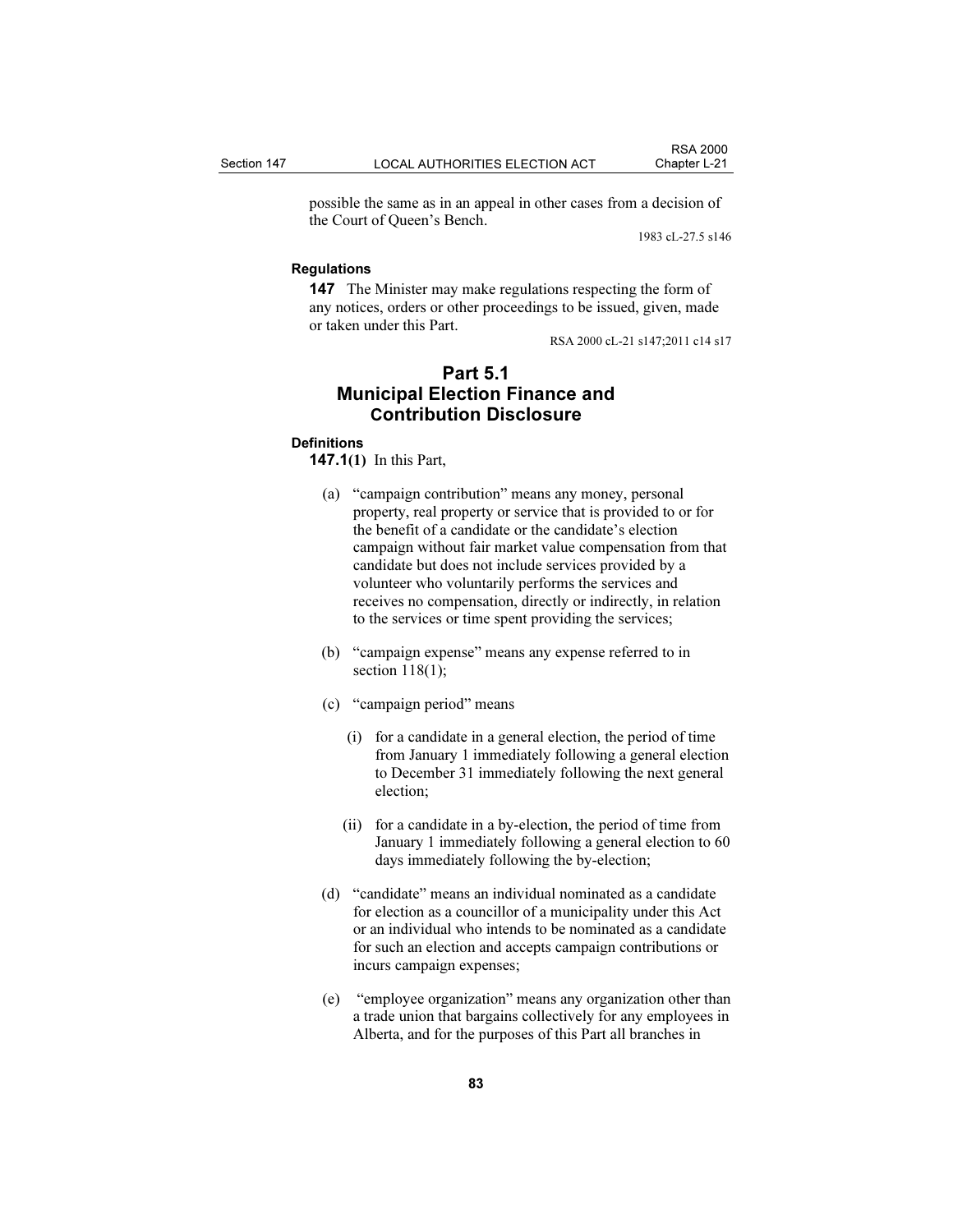possible the same as in an appeal in other cases from a decision of the Court of Queen's Bench.

1983 cL-27.5 s146

**Regulations**

**147** The Minister may make regulations respecting the form of any notices, orders or other proceedings to be issued, given, made or taken under this Part.

RSA 2000 cL-21 s147;2011 c14 s17

## Part 5.1
## Municipal Election Finance and Contribution Disclosure

**Definitions**

**147.1(1)** In this Part,

(a) "campaign contribution" means any money, personal property, real property or service that is provided to or for the benefit of a candidate or the candidate's election campaign without fair market value compensation from that candidate but does not include services provided by a volunteer who voluntarily performs the services and receives no compensation, directly or indirectly, in relation to the services or time spent providing the services;

(b) "campaign expense" means any expense referred to in section 118(1);

(c) "campaign period" means

(i) for a candidate in a general election, the period of time from January 1 immediately following a general election to December 31 immediately following the next general election;

(ii) for a candidate in a by-election, the period of time from January 1 immediately following a general election to 60 days immediately following the by-election;

(d) "candidate" means an individual nominated as a candidate for election as a councillor of a municipality under this Act or an individual who intends to be nominated as a candidate for such an election and accepts campaign contributions or incurs campaign expenses;

(e) "employee organization" means any organization other than a trade union that bargains collectively for any employees in Alberta, and for the purposes of this Part all branches in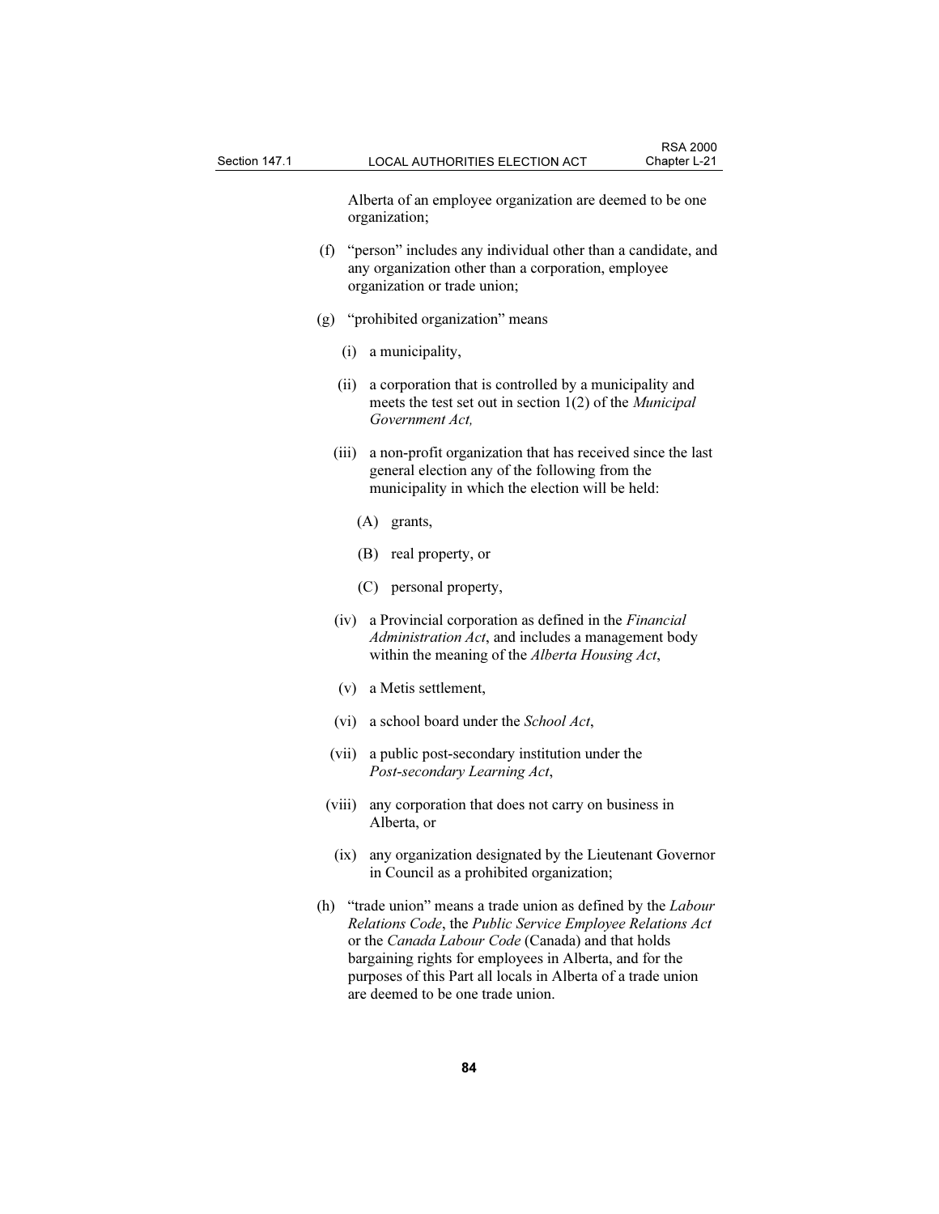Alberta of an employee organization are deemed to be one organization;

(f) "person" includes any individual other than a candidate, and any organization other than a corporation, employee organization or trade union;

(g) "prohibited organization" means

(i) a municipality,

(ii) a corporation that is controlled by a municipality and meets the test set out in section 1(2) of the *Municipal Government Act,*

(iii) a non-profit organization that has received since the last general election any of the following from the municipality in which the election will be held:

(A) grants,

(B) real property, or

(C) personal property,

(iv) a Provincial corporation as defined in the *Financial Administration Act*, and includes a management body within the meaning of the *Alberta Housing Act*,

(v) a Metis settlement,

(vi) a school board under the *School Act*,

(vii) a public post-secondary institution under the *Post-secondary Learning Act*,

(viii) any corporation that does not carry on business in Alberta, or

(ix) any organization designated by the Lieutenant Governor in Council as a prohibited organization;

(h) "trade union" means a trade union as defined by the *Labour Relations Code*, the *Public Service Employee Relations Act* or the *Canada Labour Code* (Canada) and that holds bargaining rights for employees in Alberta, and for the purposes of this Part all locals in Alberta of a trade union are deemed to be one trade union.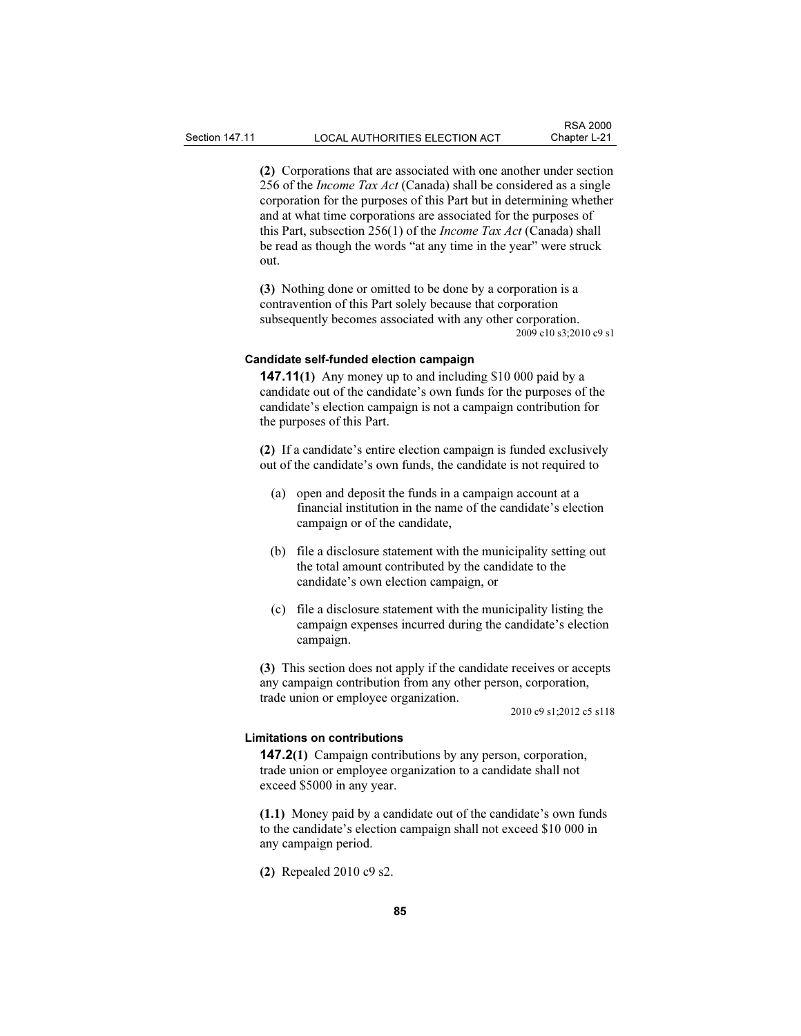**(2)** Corporations that are associated with one another under section 256 of the *Income Tax Act* (Canada) shall be considered as a single corporation for the purposes of this Part but in determining whether and at what time corporations are associated for the purposes of this Part, subsection 256(1) of the *Income Tax Act* (Canada) shall be read as though the words "at any time in the year" were struck out.

**(3)** Nothing done or omitted to be done by a corporation is a contravention of this Part solely because that corporation subsequently becomes associated with any other corporation.

2009 c10 s3;2010 c9 s1

#### Candidate self-funded election campaign

**147.11(1)** Any money up to and including $10 000 paid by a candidate out of the candidate's own funds for the purposes of the candidate's election campaign is not a campaign contribution for the purposes of this Part.

**(2)** If a candidate's entire election campaign is funded exclusively out of the candidate's own funds, the candidate is not required to

(a) open and deposit the funds in a campaign account at a financial institution in the name of the candidate's election campaign or of the candidate,

(b) file a disclosure statement with the municipality setting out the total amount contributed by the candidate to the candidate's own election campaign, or

(c) file a disclosure statement with the municipality listing the campaign expenses incurred during the candidate's election campaign.

**(3)** This section does not apply if the candidate receives or accepts any campaign contribution from any other person, corporation, trade union or employee organization.

2010 c9 s1;2012 c5 s118

#### Limitations on contributions

**147.2(1)** Campaign contributions by any person, corporation, trade union or employee organization to a candidate shall not exceed $5000 in any year.

**(1.1)** Money paid by a candidate out of the candidate's own funds to the candidate's election campaign shall not exceed $10 000 in any campaign period.

**(2)** Repealed 2010 c9 s2.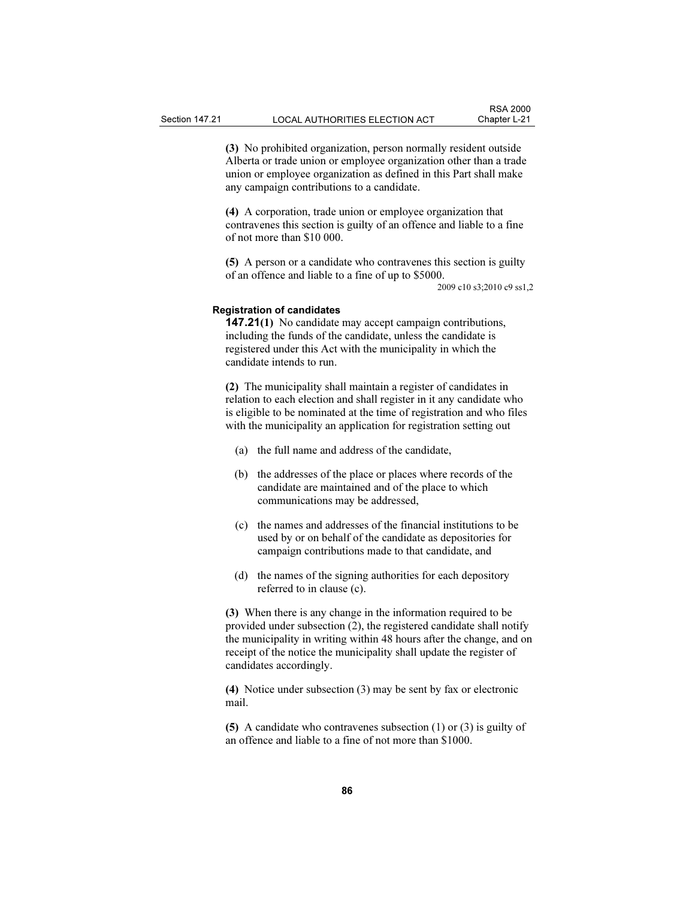**(3)** No prohibited organization, person normally resident outside Alberta or trade union or employee organization other than a trade union or employee organization as defined in this Part shall make any campaign contributions to a candidate.

**(4)** A corporation, trade union or employee organization that contravenes this section is guilty of an offence and liable to a fine of not more than $10 000.

**(5)** A person or a candidate who contravenes this section is guilty of an offence and liable to a fine of up to $5000.

2009 c10 s3;2010 c9 ss1,2

**Registration of candidates**

**147.21(1)** No candidate may accept campaign contributions, including the funds of the candidate, unless the candidate is registered under this Act with the municipality in which the candidate intends to run.

**(2)** The municipality shall maintain a register of candidates in relation to each election and shall register in it any candidate who is eligible to be nominated at the time of registration and who files with the municipality an application for registration setting out

(a) the full name and address of the candidate,

(b) the addresses of the place or places where records of the candidate are maintained and of the place to which communications may be addressed,

(c) the names and addresses of the financial institutions to be used by or on behalf of the candidate as depositories for campaign contributions made to that candidate, and

(d) the names of the signing authorities for each depository referred to in clause (c).

**(3)** When there is any change in the information required to be provided under subsection (2), the registered candidate shall notify the municipality in writing within 48 hours after the change, and on receipt of the notice the municipality shall update the register of candidates accordingly.

**(4)** Notice under subsection (3) may be sent by fax or electronic mail.

**(5)** A candidate who contravenes subsection (1) or (3) is guilty of an offence and liable to a fine of not more than $1000.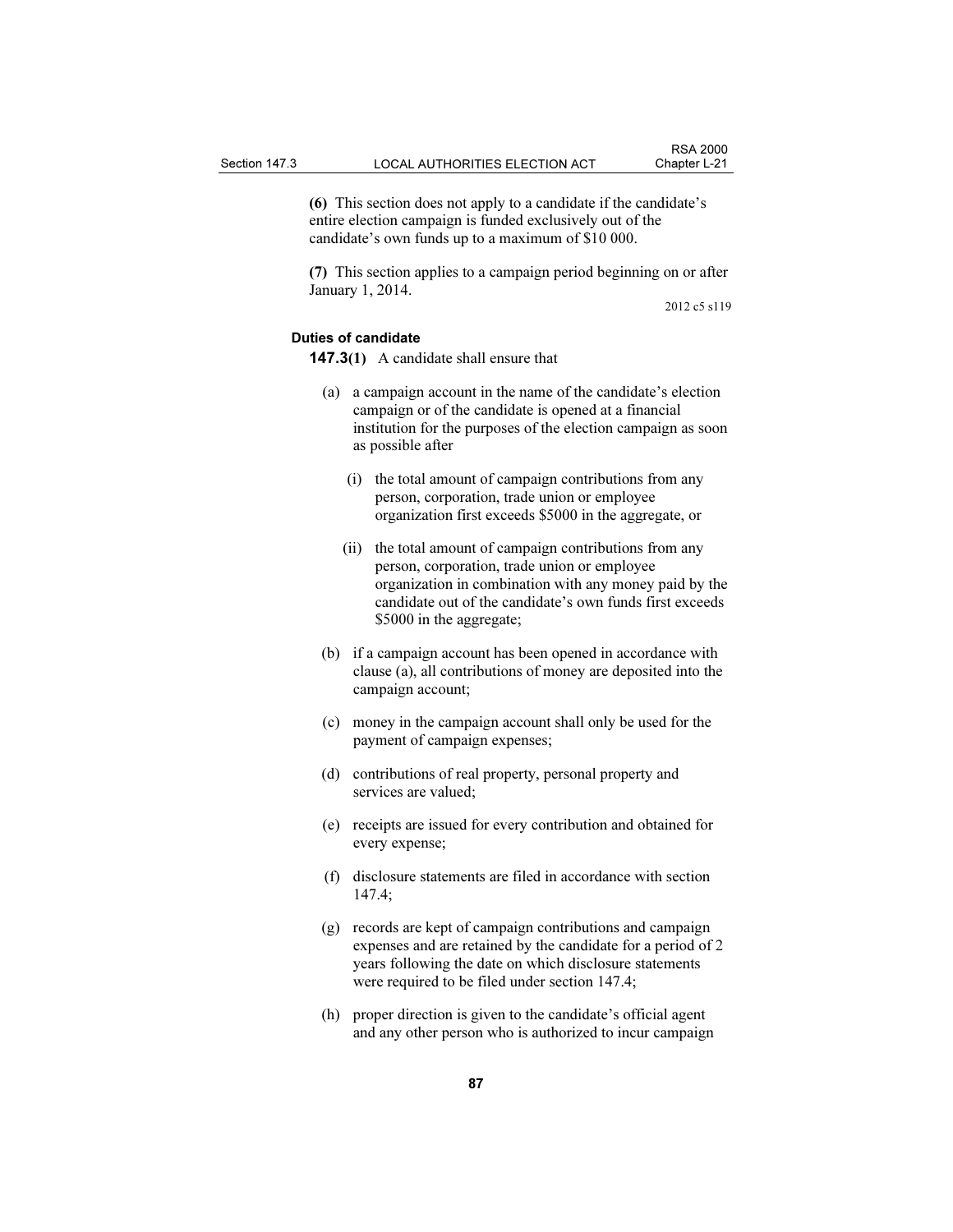**(6)** This section does not apply to a candidate if the candidate's entire election campaign is funded exclusively out of the candidate's own funds up to a maximum of $10 000.

**(7)** This section applies to a campaign period beginning on or after January 1, 2014.

2012 c5 s119

**Duties of candidate**

**147.3(1)** A candidate shall ensure that

(a) a campaign account in the name of the candidate's election campaign or of the candidate is opened at a financial institution for the purposes of the election campaign as soon as possible after

(i) the total amount of campaign contributions from any person, corporation, trade union or employee organization first exceeds $5000 in the aggregate, or

(ii) the total amount of campaign contributions from any person, corporation, trade union or employee organization in combination with any money paid by the candidate out of the candidate's own funds first exceeds $5000 in the aggregate;

(b) if a campaign account has been opened in accordance with clause (a), all contributions of money are deposited into the campaign account;

(c) money in the campaign account shall only be used for the payment of campaign expenses;

(d) contributions of real property, personal property and services are valued;

(e) receipts are issued for every contribution and obtained for every expense;

(f) disclosure statements are filed in accordance with section 147.4;

(g) records are kept of campaign contributions and campaign expenses and are retained by the candidate for a period of 2 years following the date on which disclosure statements were required to be filed under section 147.4;

(h) proper direction is given to the candidate's official agent and any other person who is authorized to incur campaign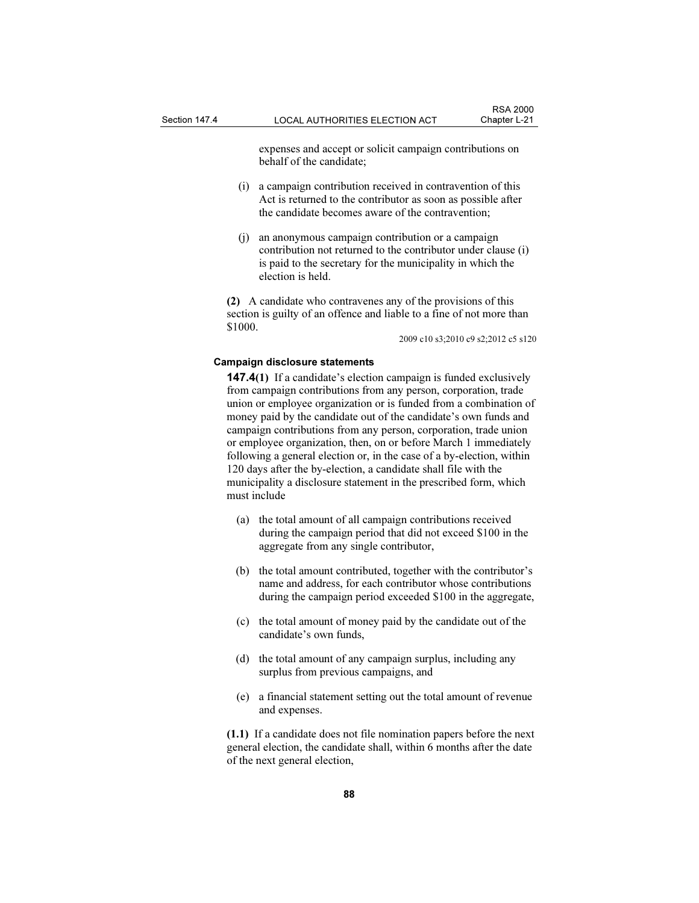expenses and accept or solicit campaign contributions on behalf of the candidate;

(i) a campaign contribution received in contravention of this Act is returned to the contributor as soon as possible after the candidate becomes aware of the contravention;

(j) an anonymous campaign contribution or a campaign contribution not returned to the contributor under clause (i) is paid to the secretary for the municipality in which the election is held.

**(2)** A candidate who contravenes any of the provisions of this section is guilty of an offence and liable to a fine of not more than $1000.

2009 c10 s3;2010 c9 s2;2012 c5 s120

**Campaign disclosure statements**

**147.4(1)** If a candidate's election campaign is funded exclusively from campaign contributions from any person, corporation, trade union or employee organization or is funded from a combination of money paid by the candidate out of the candidate's own funds and campaign contributions from any person, corporation, trade union or employee organization, then, on or before March 1 immediately following a general election or, in the case of a by-election, within 120 days after the by-election, a candidate shall file with the municipality a disclosure statement in the prescribed form, which must include

(a) the total amount of all campaign contributions received during the campaign period that did not exceed $100 in the aggregate from any single contributor,

(b) the total amount contributed, together with the contributor's name and address, for each contributor whose contributions during the campaign period exceeded $100 in the aggregate,

(c) the total amount of money paid by the candidate out of the candidate's own funds,

(d) the total amount of any campaign surplus, including any surplus from previous campaigns, and

(e) a financial statement setting out the total amount of revenue and expenses.

**(1.1)** If a candidate does not file nomination papers before the next general election, the candidate shall, within 6 months after the date of the next general election,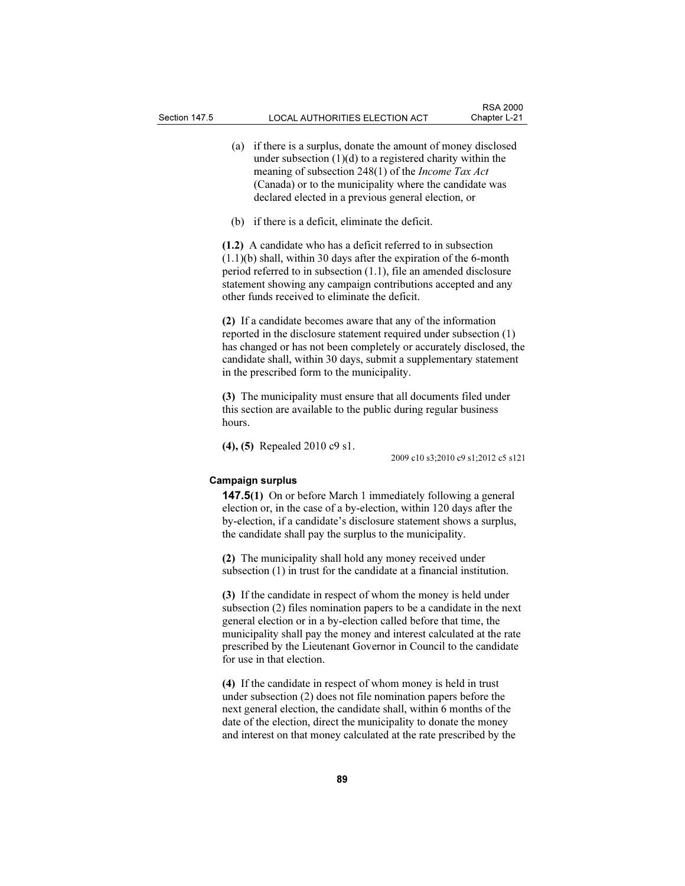(a) if there is a surplus, donate the amount of money disclosed under subsection (1)(d) to a registered charity within the meaning of subsection 248(1) of the *Income Tax Act* (Canada) or to the municipality where the candidate was declared elected in a previous general election, or

(b) if there is a deficit, eliminate the deficit.

**(1.2)** A candidate who has a deficit referred to in subsection (1.1)(b) shall, within 30 days after the expiration of the 6-month period referred to in subsection (1.1), file an amended disclosure statement showing any campaign contributions accepted and any other funds received to eliminate the deficit.

**(2)** If a candidate becomes aware that any of the information reported in the disclosure statement required under subsection (1) has changed or has not been completely or accurately disclosed, the candidate shall, within 30 days, submit a supplementary statement in the prescribed form to the municipality.

**(3)** The municipality must ensure that all documents filed under this section are available to the public during regular business hours.

**(4), (5)** Repealed 2010 c9 s1.

2009 c10 s3;2010 c9 s1;2012 c5 s121

**Campaign surplus**

**147.5(1)** On or before March 1 immediately following a general election or, in the case of a by-election, within 120 days after the by-election, if a candidate's disclosure statement shows a surplus, the candidate shall pay the surplus to the municipality.

**(2)** The municipality shall hold any money received under subsection (1) in trust for the candidate at a financial institution.

**(3)** If the candidate in respect of whom the money is held under subsection (2) files nomination papers to be a candidate in the next general election or in a by-election called before that time, the municipality shall pay the money and interest calculated at the rate prescribed by the Lieutenant Governor in Council to the candidate for use in that election.

**(4)** If the candidate in respect of whom money is held in trust under subsection (2) does not file nomination papers before the next general election, the candidate shall, within 6 months of the date of the election, direct the municipality to donate the money and interest on that money calculated at the rate prescribed by the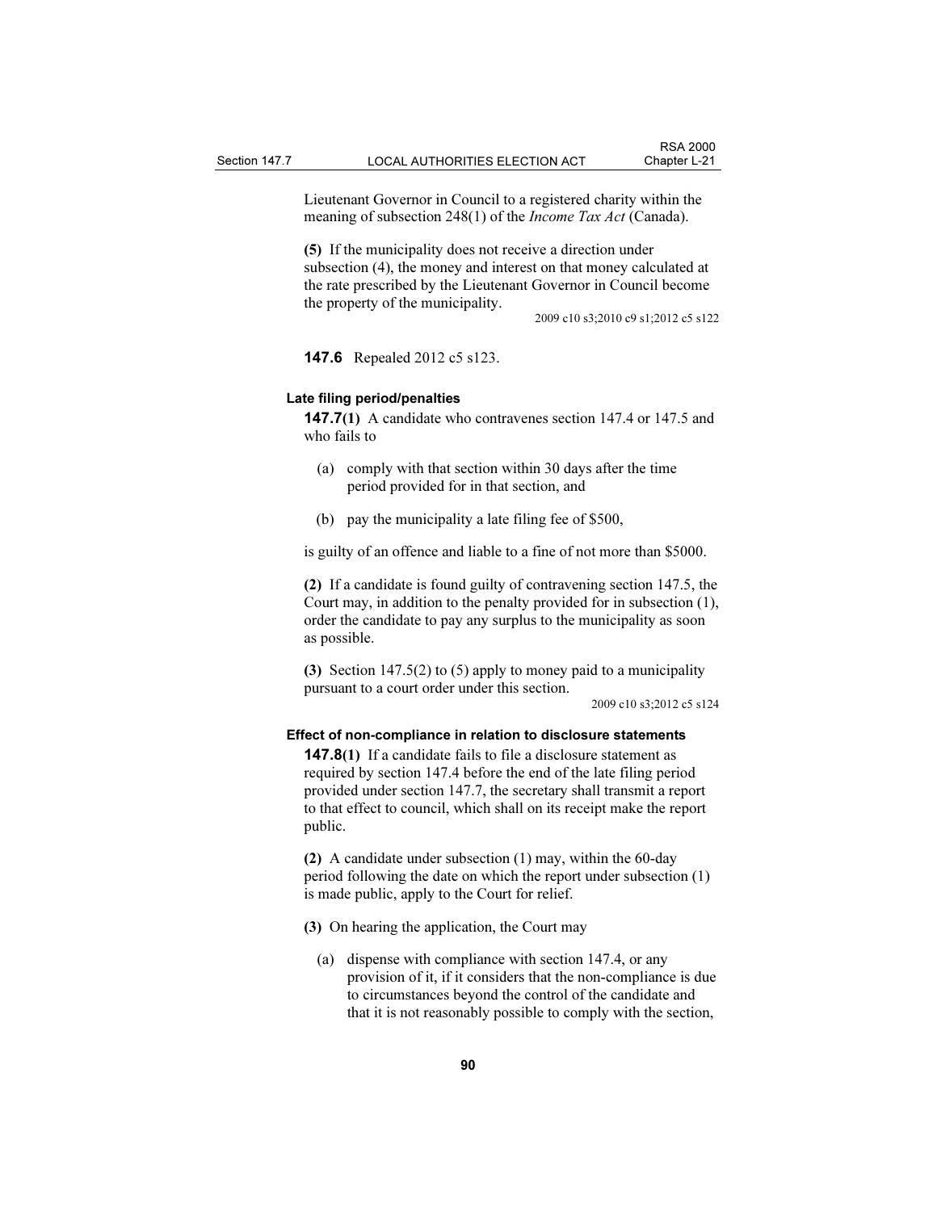Lieutenant Governor in Council to a registered charity within the meaning of subsection 248(1) of the *Income Tax Act* (Canada).

**(5)** If the municipality does not receive a direction under subsection (4), the money and interest on that money calculated at the rate prescribed by the Lieutenant Governor in Council become the property of the municipality.

2009 c10 s3;2010 c9 s1;2012 c5 s122

**147.6** Repealed 2012 c5 s123.

#### Late filing period/penalties

**147.7(1)** A candidate who contravenes section 147.4 or 147.5 and who fails to

(a) comply with that section within 30 days after the time period provided for in that section, and

(b) pay the municipality a late filing fee of $500,

is guilty of an offence and liable to a fine of not more than $5000.

**(2)** If a candidate is found guilty of contravening section 147.5, the Court may, in addition to the penalty provided for in subsection (1), order the candidate to pay any surplus to the municipality as soon as possible.

**(3)** Section 147.5(2) to (5) apply to money paid to a municipality pursuant to a court order under this section.

2009 c10 s3;2012 c5 s124

#### Effect of non-compliance in relation to disclosure statements

**147.8(1)** If a candidate fails to file a disclosure statement as required by section 147.4 before the end of the late filing period provided under section 147.7, the secretary shall transmit a report to that effect to council, which shall on its receipt make the report public.

**(2)** A candidate under subsection (1) may, within the 60-day period following the date on which the report under subsection (1) is made public, apply to the Court for relief.

**(3)** On hearing the application, the Court may

(a) dispense with compliance with section 147.4, or any provision of it, if it considers that the non-compliance is due to circumstances beyond the control of the candidate and that it is not reasonably possible to comply with the section,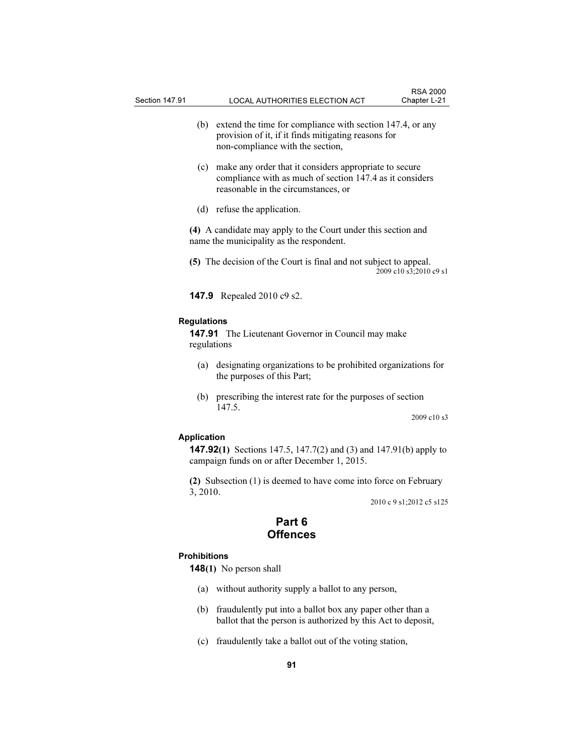(b) extend the time for compliance with section 147.4, or any provision of it, if it finds mitigating reasons for non-compliance with the section,

(c) make any order that it considers appropriate to secure compliance with as much of section 147.4 as it considers reasonable in the circumstances, or

(d) refuse the application.

**(4)** A candidate may apply to the Court under this section and name the municipality as the respondent.

**(5)** The decision of the Court is final and not subject to appeal.

2009 c10 s3;2010 c9 s1

**147.9** Repealed 2010 c9 s2.

**Regulations**

**147.91** The Lieutenant Governor in Council may make regulations

(a) designating organizations to be prohibited organizations for the purposes of this Part;

(b) prescribing the interest rate for the purposes of section 147.5.

2009 c10 s3

**Application**

**147.92(1)** Sections 147.5, 147.7(2) and (3) and 147.91(b) apply to campaign funds on or after December 1, 2015.

**(2)** Subsection (1) is deemed to have come into force on February 3, 2010.

2010 c 9 s1;2012 c5 s125

# Part 6
# Offences

**Prohibitions**

**148(1)** No person shall

(a) without authority supply a ballot to any person,

(b) fraudulently put into a ballot box any paper other than a ballot that the person is authorized by this Act to deposit,

(c) fraudulently take a ballot out of the voting station,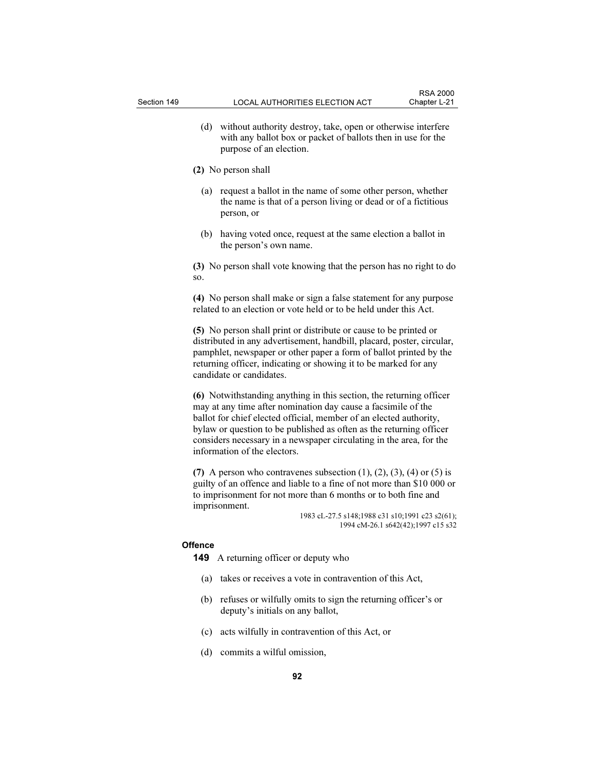(d) without authority destroy, take, open or otherwise interfere with any ballot box or packet of ballots then in use for the purpose of an election.

**(2)** No person shall

(a) request a ballot in the name of some other person, whether the name is that of a person living or dead or of a fictitious person, or

(b) having voted once, request at the same election a ballot in the person's own name.

**(3)** No person shall vote knowing that the person has no right to do so.

**(4)** No person shall make or sign a false statement for any purpose related to an election or vote held or to be held under this Act.

**(5)** No person shall print or distribute or cause to be printed or distributed in any advertisement, handbill, placard, poster, circular, pamphlet, newspaper or other paper a form of ballot printed by the returning officer, indicating or showing it to be marked for any candidate or candidates.

**(6)** Notwithstanding anything in this section, the returning officer may at any time after nomination day cause a facsimile of the ballot for chief elected official, member of an elected authority, bylaw or question to be published as often as the returning officer considers necessary in a newspaper circulating in the area, for the information of the electors.

**(7)** A person who contravenes subsection (1), (2), (3), (4) or (5) is guilty of an offence and liable to a fine of not more than $10 000 or to imprisonment for not more than 6 months or to both fine and imprisonment.

1983 cL-27.5 s148;1988 c31 s10;1991 c23 s2(61); 1994 cM-26.1 s642(42);1997 c15 s32

**Offence**

**149** A returning officer or deputy who

(a) takes or receives a vote in contravention of this Act,

(b) refuses or wilfully omits to sign the returning officer's or deputy's initials on any ballot,

(c) acts wilfully in contravention of this Act, or

(d) commits a wilful omission,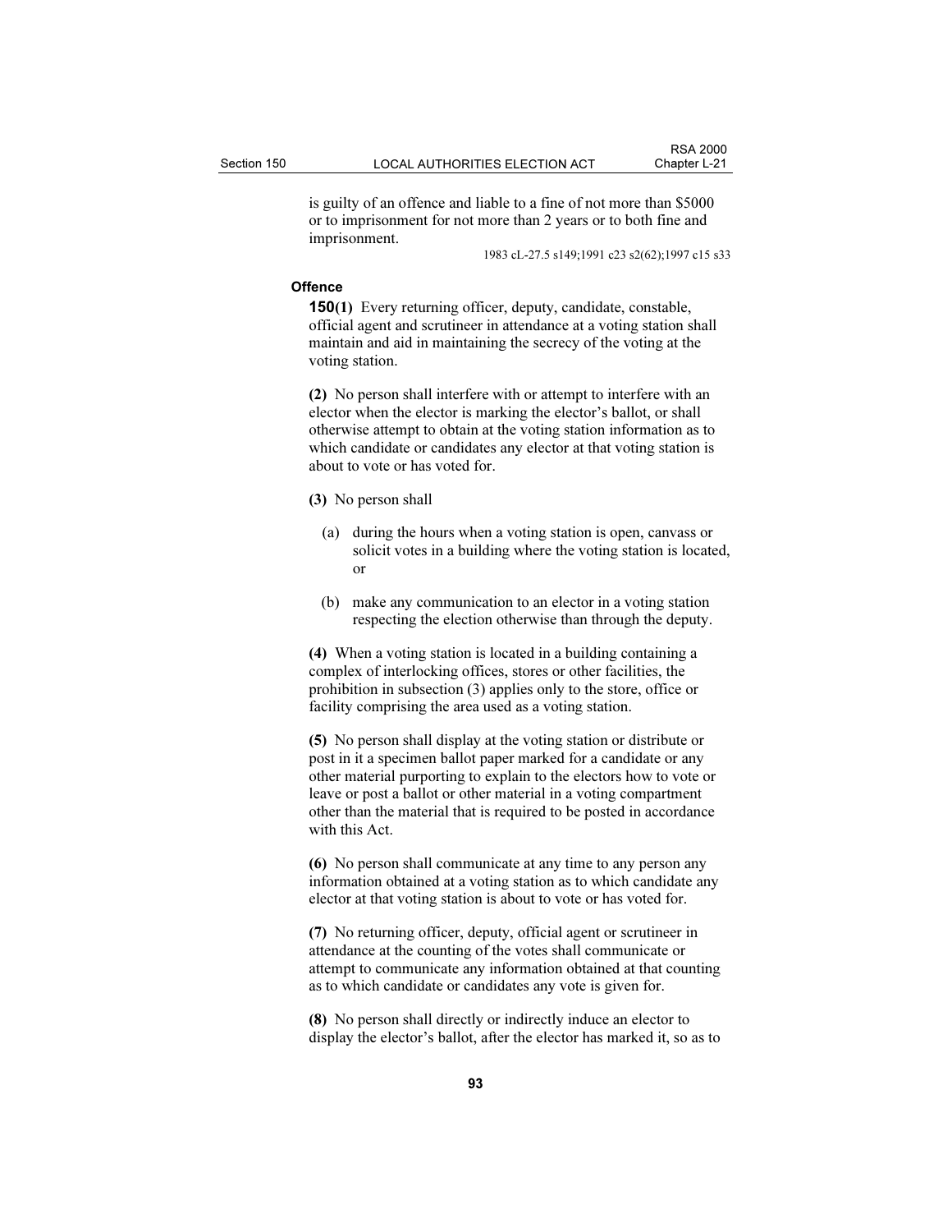is guilty of an offence and liable to a fine of not more than $5000 or to imprisonment for not more than 2 years or to both fine and imprisonment.

1983 cL-27.5 s149;1991 c23 s2(62);1997 c15 s33

**Offence**

**150(1)** Every returning officer, deputy, candidate, constable, official agent and scrutineer in attendance at a voting station shall maintain and aid in maintaining the secrecy of the voting at the voting station.

**(2)** No person shall interfere with or attempt to interfere with an elector when the elector is marking the elector's ballot, or shall otherwise attempt to obtain at the voting station information as to which candidate or candidates any elector at that voting station is about to vote or has voted for.

**(3)** No person shall

(a) during the hours when a voting station is open, canvass or solicit votes in a building where the voting station is located, or

(b) make any communication to an elector in a voting station respecting the election otherwise than through the deputy.

**(4)** When a voting station is located in a building containing a complex of interlocking offices, stores or other facilities, the prohibition in subsection (3) applies only to the store, office or facility comprising the area used as a voting station.

**(5)** No person shall display at the voting station or distribute or post in it a specimen ballot paper marked for a candidate or any other material purporting to explain to the electors how to vote or leave or post a ballot or other material in a voting compartment other than the material that is required to be posted in accordance with this Act.

**(6)** No person shall communicate at any time to any person any information obtained at a voting station as to which candidate any elector at that voting station is about to vote or has voted for.

**(7)** No returning officer, deputy, official agent or scrutineer in attendance at the counting of the votes shall communicate or attempt to communicate any information obtained at that counting as to which candidate or candidates any vote is given for.

**(8)** No person shall directly or indirectly induce an elector to display the elector's ballot, after the elector has marked it, so as to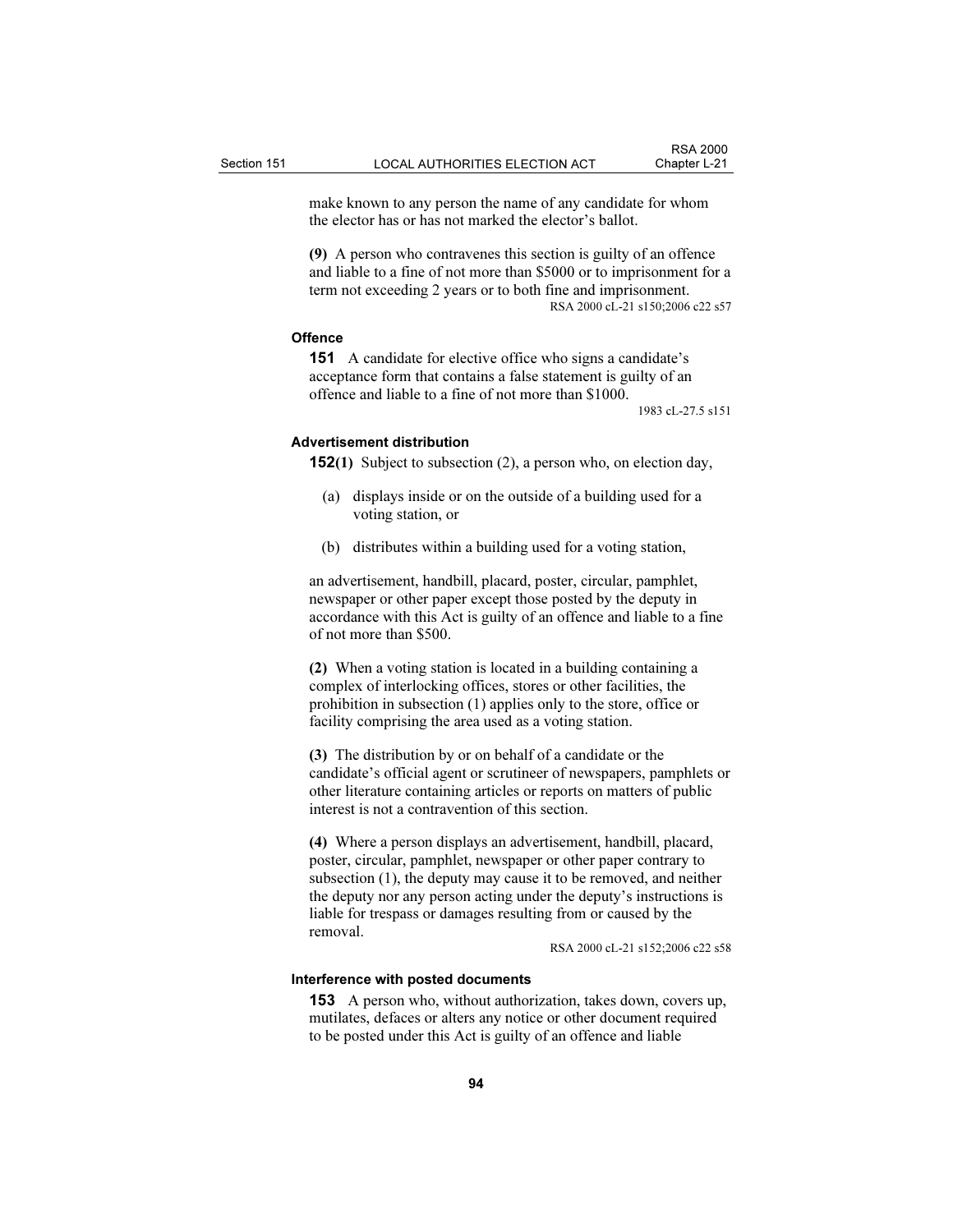make known to any person the name of any candidate for whom the elector has or has not marked the elector's ballot.

**(9)** A person who contravenes this section is guilty of an offence and liable to a fine of not more than $5000 or to imprisonment for a term not exceeding 2 years or to both fine and imprisonment.

RSA 2000 cL-21 s150;2006 c22 s57

#### Offence

**151** A candidate for elective office who signs a candidate's acceptance form that contains a false statement is guilty of an offence and liable to a fine of not more than $1000.

1983 cL-27.5 s151

#### Advertisement distribution

**152(1)** Subject to subsection (2), a person who, on election day,

(a) displays inside or on the outside of a building used for a voting station, or

(b) distributes within a building used for a voting station,

an advertisement, handbill, placard, poster, circular, pamphlet, newspaper or other paper except those posted by the deputy in accordance with this Act is guilty of an offence and liable to a fine of not more than $500.

**(2)** When a voting station is located in a building containing a complex of interlocking offices, stores or other facilities, the prohibition in subsection (1) applies only to the store, office or facility comprising the area used as a voting station.

**(3)** The distribution by or on behalf of a candidate or the candidate's official agent or scrutineer of newspapers, pamphlets or other literature containing articles or reports on matters of public interest is not a contravention of this section.

**(4)** Where a person displays an advertisement, handbill, placard, poster, circular, pamphlet, newspaper or other paper contrary to subsection (1), the deputy may cause it to be removed, and neither the deputy nor any person acting under the deputy's instructions is liable for trespass or damages resulting from or caused by the removal.

RSA 2000 cL-21 s152;2006 c22 s58

#### Interference with posted documents

**153** A person who, without authorization, takes down, covers up, mutilates, defaces or alters any notice or other document required to be posted under this Act is guilty of an offence and liable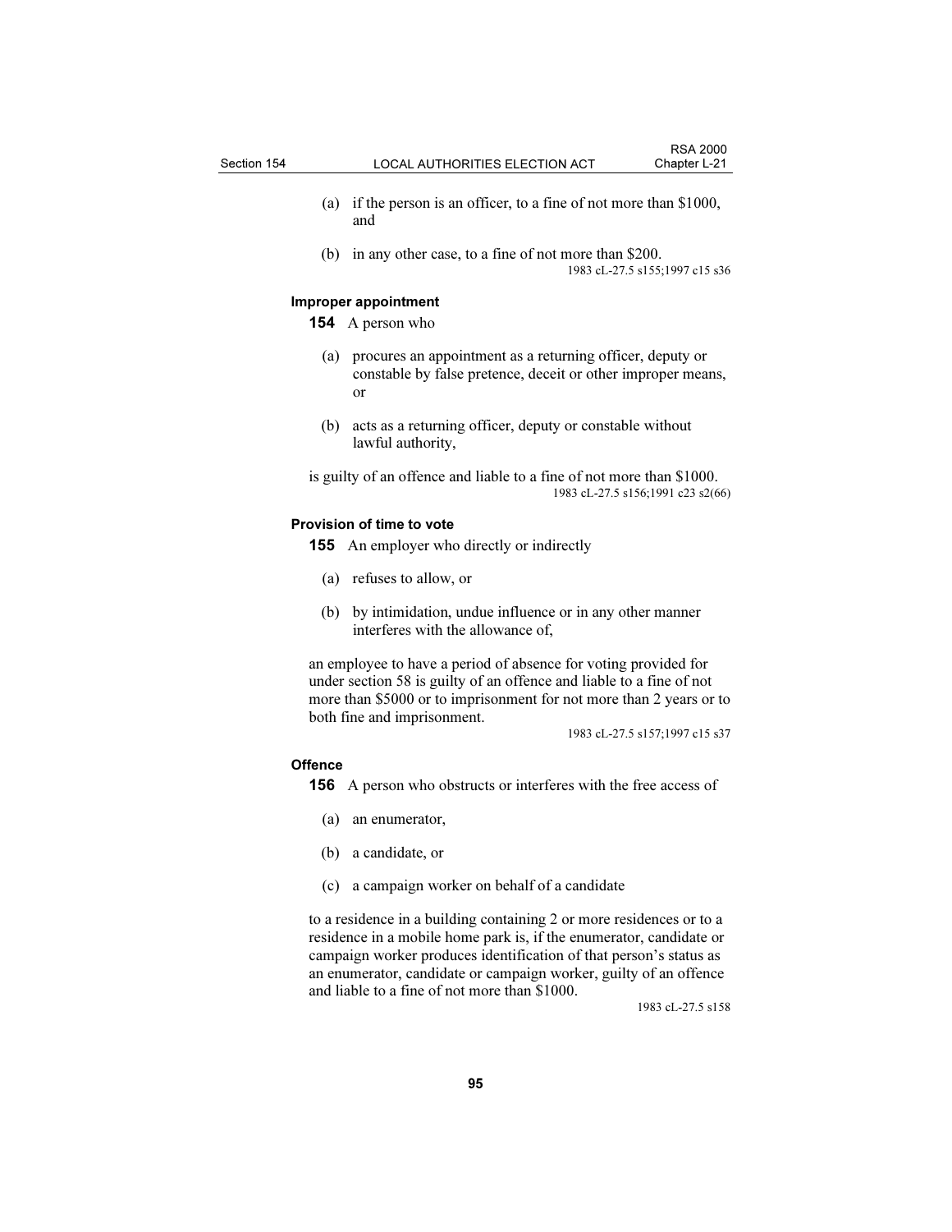(a) if the person is an officer, to a fine of not more than $1000, and

(b) in any other case, to a fine of not more than $200.

1983 cL-27.5 s155;1997 c15 s36

**Improper appointment**

**154** A person who

(a) procures an appointment as a returning officer, deputy or constable by false pretence, deceit or other improper means, or

(b) acts as a returning officer, deputy or constable without lawful authority,

is guilty of an offence and liable to a fine of not more than $1000.

1983 cL-27.5 s156;1991 c23 s2(66)

**Provision of time to vote**

**155** An employer who directly or indirectly

(a) refuses to allow, or

(b) by intimidation, undue influence or in any other manner interferes with the allowance of,

an employee to have a period of absence for voting provided for under section 58 is guilty of an offence and liable to a fine of not more than $5000 or to imprisonment for not more than 2 years or to both fine and imprisonment.

1983 cL-27.5 s157;1997 c15 s37

**Offence**

**156** A person who obstructs or interferes with the free access of

(a) an enumerator,

(b) a candidate, or

(c) a campaign worker on behalf of a candidate

to a residence in a building containing 2 or more residences or to a residence in a mobile home park is, if the enumerator, candidate or campaign worker produces identification of that person's status as an enumerator, candidate or campaign worker, guilty of an offence and liable to a fine of not more than $1000.

1983 cL-27.5 s158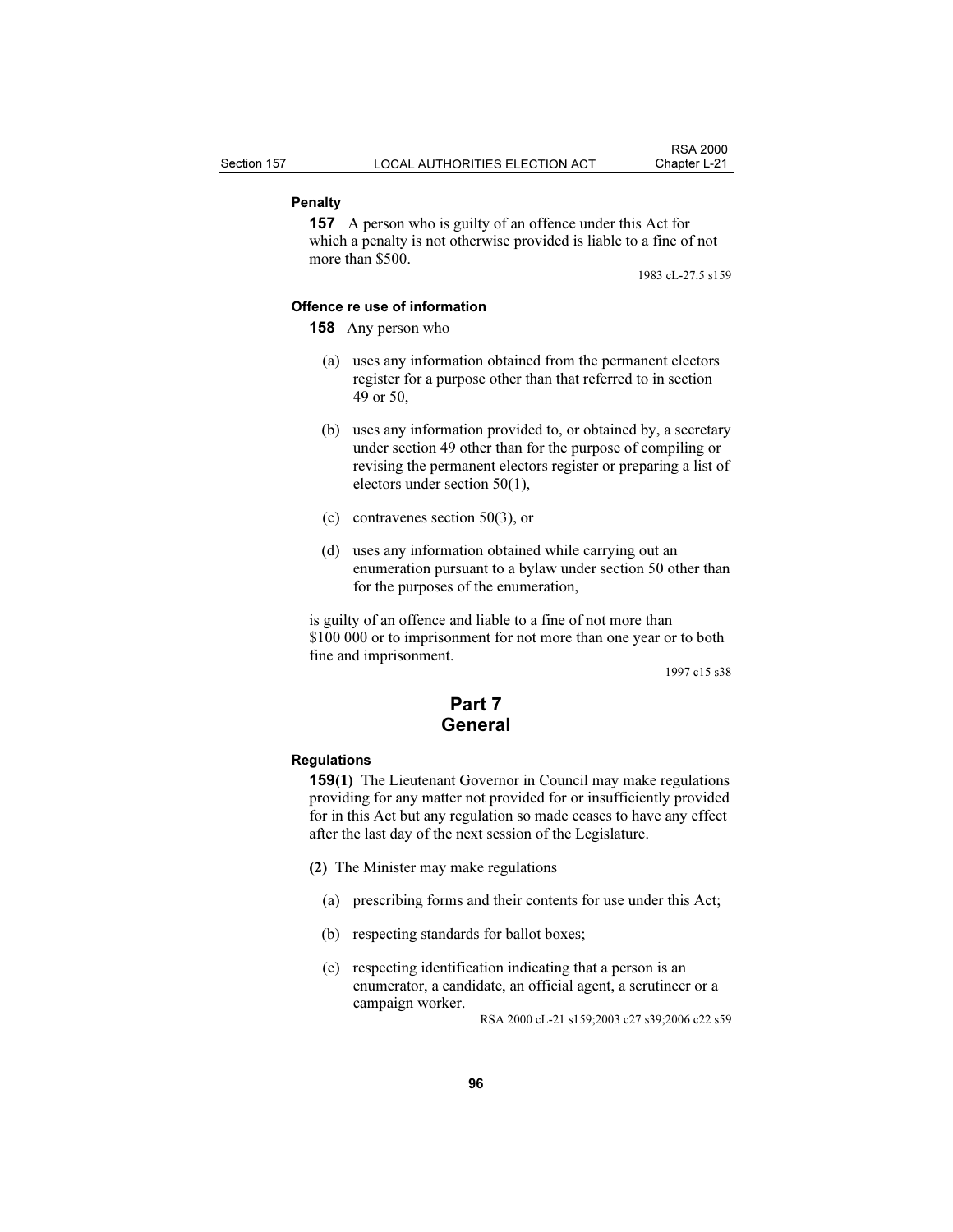### Penalty

**157** A person who is guilty of an offence under this Act for which a penalty is not otherwise provided is liable to a fine of not more than $500.

1983 cL-27.5 s159

### Offence re use of information

**158** Any person who

(a) uses any information obtained from the permanent electors register for a purpose other than that referred to in section 49 or 50,

(b) uses any information provided to, or obtained by, a secretary under section 49 other than for the purpose of compiling or revising the permanent electors register or preparing a list of electors under section 50(1),

(c) contravenes section 50(3), or

(d) uses any information obtained while carrying out an enumeration pursuant to a bylaw under section 50 other than for the purposes of the enumeration,

is guilty of an offence and liable to a fine of not more than $100 000 or to imprisonment for not more than one year or to both fine and imprisonment.

1997 c15 s38

## Part 7
## General

### Regulations

**159(1)** The Lieutenant Governor in Council may make regulations providing for any matter not provided for or insufficiently provided for in this Act but any regulation so made ceases to have any effect after the last day of the next session of the Legislature.

**(2)** The Minister may make regulations

(a) prescribing forms and their contents for use under this Act;

(b) respecting standards for ballot boxes;

(c) respecting identification indicating that a person is an enumerator, a candidate, an official agent, a scrutineer or a campaign worker.

RSA 2000 cL-21 s159;2003 c27 s39;2006 c22 s59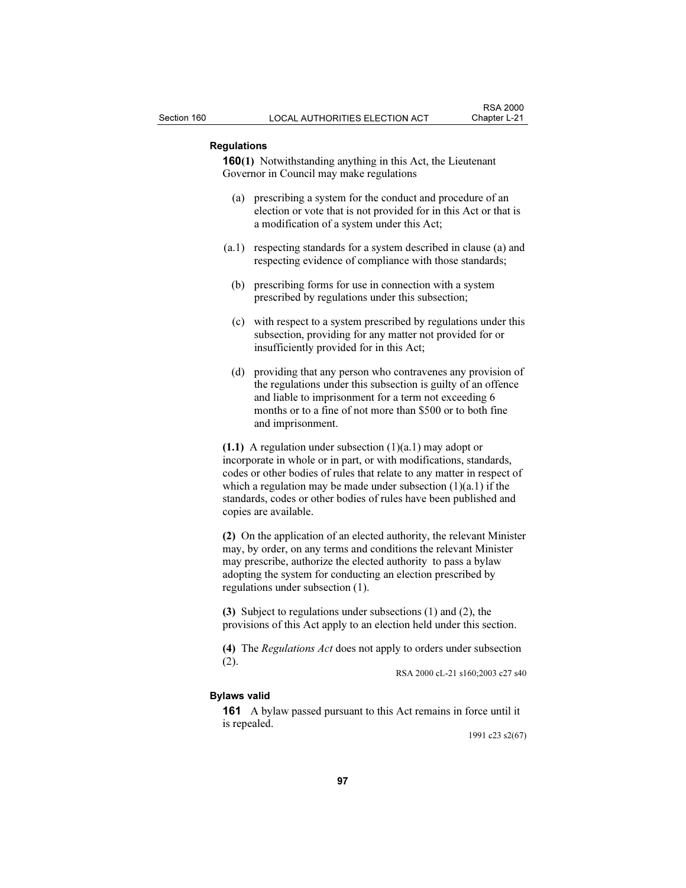### Regulations

**160(1)** Notwithstanding anything in this Act, the Lieutenant Governor in Council may make regulations

(a) prescribing a system for the conduct and procedure of an election or vote that is not provided for in this Act or that is a modification of a system under this Act;

(a.1) respecting standards for a system described in clause (a) and respecting evidence of compliance with those standards;

(b) prescribing forms for use in connection with a system prescribed by regulations under this subsection;

(c) with respect to a system prescribed by regulations under this subsection, providing for any matter not provided for or insufficiently provided for in this Act;

(d) providing that any person who contravenes any provision of the regulations under this subsection is guilty of an offence and liable to imprisonment for a term not exceeding 6 months or to a fine of not more than $500 or to both fine and imprisonment.

**(1.1)** A regulation under subsection (1)(a.1) may adopt or incorporate in whole or in part, or with modifications, standards, codes or other bodies of rules that relate to any matter in respect of which a regulation may be made under subsection (1)(a.1) if the standards, codes or other bodies of rules have been published and copies are available.

**(2)** On the application of an elected authority, the relevant Minister may, by order, on any terms and conditions the relevant Minister may prescribe, authorize the elected authority to pass a bylaw adopting the system for conducting an election prescribed by regulations under subsection (1).

**(3)** Subject to regulations under subsections (1) and (2), the provisions of this Act apply to an election held under this section.

**(4)** The *Regulations Act* does not apply to orders under subsection (2).

RSA 2000 cL-21 s160;2003 c27 s40

### Bylaws valid

**161** A bylaw passed pursuant to this Act remains in force until it is repealed.

1991 c23 s2(67)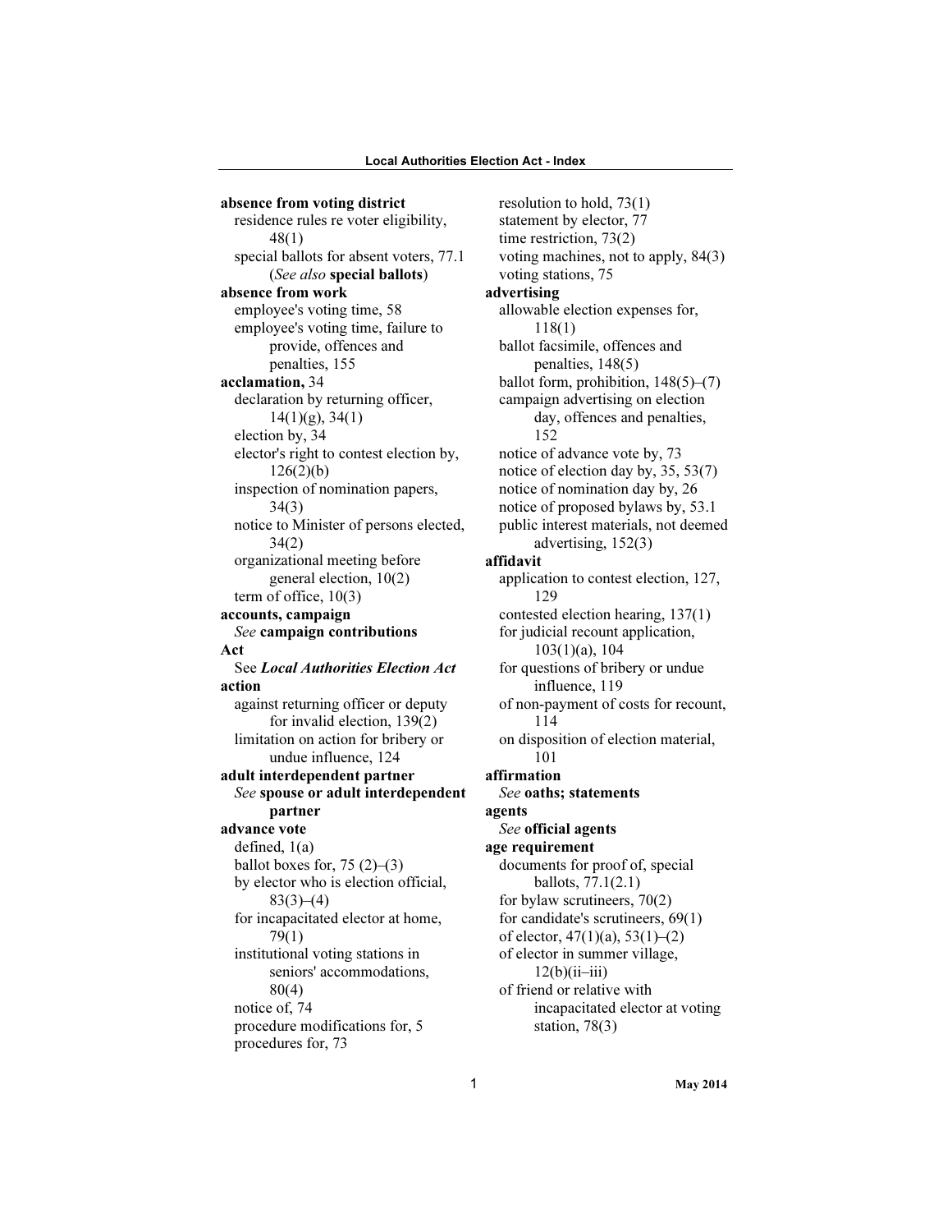**absence from voting district**

residence rules re voter eligibility, 48(1)

special ballots for absent voters, 77.1 (*See also* **special ballots**)

**absence from work**

employee's voting time, 58

employee's voting time, failure to provide, offences and penalties, 155

**acclamation,** 34

declaration by returning officer, 14(1)(g), 34(1)

election by, 34

elector's right to contest election by, 126(2)(b)

inspection of nomination papers, 34(3)

notice to Minister of persons elected, 34(2)

organizational meeting before general election, 10(2)

term of office, 10(3)

**accounts, campaign**

*See* **campaign contributions**

**Act**

See ***Local Authorities Election Act***

**action**

against returning officer or deputy for invalid election, 139(2)

limitation on action for bribery or undue influence, 124

**adult interdependent partner**

*See* **spouse or adult interdependent partner**

**advance vote**

defined, 1(a)

ballot boxes for, 75 (2)–(3)

by elector who is election official, 83(3)–(4)

for incapacitated elector at home, 79(1)

institutional voting stations in seniors' accommodations, 80(4)

notice of, 74

procedure modifications for, 5

procedures for, 73

resolution to hold, 73(1)

statement by elector, 77

time restriction, 73(2)

voting machines, not to apply, 84(3)

voting stations, 75

**advertising**

allowable election expenses for, 118(1)

ballot facsimile, offences and penalties, 148(5)

ballot form, prohibition, 148(5)–(7)

campaign advertising on election day, offences and penalties, 152

notice of advance vote by, 73

notice of election day by, 35, 53(7)

notice of nomination day by, 26

notice of proposed bylaws by, 53.1

public interest materials, not deemed advertising, 152(3)

**affidavit**

application to contest election, 127, 129

contested election hearing, 137(1)

for judicial recount application, 103(1)(a), 104

for questions of bribery or undue influence, 119

of non-payment of costs for recount, 114

on disposition of election material, 101

**affirmation**

*See* **oaths; statements**

**agents**

*See* **official agents**

**age requirement**

documents for proof of, special ballots, 77.1(2.1)

for bylaw scrutineers, 70(2)

for candidate's scrutineers, 69(1)

of elector, 47(1)(a), 53(1)–(2)

of elector in summer village, 12(b)(ii–iii)

of friend or relative with incapacitated elector at voting station, 78(3)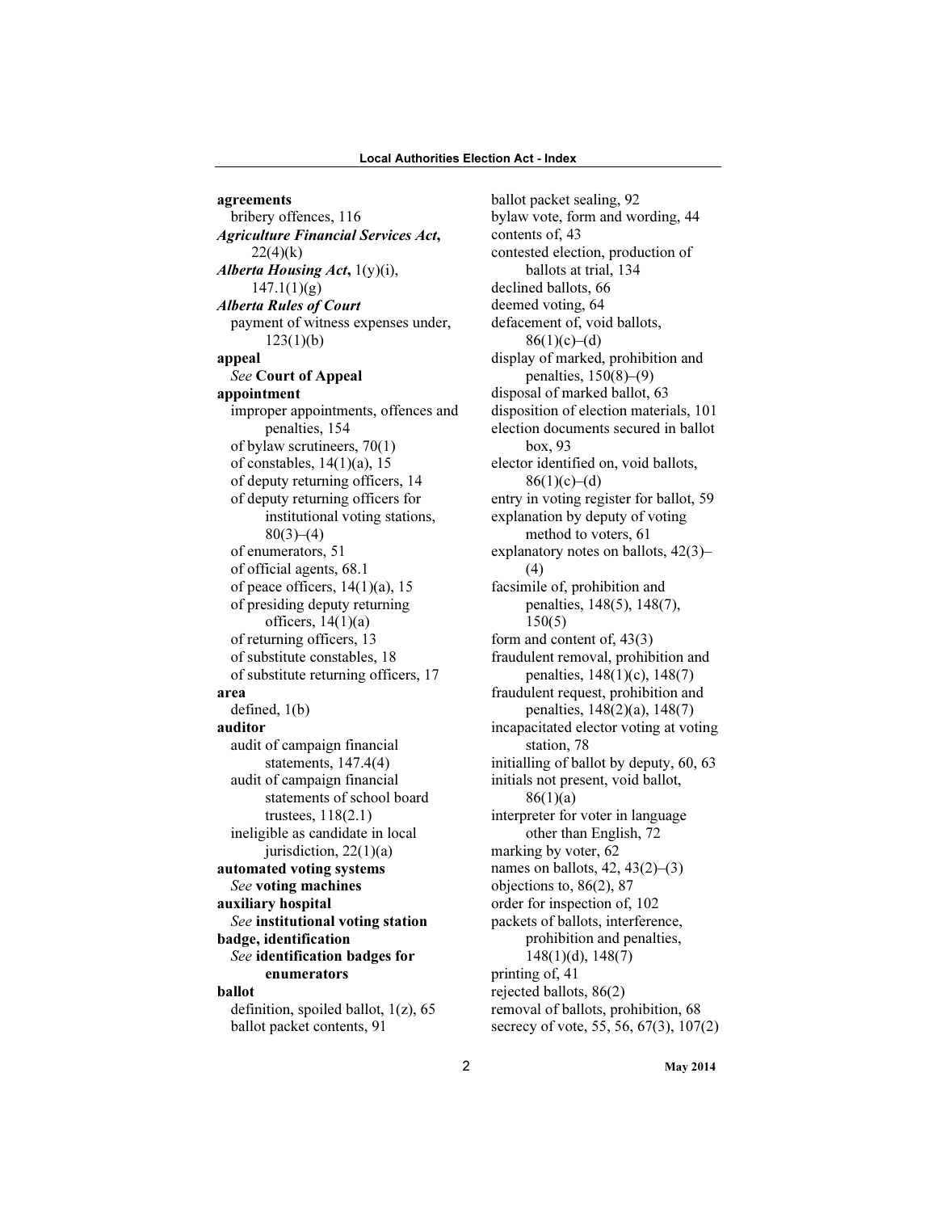**agreements**
bribery offences, 116

***Agriculture Financial Services Act*****,** 22(4)(k)

***Alberta Housing Act*****,** 1(y)(i), 147.1(1)(g)

***Alberta Rules of Court***
payment of witness expenses under, 123(1)(b)

**appeal**
*See* **Court of Appeal**

**appointment**
improper appointments, offences and penalties, 154
of bylaw scrutineers, 70(1)
of constables, 14(1)(a), 15
of deputy returning officers, 14
of deputy returning officers for institutional voting stations, 80(3)–(4)
of enumerators, 51
of official agents, 68.1
of peace officers, 14(1)(a), 15
of presiding deputy returning officers, 14(1)(a)
of returning officers, 13
of substitute constables, 18
of substitute returning officers, 17

**area**
defined, 1(b)

**auditor**
audit of campaign financial statements, 147.4(4)
audit of campaign financial statements of school board trustees, 118(2.1)
ineligible as candidate in local jurisdiction, 22(1)(a)

**automated voting systems**
*See* **voting machines**

**auxiliary hospital**
*See* **institutional voting station**

**badge, identification**
*See* **identification badges for enumerators**

**ballot**
definition, spoiled ballot, 1(z), 65
ballot packet contents, 91
ballot packet sealing, 92
bylaw vote, form and wording, 44
contents of, 43
contested election, production of ballots at trial, 134
declined ballots, 66
deemed voting, 64
defacement of, void ballots, 86(1)(c)–(d)
display of marked, prohibition and penalties, 150(8)–(9)
disposal of marked ballot, 63
disposition of election materials, 101
election documents secured in ballot box, 93
elector identified on, void ballots, 86(1)(c)–(d)
entry in voting register for ballot, 59
explanation by deputy of voting method to voters, 61
explanatory notes on ballots, 42(3)–(4)
facsimile of, prohibition and penalties, 148(5), 148(7), 150(5)
form and content of, 43(3)
fraudulent removal, prohibition and penalties, 148(1)(c), 148(7)
fraudulent request, prohibition and penalties, 148(2)(a), 148(7)
incapacitated elector voting at voting station, 78
initialling of ballot by deputy, 60, 63
initials not present, void ballot, 86(1)(a)
interpreter for voter in language other than English, 72
marking by voter, 62
names on ballots, 42, 43(2)–(3)
objections to, 86(2), 87
order for inspection of, 102
packets of ballots, interference, prohibition and penalties, 148(1)(d), 148(7)
printing of, 41
rejected ballots, 86(2)
removal of ballots, prohibition, 68
secrecy of vote, 55, 56, 67(3), 107(2)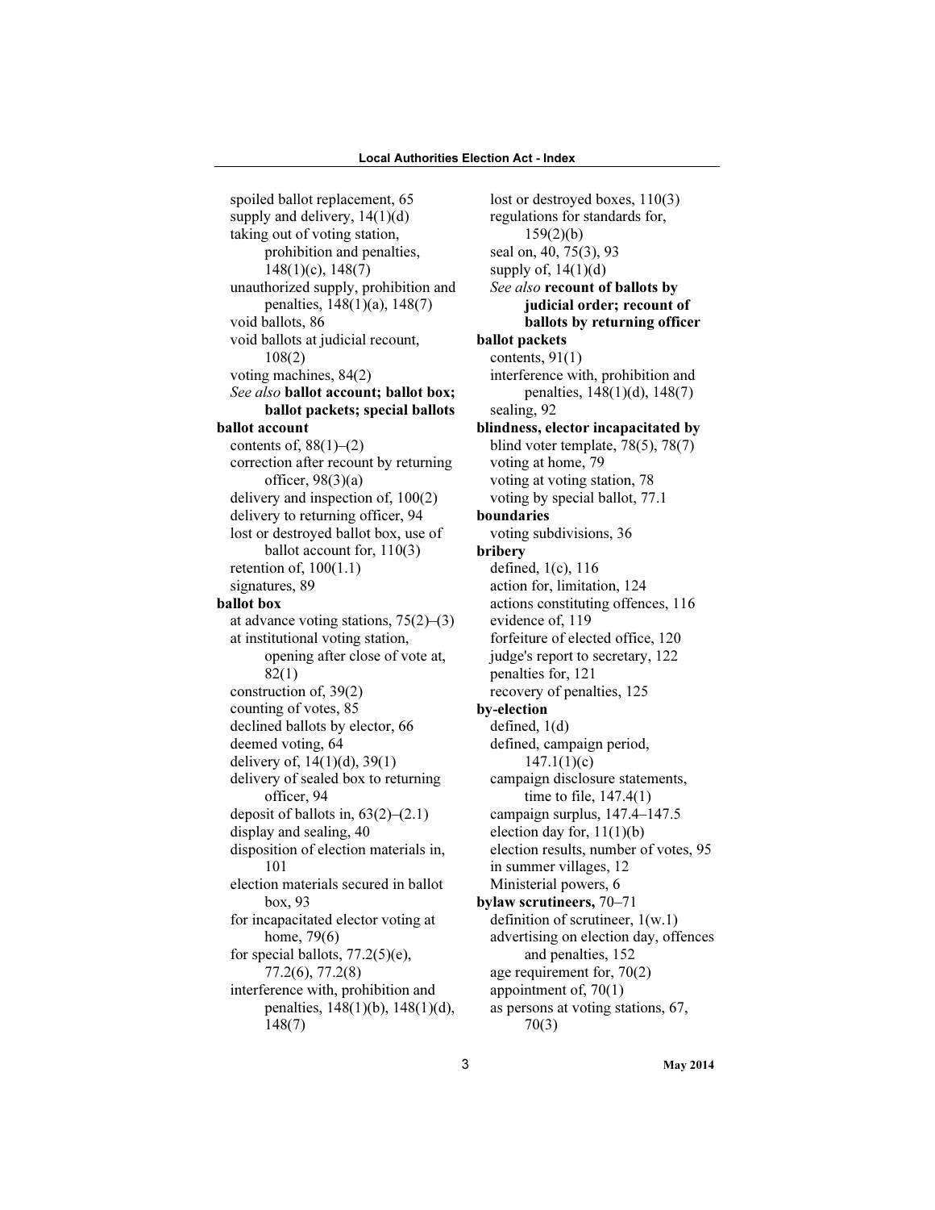spoiled ballot replacement, 65
supply and delivery, 14(1)(d)
taking out of voting station, prohibition and penalties, 148(1)(c), 148(7)
unauthorized supply, prohibition and penalties, 148(1)(a), 148(7)
void ballots, 86
void ballots at judicial recount, 108(2)
voting machines, 84(2)
*See also* **ballot account; ballot box; ballot packets; special ballots**

**ballot account**
contents of, 88(1)–(2)
correction after recount by returning officer, 98(3)(a)
delivery and inspection of, 100(2)
delivery to returning officer, 94
lost or destroyed ballot box, use of ballot account for, 110(3)
retention of, 100(1.1)
signatures, 89

**ballot box**
at advance voting stations, 75(2)–(3)
at institutional voting station, opening after close of vote at, 82(1)
construction of, 39(2)
counting of votes, 85
declined ballots by elector, 66
deemed voting, 64
delivery of, 14(1)(d), 39(1)
delivery of sealed box to returning officer, 94
deposit of ballots in, 63(2)–(2.1)
display and sealing, 40
disposition of election materials in, 101
election materials secured in ballot box, 93
for incapacitated elector voting at home, 79(6)
for special ballots, 77.2(5)(e), 77.2(6), 77.2(8)
interference with, prohibition and penalties, 148(1)(b), 148(1)(d), 148(7)
lost or destroyed boxes, 110(3)
regulations for standards for, 159(2)(b)
seal on, 40, 75(3), 93
supply of, 14(1)(d)
*See also* **recount of ballots by judicial order; recount of ballots by returning officer**

**ballot packets**
contents, 91(1)
interference with, prohibition and penalties, 148(1)(d), 148(7)
sealing, 92

**blindness, elector incapacitated by**
blind voter template, 78(5), 78(7)
voting at home, 79
voting at voting station, 78
voting by special ballot, 77.1

**boundaries**
voting subdivisions, 36

**bribery**
defined, 1(c), 116
action for, limitation, 124
actions constituting offences, 116
evidence of, 119
forfeiture of elected office, 120
judge's report to secretary, 122
penalties for, 121
recovery of penalties, 125

**by-election**
defined, 1(d)
defined, campaign period, 147.1(1)(c)
campaign disclosure statements, time to file, 147.4(1)
campaign surplus, 147.4–147.5
election day for, 11(1)(b)
election results, number of votes, 95
in summer villages, 12
Ministerial powers, 6

**bylaw scrutineers,** 70–71
definition of scrutineer, 1(w.1)
advertising on election day, offences and penalties, 152
age requirement for, 70(2)
appointment of, 70(1)
as persons at voting stations, 67, 70(3)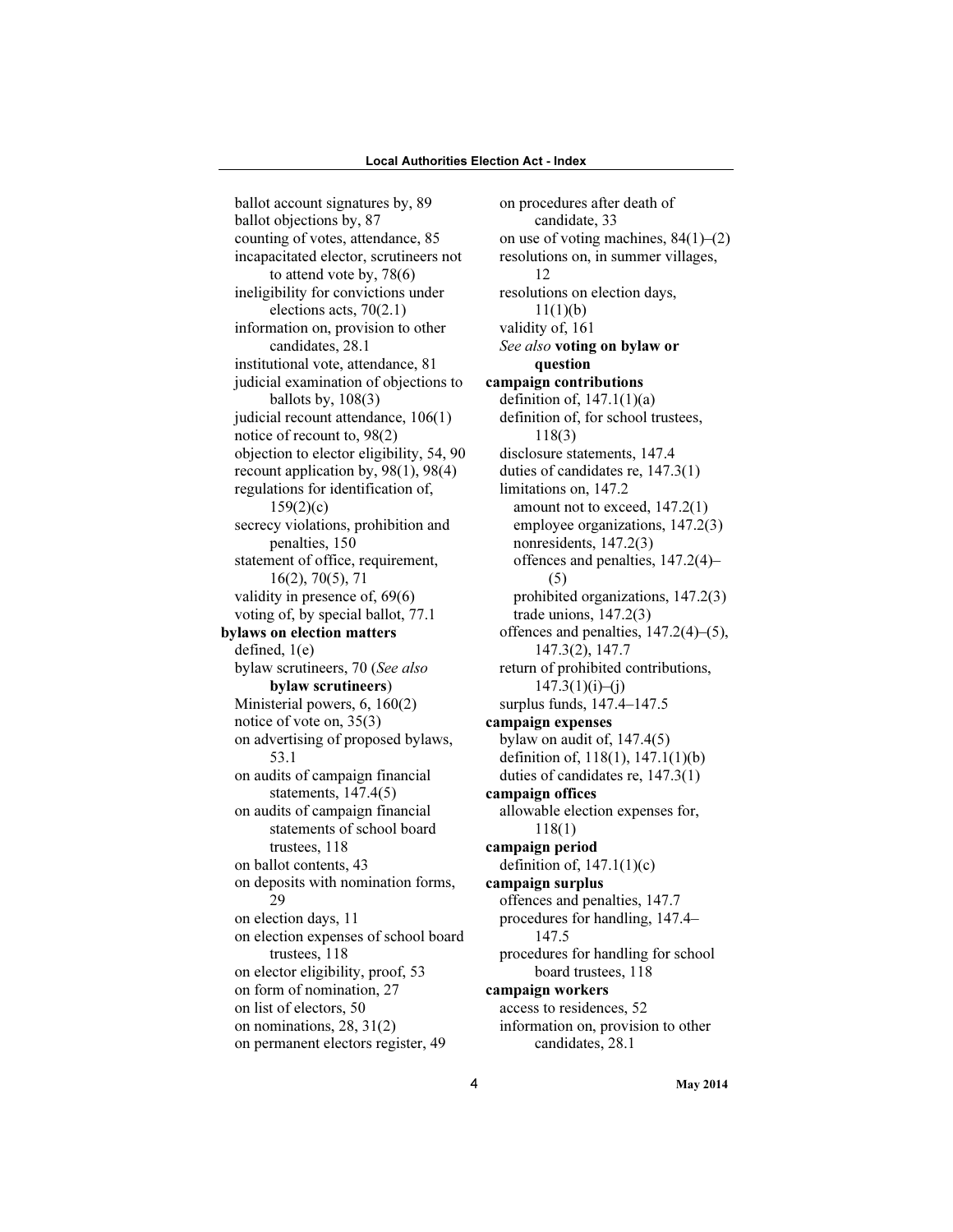ballot account signatures by, 89
ballot objections by, 87
counting of votes, attendance, 85
incapacitated elector, scrutineers not to attend vote by, 78(6)
ineligibility for convictions under elections acts, 70(2.1)
information on, provision to other candidates, 28.1
institutional vote, attendance, 81
judicial examination of objections to ballots by, 108(3)
judicial recount attendance, 106(1)
notice of recount to, 98(2)
objection to elector eligibility, 54, 90
recount application by, 98(1), 98(4)
regulations for identification of, 159(2)(c)
secrecy violations, prohibition and penalties, 150
statement of office, requirement, 16(2), 70(5), 71
validity in presence of, 69(6)
voting of, by special ballot, 77.1

**bylaws on election matters**
defined, 1(e)
bylaw scrutineers, 70 (*See also* **bylaw scrutineers**)
Ministerial powers, 6, 160(2)
notice of vote on, 35(3)
on advertising of proposed bylaws, 53.1
on audits of campaign financial statements, 147.4(5)
on audits of campaign financial statements of school board trustees, 118
on ballot contents, 43
on deposits with nomination forms, 29
on election days, 11
on election expenses of school board trustees, 118
on elector eligibility, proof, 53
on form of nomination, 27
on list of electors, 50
on nominations, 28, 31(2)
on permanent electors register, 49
on procedures after death of candidate, 33
on use of voting machines, 84(1)–(2)
resolutions on, in summer villages, 12
resolutions on election days, 11(1)(b)
validity of, 161
*See also* **voting on bylaw or question**

**campaign contributions**
definition of, 147.1(1)(a)
definition of, for school trustees, 118(3)
disclosure statements, 147.4
duties of candidates re, 147.3(1)
limitations on, 147.2
amount not to exceed, 147.2(1)
employee organizations, 147.2(3)
nonresidents, 147.2(3)
offences and penalties, 147.2(4)–(5)
prohibited organizations, 147.2(3)
trade unions, 147.2(3)
offences and penalties, 147.2(4)–(5), 147.3(2), 147.7
return of prohibited contributions, 147.3(1)(i)–(j)
surplus funds, 147.4–147.5

**campaign expenses**
bylaw on audit of, 147.4(5)
definition of, 118(1), 147.1(1)(b)
duties of candidates re, 147.3(1)

**campaign offices**
allowable election expenses for, 118(1)

**campaign period**
definition of, 147.1(1)(c)

**campaign surplus**
offences and penalties, 147.7
procedures for handling, 147.4–147.5
procedures for handling for school board trustees, 118

**campaign workers**
access to residences, 52
information on, provision to other candidates, 28.1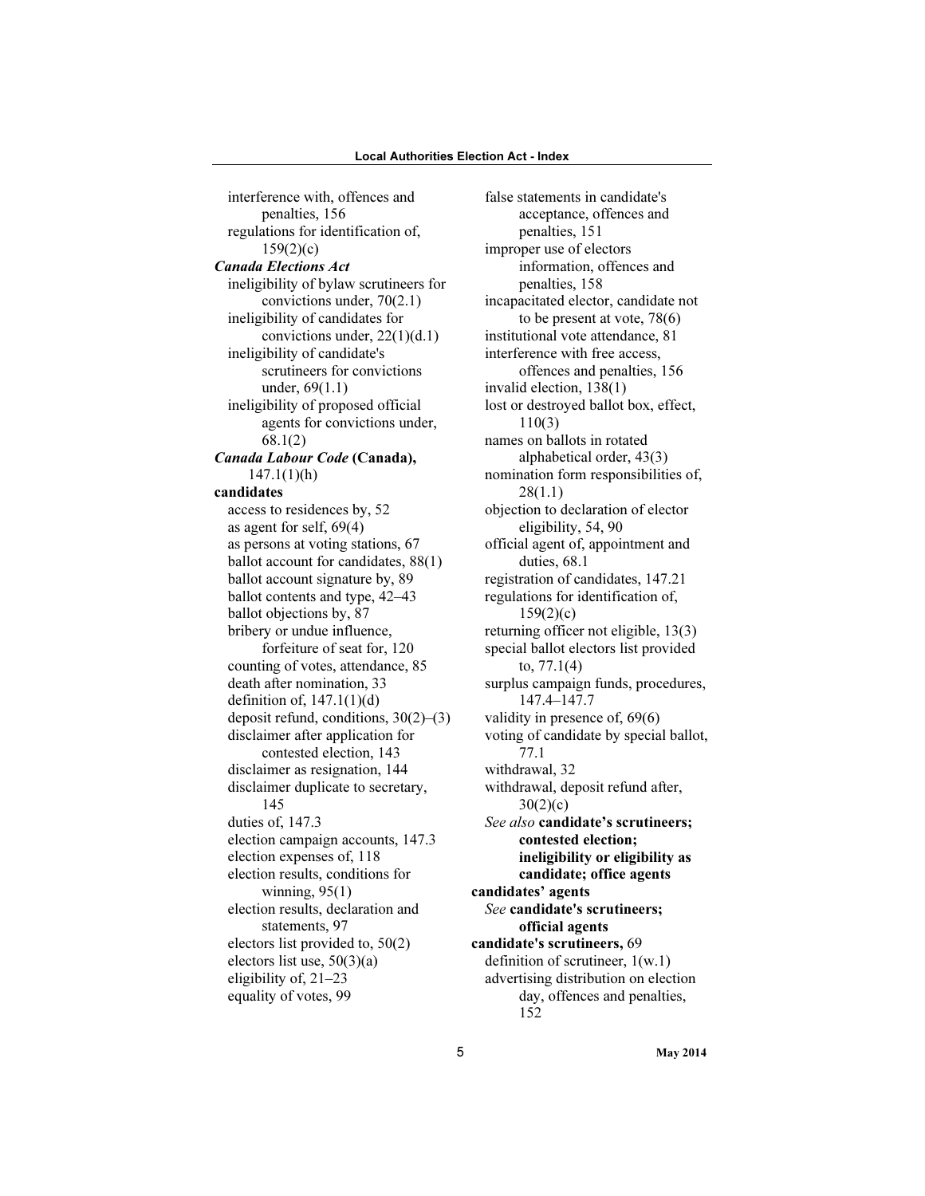interference with, offences and penalties, 156
regulations for identification of, 159(2)(c)

***Canada Elections Act***
ineligibility of bylaw scrutineers for convictions under, 70(2.1)
ineligibility of candidates for convictions under, 22(1)(d.1)
ineligibility of candidate's scrutineers for convictions under, 69(1.1)
ineligibility of proposed official agents for convictions under, 68.1(2)

***Canada Labour Code* (Canada),** 147.1(1)(h)

**candidates**
access to residences by, 52
as agent for self, 69(4)
as persons at voting stations, 67
ballot account for candidates, 88(1)
ballot account signature by, 89
ballot contents and type, 42–43
ballot objections by, 87
bribery or undue influence, forfeiture of seat for, 120
counting of votes, attendance, 85
death after nomination, 33
definition of, 147.1(1)(d)
deposit refund, conditions, 30(2)–(3)
disclaimer after application for contested election, 143
disclaimer as resignation, 144
disclaimer duplicate to secretary, 145
duties of, 147.3
election campaign accounts, 147.3
election expenses of, 118
election results, conditions for winning, 95(1)
election results, declaration and statements, 97
electors list provided to, 50(2)
electors list use, 50(3)(a)
eligibility of, 21–23
equality of votes, 99
false statements in candidate's acceptance, offences and penalties, 151
improper use of electors information, offences and penalties, 158
incapacitated elector, candidate not to be present at vote, 78(6)
institutional vote attendance, 81
interference with free access, offences and penalties, 156
invalid election, 138(1)
lost or destroyed ballot box, effect, 110(3)
names on ballots in rotated alphabetical order, 43(3)
nomination form responsibilities of, 28(1.1)
objection to declaration of elector eligibility, 54, 90
official agent of, appointment and duties, 68.1
registration of candidates, 147.21
regulations for identification of, 159(2)(c)
returning officer not eligible, 13(3)
special ballot electors list provided to, 77.1(4)
surplus campaign funds, procedures, 147.4–147.7
validity in presence of, 69(6)
voting of candidate by special ballot, 77.1
withdrawal, 32
withdrawal, deposit refund after, 30(2)(c)
*See also* **candidate's scrutineers; contested election; ineligibility or eligibility as candidate; office agents**

**candidates' agents**
*See* **candidate's scrutineers; official agents**

**candidate's scrutineers,** 69
definition of scrutineer, 1(w.1)
advertising distribution on election day, offences and penalties, 152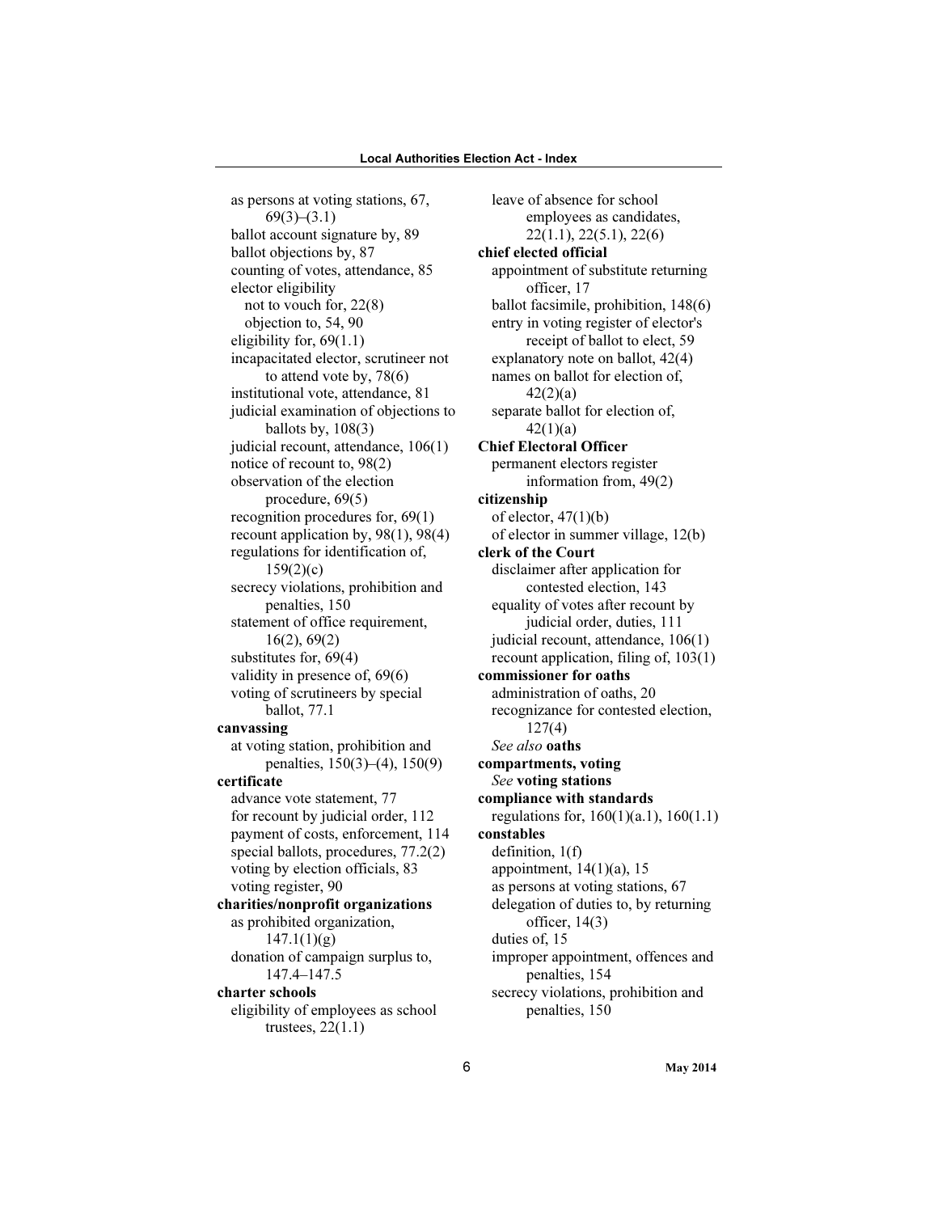as persons at voting stations, 67, 69(3)–(3.1)
ballot account signature by, 89
ballot objections by, 87
counting of votes, attendance, 85
elector eligibility
  not to vouch for, 22(8)
  objection to, 54, 90
eligibility for, 69(1.1)
incapacitated elector, scrutineer not to attend vote by, 78(6)
institutional vote, attendance, 81
judicial examination of objections to ballots by, 108(3)
judicial recount, attendance, 106(1)
notice of recount to, 98(2)
observation of the election procedure, 69(5)
recognition procedures for, 69(1)
recount application by, 98(1), 98(4)
regulations for identification of, 159(2)(c)
secrecy violations, prohibition and penalties, 150
statement of office requirement, 16(2), 69(2)
substitutes for, 69(4)
validity in presence of, 69(6)
voting of scrutineers by special ballot, 77.1

**canvassing**
at voting station, prohibition and penalties, 150(3)–(4), 150(9)

**certificate**
advance vote statement, 77
for recount by judicial order, 112
payment of costs, enforcement, 114
special ballots, procedures, 77.2(2)
voting by election officials, 83
voting register, 90

**charities/nonprofit organizations**
as prohibited organization, 147.1(1)(g)
donation of campaign surplus to, 147.4–147.5

**charter schools**
eligibility of employees as school trustees, 22(1.1)
leave of absence for school employees as candidates, 22(1.1), 22(5.1), 22(6)

**chief elected official**
appointment of substitute returning officer, 17
ballot facsimile, prohibition, 148(6)
entry in voting register of elector's receipt of ballot to elect, 59
explanatory note on ballot, 42(4)
names on ballot for election of, 42(2)(a)
separate ballot for election of, 42(1)(a)

**Chief Electoral Officer**
permanent electors register information from, 49(2)

**citizenship**
of elector, 47(1)(b)
of elector in summer village, 12(b)

**clerk of the Court**
disclaimer after application for contested election, 143
equality of votes after recount by judicial order, duties, 111
judicial recount, attendance, 106(1)
recount application, filing of, 103(1)

**commissioner for oaths**
administration of oaths, 20
recognizance for contested election, 127(4)
*See also* **oaths**

**compartments, voting**
*See* **voting stations**

**compliance with standards**
regulations for, 160(1)(a.1), 160(1.1)

**constables**
definition, 1(f)
appointment, 14(1)(a), 15
as persons at voting stations, 67
delegation of duties to, by returning officer, 14(3)
duties of, 15
improper appointment, offences and penalties, 154
secrecy violations, prohibition and penalties, 150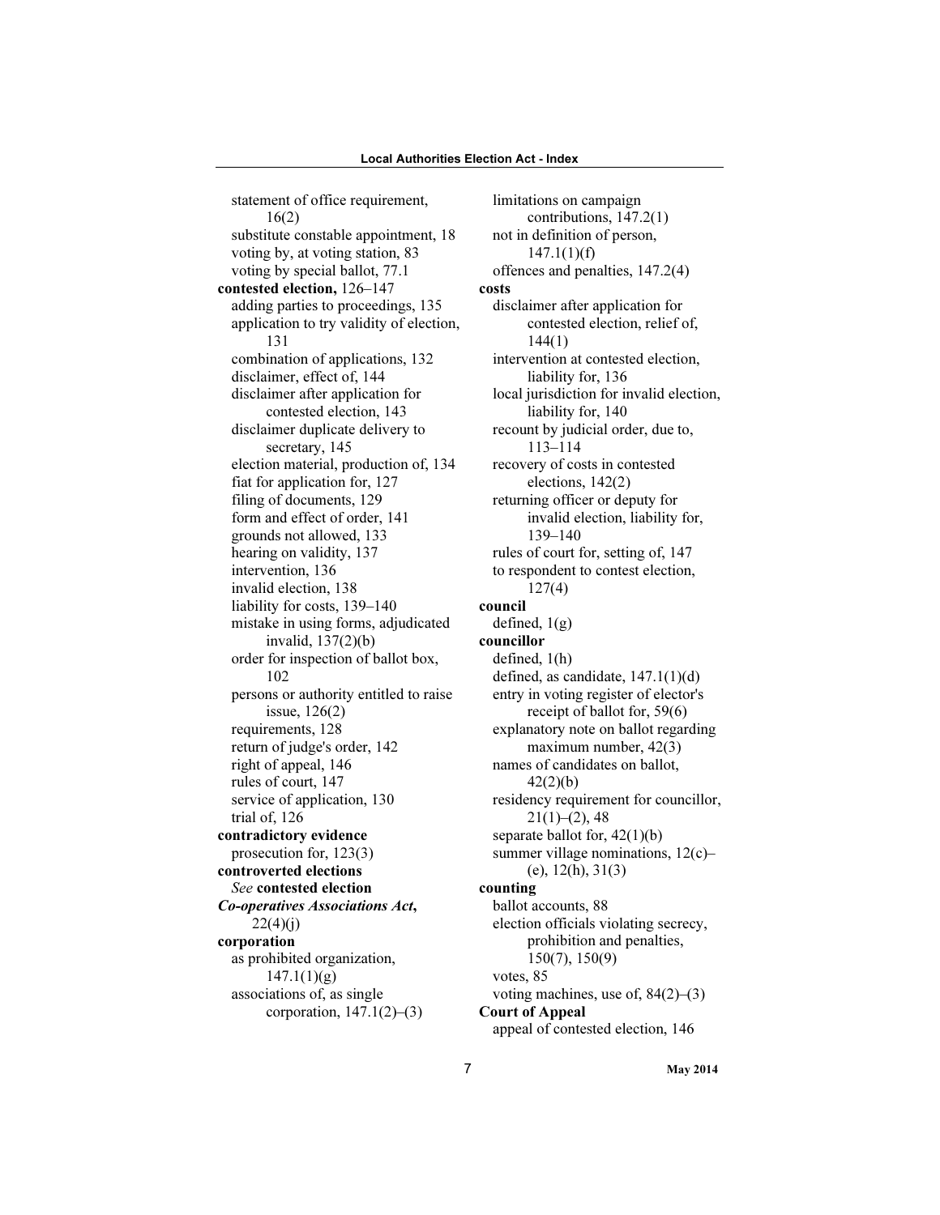statement of office requirement, 16(2)
substitute constable appointment, 18
voting by, at voting station, 83
voting by special ballot, 77.1

**contested election,** 126–147
adding parties to proceedings, 135
application to try validity of election, 131
combination of applications, 132
disclaimer, effect of, 144
disclaimer after application for contested election, 143
disclaimer duplicate delivery to secretary, 145
election material, production of, 134
fiat for application for, 127
filing of documents, 129
form and effect of order, 141
grounds not allowed, 133
hearing on validity, 137
intervention, 136
invalid election, 138
liability for costs, 139–140
mistake in using forms, adjudicated invalid, 137(2)(b)
order for inspection of ballot box, 102
persons or authority entitled to raise issue, 126(2)
requirements, 128
return of judge's order, 142
right of appeal, 146
rules of court, 147
service of application, 130
trial of, 126

**contradictory evidence**
prosecution for, 123(3)

**controverted elections**
*See* **contested election**

***Co-operatives Associations Act***, 22(4)(j)

**corporation**
as prohibited organization, 147.1(1)(g)
associations of, as single corporation, 147.1(2)–(3)
limitations on campaign contributions, 147.2(1)
not in definition of person, 147.1(1)(f)
offences and penalties, 147.2(4)

**costs**
disclaimer after application for contested election, relief of, 144(1)
intervention at contested election, liability for, 136
local jurisdiction for invalid election, liability for, 140
recount by judicial order, due to, 113–114
recovery of costs in contested elections, 142(2)
returning officer or deputy for invalid election, liability for, 139–140
rules of court for, setting of, 147
to respondent to contest election, 127(4)

**council**
defined, 1(g)

**councillor**
defined, 1(h)
defined, as candidate, 147.1(1)(d)
entry in voting register of elector's receipt of ballot for, 59(6)
explanatory note on ballot regarding maximum number, 42(3)
names of candidates on ballot, 42(2)(b)
residency requirement for councillor, 21(1)–(2), 48
separate ballot for, 42(1)(b)
summer village nominations, 12(c)–(e), 12(h), 31(3)

**counting**
ballot accounts, 88
election officials violating secrecy, prohibition and penalties, 150(7), 150(9)
votes, 85
voting machines, use of, 84(2)–(3)

**Court of Appeal**
appeal of contested election, 146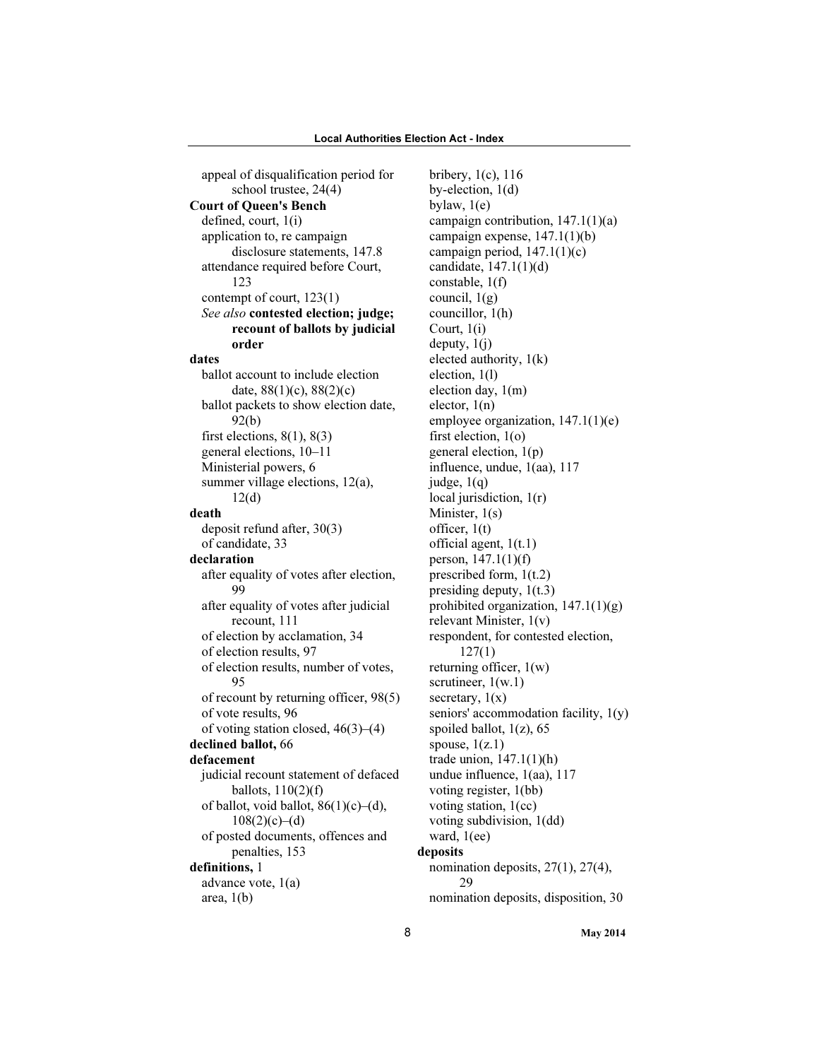appeal of disqualification period for school trustee, 24(4)

**Court of Queen's Bench**

defined, court, 1(i)

application to, re campaign disclosure statements, 147.8

attendance required before Court, 123

contempt of court, 123(1)

*See also* **contested election; judge; recount of ballots by judicial order**

**dates**

ballot account to include election date, 88(1)(c), 88(2)(c)

ballot packets to show election date, 92(b)

first elections, 8(1), 8(3)

general elections, 10–11

Ministerial powers, 6

summer village elections, 12(a), 12(d)

**death**

deposit refund after, 30(3)

of candidate, 33

**declaration**

after equality of votes after election, 99

after equality of votes after judicial recount, 111

of election by acclamation, 34

of election results, 97

of election results, number of votes, 95

of recount by returning officer, 98(5)

of vote results, 96

of voting station closed, 46(3)–(4)

**declined ballot,** 66

**defacement**

judicial recount statement of defaced ballots, 110(2)(f)

of ballot, void ballot, 86(1)(c)–(d), 108(2)(c)–(d)

of posted documents, offences and penalties, 153

**definitions,** 1

advance vote, 1(a)

area, 1(b)

bribery, 1(c), 116

by-election, 1(d)

bylaw, 1(e)

campaign contribution, 147.1(1)(a)

campaign expense, 147.1(1)(b)

campaign period, 147.1(1)(c)

candidate, 147.1(1)(d)

constable, 1(f)

council, 1(g)

councillor, 1(h)

Court, 1(i)

deputy, 1(j)

elected authority, 1(k)

election, 1(l)

election day, 1(m)

elector, 1(n)

employee organization, 147.1(1)(e)

first election, 1(o)

general election, 1(p)

influence, undue, 1(aa), 117

judge, 1(q)

local jurisdiction, 1(r)

Minister, 1(s)

officer, 1(t)

official agent, 1(t.1)

person, 147.1(1)(f)

prescribed form, 1(t.2)

presiding deputy, 1(t.3)

prohibited organization, 147.1(1)(g)

relevant Minister, 1(v)

respondent, for contested election, 127(1)

returning officer, 1(w)

scrutineer, 1(w.1)

secretary, 1(x)

seniors' accommodation facility, 1(y)

spoiled ballot, 1(z), 65

spouse, 1(z.1)

trade union, 147.1(1)(h)

undue influence, 1(aa), 117

voting register, 1(bb)

voting station, 1(cc)

voting subdivision, 1(dd)

ward, 1(ee)

**deposits**

nomination deposits, 27(1), 27(4), 29

nomination deposits, disposition, 30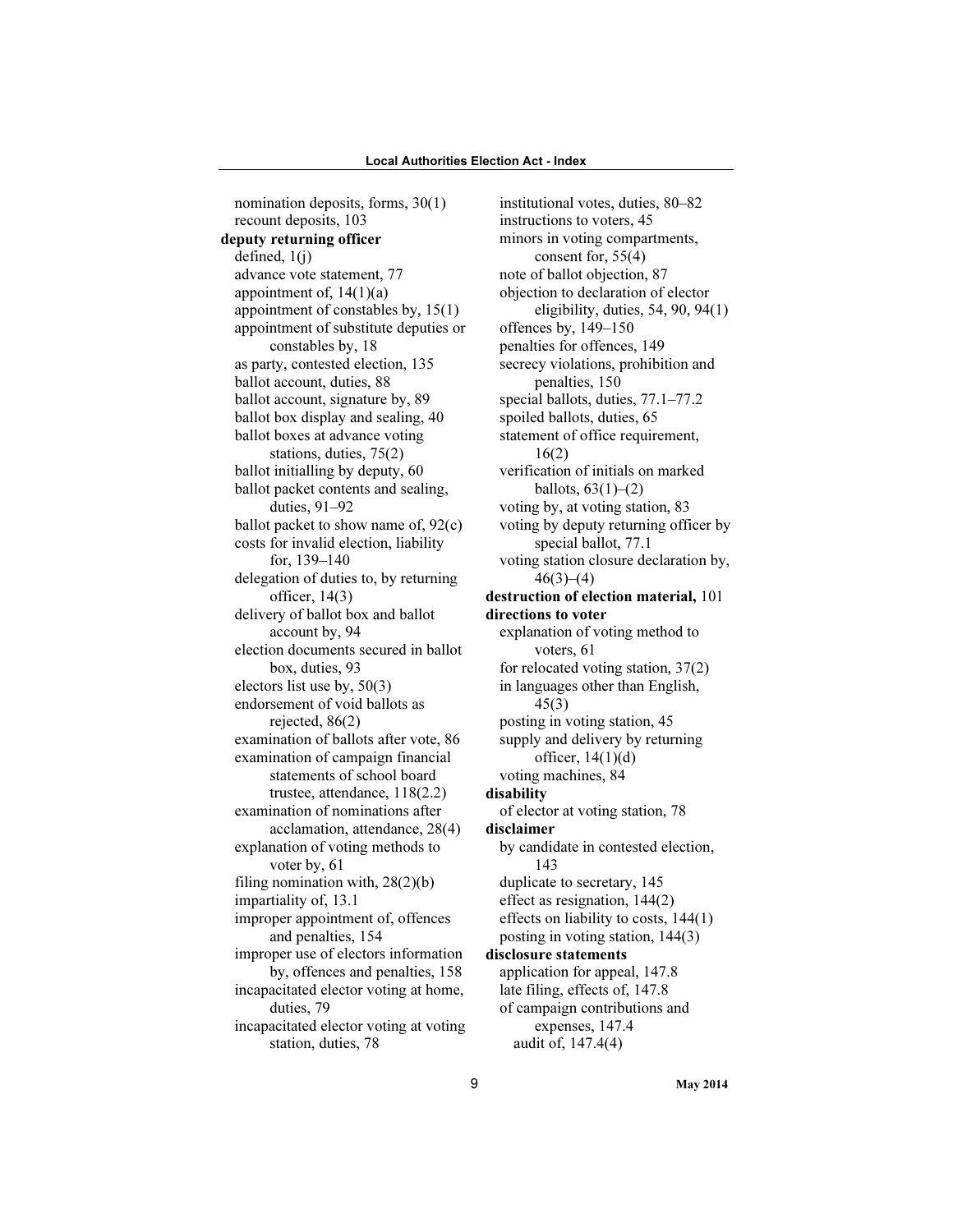nomination deposits, forms, 30(1)
recount deposits, 103

**deputy returning officer**
defined, 1(j)
advance vote statement, 77
appointment of, 14(1)(a)
appointment of constables by, 15(1)
appointment of substitute deputies or constables by, 18
as party, contested election, 135
ballot account, duties, 88
ballot account, signature by, 89
ballot box display and sealing, 40
ballot boxes at advance voting stations, duties, 75(2)
ballot initialling by deputy, 60
ballot packet contents and sealing, duties, 91–92
ballot packet to show name of, 92(c)
costs for invalid election, liability for, 139–140
delegation of duties to, by returning officer, 14(3)
delivery of ballot box and ballot account by, 94
election documents secured in ballot box, duties, 93
electors list use by, 50(3)
endorsement of void ballots as rejected, 86(2)
examination of ballots after vote, 86
examination of campaign financial statements of school board trustee, attendance, 118(2.2)
examination of nominations after acclamation, attendance, 28(4)
explanation of voting methods to voter by, 61
filing nomination with, 28(2)(b)
impartiality of, 13.1
improper appointment of, offences and penalties, 154
improper use of electors information by, offences and penalties, 158
incapacitated elector voting at home, duties, 79
incapacitated elector voting at voting station, duties, 78
institutional votes, duties, 80–82
instructions to voters, 45
minors in voting compartments, consent for, 55(4)
note of ballot objection, 87
objection to declaration of elector eligibility, duties, 54, 90, 94(1)
offences by, 149–150
penalties for offences, 149
secrecy violations, prohibition and penalties, 150
special ballots, duties, 77.1–77.2
spoiled ballots, duties, 65
statement of office requirement, 16(2)
verification of initials on marked ballots, 63(1)–(2)
voting by, at voting station, 83
voting by deputy returning officer by special ballot, 77.1
voting station closure declaration by, 46(3)–(4)

**destruction of election material,** 101

**directions to voter**
explanation of voting method to voters, 61
for relocated voting station, 37(2)
in languages other than English, 45(3)
posting in voting station, 45
supply and delivery by returning officer, 14(1)(d)
voting machines, 84

**disability**
of elector at voting station, 78

**disclaimer**
by candidate in contested election, 143
duplicate to secretary, 145
effect as resignation, 144(2)
effects on liability to costs, 144(1)
posting in voting station, 144(3)

**disclosure statements**
application for appeal, 147.8
late filing, effects of, 147.8
of campaign contributions and expenses, 147.4
  audit of, 147.4(4)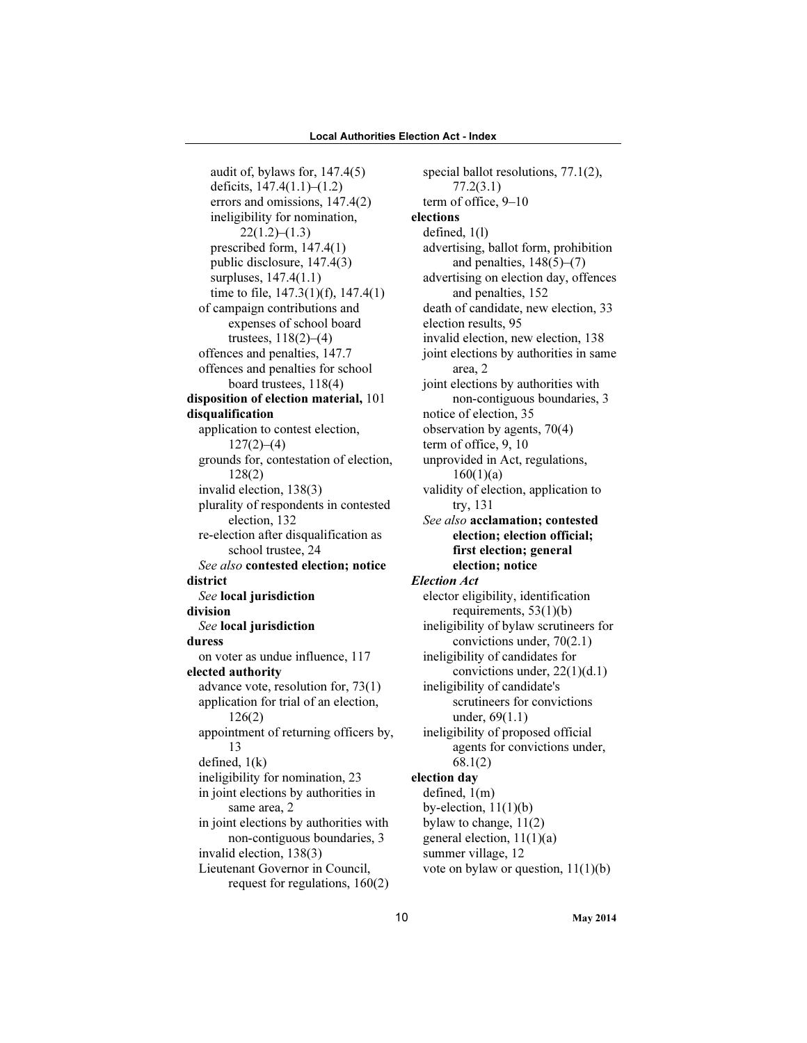audit of, bylaws for, 147.4(5)
deficits, 147.4(1.1)–(1.2)
errors and omissions, 147.4(2)
ineligibility for nomination, 22(1.2)–(1.3)
prescribed form, 147.4(1)
public disclosure, 147.4(3)
surpluses, 147.4(1.1)
time to file, 147.3(1)(f), 147.4(1)

of campaign contributions and expenses of school board trustees, 118(2)–(4)
offences and penalties, 147.7
offences and penalties for school board trustees, 118(4)

**disposition of election material,** 101

**disqualification**
application to contest election, 127(2)–(4)
grounds for, contestation of election, 128(2)
invalid election, 138(3)
plurality of respondents in contested election, 132
re-election after disqualification as school trustee, 24
*See also* **contested election; notice**

**district**
*See* **local jurisdiction**

**division**
*See* **local jurisdiction**

**duress**
on voter as undue influence, 117

**elected authority**
advance vote, resolution for, 73(1)
application for trial of an election, 126(2)
appointment of returning officers by, 13
defined, 1(k)
ineligibility for nomination, 23
in joint elections by authorities in same area, 2
in joint elections by authorities with non-contiguous boundaries, 3
invalid election, 138(3)
Lieutenant Governor in Council, request for regulations, 160(2)
special ballot resolutions, 77.1(2), 77.2(3.1)
term of office, 9–10

**elections**
defined, 1(l)
advertising, ballot form, prohibition and penalties, 148(5)–(7)
advertising on election day, offences and penalties, 152
death of candidate, new election, 33
election results, 95
invalid election, new election, 138
joint elections by authorities in same area, 2
joint elections by authorities with non-contiguous boundaries, 3
notice of election, 35
observation by agents, 70(4)
term of office, 9, 10
unprovided in Act, regulations, 160(1)(a)
validity of election, application to try, 131
*See also* **acclamation; contested election; election official; first election; general election; notice**

***Election Act***
elector eligibility, identification requirements, 53(1)(b)
ineligibility of bylaw scrutineers for convictions under, 70(2.1)
ineligibility of candidates for convictions under, 22(1)(d.1)
ineligibility of candidate's scrutineers for convictions under, 69(1.1)
ineligibility of proposed official agents for convictions under, 68.1(2)

**election day**
defined, 1(m)
by-election, 11(1)(b)
bylaw to change, 11(2)
general election, 11(1)(a)
summer village, 12
vote on bylaw or question, 11(1)(b)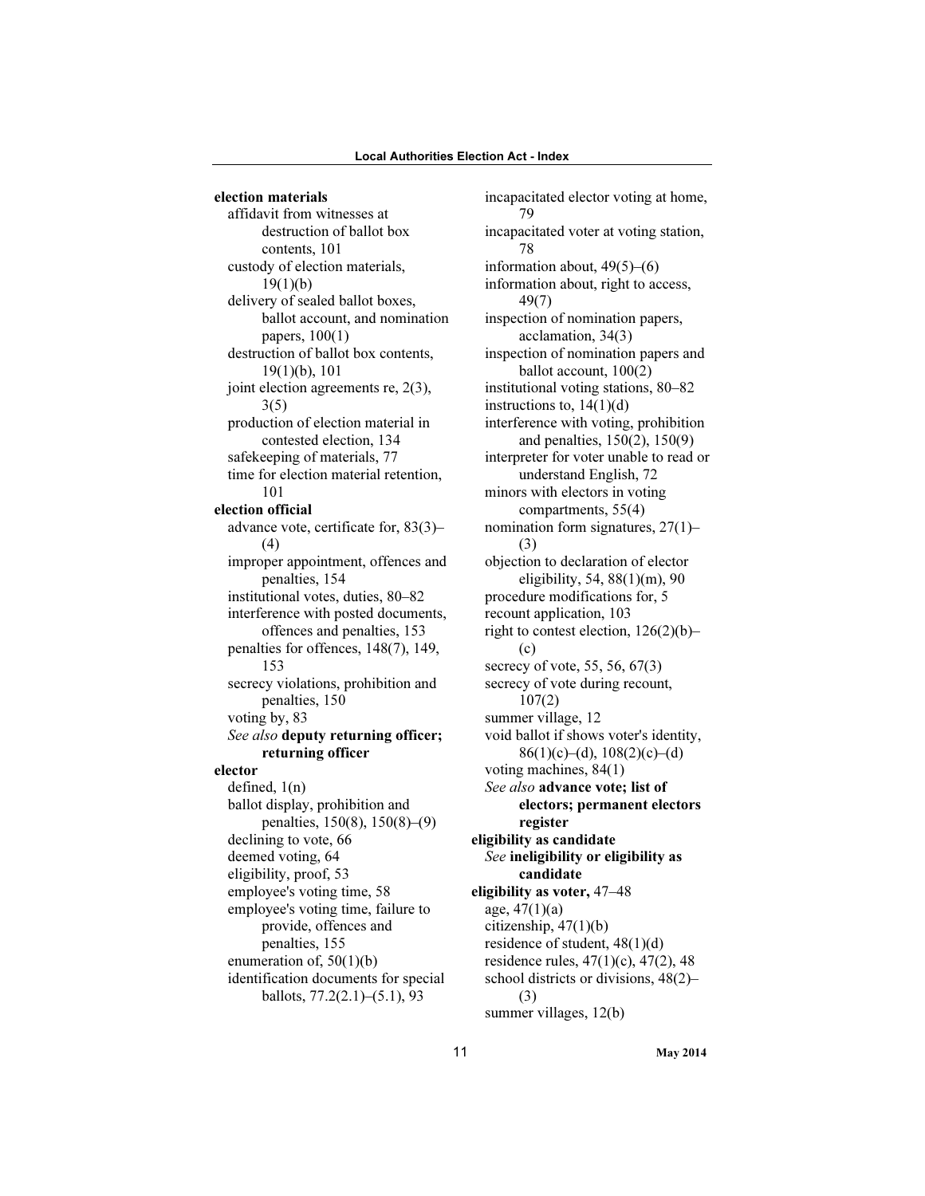**election materials**

- affidavit from witnesses at destruction of ballot box contents, 101
- custody of election materials, 19(1)(b)
- delivery of sealed ballot boxes, ballot account, and nomination papers, 100(1)
- destruction of ballot box contents, 19(1)(b), 101
- joint election agreements re, 2(3), 3(5)
- production of election material in contested election, 134
- safekeeping of materials, 77
- time for election material retention, 101

**election official**

- advance vote, certificate for, 83(3)–(4)
- improper appointment, offences and penalties, 154
- institutional votes, duties, 80–82
- interference with posted documents, offences and penalties, 153
- penalties for offences, 148(7), 149, 153
- secrecy violations, prohibition and penalties, 150
- voting by, 83
- *See also* **deputy returning officer; returning officer**

**elector**

- defined, 1(n)
- ballot display, prohibition and penalties, 150(8), 150(8)–(9)
- declining to vote, 66
- deemed voting, 64
- eligibility, proof, 53
- employee's voting time, 58
- employee's voting time, failure to provide, offences and penalties, 155
- enumeration of, 50(1)(b)
- identification documents for special ballots, 77.2(2.1)–(5.1), 93
- incapacitated elector voting at home, 79
- incapacitated voter at voting station, 78
- information about, 49(5)–(6)
- information about, right to access, 49(7)
- inspection of nomination papers, acclamation, 34(3)
- inspection of nomination papers and ballot account, 100(2)
- institutional voting stations, 80–82
- instructions to, 14(1)(d)
- interference with voting, prohibition and penalties, 150(2), 150(9)
- interpreter for voter unable to read or understand English, 72
- minors with electors in voting compartments, 55(4)
- nomination form signatures, 27(1)–(3)
- objection to declaration of elector eligibility, 54, 88(1)(m), 90
- procedure modifications for, 5
- recount application, 103
- right to contest election, 126(2)(b)–(c)
- secrecy of vote, 55, 56, 67(3)
- secrecy of vote during recount, 107(2)
- summer village, 12
- void ballot if shows voter's identity, 86(1)(c)–(d), 108(2)(c)–(d)
- voting machines, 84(1)
- *See also* **advance vote; list of electors; permanent electors register**

**eligibility as candidate**

- *See* **ineligibility or eligibility as candidate**

**eligibility as voter,** 47–48

- age, 47(1)(a)
- citizenship, 47(1)(b)
- residence of student, 48(1)(d)
- residence rules, 47(1)(c), 47(2), 48
- school districts or divisions, 48(2)–(3)
- summer villages, 12(b)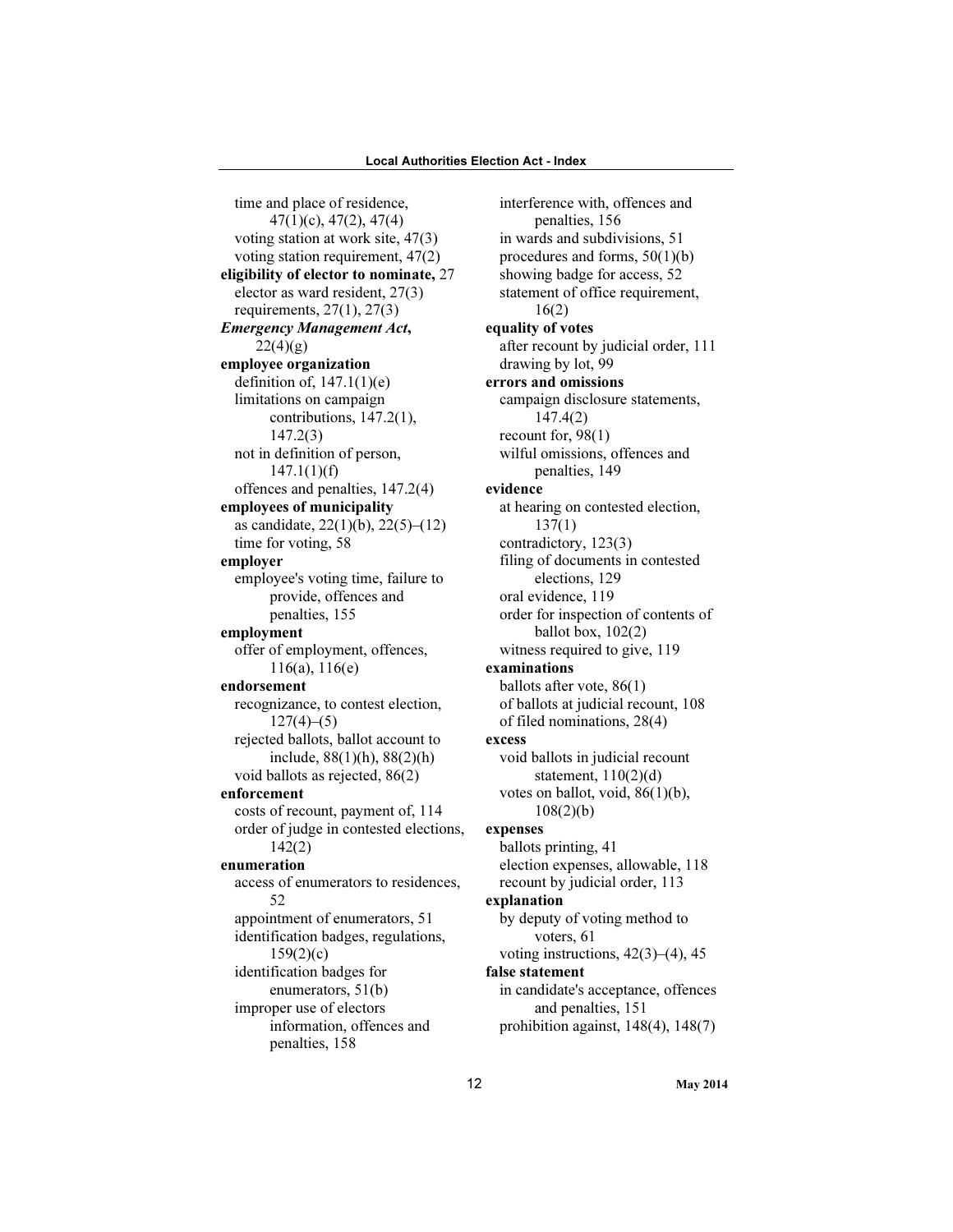time and place of residence, 47(1)(c), 47(2), 47(4)
voting station at work site, 47(3)
voting station requirement, 47(2)

**eligibility of elector to nominate,** 27
elector as ward resident, 27(3)
requirements, 27(1), 27(3)

***Emergency Management Act***, 22(4)(g)

**employee organization**
definition of, 147.1(1)(e)
limitations on campaign contributions, 147.2(1), 147.2(3)
not in definition of person, 147.1(1)(f)
offences and penalties, 147.2(4)

**employees of municipality**
as candidate, 22(1)(b), 22(5)–(12)
time for voting, 58

**employer**
employee's voting time, failure to provide, offences and penalties, 155

**employment**
offer of employment, offences, 116(a), 116(e)

**endorsement**
recognizance, to contest election, 127(4)–(5)
rejected ballots, ballot account to include, 88(1)(h), 88(2)(h)
void ballots as rejected, 86(2)

**enforcement**
costs of recount, payment of, 114
order of judge in contested elections, 142(2)

**enumeration**
access of enumerators to residences, 52
appointment of enumerators, 51
identification badges, regulations, 159(2)(c)
identification badges for enumerators, 51(b)
improper use of electors information, offences and penalties, 158
interference with, offences and penalties, 156
in wards and subdivisions, 51
procedures and forms, 50(1)(b)
showing badge for access, 52
statement of office requirement, 16(2)

**equality of votes**
after recount by judicial order, 111
drawing by lot, 99

**errors and omissions**
campaign disclosure statements, 147.4(2)
recount for, 98(1)
wilful omissions, offences and penalties, 149

**evidence**
at hearing on contested election, 137(1)
contradictory, 123(3)
filing of documents in contested elections, 129
oral evidence, 119
order for inspection of contents of ballot box, 102(2)
witness required to give, 119

**examinations**
ballots after vote, 86(1)
of ballots at judicial recount, 108
of filed nominations, 28(4)

**excess**
void ballots in judicial recount statement, 110(2)(d)
votes on ballot, void, 86(1)(b), 108(2)(b)

**expenses**
ballots printing, 41
election expenses, allowable, 118
recount by judicial order, 113

**explanation**
by deputy of voting method to voters, 61
voting instructions, 42(3)–(4), 45

**false statement**
in candidate's acceptance, offences and penalties, 151
prohibition against, 148(4), 148(7)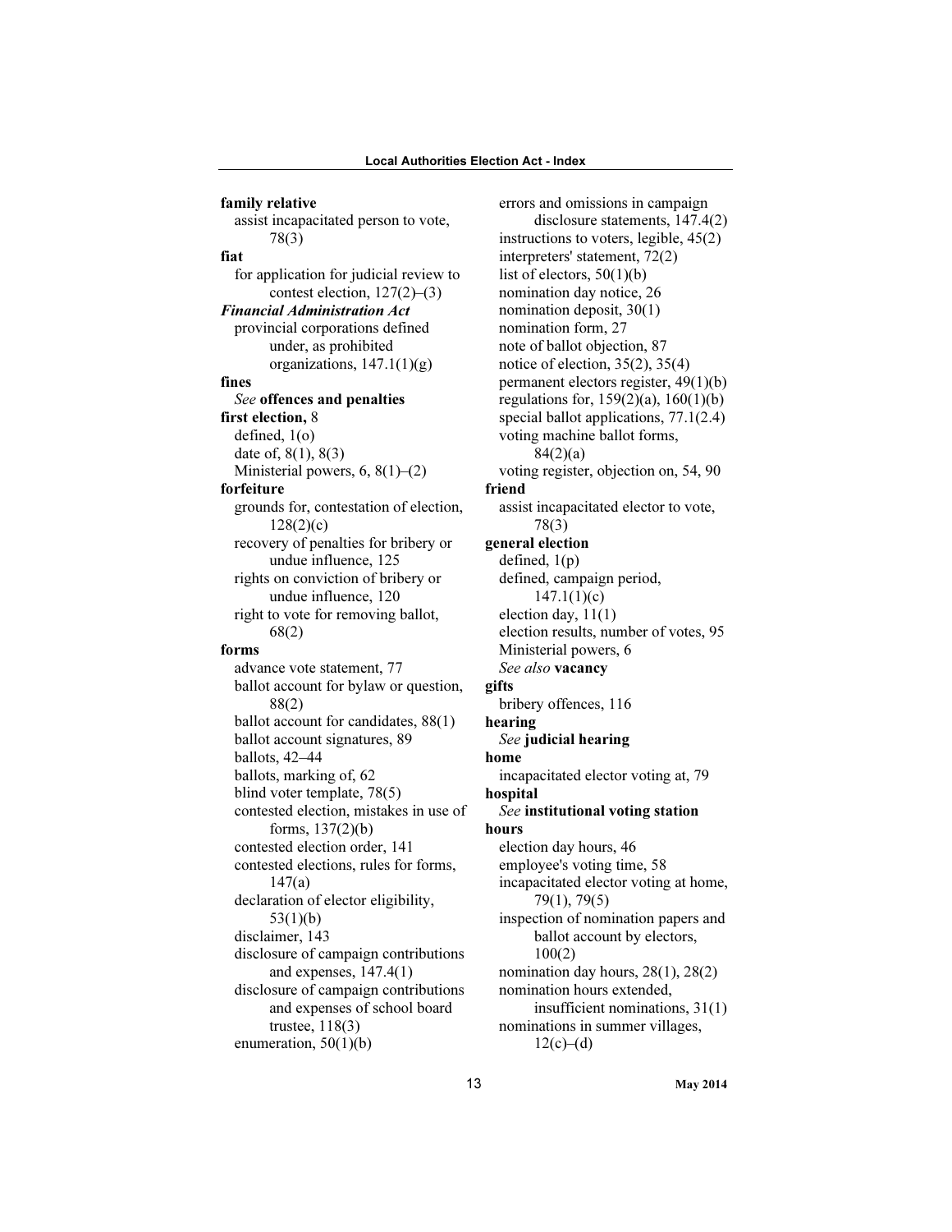**family relative**
  assist incapacitated person to vote, 78(3)

**fiat**
  for application for judicial review to contest election, 127(2)–(3)

***Financial Administration Act***
  provincial corporations defined under, as prohibited organizations, 147.1(1)(g)

**fines**
  *See* **offences and penalties**

**first election,** 8
  defined, 1(o)
  date of, 8(1), 8(3)
  Ministerial powers, 6, 8(1)–(2)

**forfeiture**
  grounds for, contestation of election, 128(2)(c)
  recovery of penalties for bribery or undue influence, 125
  rights on conviction of bribery or undue influence, 120
  right to vote for removing ballot, 68(2)

**forms**
  advance vote statement, 77
  ballot account for bylaw or question, 88(2)
  ballot account for candidates, 88(1)
  ballot account signatures, 89
  ballots, 42–44
  ballots, marking of, 62
  blind voter template, 78(5)
  contested election, mistakes in use of forms, 137(2)(b)
  contested election order, 141
  contested elections, rules for forms, 147(a)
  declaration of elector eligibility, 53(1)(b)
  disclaimer, 143
  disclosure of campaign contributions and expenses, 147.4(1)
  disclosure of campaign contributions and expenses of school board trustee, 118(3)
  enumeration, 50(1)(b)
  errors and omissions in campaign disclosure statements, 147.4(2)
  instructions to voters, legible, 45(2)
  interpreters' statement, 72(2)
  list of electors, 50(1)(b)
  nomination day notice, 26
  nomination deposit, 30(1)
  nomination form, 27
  note of ballot objection, 87
  notice of election, 35(2), 35(4)
  permanent electors register, 49(1)(b)
  regulations for, 159(2)(a), 160(1)(b)
  special ballot applications, 77.1(2.4)
  voting machine ballot forms, 84(2)(a)
  voting register, objection on, 54, 90

**friend**
  assist incapacitated elector to vote, 78(3)

**general election**
  defined, 1(p)
  defined, campaign period, 147.1(1)(c)
  election day, 11(1)
  election results, number of votes, 95
  Ministerial powers, 6
  *See also* **vacancy**

**gifts**
  bribery offences, 116

**hearing**
  *See* **judicial hearing**

**home**
  incapacitated elector voting at, 79

**hospital**
  *See* **institutional voting station**

**hours**
  election day hours, 46
  employee's voting time, 58
  incapacitated elector voting at home, 79(1), 79(5)
  inspection of nomination papers and ballot account by electors, 100(2)
  nomination day hours, 28(1), 28(2)
  nomination hours extended, insufficient nominations, 31(1)
  nominations in summer villages, 12(c)–(d)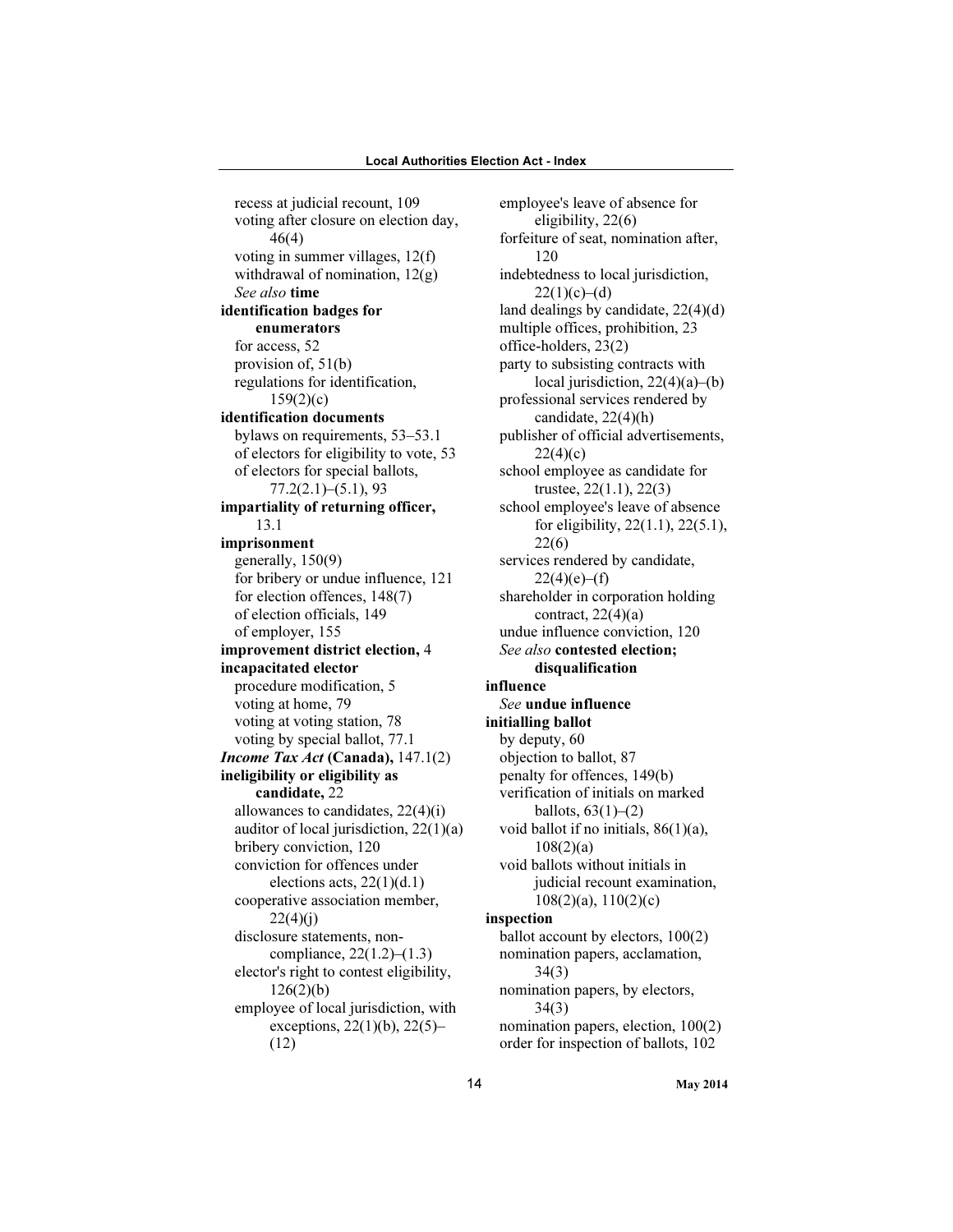recess at judicial recount, 109
voting after closure on election day, 46(4)
voting in summer villages, 12(f)
withdrawal of nomination, 12(g)
*See also* **time**

**identification badges for enumerators**
for access, 52
provision of, 51(b)
regulations for identification, 159(2)(c)

**identification documents**
bylaws on requirements, 53–53.1
of electors for eligibility to vote, 53
of electors for special ballots, 77.2(2.1)–(5.1), 93

**impartiality of returning officer,** 13.1

**imprisonment**
generally, 150(9)
for bribery or undue influence, 121
for election offences, 148(7)
of election officials, 149
of employer, 155

**improvement district election,** 4

**incapacitated elector**
procedure modification, 5
voting at home, 79
voting at voting station, 78
voting by special ballot, 77.1

***Income Tax Act* (Canada),** 147.1(2)

**ineligibility or eligibility as candidate,** 22
allowances to candidates, 22(4)(i)
auditor of local jurisdiction, 22(1)(a)
bribery conviction, 120
conviction for offences under elections acts, 22(1)(d.1)
cooperative association member, 22(4)(j)
disclosure statements, non-compliance, 22(1.2)–(1.3)
elector's right to contest eligibility, 126(2)(b)
employee of local jurisdiction, with exceptions, 22(1)(b), 22(5)–(12)
employee's leave of absence for eligibility, 22(6)
forfeiture of seat, nomination after, 120
indebtedness to local jurisdiction, 22(1)(c)–(d)
land dealings by candidate, 22(4)(d)
multiple offices, prohibition, 23
office-holders, 23(2)
party to subsisting contracts with local jurisdiction, 22(4)(a)–(b)
professional services rendered by candidate, 22(4)(h)
publisher of official advertisements, 22(4)(c)
school employee as candidate for trustee, 22(1.1), 22(3)
school employee's leave of absence for eligibility, 22(1.1), 22(5.1), 22(6)
services rendered by candidate, 22(4)(e)–(f)
shareholder in corporation holding contract, 22(4)(a)
undue influence conviction, 120
*See also* **contested election; disqualification**

**influence**
*See* **undue influence**

**initialling ballot**
by deputy, 60
objection to ballot, 87
penalty for offences, 149(b)
verification of initials on marked ballots, 63(1)–(2)
void ballot if no initials, 86(1)(a), 108(2)(a)
void ballots without initials in judicial recount examination, 108(2)(a), 110(2)(c)

**inspection**
ballot account by electors, 100(2)
nomination papers, acclamation, 34(3)
nomination papers, by electors, 34(3)
nomination papers, election, 100(2)
order for inspection of ballots, 102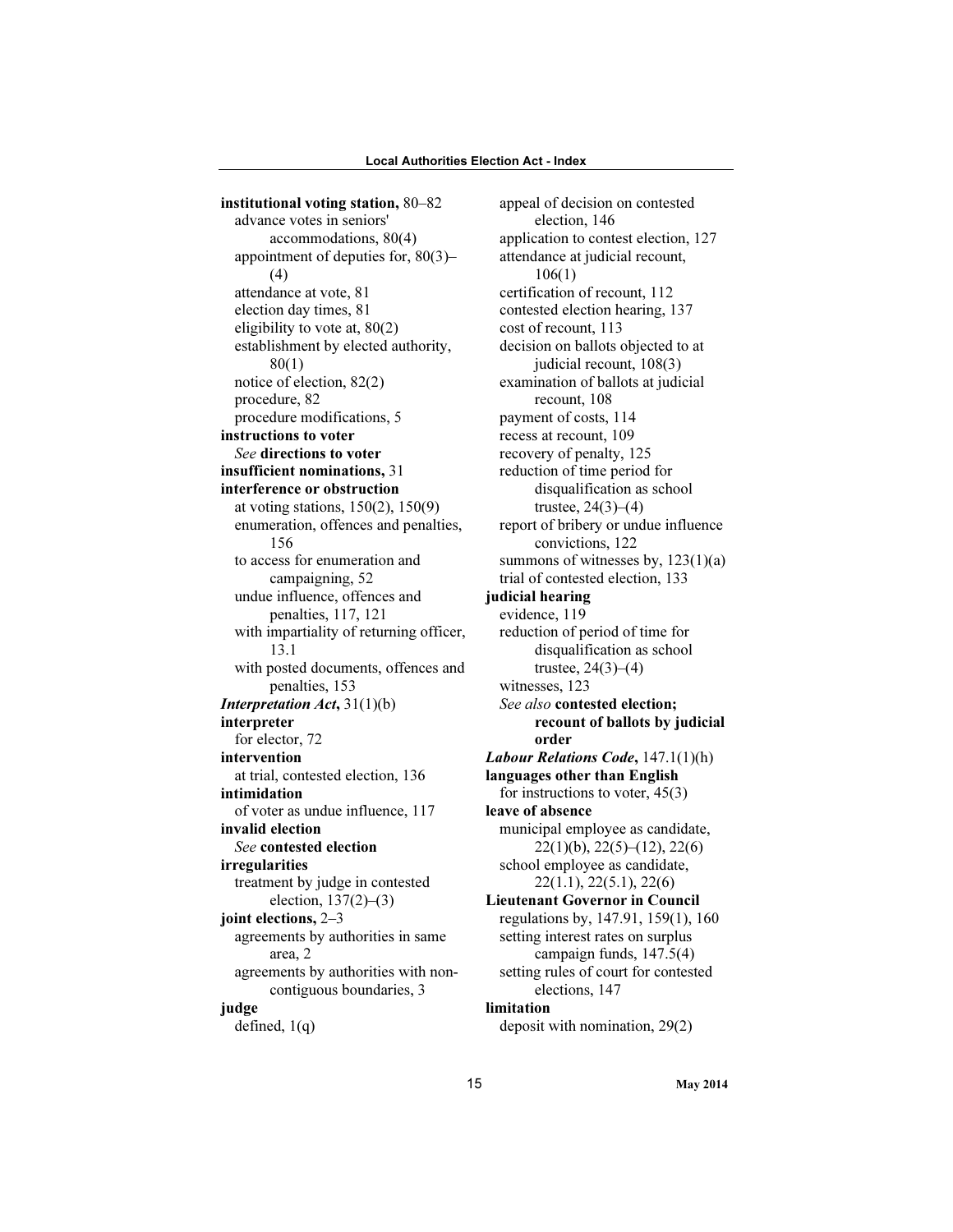**institutional voting station,** 80–82
  advance votes in seniors' accommodations, 80(4)
  appointment of deputies for, 80(3)–(4)
  attendance at vote, 81
  election day times, 81
  eligibility to vote at, 80(2)
  establishment by elected authority, 80(1)
  notice of election, 82(2)
  procedure, 82
  procedure modifications, 5
**instructions to voter**
  *See* **directions to voter**
**insufficient nominations,** 31
**interference or obstruction**
  at voting stations, 150(2), 150(9)
  enumeration, offences and penalties, 156
  to access for enumeration and campaigning, 52
  undue influence, offences and penalties, 117, 121
  with impartiality of returning officer, 13.1
  with posted documents, offences and penalties, 153
***Interpretation Act*****,** 31(1)(b)
**interpreter**
  for elector, 72
**intervention**
  at trial, contested election, 136
**intimidation**
  of voter as undue influence, 117
**invalid election**
  *See* **contested election**
**irregularities**
  treatment by judge in contested election, 137(2)–(3)
**joint elections,** 2–3
  agreements by authorities in same area, 2
  agreements by authorities with non-contiguous boundaries, 3
**judge**
  defined, 1(q)
  appeal of decision on contested election, 146
  application to contest election, 127
  attendance at judicial recount, 106(1)
  certification of recount, 112
  contested election hearing, 137
  cost of recount, 113
  decision on ballots objected to at judicial recount, 108(3)
  examination of ballots at judicial recount, 108
  payment of costs, 114
  recess at recount, 109
  recovery of penalty, 125
  reduction of time period for disqualification as school trustee, 24(3)–(4)
  report of bribery or undue influence convictions, 122
  summons of witnesses by, 123(1)(a)
  trial of contested election, 133
**judicial hearing**
  evidence, 119
  reduction of period of time for disqualification as school trustee, 24(3)–(4)
  witnesses, 123
  *See also* **contested election; recount of ballots by judicial order**
***Labour Relations Code*****,** 147.1(1)(h)
**languages other than English**
  for instructions to voter, 45(3)
**leave of absence**
  municipal employee as candidate, 22(1)(b), 22(5)–(12), 22(6)
  school employee as candidate, 22(1.1), 22(5.1), 22(6)
**Lieutenant Governor in Council**
  regulations by, 147.91, 159(1), 160
  setting interest rates on surplus campaign funds, 147.5(4)
  setting rules of court for contested elections, 147
**limitation**
  deposit with nomination, 29(2)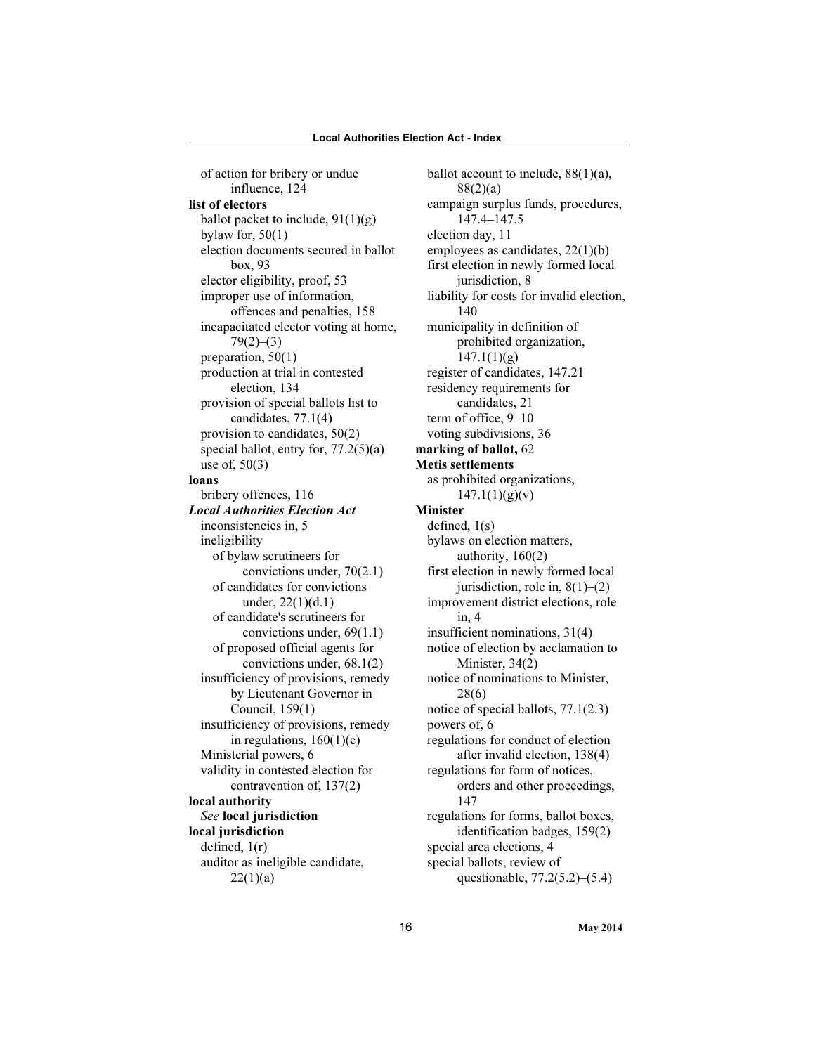of action for bribery or undue influence, 124

**list of electors**

- ballot packet to include, 91(1)(g)
- bylaw for, 50(1)
- election documents secured in ballot box, 93
- elector eligibility, proof, 53
- improper use of information, offences and penalties, 158
- incapacitated elector voting at home, 79(2)–(3)
- preparation, 50(1)
- production at trial in contested election, 134
- provision of special ballots list to candidates, 77.1(4)
- provision to candidates, 50(2)
- special ballot, entry for, 77.2(5)(a)
- use of, 50(3)

**loans**

- bribery offences, 116

***Local Authorities Election Act***

- inconsistencies in, 5
- ineligibility
  - of bylaw scrutineers for convictions under, 70(2.1)
  - of candidates for convictions under, 22(1)(d.1)
  - of candidate's scrutineers for convictions under, 69(1.1)
  - of proposed official agents for convictions under, 68.1(2)
- insufficiency of provisions, remedy by Lieutenant Governor in Council, 159(1)
- insufficiency of provisions, remedy in regulations, 160(1)(c)
- Ministerial powers, 6
- validity in contested election for contravention of, 137(2)

**local authority**

- *See* **local jurisdiction**

**local jurisdiction**

- defined, 1(r)
- auditor as ineligible candidate, 22(1)(a)
- ballot account to include, 88(1)(a), 88(2)(a)
- campaign surplus funds, procedures, 147.4–147.5
- election day, 11
- employees as candidates, 22(1)(b)
- first election in newly formed local jurisdiction, 8
- liability for costs for invalid election, 140
- municipality in definition of prohibited organization, 147.1(1)(g)
- register of candidates, 147.21
- residency requirements for candidates, 21
- term of office, 9–10
- voting subdivisions, 36

**marking of ballot,** 62

**Metis settlements**

- as prohibited organizations, 147.1(1)(g)(v)

**Minister**

- defined, 1(s)
- bylaws on election matters, authority, 160(2)
- first election in newly formed local jurisdiction, role in, 8(1)–(2)
- improvement district elections, role in, 4
- insufficient nominations, 31(4)
- notice of election by acclamation to Minister, 34(2)
- notice of nominations to Minister, 28(6)
- notice of special ballots, 77.1(2.3)
- powers of, 6
- regulations for conduct of election after invalid election, 138(4)
- regulations for form of notices, orders and other proceedings, 147
- regulations for forms, ballot boxes, identification badges, 159(2)
- special area elections, 4
- special ballots, review of questionable, 77.2(5.2)–(5.4)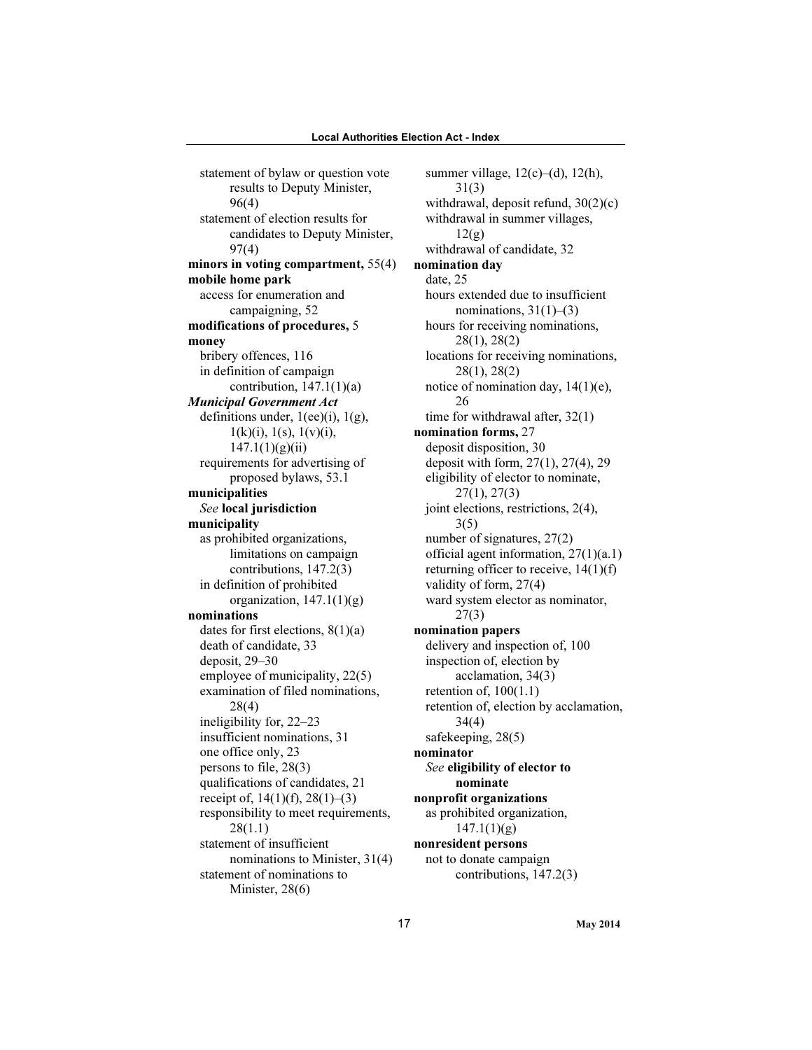statement of bylaw or question vote results to Deputy Minister, 96(4)
statement of election results for candidates to Deputy Minister, 97(4)

**minors in voting compartment,** 55(4)

**mobile home park**
access for enumeration and campaigning, 52

**modifications of procedures,** 5

**money**
bribery offences, 116
in definition of campaign contribution, 147.1(1)(a)

***Municipal Government Act***
definitions under, 1(ee)(i), 1(g), 1(k)(i), 1(s), 1(v)(i), 147.1(1)(g)(ii)
requirements for advertising of proposed bylaws, 53.1

**municipalities**
*See* **local jurisdiction**

**municipality**
as prohibited organizations, limitations on campaign contributions, 147.2(3)
in definition of prohibited organization, 147.1(1)(g)

**nominations**
dates for first elections, 8(1)(a)
death of candidate, 33
deposit, 29–30
employee of municipality, 22(5)
examination of filed nominations, 28(4)
ineligibility for, 22–23
insufficient nominations, 31
one office only, 23
persons to file, 28(3)
qualifications of candidates, 21
receipt of, 14(1)(f), 28(1)–(3)
responsibility to meet requirements, 28(1.1)
statement of insufficient nominations to Minister, 31(4)
statement of nominations to Minister, 28(6)
summer village, 12(c)–(d), 12(h), 31(3)
withdrawal, deposit refund, 30(2)(c)
withdrawal in summer villages, 12(g)
withdrawal of candidate, 32

**nomination day**
date, 25
hours extended due to insufficient nominations, 31(1)–(3)
hours for receiving nominations, 28(1), 28(2)
locations for receiving nominations, 28(1), 28(2)
notice of nomination day, 14(1)(e), 26
time for withdrawal after, 32(1)

**nomination forms,** 27
deposit disposition, 30
deposit with form, 27(1), 27(4), 29
eligibility of elector to nominate, 27(1), 27(3)
joint elections, restrictions, 2(4), 3(5)
number of signatures, 27(2)
official agent information, 27(1)(a.1)
returning officer to receive, 14(1)(f)
validity of form, 27(4)
ward system elector as nominator, 27(3)

**nomination papers**
delivery and inspection of, 100
inspection of, election by acclamation, 34(3)
retention of, 100(1.1)
retention of, election by acclamation, 34(4)
safekeeping, 28(5)

**nominator**
*See* **eligibility of elector to nominate**

**nonprofit organizations**
as prohibited organization, 147.1(1)(g)

**nonresident persons**
not to donate campaign contributions, 147.2(3)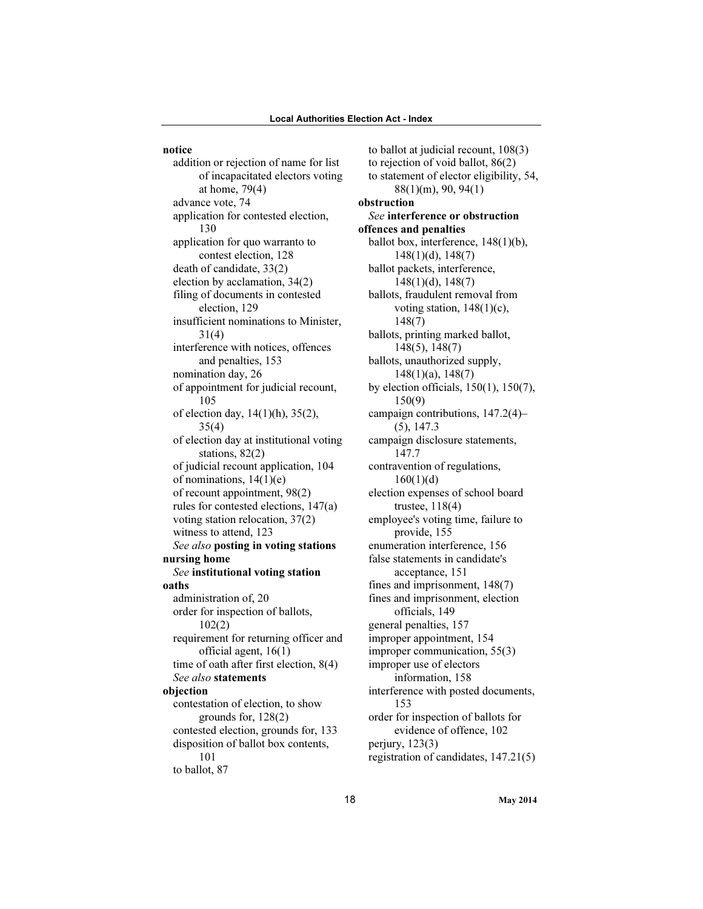**notice**

- addition or rejection of name for list of incapacitated electors voting at home, 79(4)
- advance vote, 74
- application for contested election, 130
- application for quo warranto to contest election, 128
- death of candidate, 33(2)
- election by acclamation, 34(2)
- filing of documents in contested election, 129
- insufficient nominations to Minister, 31(4)
- interference with notices, offences and penalties, 153
- nomination day, 26
- of appointment for judicial recount, 105
- of election day, 14(1)(h), 35(2), 35(4)
- of election day at institutional voting stations, 82(2)
- of judicial recount application, 104
- of nominations, 14(1)(e)
- of recount appointment, 98(2)
- rules for contested elections, 147(a)
- voting station relocation, 37(2)
- witness to attend, 123
- *See also* **posting in voting stations**

**nursing home**

- *See* **institutional voting station**

**oaths**

- administration of, 20
- order for inspection of ballots, 102(2)
- requirement for returning officer and official agent, 16(1)
- time of oath after first election, 8(4)
- *See also* **statements**

**objection**

- contestation of election, to show grounds for, 128(2)
- contested election, grounds for, 133
- disposition of ballot box contents, 101
- to ballot, 87
- to ballot at judicial recount, 108(3)
- to rejection of void ballot, 86(2)
- to statement of elector eligibility, 54, 88(1)(m), 90, 94(1)

**obstruction**

- *See* **interference or obstruction**

**offences and penalties**

- ballot box, interference, 148(1)(b), 148(1)(d), 148(7)
- ballot packets, interference, 148(1)(d), 148(7)
- ballots, fraudulent removal from voting station, 148(1)(c), 148(7)
- ballots, printing marked ballot, 148(5), 148(7)
- ballots, unauthorized supply, 148(1)(a), 148(7)
- by election officials, 150(1), 150(7), 150(9)
- campaign contributions, 147.2(4)–(5), 147.3
- campaign disclosure statements, 147.7
- contravention of regulations, 160(1)(d)
- election expenses of school board trustee, 118(4)
- employee's voting time, failure to provide, 155
- enumeration interference, 156
- false statements in candidate's acceptance, 151
- fines and imprisonment, 148(7)
- fines and imprisonment, election officials, 149
- general penalties, 157
- improper appointment, 154
- improper communication, 55(3)
- improper use of electors information, 158
- interference with posted documents, 153
- order for inspection of ballots for evidence of offence, 102
- perjury, 123(3)
- registration of candidates, 147.21(5)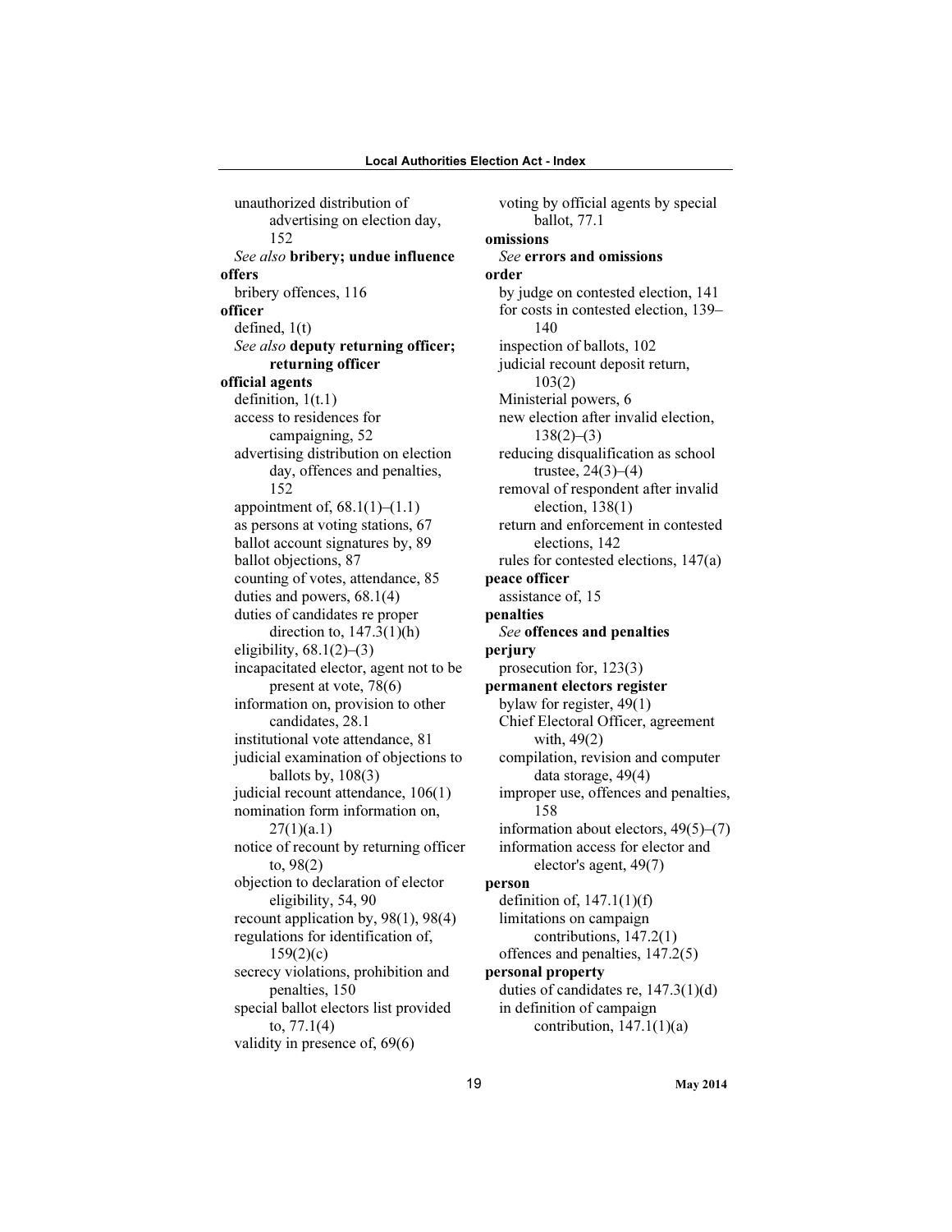unauthorized distribution of advertising on election day, 152
*See also* **bribery; undue influence**

**offers**
bribery offences, 116

**officer**
defined, 1(t)
*See also* **deputy returning officer; returning officer**

**official agents**
definition, 1(t.1)
access to residences for campaigning, 52
advertising distribution on election day, offences and penalties, 152
appointment of, 68.1(1)–(1.1)
as persons at voting stations, 67
ballot account signatures by, 89
ballot objections, 87
counting of votes, attendance, 85
duties and powers, 68.1(4)
duties of candidates re proper direction to, 147.3(1)(h)
eligibility, 68.1(2)–(3)
incapacitated elector, agent not to be present at vote, 78(6)
information on, provision to other candidates, 28.1
institutional vote attendance, 81
judicial examination of objections to ballots by, 108(3)
judicial recount attendance, 106(1)
nomination form information on, 27(1)(a.1)
notice of recount by returning officer to, 98(2)
objection to declaration of elector eligibility, 54, 90
recount application by, 98(1), 98(4)
regulations for identification of, 159(2)(c)
secrecy violations, prohibition and penalties, 150
special ballot electors list provided to, 77.1(4)
validity in presence of, 69(6)
voting by official agents by special ballot, 77.1

**omissions**
*See* **errors and omissions**

**order**
by judge on contested election, 141
for costs in contested election, 139–140
inspection of ballots, 102
judicial recount deposit return, 103(2)
Ministerial powers, 6
new election after invalid election, 138(2)–(3)
reducing disqualification as school trustee, 24(3)–(4)
removal of respondent after invalid election, 138(1)
return and enforcement in contested elections, 142
rules for contested elections, 147(a)

**peace officer**
assistance of, 15

**penalties**
*See* **offences and penalties**

**perjury**
prosecution for, 123(3)

**permanent electors register**
bylaw for register, 49(1)
Chief Electoral Officer, agreement with, 49(2)
compilation, revision and computer data storage, 49(4)
improper use, offences and penalties, 158
information about electors, 49(5)–(7)
information access for elector and elector's agent, 49(7)

**person**
definition of, 147.1(1)(f)
limitations on campaign contributions, 147.2(1)
offences and penalties, 147.2(5)

**personal property**
duties of candidates re, 147.3(1)(d)
in definition of campaign contribution, 147.1(1)(a)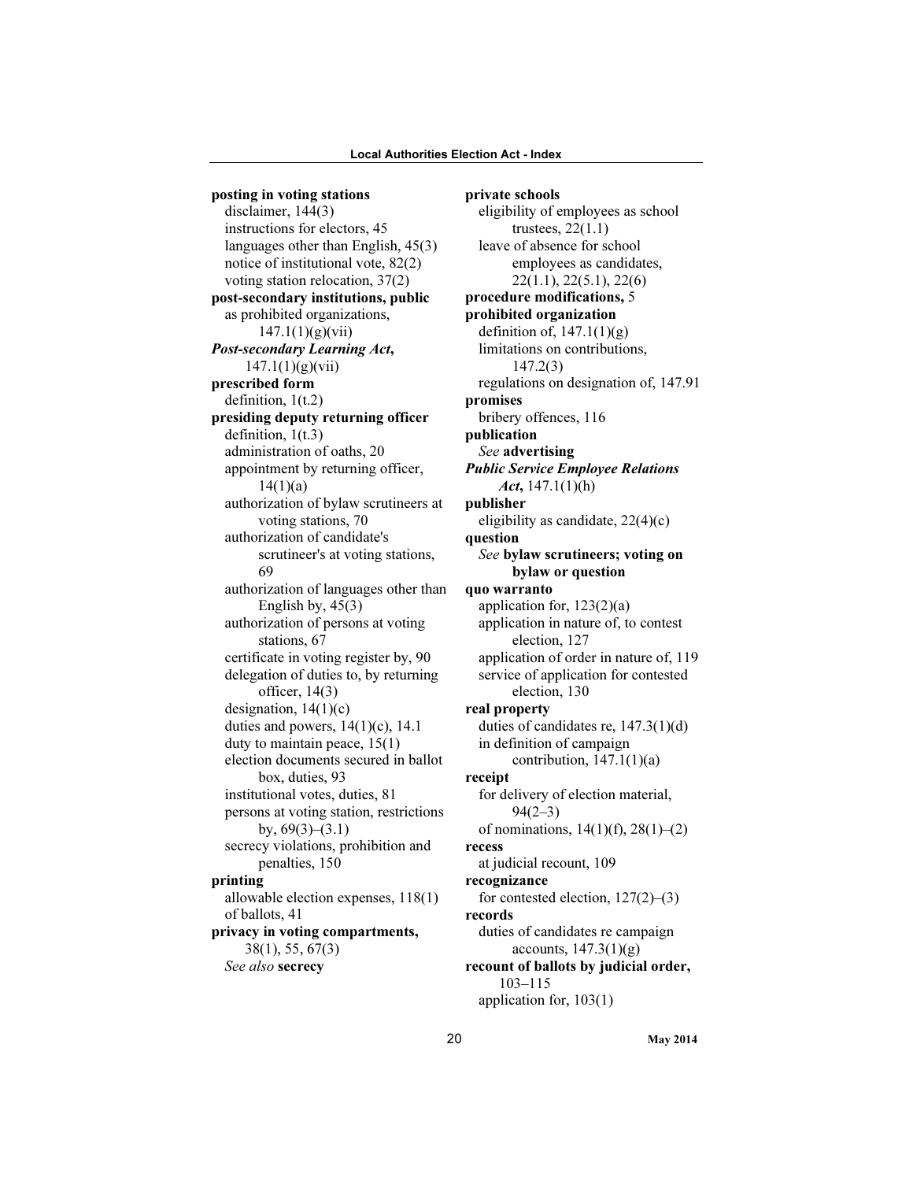**posting in voting stations**
- disclaimer, 144(3)
- instructions for electors, 45
- languages other than English, 45(3)
- notice of institutional vote, 82(2)
- voting station relocation, 37(2)

**post-secondary institutions, public**
- as prohibited organizations, 147.1(1)(g)(vii)

***Post-secondary Learning Act***, 147.1(1)(g)(vii)

**prescribed form**
- definition, 1(t.2)

**presiding deputy returning officer**
- definition, 1(t.3)
- administration of oaths, 20
- appointment by returning officer, 14(1)(a)
- authorization of bylaw scrutineers at voting stations, 70
- authorization of candidate's scrutineer's at voting stations, 69
- authorization of languages other than English by, 45(3)
- authorization of persons at voting stations, 67
- certificate in voting register by, 90
- delegation of duties to, by returning officer, 14(3)
- designation, 14(1)(c)
- duties and powers, 14(1)(c), 14.1
- duty to maintain peace, 15(1)
- election documents secured in ballot box, duties, 93
- institutional votes, duties, 81
- persons at voting station, restrictions by, 69(3)–(3.1)
- secrecy violations, prohibition and penalties, 150

**printing**
- allowable election expenses, 118(1)
- of ballots, 41

**privacy in voting compartments,** 38(1), 55, 67(3)
- *See also* **secrecy**

**private schools**
- eligibility of employees as school trustees, 22(1.1)
- leave of absence for school employees as candidates, 22(1.1), 22(5.1), 22(6)

**procedure modifications,** 5

**prohibited organization**
- definition of, 147.1(1)(g)
- limitations on contributions, 147.2(3)
- regulations on designation of, 147.91

**promises**
- bribery offences, 116

**publication**
- *See* **advertising**

***Public Service Employee Relations Act***, 147.1(1)(h)

**publisher**
- eligibility as candidate, 22(4)(c)

**question**
- *See* **bylaw scrutineers; voting on bylaw or question**

**quo warranto**
- application for, 123(2)(a)
- application in nature of, to contest election, 127
- application of order in nature of, 119
- service of application for contested election, 130

**real property**
- duties of candidates re, 147.3(1)(d)
- in definition of campaign contribution, 147.1(1)(a)

**receipt**
- for delivery of election material, 94(2–3)
- of nominations, 14(1)(f), 28(1)–(2)

**recess**
- at judicial recount, 109

**recognizance**
- for contested election, 127(2)–(3)

**records**
- duties of candidates re campaign accounts, 147.3(1)(g)

**recount of ballots by judicial order,** 103–115
- application for, 103(1)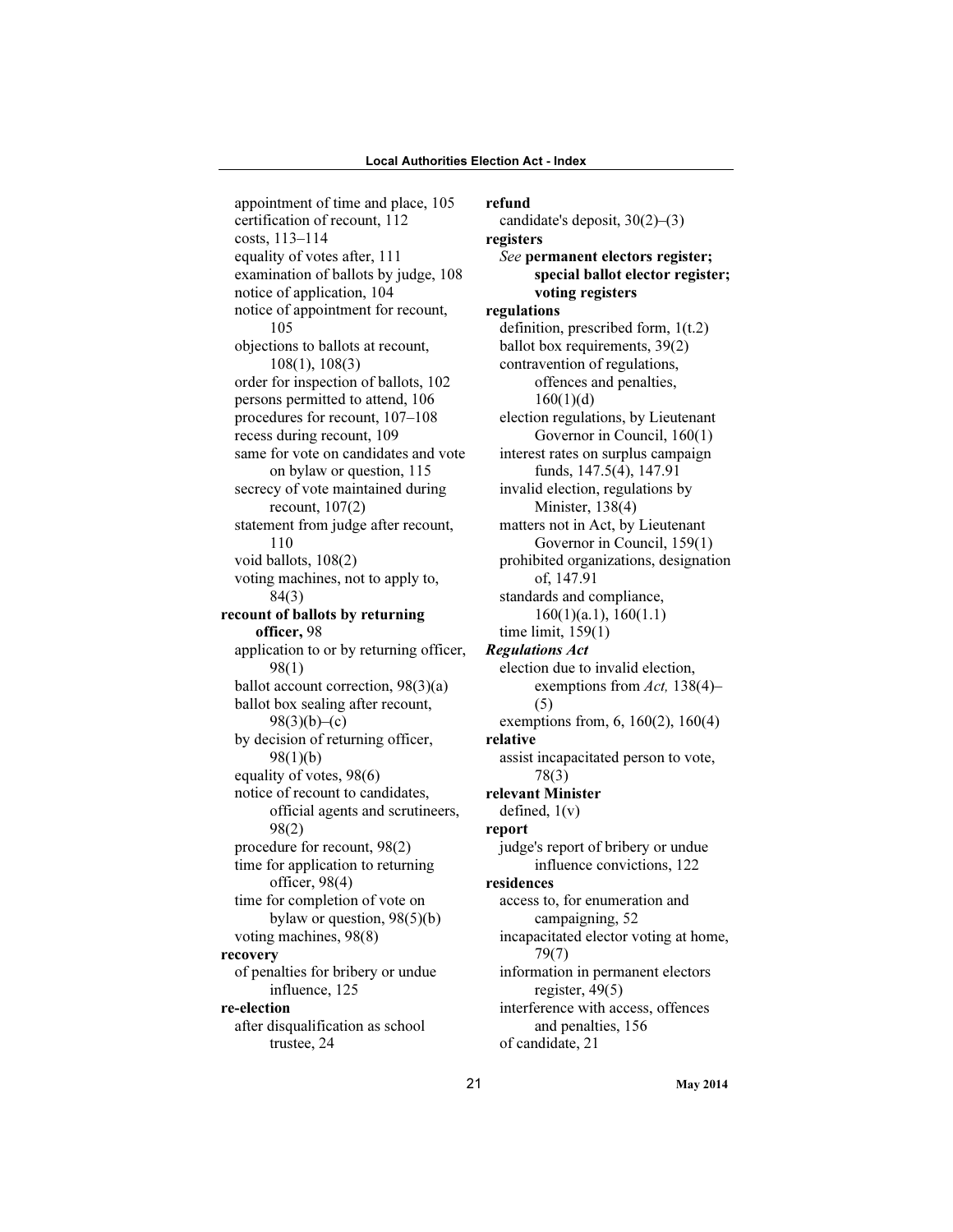appointment of time and place, 105
certification of recount, 112
costs, 113–114
equality of votes after, 111
examination of ballots by judge, 108
notice of application, 104
notice of appointment for recount, 105
objections to ballots at recount, 108(1), 108(3)
order for inspection of ballots, 102
persons permitted to attend, 106
procedures for recount, 107–108
recess during recount, 109
same for vote on candidates and vote on bylaw or question, 115
secrecy of vote maintained during recount, 107(2)
statement from judge after recount, 110
void ballots, 108(2)
voting machines, not to apply to, 84(3)

**recount of ballots by returning officer,** 98
application to or by returning officer, 98(1)
ballot account correction, 98(3)(a)
ballot box sealing after recount, 98(3)(b)–(c)
by decision of returning officer, 98(1)(b)
equality of votes, 98(6)
notice of recount to candidates, official agents and scrutineers, 98(2)
procedure for recount, 98(2)
time for application to returning officer, 98(4)
time for completion of vote on bylaw or question, 98(5)(b)
voting machines, 98(8)

**recovery**
of penalties for bribery or undue influence, 125

**re-election**
after disqualification as school trustee, 24

**refund**
candidate's deposit, 30(2)–(3)

**registers**
*See* **permanent electors register; special ballot elector register; voting registers**

**regulations**
definition, prescribed form, 1(t.2)
ballot box requirements, 39(2)
contravention of regulations, offences and penalties, 160(1)(d)
election regulations, by Lieutenant Governor in Council, 160(1)
interest rates on surplus campaign funds, 147.5(4), 147.91
invalid election, regulations by Minister, 138(4)
matters not in Act, by Lieutenant Governor in Council, 159(1)
prohibited organizations, designation of, 147.91
standards and compliance, 160(1)(a.1), 160(1.1)
time limit, 159(1)

***Regulations Act***
election due to invalid election, exemptions from *Act,* 138(4)–(5)
exemptions from, 6, 160(2), 160(4)

**relative**
assist incapacitated person to vote, 78(3)

**relevant Minister**
defined, 1(v)

**report**
judge's report of bribery or undue influence convictions, 122

**residences**
access to, for enumeration and campaigning, 52
incapacitated elector voting at home, 79(7)
information in permanent electors register, 49(5)
interference with access, offences and penalties, 156
of candidate, 21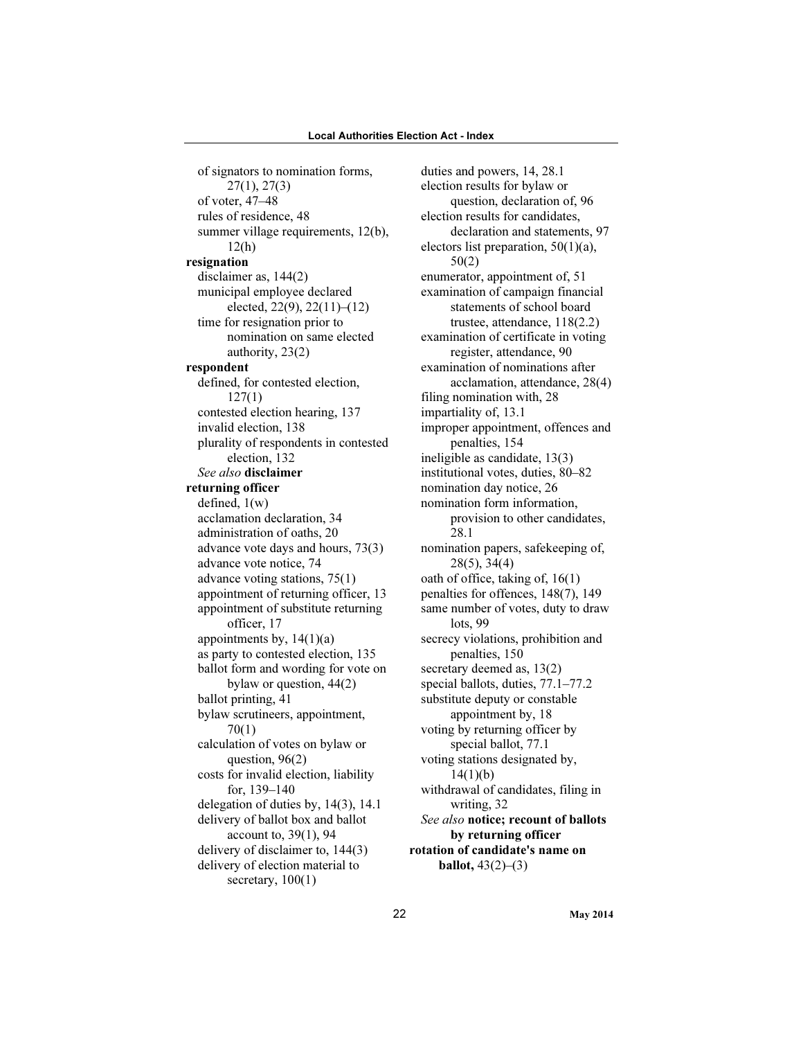of signators to nomination forms, 27(1), 27(3)
of voter, 47–48
rules of residence, 48
summer village requirements, 12(b), 12(h)

**resignation**
disclaimer as, 144(2)
municipal employee declared elected, 22(9), 22(11)–(12)
time for resignation prior to nomination on same elected authority, 23(2)

**respondent**
defined, for contested election, 127(1)
contested election hearing, 137
invalid election, 138
plurality of respondents in contested election, 132
*See also* **disclaimer**

**returning officer**
defined, 1(w)
acclamation declaration, 34
administration of oaths, 20
advance vote days and hours, 73(3)
advance vote notice, 74
advance voting stations, 75(1)
appointment of returning officer, 13
appointment of substitute returning officer, 17
appointments by, 14(1)(a)
as party to contested election, 135
ballot form and wording for vote on bylaw or question, 44(2)
ballot printing, 41
bylaw scrutineers, appointment, 70(1)
calculation of votes on bylaw or question, 96(2)
costs for invalid election, liability for, 139–140
delegation of duties by, 14(3), 14.1
delivery of ballot box and ballot account to, 39(1), 94
delivery of disclaimer to, 144(3)
delivery of election material to secretary, 100(1)
duties and powers, 14, 28.1
election results for bylaw or question, declaration of, 96
election results for candidates, declaration and statements, 97
electors list preparation, 50(1)(a), 50(2)
enumerator, appointment of, 51
examination of campaign financial statements of school board trustee, attendance, 118(2.2)
examination of certificate in voting register, attendance, 90
examination of nominations after acclamation, attendance, 28(4)
filing nomination with, 28
impartiality of, 13.1
improper appointment, offences and penalties, 154
ineligible as candidate, 13(3)
institutional votes, duties, 80–82
nomination day notice, 26
nomination form information, provision to other candidates, 28.1
nomination papers, safekeeping of, 28(5), 34(4)
oath of office, taking of, 16(1)
penalties for offences, 148(7), 149
same number of votes, duty to draw lots, 99
secrecy violations, prohibition and penalties, 150
secretary deemed as, 13(2)
special ballots, duties, 77.1–77.2
substitute deputy or constable appointment by, 18
voting by returning officer by special ballot, 77.1
voting stations designated by, 14(1)(b)
withdrawal of candidates, filing in writing, 32
*See also* **notice; recount of ballots by returning officer**

**rotation of candidate's name on ballot,** 43(2)–(3)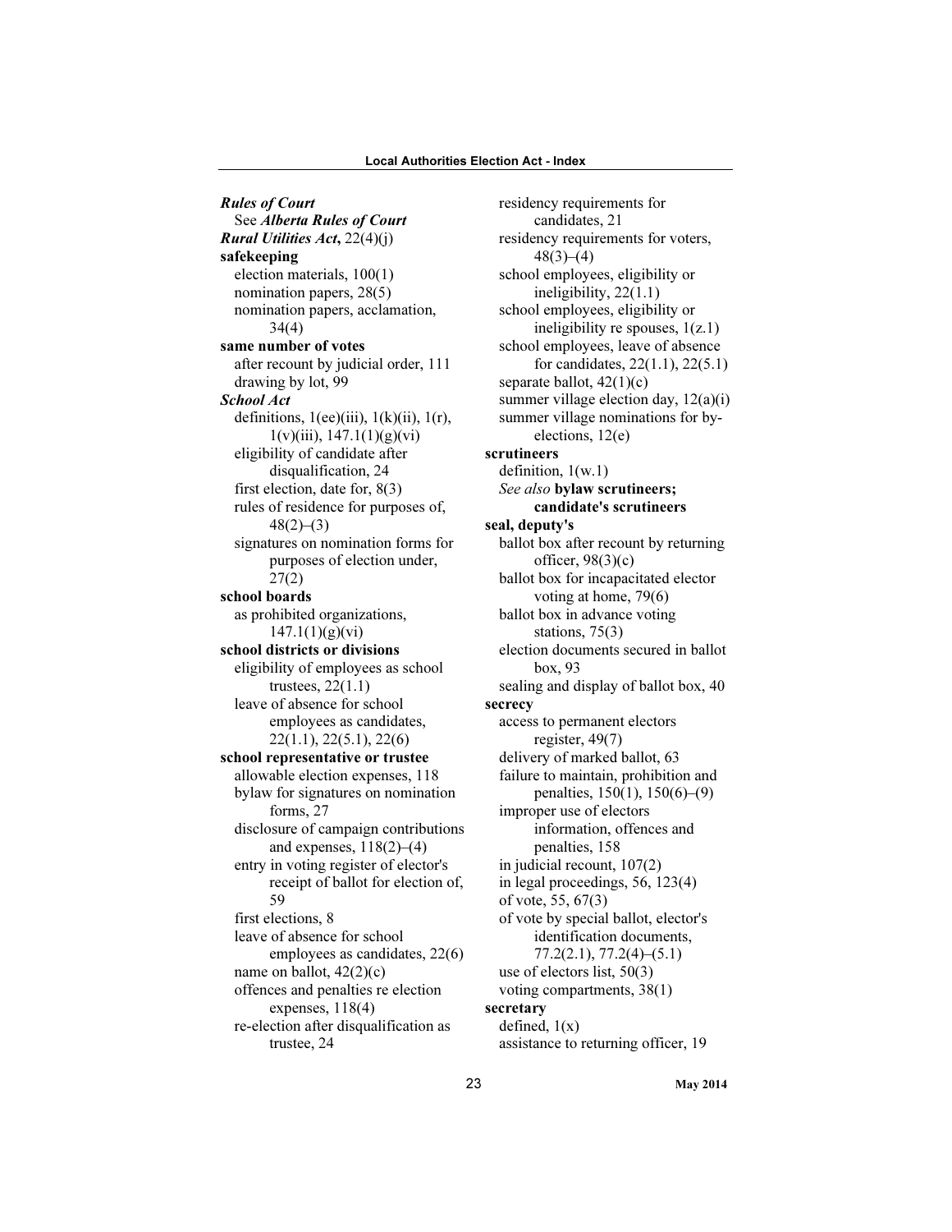***Rules of Court***
See ***Alberta Rules of Court***

***Rural Utilities Act*, 22(4)(j)**

**safekeeping**
- election materials, 100(1)
- nomination papers, 28(5)
- nomination papers, acclamation, 34(4)

**same number of votes**
- after recount by judicial order, 111
- drawing by lot, 99

***School Act***
- definitions, 1(ee)(iii), 1(k)(ii), 1(r), 1(v)(iii), 147.1(1)(g)(vi)
- eligibility of candidate after disqualification, 24
- first election, date for, 8(3)
- rules of residence for purposes of, 48(2)–(3)
- signatures on nomination forms for purposes of election under, 27(2)

**school boards**
- as prohibited organizations, 147.1(1)(g)(vi)

**school districts or divisions**
- eligibility of employees as school trustees, 22(1.1)
- leave of absence for school employees as candidates, 22(1.1), 22(5.1), 22(6)

**school representative or trustee**
- allowable election expenses, 118
- bylaw for signatures on nomination forms, 27
- disclosure of campaign contributions and expenses, 118(2)–(4)
- entry in voting register of elector's receipt of ballot for election of, 59
- first elections, 8
- leave of absence for school employees as candidates, 22(6)
- name on ballot, 42(2)(c)
- offences and penalties re election expenses, 118(4)
- re-election after disqualification as trustee, 24
- residency requirements for candidates, 21
- residency requirements for voters, 48(3)–(4)
- school employees, eligibility or ineligibility, 22(1.1)
- school employees, eligibility or ineligibility re spouses, 1(z.1)
- school employees, leave of absence for candidates, 22(1.1), 22(5.1)
- separate ballot, 42(1)(c)
- summer village election day, 12(a)(i)
- summer village nominations for by-elections, 12(e)

**scrutineers**
- definition, 1(w.1)
- *See also* **bylaw scrutineers; candidate's scrutineers**

**seal, deputy's**
- ballot box after recount by returning officer, 98(3)(c)
- ballot box for incapacitated elector voting at home, 79(6)
- ballot box in advance voting stations, 75(3)
- election documents secured in ballot box, 93
- sealing and display of ballot box, 40

**secrecy**
- access to permanent electors register, 49(7)
- delivery of marked ballot, 63
- failure to maintain, prohibition and penalties, 150(1), 150(6)–(9)
- improper use of electors information, offences and penalties, 158
- in judicial recount, 107(2)
- in legal proceedings, 56, 123(4)
- of vote, 55, 67(3)
- of vote by special ballot, elector's identification documents, 77.2(2.1), 77.2(4)–(5.1)
- use of electors list, 50(3)
- voting compartments, 38(1)

**secretary**
- defined, 1(x)
- assistance to returning officer, 19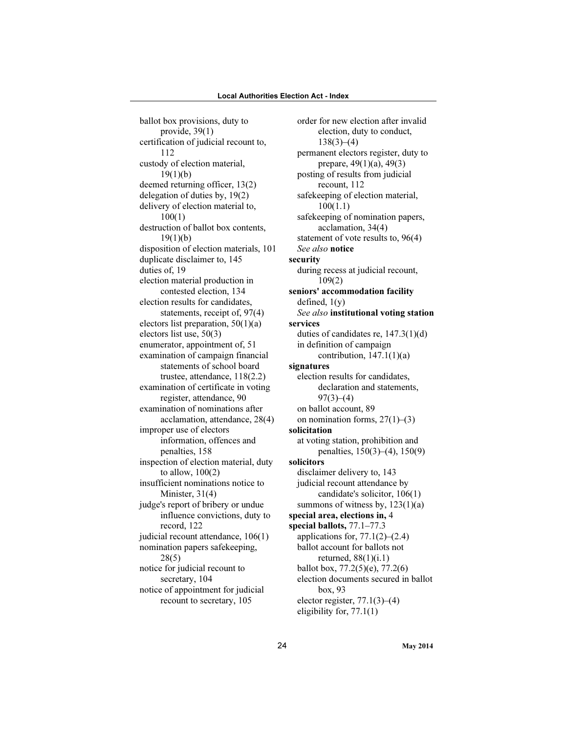ballot box provisions, duty to provide, 39(1)
certification of judicial recount to, 112
custody of election material, 19(1)(b)
deemed returning officer, 13(2)
delegation of duties by, 19(2)
delivery of election material to, 100(1)
destruction of ballot box contents, 19(1)(b)
disposition of election materials, 101
duplicate disclaimer to, 145
duties of, 19
election material production in contested election, 134
election results for candidates, statements, receipt of, 97(4)
electors list preparation, 50(1)(a)
electors list use, 50(3)
enumerator, appointment of, 51
examination of campaign financial statements of school board trustee, attendance, 118(2.2)
examination of certificate in voting register, attendance, 90
examination of nominations after acclamation, attendance, 28(4)
improper use of electors information, offences and penalties, 158
inspection of election material, duty to allow, 100(2)
insufficient nominations notice to Minister, 31(4)
judge's report of bribery or undue influence convictions, duty to record, 122
judicial recount attendance, 106(1)
nomination papers safekeeping, 28(5)
notice for judicial recount to secretary, 104
notice of appointment for judicial recount to secretary, 105
order for new election after invalid election, duty to conduct, 138(3)–(4)
permanent electors register, duty to prepare, 49(1)(a), 49(3)
posting of results from judicial recount, 112
safekeeping of election material, 100(1.1)
safekeeping of nomination papers, acclamation, 34(4)
statement of vote results to, 96(4)
*See also* **notice**

**security**
during recess at judicial recount, 109(2)

**seniors' accommodation facility**
defined, 1(y)
*See also* **institutional voting station**

**services**
duties of candidates re, 147.3(1)(d)
in definition of campaign contribution, 147.1(1)(a)

**signatures**
election results for candidates, declaration and statements, 97(3)–(4)
on ballot account, 89
on nomination forms, 27(1)–(3)

**solicitation**
at voting station, prohibition and penalties, 150(3)–(4), 150(9)

**solicitors**
disclaimer delivery to, 143
judicial recount attendance by candidate's solicitor, 106(1)
summons of witness by, 123(1)(a)

**special area, elections in,** 4

**special ballots,** 77.1–77.3
applications for, 77.1(2)–(2.4)
ballot account for ballots not returned, 88(1)(i.1)
ballot box, 77.2(5)(e), 77.2(6)
election documents secured in ballot box, 93
elector register, 77.1(3)–(4)
eligibility for, 77.1(1)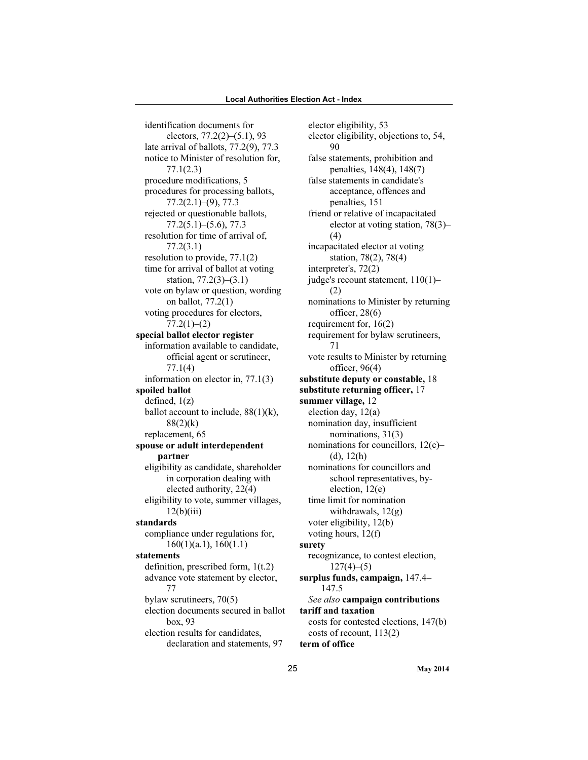identification documents for electors, 77.2(2)–(5.1), 93
late arrival of ballots, 77.2(9), 77.3
notice to Minister of resolution for, 77.1(2.3)
procedure modifications, 5
procedures for processing ballots, 77.2(2.1)–(9), 77.3
rejected or questionable ballots, 77.2(5.1)–(5.6), 77.3
resolution for time of arrival of, 77.2(3.1)
resolution to provide, 77.1(2)
time for arrival of ballot at voting station, 77.2(3)–(3.1)
vote on bylaw or question, wording on ballot, 77.2(1)
voting procedures for electors, 77.2(1)–(2)

**special ballot elector register**
information available to candidate, official agent or scrutineer, 77.1(4)
information on elector in, 77.1(3)

**spoiled ballot**
defined, 1(z)
ballot account to include, 88(1)(k), 88(2)(k)
replacement, 65

**spouse or adult interdependent partner**
eligibility as candidate, shareholder in corporation dealing with elected authority, 22(4)
eligibility to vote, summer villages, 12(b)(iii)

**standards**
compliance under regulations for, 160(1)(a.1), 160(1.1)

**statements**
definition, prescribed form, 1(t.2)
advance vote statement by elector, 77
bylaw scrutineers, 70(5)
election documents secured in ballot box, 93
election results for candidates, declaration and statements, 97
elector eligibility, 53
elector eligibility, objections to, 54, 90
false statements, prohibition and penalties, 148(4), 148(7)
false statements in candidate's acceptance, offences and penalties, 151
friend or relative of incapacitated elector at voting station, 78(3)–(4)
incapacitated elector at voting station, 78(2), 78(4)
interpreter's, 72(2)
judge's recount statement, 110(1)–(2)
nominations to Minister by returning officer, 28(6)
requirement for, 16(2)
requirement for bylaw scrutineers, 71
vote results to Minister by returning officer, 96(4)

**substitute deputy or constable,** 18

**substitute returning officer,** 17

**summer village,** 12
election day, 12(a)
nomination day, insufficient nominations, 31(3)
nominations for councillors, 12(c)–(d), 12(h)
nominations for councillors and school representatives, by-election, 12(e)
time limit for nomination withdrawals, 12(g)
voter eligibility, 12(b)
voting hours, 12(f)

**surety**
recognizance, to contest election, 127(4)–(5)

**surplus funds, campaign,** 147.4–147.5
*See also* **campaign contributions**

**tariff and taxation**
costs for contested elections, 147(b)
costs of recount, 113(2)

**term of office**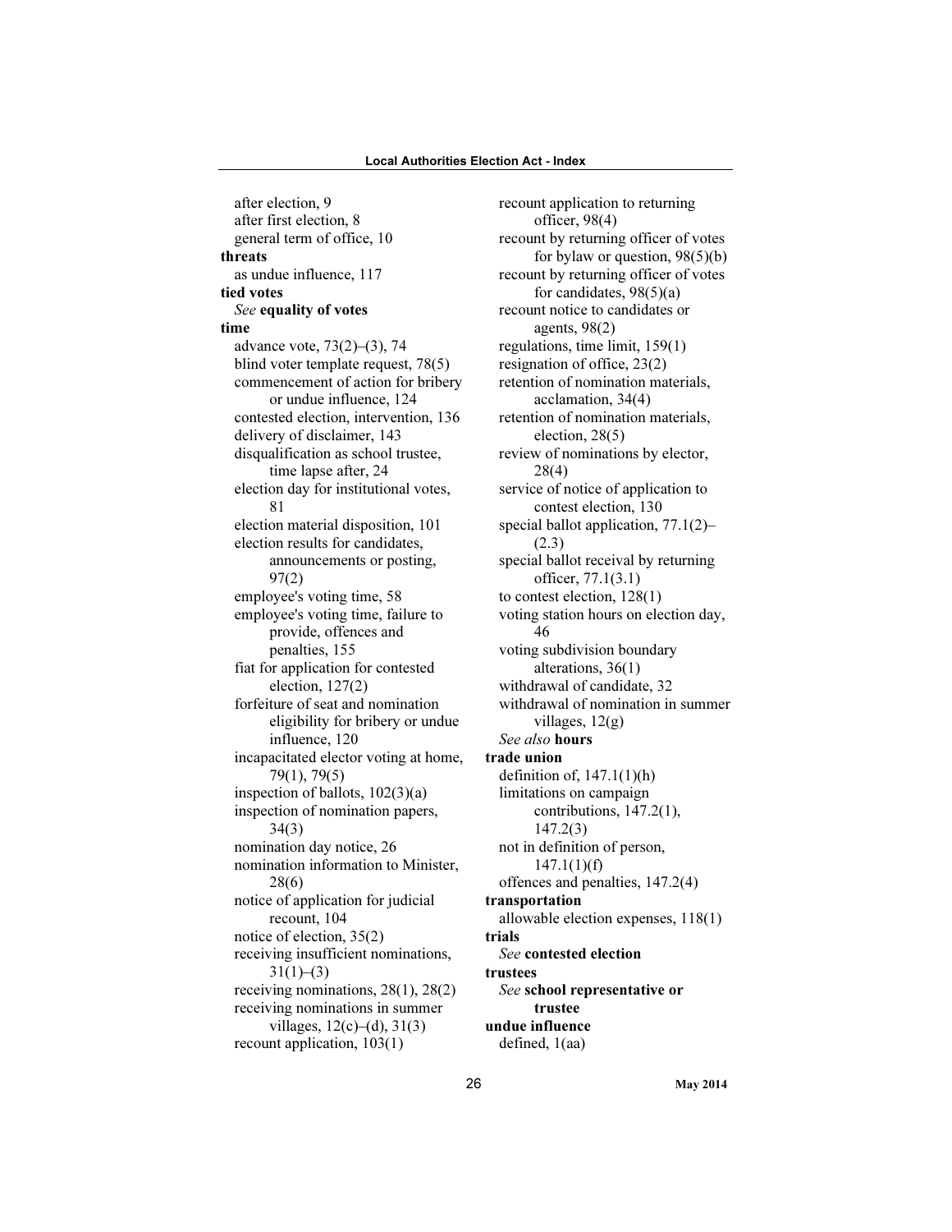after election, 9
after first election, 8
general term of office, 10

**threats**
as undue influence, 117

**tied votes**
*See* **equality of votes**

**time**
advance vote, 73(2)–(3), 74
blind voter template request, 78(5)
commencement of action for bribery or undue influence, 124
contested election, intervention, 136
delivery of disclaimer, 143
disqualification as school trustee, time lapse after, 24
election day for institutional votes, 81
election material disposition, 101
election results for candidates, announcements or posting, 97(2)
employee's voting time, 58
employee's voting time, failure to provide, offences and penalties, 155
fiat for application for contested election, 127(2)
forfeiture of seat and nomination eligibility for bribery or undue influence, 120
incapacitated elector voting at home, 79(1), 79(5)
inspection of ballots, 102(3)(a)
inspection of nomination papers, 34(3)
nomination day notice, 26
nomination information to Minister, 28(6)
notice of application for judicial recount, 104
notice of election, 35(2)
receiving insufficient nominations, 31(1)–(3)
receiving nominations, 28(1), 28(2)
receiving nominations in summer villages, 12(c)–(d), 31(3)
recount application, 103(1)
recount application to returning officer, 98(4)
recount by returning officer of votes for bylaw or question, 98(5)(b)
recount by returning officer of votes for candidates, 98(5)(a)
recount notice to candidates or agents, 98(2)
regulations, time limit, 159(1)
resignation of office, 23(2)
retention of nomination materials, acclamation, 34(4)
retention of nomination materials, election, 28(5)
review of nominations by elector, 28(4)
service of notice of application to contest election, 130
special ballot application, 77.1(2)–(2.3)
special ballot receival by returning officer, 77.1(3.1)
to contest election, 128(1)
voting station hours on election day, 46
voting subdivision boundary alterations, 36(1)
withdrawal of candidate, 32
withdrawal of nomination in summer villages, 12(g)
*See also* **hours**

**trade union**
definition of, 147.1(1)(h)
limitations on campaign contributions, 147.2(1), 147.2(3)
not in definition of person, 147.1(1)(f)
offences and penalties, 147.2(4)

**transportation**
allowable election expenses, 118(1)

**trials**
*See* **contested election**

**trustees**
*See* **school representative or trustee**

**undue influence**
defined, 1(aa)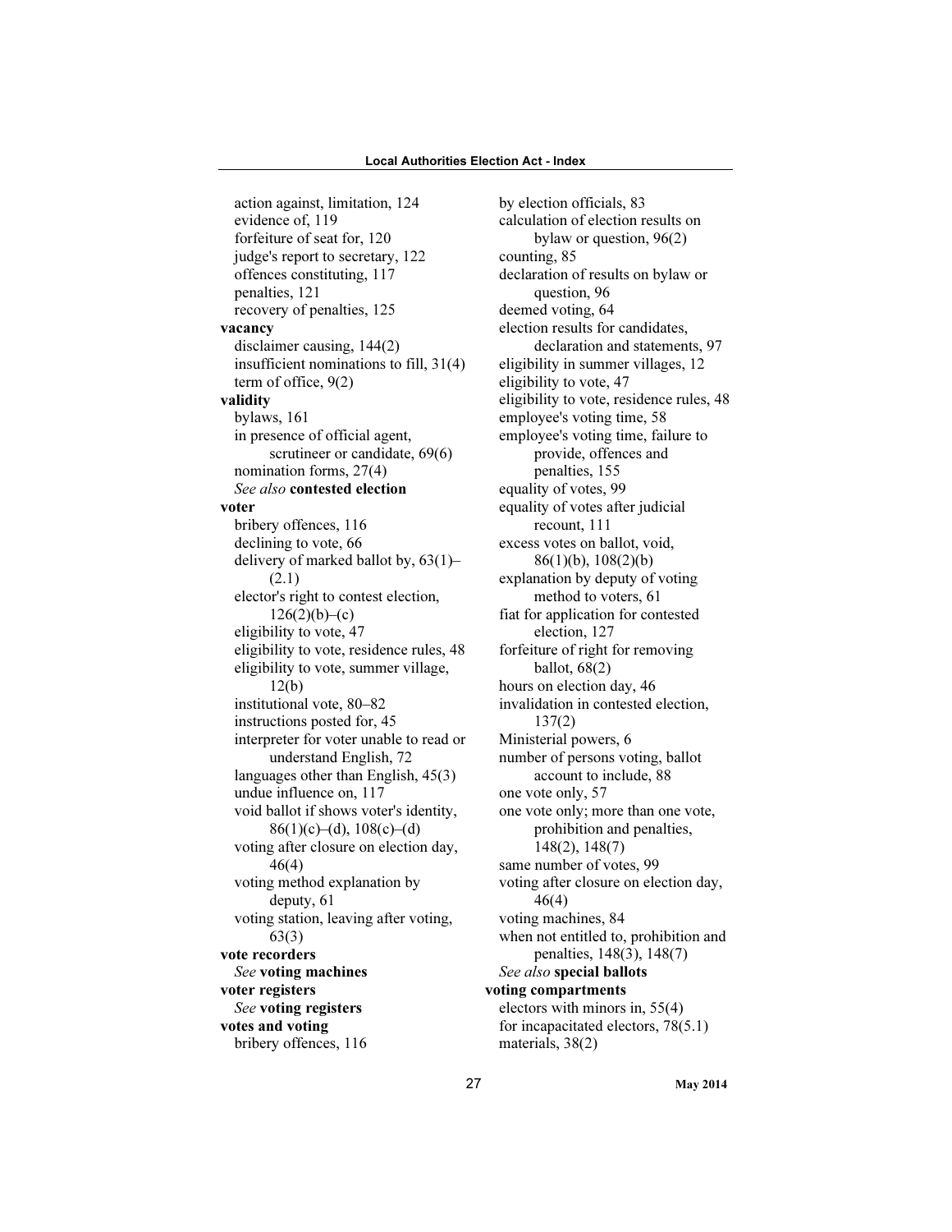action against, limitation, 124
evidence of, 119
forfeiture of seat for, 120
judge's report to secretary, 122
offences constituting, 117
penalties, 121
recovery of penalties, 125

**vacancy**
disclaimer causing, 144(2)
insufficient nominations to fill, 31(4)
term of office, 9(2)

**validity**
bylaws, 161
in presence of official agent, scrutineer or candidate, 69(6)
nomination forms, 27(4)
*See also* **contested election**

**voter**
bribery offences, 116
declining to vote, 66
delivery of marked ballot by, 63(1)–(2.1)
elector's right to contest election, 126(2)(b)–(c)
eligibility to vote, 47
eligibility to vote, residence rules, 48
eligibility to vote, summer village, 12(b)
institutional vote, 80–82
instructions posted for, 45
interpreter for voter unable to read or understand English, 72
languages other than English, 45(3)
undue influence on, 117
void ballot if shows voter's identity, 86(1)(c)–(d), 108(c)–(d)
voting after closure on election day, 46(4)
voting method explanation by deputy, 61
voting station, leaving after voting, 63(3)

**vote recorders**
*See* **voting machines**

**voter registers**
*See* **voting registers**

**votes and voting**
bribery offences, 116
by election officials, 83
calculation of election results on bylaw or question, 96(2)
counting, 85
declaration of results on bylaw or question, 96
deemed voting, 64
election results for candidates, declaration and statements, 97
eligibility in summer villages, 12
eligibility to vote, 47
eligibility to vote, residence rules, 48
employee's voting time, 58
employee's voting time, failure to provide, offences and penalties, 155
equality of votes, 99
equality of votes after judicial recount, 111
excess votes on ballot, void, 86(1)(b), 108(2)(b)
explanation by deputy of voting method to voters, 61
fiat for application for contested election, 127
forfeiture of right for removing ballot, 68(2)
hours on election day, 46
invalidation in contested election, 137(2)
Ministerial powers, 6
number of persons voting, ballot account to include, 88
one vote only, 57
one vote only; more than one vote, prohibition and penalties, 148(2), 148(7)
same number of votes, 99
voting after closure on election day, 46(4)
voting machines, 84
when not entitled to, prohibition and penalties, 148(3), 148(7)
*See also* **special ballots**

**voting compartments**
electors with minors in, 55(4)
for incapacitated electors, 78(5.1)
materials, 38(2)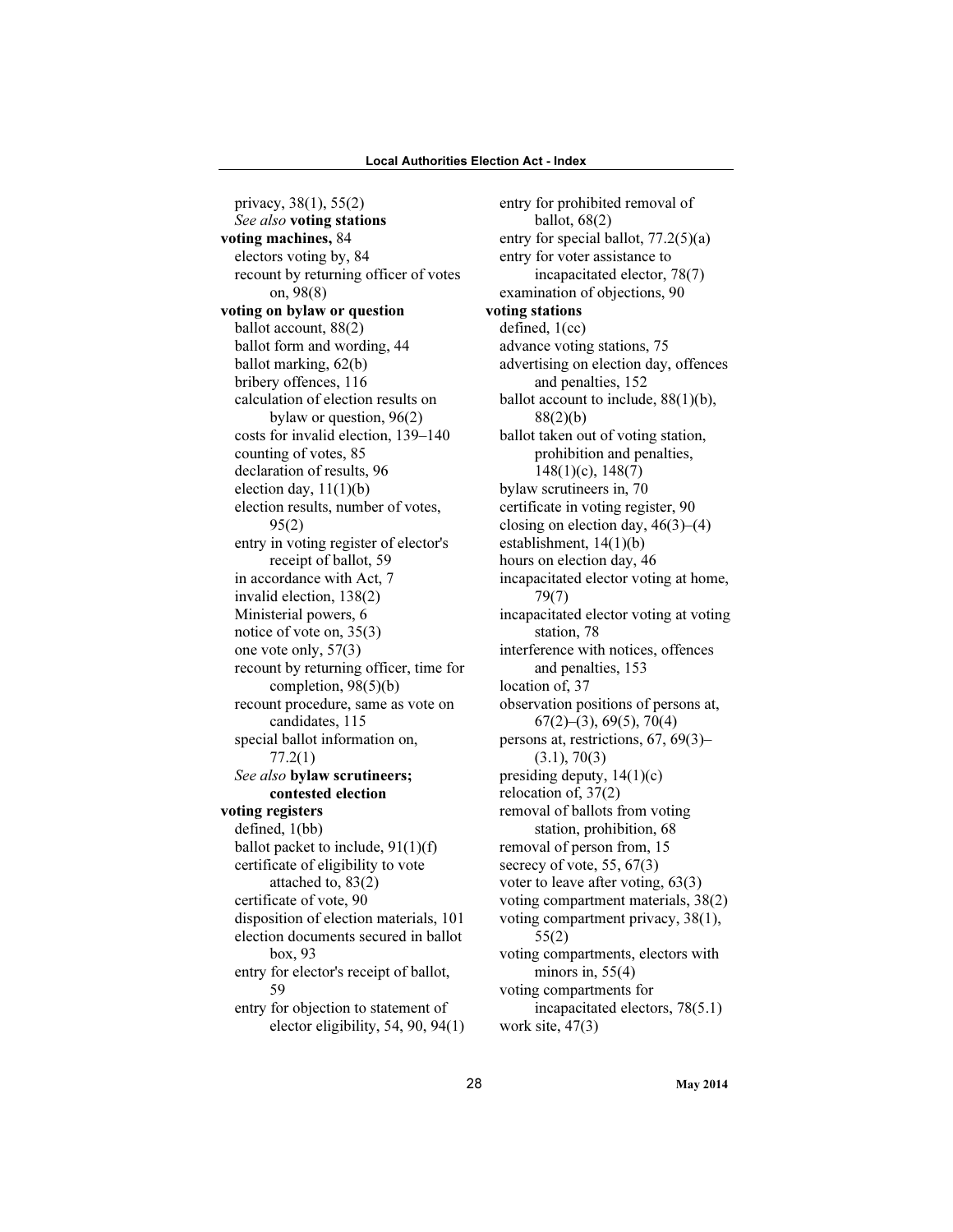privacy, 38(1), 55(2)
*See also* **voting stations**

**voting machines,** 84
electors voting by, 84
recount by returning officer of votes on, 98(8)

**voting on bylaw or question**
ballot account, 88(2)
ballot form and wording, 44
ballot marking, 62(b)
bribery offences, 116
calculation of election results on bylaw or question, 96(2)
costs for invalid election, 139–140
counting of votes, 85
declaration of results, 96
election day, 11(1)(b)
election results, number of votes, 95(2)
entry in voting register of elector's receipt of ballot, 59
in accordance with Act, 7
invalid election, 138(2)
Ministerial powers, 6
notice of vote on, 35(3)
one vote only, 57(3)
recount by returning officer, time for completion, 98(5)(b)
recount procedure, same as vote on candidates, 115
special ballot information on, 77.2(1)
*See also* **bylaw scrutineers; contested election**

**voting registers**
defined, 1(bb)
ballot packet to include, 91(1)(f)
certificate of eligibility to vote attached to, 83(2)
certificate of vote, 90
disposition of election materials, 101
election documents secured in ballot box, 93
entry for elector's receipt of ballot, 59
entry for objection to statement of elector eligibility, 54, 90, 94(1)
entry for prohibited removal of ballot, 68(2)
entry for special ballot, 77.2(5)(a)
entry for voter assistance to incapacitated elector, 78(7)
examination of objections, 90

**voting stations**
defined, 1(cc)
advance voting stations, 75
advertising on election day, offences and penalties, 152
ballot account to include, 88(1)(b), 88(2)(b)
ballot taken out of voting station, prohibition and penalties, 148(1)(c), 148(7)
bylaw scrutineers in, 70
certificate in voting register, 90
closing on election day, 46(3)–(4)
establishment, 14(1)(b)
hours on election day, 46
incapacitated elector voting at home, 79(7)
incapacitated elector voting at voting station, 78
interference with notices, offences and penalties, 153
location of, 37
observation positions of persons at, 67(2)–(3), 69(5), 70(4)
persons at, restrictions, 67, 69(3)–(3.1), 70(3)
presiding deputy, 14(1)(c)
relocation of, 37(2)
removal of ballots from voting station, prohibition, 68
removal of person from, 15
secrecy of vote, 55, 67(3)
voter to leave after voting, 63(3)
voting compartment materials, 38(2)
voting compartment privacy, 38(1), 55(2)
voting compartments, electors with minors in, 55(4)
voting compartments for incapacitated electors, 78(5.1)
work site, 47(3)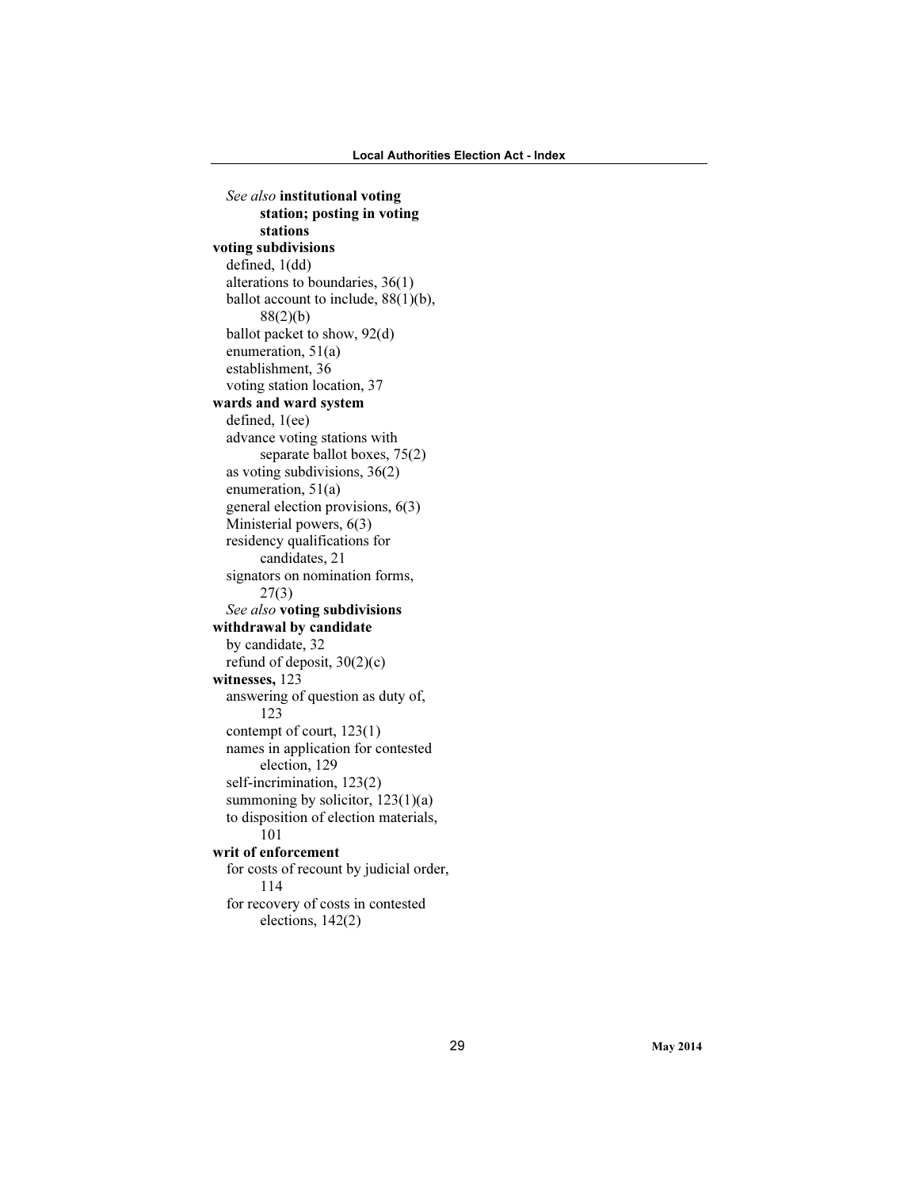*See also* **institutional voting station; posting in voting stations**

**voting subdivisions**

- defined, 1(dd)
- alterations to boundaries, 36(1)
- ballot account to include, 88(1)(b), 88(2)(b)
- ballot packet to show, 92(d)
- enumeration, 51(a)
- establishment, 36
- voting station location, 37

**wards and ward system**

- defined, 1(ee)
- advance voting stations with separate ballot boxes, 75(2)
- as voting subdivisions, 36(2)
- enumeration, 51(a)
- general election provisions, 6(3)
- Ministerial powers, 6(3)
- residency qualifications for candidates, 21
- signators on nomination forms, 27(3)

*See also* **voting subdivisions**

**withdrawal by candidate**

- by candidate, 32
- refund of deposit, 30(2)(c)

**witnesses,** 123

- answering of question as duty of, 123
- contempt of court, 123(1)
- names in application for contested election, 129
- self-incrimination, 123(2)
- summoning by solicitor, 123(1)(a)
- to disposition of election materials, 101

**writ of enforcement**

- for costs of recount by judicial order, 114
- for recovery of costs in contested elections, 142(2)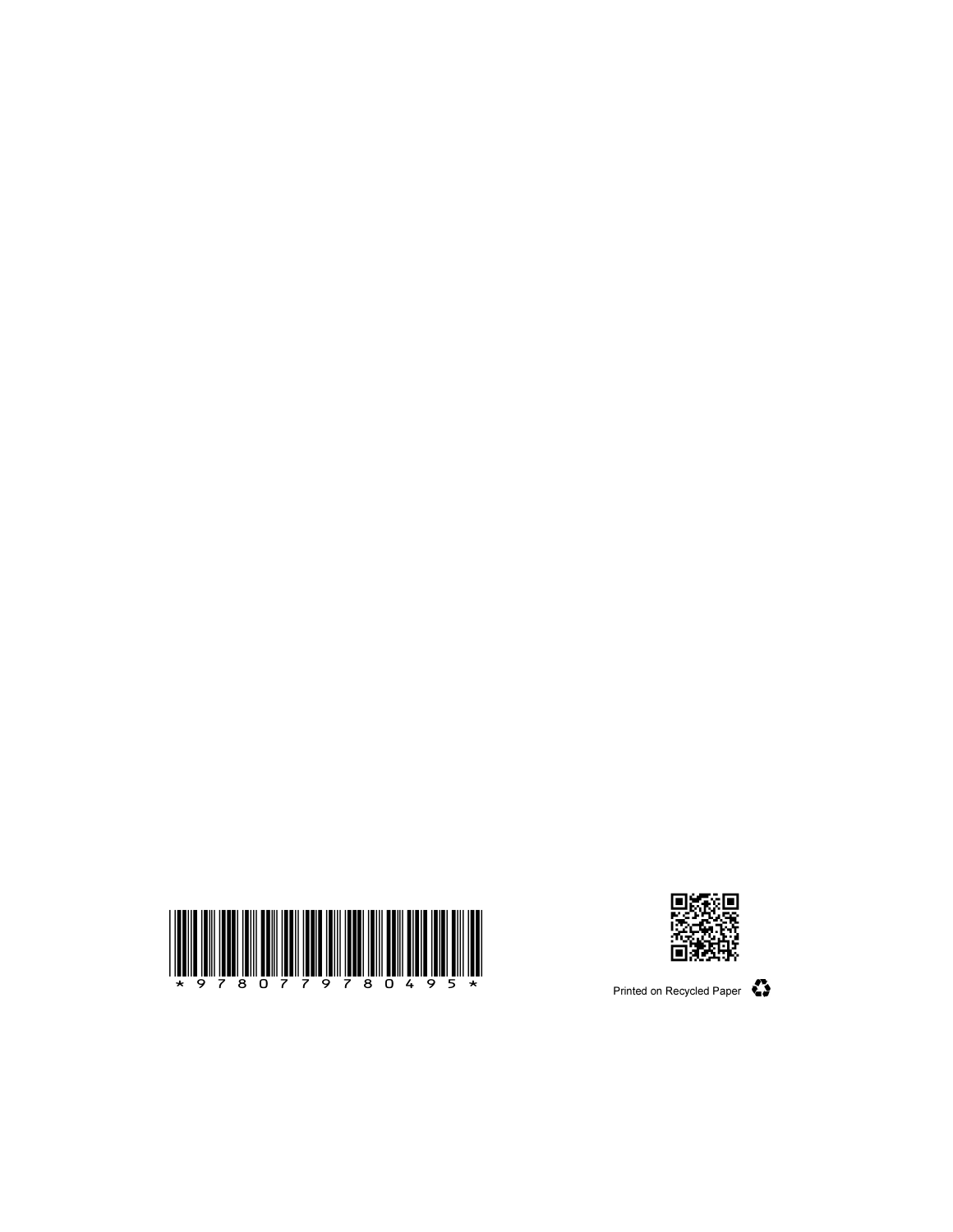*9780779780495*

Printed on Recycled Paper